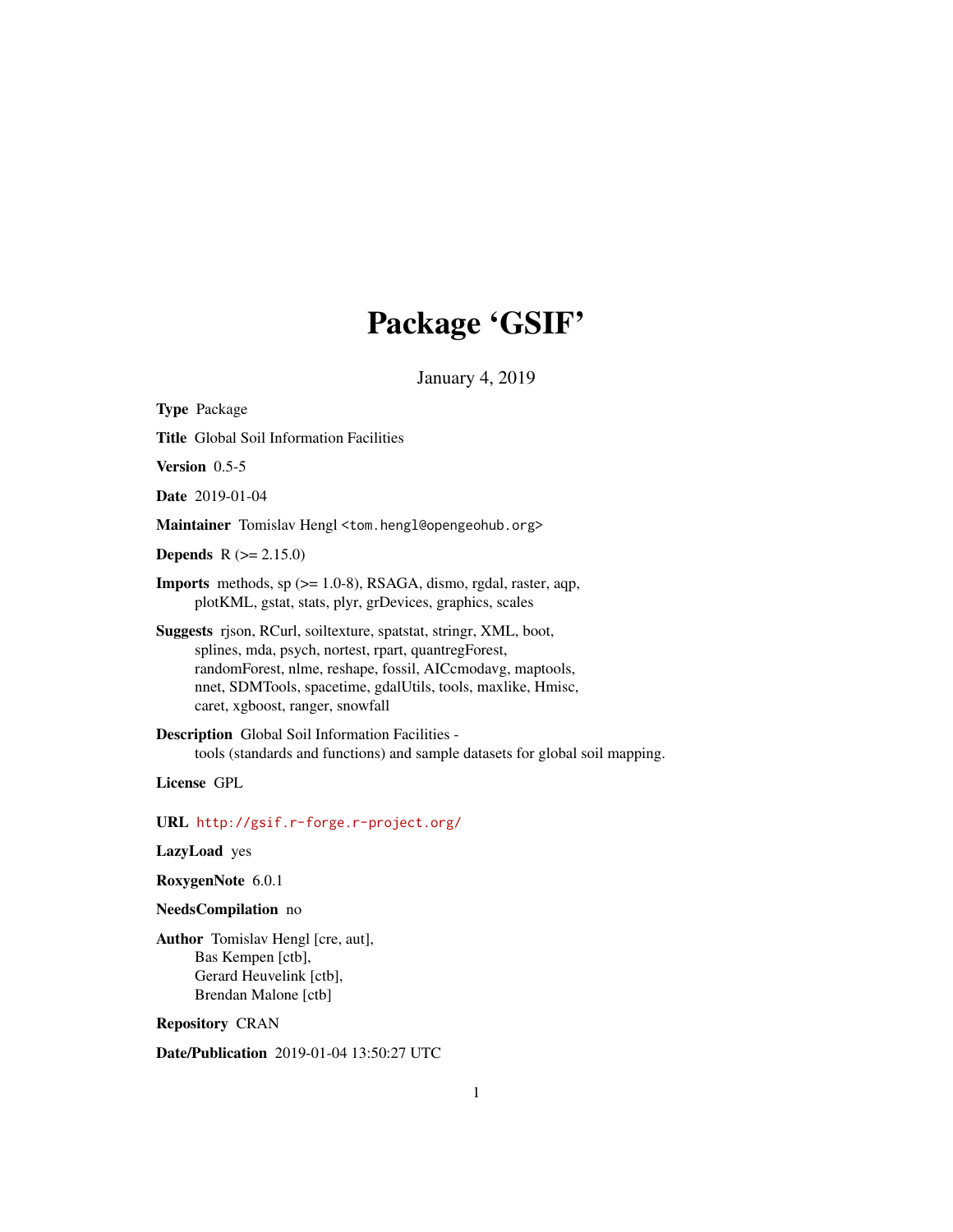# Package 'GSIF'

January 4, 2019

**Type** Package

**Title** Global Soil Information Facilities

**Version** 0.5-5

**Date** 2019-01-04

**Maintainer** Tomislav Hengl <tom.hengl@opengeohub.org>

**Depends** R (>= 2.15.0)

**Imports** methods, sp (>= 1.0-8), RSAGA, dismo, rgdal, raster, aqp, plotKML, gstat, stats, plyr, grDevices, graphics, scales

**Suggests** rjson, RCurl, soiltexture, spatstat, stringr, XML, boot, splines, mda, psych, nortest, rpart, quantregForest, randomForest, nlme, reshape, fossil, AICcmodavg, maptools, nnet, SDMTools, spacetime, gdalUtils, tools, maxlike, Hmisc, caret, xgboost, ranger, snowfall

**Description** Global Soil Information Facilities - tools (standards and functions) and sample datasets for global soil mapping.

**License** GPL

**URL** http://gsif.r-forge.r-project.org/

**LazyLoad** yes

**RoxygenNote** 6.0.1

**NeedsCompilation** no

**Author** Tomislav Hengl [cre, aut], Bas Kempen [ctb], Gerard Heuvelink [ctb], Brendan Malone [ctb]

**Repository** CRAN

**Date/Publication** 2019-01-04 13:50:27 UTC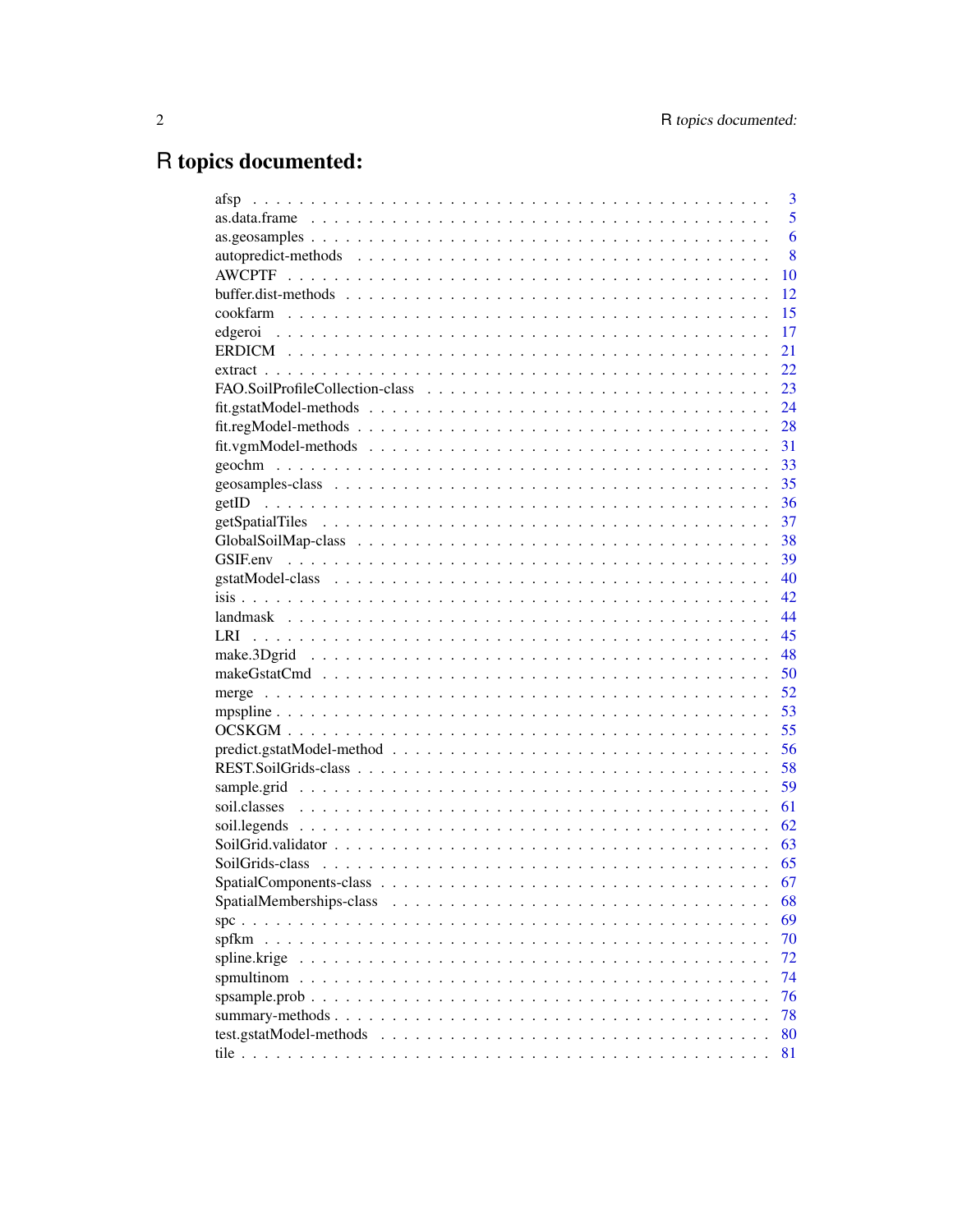# R topics documented:

| | |
|---|---|
| afsp | 3 |
| as.data.frame | 5 |
| as.geosamples | 6 |
| autopredict-methods | 8 |
| AWCPTF | 10 |
| buffer.dist-methods | 12 |
| cookfarm | 15 |
| edgeroi | 17 |
| ERDICM | 21 |
| extract | 22 |
| FAO.SoilProfileCollection-class | 23 |
| fit.gstatModel-methods | 24 |
| fit.regModel-methods | 28 |
| fit.vgmModel-methods | 31 |
| geochm | 33 |
| geosamples-class | 35 |
| getID | 36 |
| getSpatialTiles | 37 |
| GlobalSoilMap-class | 38 |
| GSIF.env | 39 |
| gstatModel-class | 40 |
| isis | 42 |
| landmask | 44 |
| LRI | 45 |
| make.3Dgrid | 48 |
| makeGstatCmd | 50 |
| merge | 52 |
| mpspline | 53 |
| OCSKGM | 55 |
| predict.gstatModel-method | 56 |
| REST.SoilGrids-class | 58 |
| sample.grid | 59 |
| soil.classes | 61 |
| soil.legends | 62 |
| SoilGrid.validator | 63 |
| SoilGrids-class | 65 |
| SpatialComponents-class | 67 |
| SpatialMemberships-class | 68 |
| spc | 69 |
| spfkm | 70 |
| spline.krige | 72 |
| spmultinom | 74 |
| spsample.prob | 76 |
| summary-methods | 78 |
| test.gstatModel-methods | 80 |
| tile | 81 |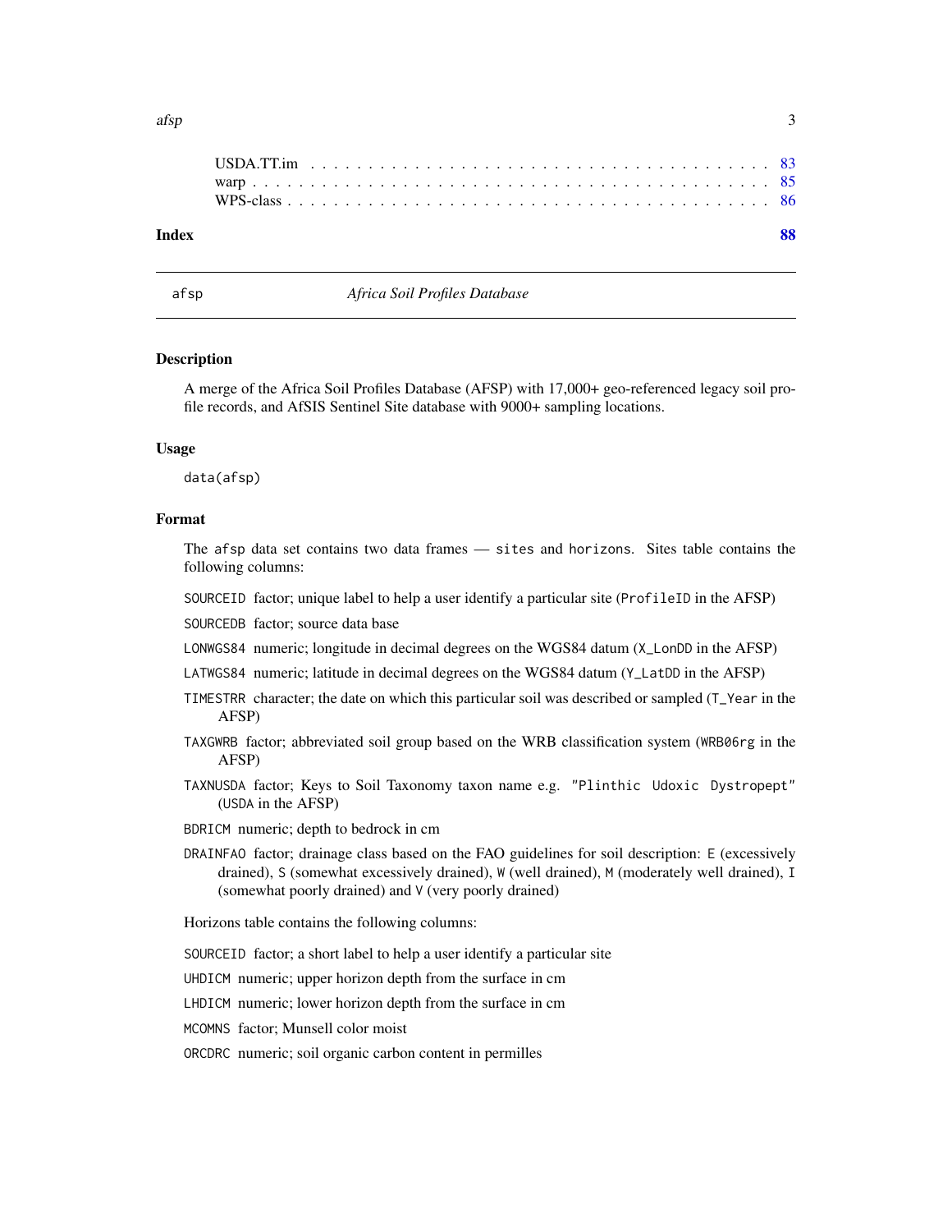USDA.TT.im . . . . . . . . . . . . . . . . . . . . . . . . . . . . . . . . . . . . . . 83
warp . . . . . . . . . . . . . . . . . . . . . . . . . . . . . . . . . . . . . . . . . . 85
WPS-class . . . . . . . . . . . . . . . . . . . . . . . . . . . . . . . . . . . . . . . 86

**Index** **88**

---

`afsp` *Africa Soil Profiles Database*

---

### Description

A merge of the Africa Soil Profiles Database (AFSP) with 17,000+ geo-referenced legacy soil profile records, and AfSIS Sentinel Site database with 9000+ sampling locations.

### Usage

```
data(afsp)
```

### Format

The `afsp` data set contains two data frames — `sites` and `horizons`. Sites table contains the following columns:

- `SOURCEID` factor; unique label to help a user identify a particular site (`ProfileID` in the AFSP)
- `SOURCEDB` factor; source data base
- `LONWGS84` numeric; longitude in decimal degrees on the WGS84 datum (`X_LonDD` in the AFSP)
- `LATWGS84` numeric; latitude in decimal degrees on the WGS84 datum (`Y_LatDD` in the AFSP)
- `TIMESTRR` character; the date on which this particular soil was described or sampled (`T_Year` in the AFSP)
- `TAXGWRB` factor; abbreviated soil group based on the WRB classification system (`WRB06rg` in the AFSP)
- `TAXNUSDA` factor; Keys to Soil Taxonomy taxon name e.g. `"Plinthic Udoxic Dystropept"` (`USDA` in the AFSP)
- `BDRICM` numeric; depth to bedrock in cm
- `DRAINFAO` factor; drainage class based on the FAO guidelines for soil description: `E` (excessively drained), `S` (somewhat excessively drained), `W` (well drained), `M` (moderately well drained), `I` (somewhat poorly drained) and `V` (very poorly drained)

Horizons table contains the following columns:

- `SOURCEID` factor; a short label to help a user identify a particular site
- `UHDICM` numeric; upper horizon depth from the surface in cm
- `LHDICM` numeric; lower horizon depth from the surface in cm
- `MCOMNS` factor; Munsell color moist
- `ORCDRC` numeric; soil organic carbon content in permilles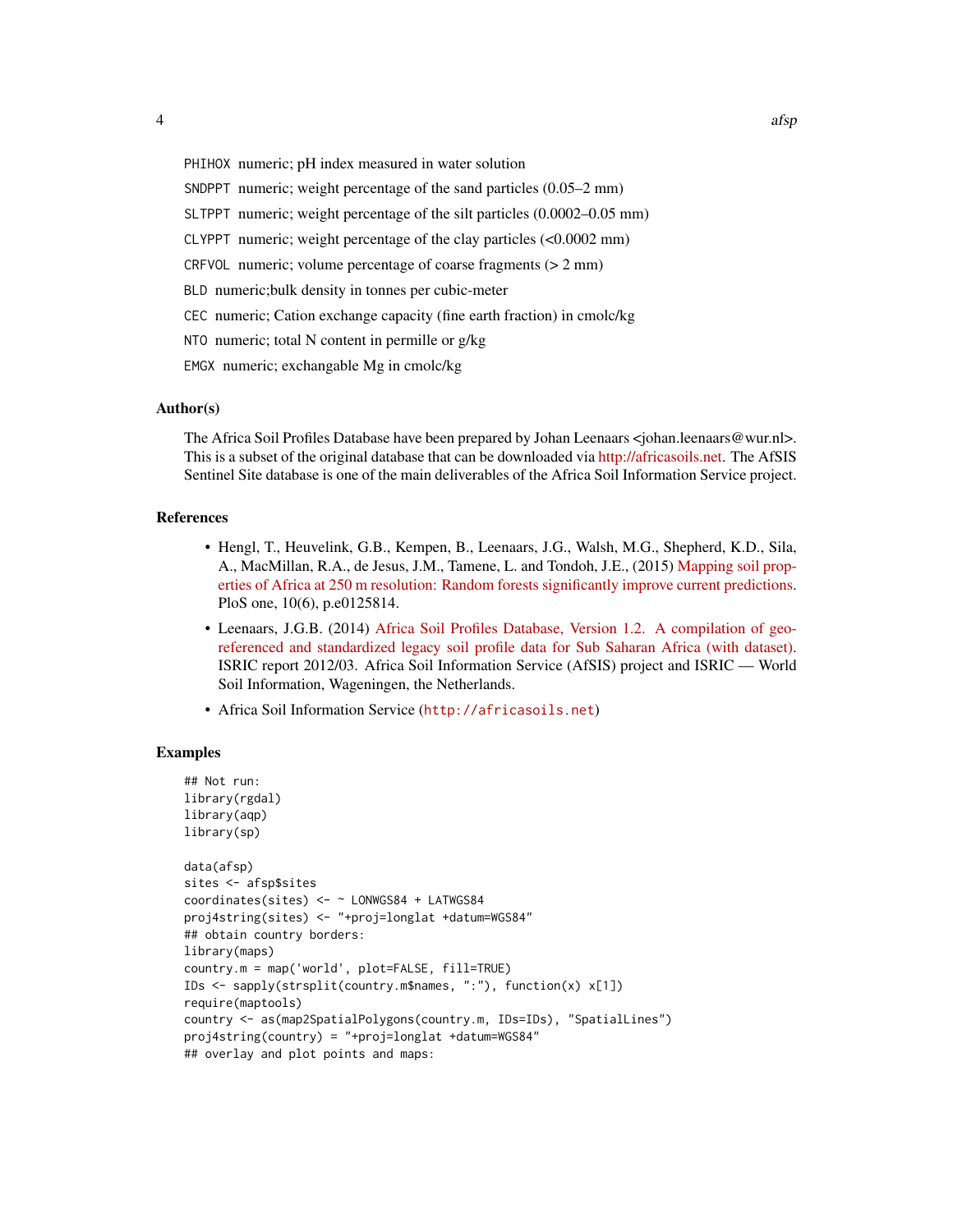PHIHOX numeric; pH index measured in water solution

SNDPPT numeric; weight percentage of the sand particles (0.05–2 mm)

SLTPPT numeric; weight percentage of the silt particles (0.0002–0.05 mm)

CLYPPT numeric; weight percentage of the clay particles (<0.0002 mm)

CRFVOL numeric; volume percentage of coarse fragments (> 2 mm)

BLD numeric;bulk density in tonnes per cubic-meter

CEC numeric; Cation exchange capacity (fine earth fraction) in cmolc/kg

NTO numeric; total N content in permille or g/kg

EMGX numeric; exchangable Mg in cmolc/kg

## Author(s)

The Africa Soil Profiles Database have been prepared by Johan Leenaars <johan.leenaars@wur.nl>. This is a subset of the original database that can be downloaded via http://africasoils.net. The AfSIS Sentinel Site database is one of the main deliverables of the Africa Soil Information Service project.

## References

- Hengl, T., Heuvelink, G.B., Kempen, B., Leenaars, J.G., Walsh, M.G., Shepherd, K.D., Sila, A., MacMillan, R.A., de Jesus, J.M., Tamene, L. and Tondoh, J.E., (2015) Mapping soil properties of Africa at 250 m resolution: Random forests significantly improve current predictions. PloS one, 10(6), p.e0125814.
- Leenaars, J.G.B. (2014) Africa Soil Profiles Database, Version 1.2. A compilation of georeferenced and standardized legacy soil profile data for Sub Saharan Africa (with dataset). ISRIC report 2012/03. Africa Soil Information Service (AfSIS) project and ISRIC — World Soil Information, Wageningen, the Netherlands.
- Africa Soil Information Service (http://africasoils.net)

## Examples

```
## Not run:
library(rgdal)
library(aqp)
library(sp)

data(afsp)
sites <- afsp$sites
coordinates(sites) <- ~ LONWGS84 + LATWGS84
proj4string(sites) <- "+proj=longlat +datum=WGS84"
## obtain country borders:
library(maps)
country.m = map('world', plot=FALSE, fill=TRUE)
IDs <- sapply(strsplit(country.m$names, ":"), function(x) x[1])
require(maptools)
country <- as(map2SpatialPolygons(country.m, IDs=IDs), "SpatialLines")
proj4string(country) = "+proj=longlat +datum=WGS84"
## overlay and plot points and maps:
```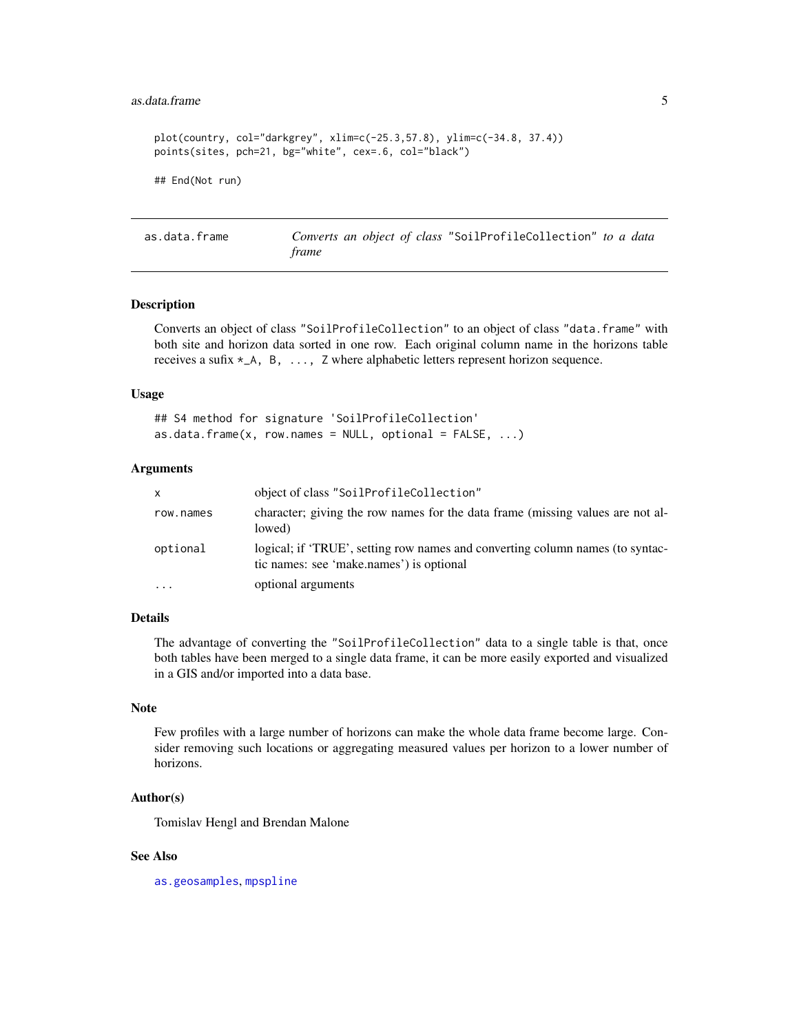```
plot(country, col="darkgrey", xlim=c(-25.3,57.8), ylim=c(-34.8, 37.4))
points(sites, pch=21, bg="white", cex=.6, col="black")

## End(Not run)
```

---

## as.data.frame — *Converts an object of class* "SoilProfileCollection" *to a data frame*

### Description

Converts an object of class "SoilProfileCollection" to an object of class "data.frame" with both site and horizon data sorted in one row. Each original column name in the horizons table receives a sufix `*_A, B, ..., Z` where alphabetic letters represent horizon sequence.

### Usage

```
## S4 method for signature 'SoilProfileCollection'
as.data.frame(x, row.names = NULL, optional = FALSE, ...)
```

### Arguments

| | |
|---|---|
| x | object of class "SoilProfileCollection" |
| row.names | character; giving the row names for the data frame (missing values are not allowed) |
| optional | logical; if 'TRUE', setting row names and converting column names (to syntactic names: see 'make.names') is optional |
| ... | optional arguments |

### Details

The advantage of converting the "SoilProfileCollection" data to a single table is that, once both tables have been merged to a single data frame, it can be more easily exported and visualized in a GIS and/or imported into a data base.

### Note

Few profiles with a large number of horizons can make the whole data frame become large. Consider removing such locations or aggregating measured values per horizon to a lower number of horizons.

### Author(s)

Tomislav Hengl and Brendan Malone

### See Also

as.geosamples, mpspline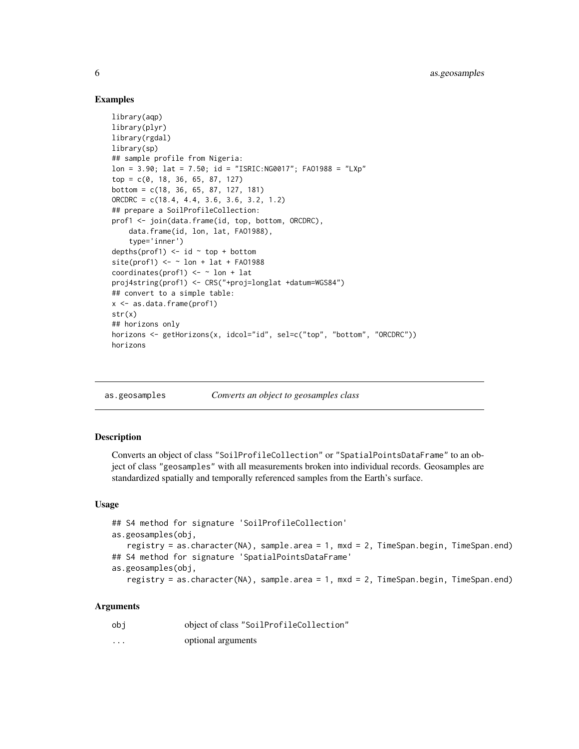## Examples

```
library(aqp)
library(plyr)
library(rgdal)
library(sp)
## sample profile from Nigeria:
lon = 3.90; lat = 7.50; id = "ISRIC:NG0017"; FAO1988 = "LXp"
top = c(0, 18, 36, 65, 87, 127)
bottom = c(18, 36, 65, 87, 127, 181)
ORCDRC = c(18.4, 4.4, 3.6, 3.6, 3.2, 1.2)
## prepare a SoilProfileCollection:
prof1 <- join(data.frame(id, top, bottom, ORCDRC),
    data.frame(id, lon, lat, FAO1988),
    type='inner')
depths(prof1) <- id ~ top + bottom
site(prof1) <- ~ lon + lat + FAO1988
coordinates(prof1) <- ~ lon + lat
proj4string(prof1) <- CRS("+proj=longlat +datum=WGS84")
## convert to a simple table:
x <- as.data.frame(prof1)
str(x)
## horizons only
horizons <- getHorizons(x, idcol="id", sel=c("top", "bottom", "ORCDRC"))
horizons
```

---

# as.geosamples *Converts an object to geosamples class*

## Description

Converts an object of class "SoilProfileCollection" or "SpatialPointsDataFrame" to an object of class "geosamples" with all measurements broken into individual records. Geosamples are standardized spatially and temporally referenced samples from the Earth's surface.

## Usage

```
## S4 method for signature 'SoilProfileCollection'
as.geosamples(obj,
   registry = as.character(NA), sample.area = 1, mxd = 2, TimeSpan.begin, TimeSpan.end)
## S4 method for signature 'SpatialPointsDataFrame'
as.geosamples(obj,
   registry = as.character(NA), sample.area = 1, mxd = 2, TimeSpan.begin, TimeSpan.end)
```

## Arguments

| | |
|---|---|
| `obj` | object of class "SoilProfileCollection" |
| `...` | optional arguments |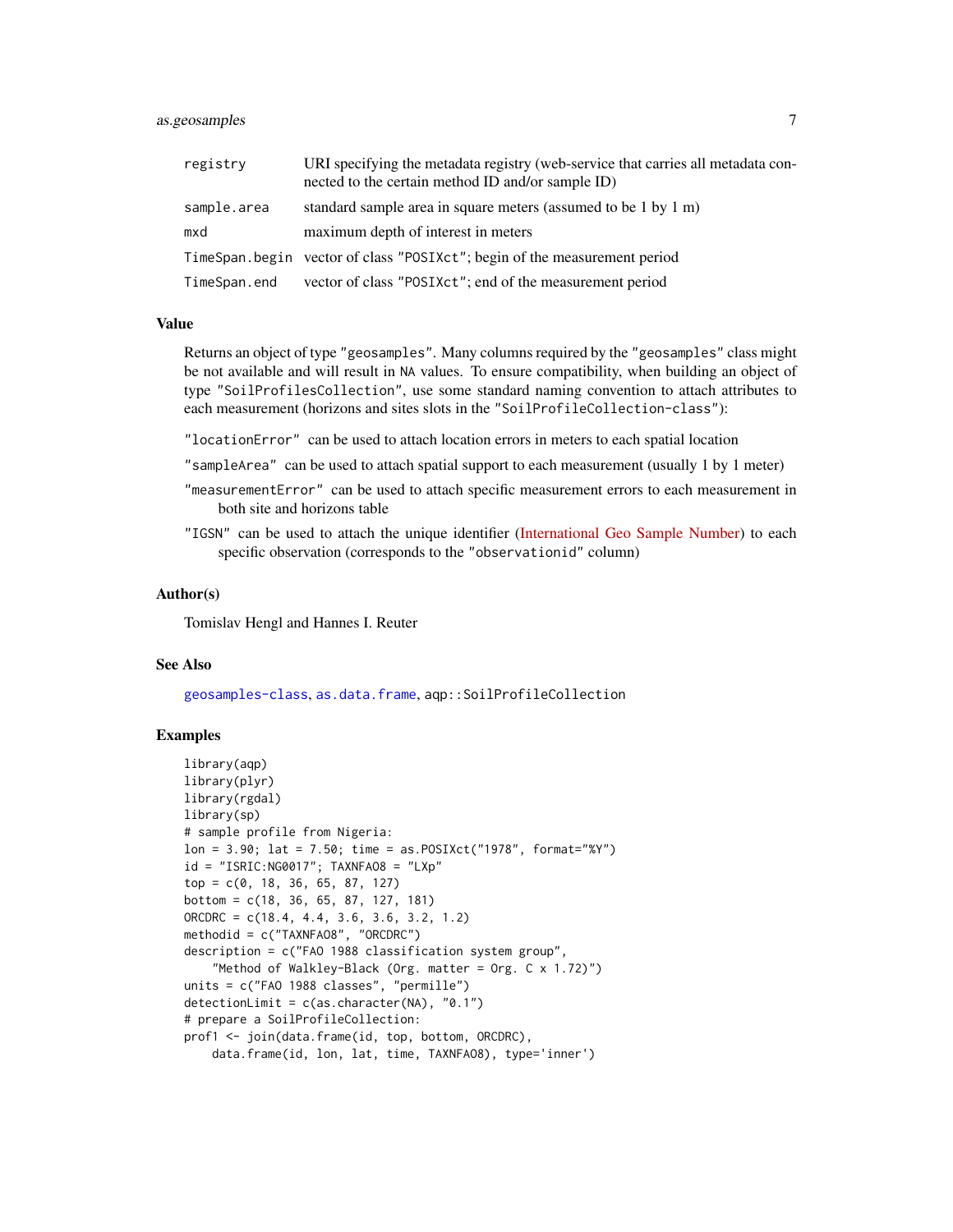| | |
|---|---|
| registry | URI specifying the metadata registry (web-service that carries all metadata connected to the certain method ID and/or sample ID) |
| sample.area | standard sample area in square meters (assumed to be 1 by 1 m) |
| mxd | maximum depth of interest in meters |
| TimeSpan.begin | vector of class "POSIXct"; begin of the measurement period |
| TimeSpan.end | vector of class "POSIXct"; end of the measurement period |

## Value

Returns an object of type "geosamples". Many columns required by the "geosamples" class might be not available and will result in NA values. To ensure compatibility, when building an object of type "SoilProfilesCollection", use some standard naming convention to attach attributes to each measurement (horizons and sites slots in the "SoilProfileCollection-class"):

- "locationError" can be used to attach location errors in meters to each spatial location
- "sampleArea" can be used to attach spatial support to each measurement (usually 1 by 1 meter)
- "measurementError" can be used to attach specific measurement errors to each measurement in both site and horizons table
- "IGSN" can be used to attach the unique identifier (International Geo Sample Number) to each specific observation (corresponds to the "observationid" column)

## Author(s)

Tomislav Hengl and Hannes I. Reuter

## See Also

geosamples-class, as.data.frame, aqp::SoilProfileCollection

## Examples

```
library(aqp)
library(plyr)
library(rgdal)
library(sp)
# sample profile from Nigeria:
lon = 3.90; lat = 7.50; time = as.POSIXct("1978", format="%Y")
id = "ISRIC:NG0017"; TAXNFAO8 = "LXp"
top = c(0, 18, 36, 65, 87, 127)
bottom = c(18, 36, 65, 87, 127, 181)
ORCDRC = c(18.4, 4.4, 3.6, 3.6, 3.2, 1.2)
methodid = c("TAXNFAO8", "ORCDRC")
description = c("FAO 1988 classification system group",
    "Method of Walkley-Black (Org. matter = Org. C x 1.72)")
units = c("FAO 1988 classes", "permille")
detectionLimit = c(as.character(NA), "0.1")
# prepare a SoilProfileCollection:
prof1 <- join(data.frame(id, top, bottom, ORCDRC),
    data.frame(id, lon, lat, time, TAXNFAO8), type='inner')
```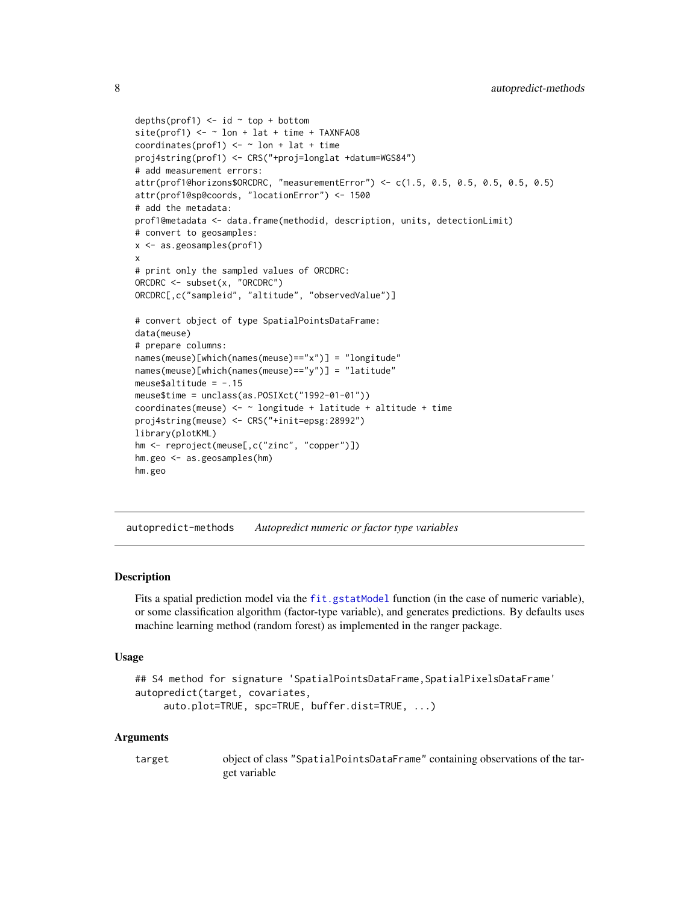```
depths(prof1) <- id ~ top + bottom
site(prof1) <- ~ lon + lat + time + TAXNFAO8
coordinates(prof1) <- ~ lon + lat + time
proj4string(prof1) <- CRS("+proj=longlat +datum=WGS84")
# add measurement errors:
attr(prof1@horizons$ORCDRC, "measurementError") <- c(1.5, 0.5, 0.5, 0.5, 0.5, 0.5)
attr(prof1@sp@coords, "locationError") <- 1500
# add the metadata:
prof1@metadata <- data.frame(methodid, description, units, detectionLimit)
# convert to geosamples:
x <- as.geosamples(prof1)
x
# print only the sampled values of ORCDRC:
ORCDRC <- subset(x, "ORCDRC")
ORCDRC[,c("sampleid", "altitude", "observedValue")]

# convert object of type SpatialPointsDataFrame:
data(meuse)
# prepare columns:
names(meuse)[which(names(meuse)=="x")] = "longitude"
names(meuse)[which(names(meuse)=="y")] = "latitude"
meuse$altitude = -.15
meuse$time = unclass(as.POSIXct("1992-01-01"))
coordinates(meuse) <- ~ longitude + latitude + altitude + time
proj4string(meuse) <- CRS("+init=epsg:28992")
library(plotKML)
hm <- reproject(meuse[,c("zinc", "copper")])
hm.geo <- as.geosamples(hm)
hm.geo
```

---

`autopredict-methods` *Autopredict numeric or factor type variables*

---

## Description

Fits a spatial prediction model via the `fit.gstatModel` function (in the case of numeric variable), or some classification algorithm (factor-type variable), and generates predictions. By defaults uses machine learning method (random forest) as implemented in the ranger package.

## Usage

```
## S4 method for signature 'SpatialPointsDataFrame,SpatialPixelsDataFrame'
autopredict(target, covariates,
     auto.plot=TRUE, spc=TRUE, buffer.dist=TRUE, ...)
```

## Arguments

| | |
|---|---|
| `target` | object of class "SpatialPointsDataFrame" containing observations of the target variable |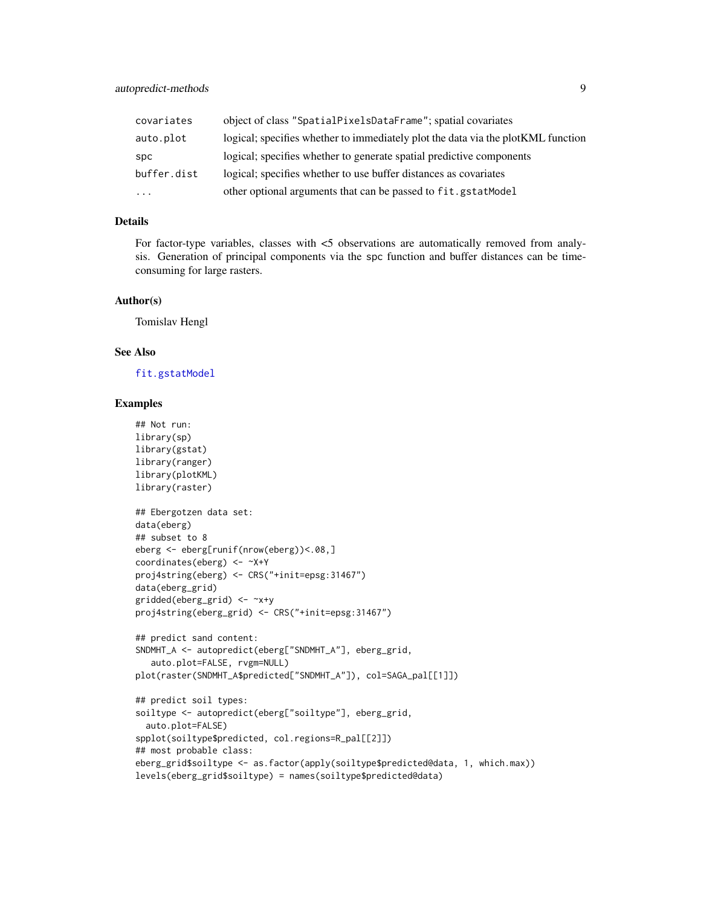| | |
|---|---|
| covariates | object of class "SpatialPixelsDataFrame"; spatial covariates |
| auto.plot | logical; specifies whether to immediately plot the data via the plotKML function |
| spc | logical; specifies whether to generate spatial predictive components |
| buffer.dist | logical; specifies whether to use buffer distances as covariates |
| ... | other optional arguments that can be passed to fit.gstatModel |

### Details

For factor-type variables, classes with <5 observations are automatically removed from analysis. Generation of principal components via the spc function and buffer distances can be time-consuming for large rasters.

### Author(s)

Tomislav Hengl

### See Also

fit.gstatModel

### Examples

```
## Not run:
library(sp)
library(gstat)
library(ranger)
library(plotKML)
library(raster)

## Ebergotzen data set:
data(eberg)
## subset to 8
eberg <- eberg[runif(nrow(eberg))<.08,]
coordinates(eberg) <- ~X+Y
proj4string(eberg) <- CRS("+init=epsg:31467")
data(eberg_grid)
gridded(eberg_grid) <- ~x+y
proj4string(eberg_grid) <- CRS("+init=epsg:31467")

## predict sand content:
SNDMHT_A <- autopredict(eberg["SNDMHT_A"], eberg_grid,
   auto.plot=FALSE, rvgm=NULL)
plot(raster(SNDMHT_A$predicted["SNDMHT_A"]), col=SAGA_pal[[1]])

## predict soil types:
soiltype <- autopredict(eberg["soiltype"], eberg_grid,
  auto.plot=FALSE)
spplot(soiltype$predicted, col.regions=R_pal[[2]])
## most probable class:
eberg_grid$soiltype <- as.factor(apply(soiltype$predicted@data, 1, which.max))
levels(eberg_grid$soiltype) = names(soiltype$predicted@data)
```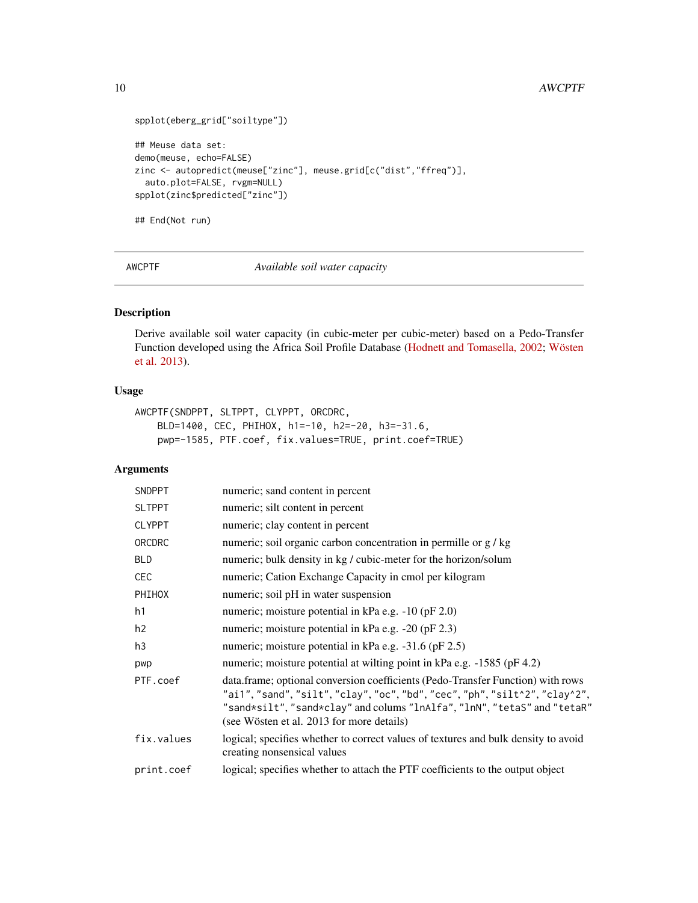```
spplot(eberg_grid["soiltype"])

## Meuse data set:
demo(meuse, echo=FALSE)
zinc <- autopredict(meuse["zinc"], meuse.grid[c("dist","ffreq")],
  auto.plot=FALSE, rvgm=NULL)
spplot(zinc$predicted["zinc"])

## End(Not run)
```

---

AWCPTF *Available soil water capacity*

---

## Description

Derive available soil water capacity (in cubic-meter per cubic-meter) based on a Pedo-Transfer Function developed using the Africa Soil Profile Database (Hodnett and Tomasella, 2002; Wösten et al. 2013).

## Usage

```
AWCPTF(SNDPPT, SLTPPT, CLYPPT, ORCDRC,
    BLD=1400, CEC, PHIHOX, h1=-10, h2=-20, h3=-31.6,
    pwp=-1585, PTF.coef, fix.values=TRUE, print.coef=TRUE)
```

## Arguments

| | |
|---|---|
| SNDPPT | numeric; sand content in percent |
| SLTPPT | numeric; silt content in percent |
| CLYPPT | numeric; clay content in percent |
| ORCDRC | numeric; soil organic carbon concentration in permille or g / kg |
| BLD | numeric; bulk density in kg / cubic-meter for the horizon/solum |
| CEC | numeric; Cation Exchange Capacity in cmol per kilogram |
| PHIHOX | numeric; soil pH in water suspension |
| h1 | numeric; moisture potential in kPa e.g. -10 (pF 2.0) |
| h2 | numeric; moisture potential in kPa e.g. -20 (pF 2.3) |
| h3 | numeric; moisture potential in kPa e.g. -31.6 (pF 2.5) |
| pwp | numeric; moisture potential at wilting point in kPa e.g. -1585 (pF 4.2) |
| PTF.coef | data.frame; optional conversion coefficients (Pedo-Transfer Function) with rows "ai1", "sand", "silt", "clay", "oc", "bd", "cec", "ph", "silt^2", "clay^2", "sand*silt", "sand*clay" and colums "lnAlfa", "lnN", "tetaS" and "tetaR" (see Wösten et al. 2013 for more details) |
| fix.values | logical; specifies whether to correct values of textures and bulk density to avoid creating nonsensical values |
| print.coef | logical; specifies whether to attach the PTF coefficients to the output object |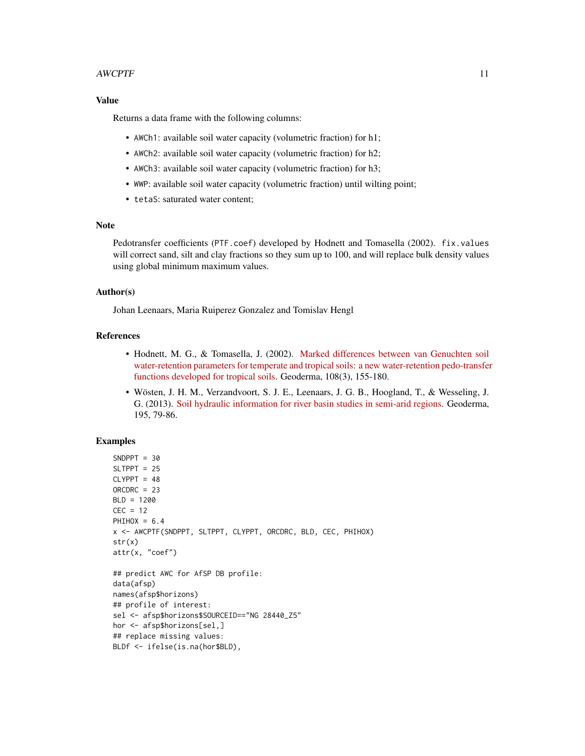## Value

Returns a data frame with the following columns:

- `AWCh1`: available soil water capacity (volumetric fraction) for h1;
- `AWCh2`: available soil water capacity (volumetric fraction) for h2;
- `AWCh3`: available soil water capacity (volumetric fraction) for h3;
- `WWP`: available soil water capacity (volumetric fraction) until wilting point;
- `tetaS`: saturated water content;

## Note

Pedotransfer coefficients (`PTF.coef`) developed by Hodnett and Tomasella (2002). `fix.values` will correct sand, silt and clay fractions so they sum up to 100, and will replace bulk density values using global minimum maximum values.

## Author(s)

Johan Leenaars, Maria Ruiperez Gonzalez and Tomislav Hengl

## References

- Hodnett, M. G., & Tomasella, J. (2002). Marked differences between van Genuchten soil water-retention parameters for temperate and tropical soils: a new water-retention pedo-transfer functions developed for tropical soils. Geoderma, 108(3), 155-180.
- Wösten, J. H. M., Verzandvoort, S. J. E., Leenaars, J. G. B., Hoogland, T., & Wesseling, J. G. (2013). Soil hydraulic information for river basin studies in semi-arid regions. Geoderma, 195, 79-86.

## Examples

```
SNDPPT = 30
SLTPPT = 25
CLYPPT = 48
ORCDRC = 23
BLD = 1200
CEC = 12
PHIHOX = 6.4
x <- AWCPTF(SNDPPT, SLTPPT, CLYPPT, ORCDRC, BLD, CEC, PHIHOX)
str(x)
attr(x, "coef")

## predict AWC for AfSP DB profile:
data(afsp)
names(afsp$horizons)
## profile of interest:
sel <- afsp$horizons$SOURCEID=="NG 28440_Z5"
hor <- afsp$horizons[sel,]
## replace missing values:
BLDf <- ifelse(is.na(hor$BLD),
```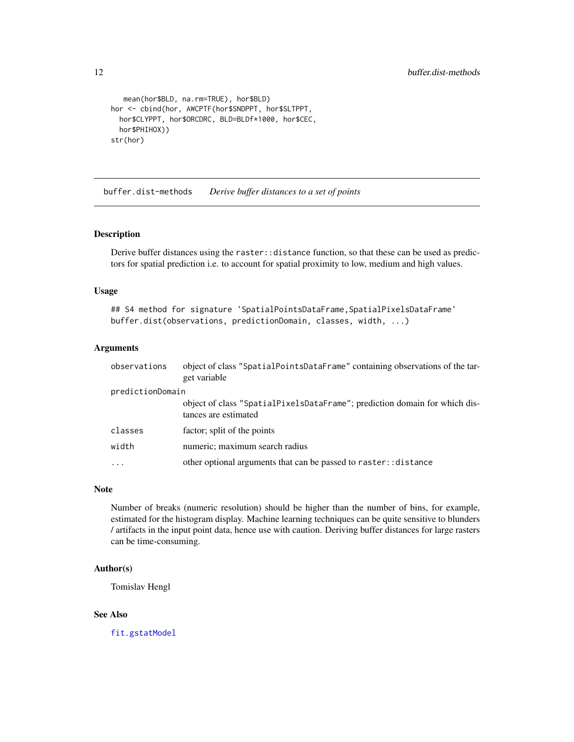```
   mean(hor$BLD, na.rm=TRUE), hor$BLD)
hor <- cbind(hor, AWCPTF(hor$SNDPPT, hor$SLTPPT,
  hor$CLYPPT, hor$ORCDRC, BLD=BLDf*1000, hor$CEC,
  hor$PHIHOX))
str(hor)
```

## buffer.dist-methods *Derive buffer distances to a set of points*

### Description

Derive buffer distances using the `raster::distance` function, so that these can be used as predictors for spatial prediction i.e. to account for spatial proximity to low, medium and high values.

### Usage

```
## S4 method for signature 'SpatialPointsDataFrame,SpatialPixelsDataFrame'
buffer.dist(observations, predictionDomain, classes, width, ...)
```

### Arguments

| | |
|---|---|
| `observations` | object of class "SpatialPointsDataFrame" containing observations of the target variable |
| `predictionDomain` | object of class "SpatialPixelsDataFrame"; prediction domain for which distances are estimated |
| `classes` | factor; split of the points |
| `width` | numeric; maximum search radius |
| `...` | other optional arguments that can be passed to `raster::distance` |

### Note

Number of breaks (numeric resolution) should be higher than the number of bins, for example, estimated for the histogram display. Machine learning techniques can be quite sensitive to blunders / artifacts in the input point data, hence use with caution. Deriving buffer distances for large rasters can be time-consuming.

### Author(s)

Tomislav Hengl

### See Also

`fit.gstatModel`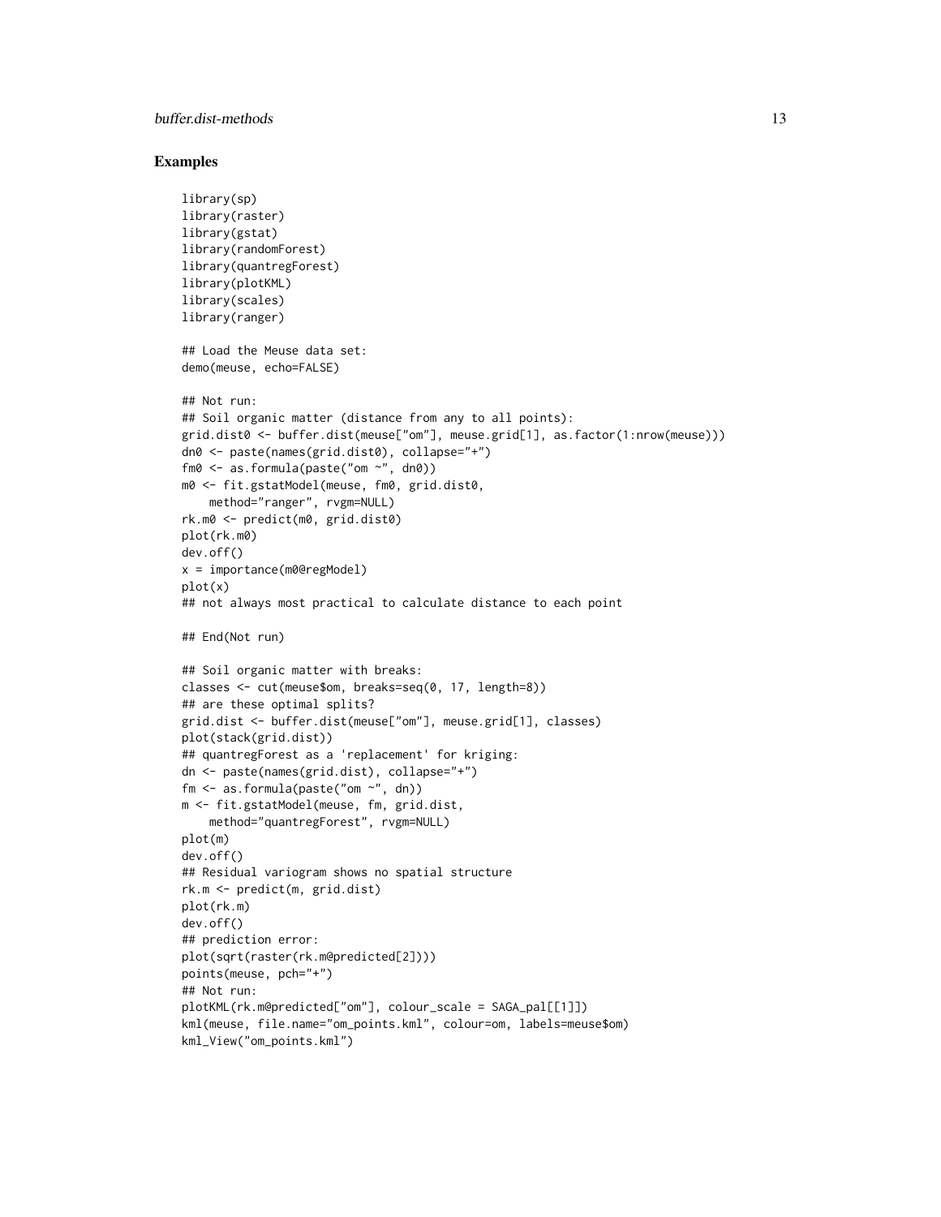## Examples

```
library(sp)
library(raster)
library(gstat)
library(randomForest)
library(quantregForest)
library(plotKML)
library(scales)
library(ranger)

## Load the Meuse data set:
demo(meuse, echo=FALSE)

## Not run:
## Soil organic matter (distance from any to all points):
grid.dist0 <- buffer.dist(meuse["om"], meuse.grid[1], as.factor(1:nrow(meuse)))
dn0 <- paste(names(grid.dist0), collapse="+")
fm0 <- as.formula(paste("om ~", dn0))
m0 <- fit.gstatModel(meuse, fm0, grid.dist0,
    method="ranger", rvgm=NULL)
rk.m0 <- predict(m0, grid.dist0)
plot(rk.m0)
dev.off()
x = importance(m0@regModel)
plot(x)
## not always most practical to calculate distance to each point

## End(Not run)

## Soil organic matter with breaks:
classes <- cut(meuse$om, breaks=seq(0, 17, length=8))
## are these optimal splits?
grid.dist <- buffer.dist(meuse["om"], meuse.grid[1], classes)
plot(stack(grid.dist))
## quantregForest as a 'replacement' for kriging:
dn <- paste(names(grid.dist), collapse="+")
fm <- as.formula(paste("om ~", dn))
m <- fit.gstatModel(meuse, fm, grid.dist,
    method="quantregForest", rvgm=NULL)
plot(m)
dev.off()
## Residual variogram shows no spatial structure
rk.m <- predict(m, grid.dist)
plot(rk.m)
dev.off()
## prediction error:
plot(sqrt(raster(rk.m@predicted[2])))
points(meuse, pch="+")
## Not run:
plotKML(rk.m@predicted["om"], colour_scale = SAGA_pal[[1]])
kml(meuse, file.name="om_points.kml", colour=om, labels=meuse$om)
kml_View("om_points.kml")
```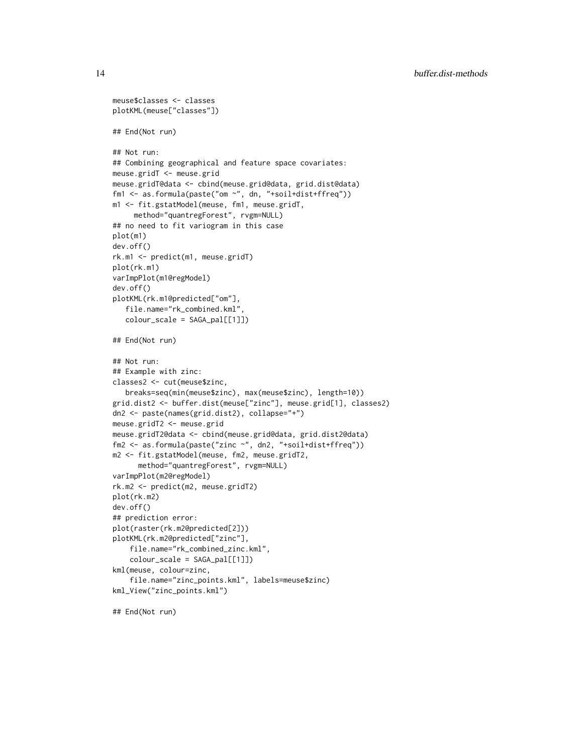```
meuse$classes <- classes
plotKML(meuse["classes"])

## End(Not run)

## Not run:
## Combining geographical and feature space covariates:
meuse.gridT <- meuse.grid
meuse.gridT@data <- cbind(meuse.grid@data, grid.dist@data)
fm1 <- as.formula(paste("om ~", dn, "+soil+dist+ffreq"))
m1 <- fit.gstatModel(meuse, fm1, meuse.gridT,
     method="quantregForest", rvgm=NULL)
## no need to fit variogram in this case
plot(m1)
dev.off()
rk.m1 <- predict(m1, meuse.gridT)
plot(rk.m1)
varImpPlot(m1@regModel)
dev.off()
plotKML(rk.m1@predicted["om"],
   file.name="rk_combined.kml",
   colour_scale = SAGA_pal[[1]])

## End(Not run)

## Not run:
## Example with zinc:
classes2 <- cut(meuse$zinc,
   breaks=seq(min(meuse$zinc), max(meuse$zinc), length=10))
grid.dist2 <- buffer.dist(meuse["zinc"], meuse.grid[1], classes2)
dn2 <- paste(names(grid.dist2), collapse="+")
meuse.gridT2 <- meuse.grid
meuse.gridT2@data <- cbind(meuse.grid@data, grid.dist2@data)
fm2 <- as.formula(paste("zinc ~", dn2, "+soil+dist+ffreq"))
m2 <- fit.gstatModel(meuse, fm2, meuse.gridT2,
      method="quantregForest", rvgm=NULL)
varImpPlot(m2@regModel)
rk.m2 <- predict(m2, meuse.gridT2)
plot(rk.m2)
dev.off()
## prediction error:
plot(raster(rk.m2@predicted[2]))
plotKML(rk.m2@predicted["zinc"],
    file.name="rk_combined_zinc.kml",
    colour_scale = SAGA_pal[[1]])
kml(meuse, colour=zinc,
    file.name="zinc_points.kml", labels=meuse$zinc)
kml_View("zinc_points.kml")

## End(Not run)
```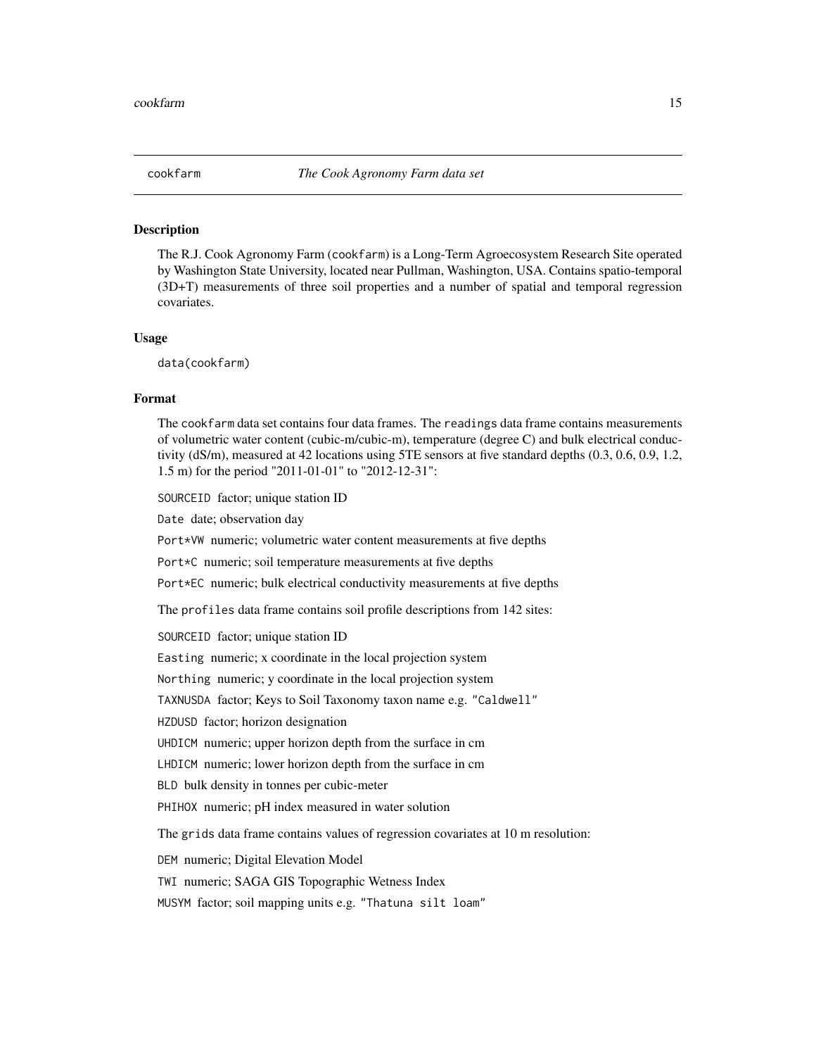cookfarm *The Cook Agronomy Farm data set*

### Description

The R.J. Cook Agronomy Farm (cookfarm) is a Long-Term Agroecosystem Research Site operated by Washington State University, located near Pullman, Washington, USA. Contains spatio-temporal (3D+T) measurements of three soil properties and a number of spatial and temporal regression covariates.

### Usage

```
data(cookfarm)
```

### Format

The cookfarm data set contains four data frames. The readings data frame contains measurements of volumetric water content (cubic-m/cubic-m), temperature (degree C) and bulk electrical conductivity (dS/m), measured at 42 locations using 5TE sensors at five standard depths (0.3, 0.6, 0.9, 1.2, 1.5 m) for the period "2011-01-01" to "2012-12-31":

SOURCEID factor; unique station ID

Date date; observation day

Port*VW numeric; volumetric water content measurements at five depths

Port*C numeric; soil temperature measurements at five depths

Port*EC numeric; bulk electrical conductivity measurements at five depths

The profiles data frame contains soil profile descriptions from 142 sites:

SOURCEID factor; unique station ID

Easting numeric; x coordinate in the local projection system

Northing numeric; y coordinate in the local projection system

TAXNUSDA factor; Keys to Soil Taxonomy taxon name e.g. "Caldwell"

HZDUSD factor; horizon designation

UHDICM numeric; upper horizon depth from the surface in cm

LHDICM numeric; lower horizon depth from the surface in cm

BLD bulk density in tonnes per cubic-meter

PHIHOX numeric; pH index measured in water solution

The grids data frame contains values of regression covariates at 10 m resolution:

DEM numeric; Digital Elevation Model

TWI numeric; SAGA GIS Topographic Wetness Index

MUSYM factor; soil mapping units e.g. "Thatuna silt loam"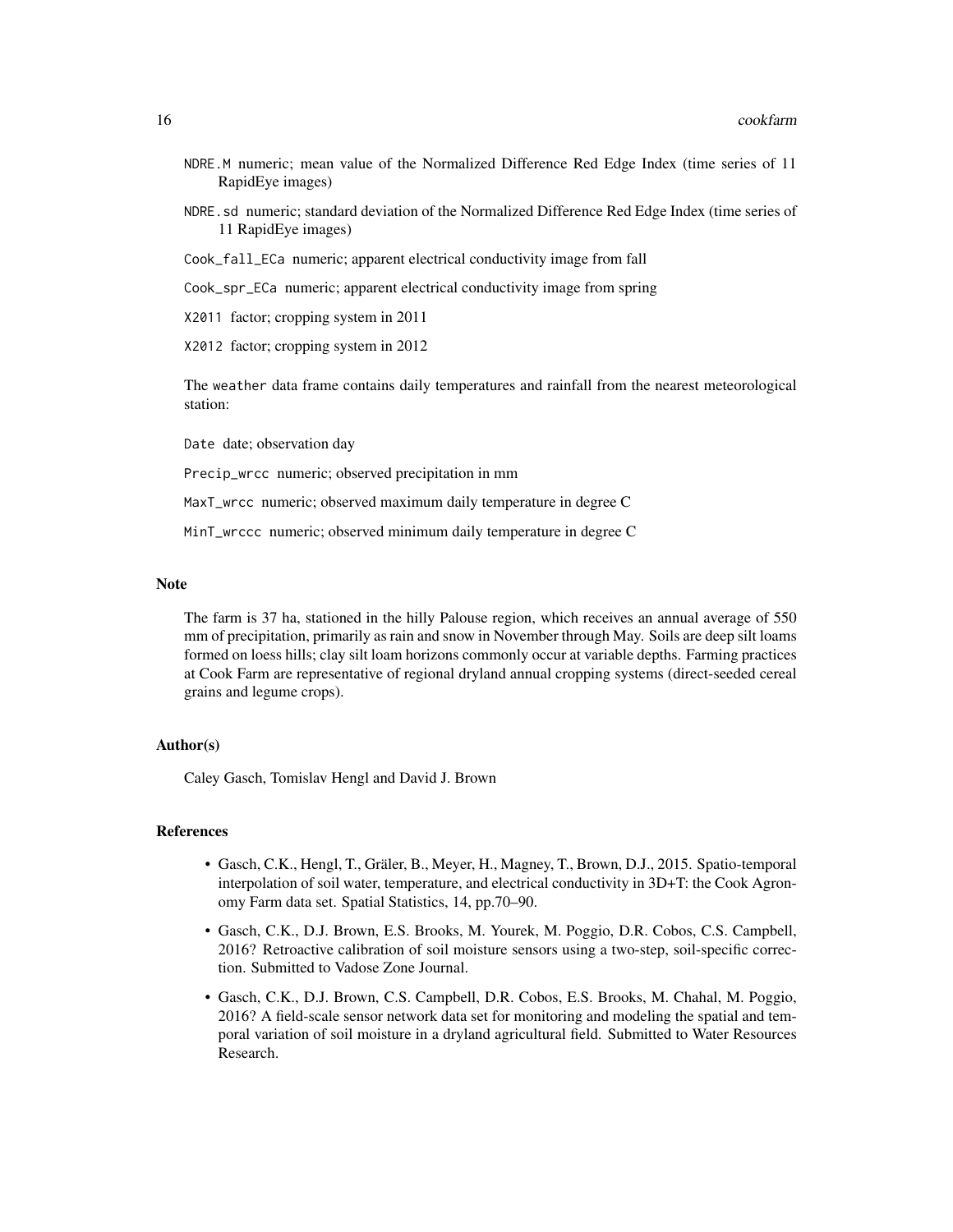NDRE.M numeric; mean value of the Normalized Difference Red Edge Index (time series of 11 RapidEye images)

NDRE.sd numeric; standard deviation of the Normalized Difference Red Edge Index (time series of 11 RapidEye images)

Cook_fall_ECa numeric; apparent electrical conductivity image from fall

Cook_spr_ECa numeric; apparent electrical conductivity image from spring

X2011 factor; cropping system in 2011

X2012 factor; cropping system in 2012

The weather data frame contains daily temperatures and rainfall from the nearest meteorological station:

Date date; observation day

Precip_wrcc numeric; observed precipitation in mm

MaxT_wrcc numeric; observed maximum daily temperature in degree C

MinT_wrccc numeric; observed minimum daily temperature in degree C

## Note

The farm is 37 ha, stationed in the hilly Palouse region, which receives an annual average of 550 mm of precipitation, primarily as rain and snow in November through May. Soils are deep silt loams formed on loess hills; clay silt loam horizons commonly occur at variable depths. Farming practices at Cook Farm are representative of regional dryland annual cropping systems (direct-seeded cereal grains and legume crops).

## Author(s)

Caley Gasch, Tomislav Hengl and David J. Brown

## References

- Gasch, C.K., Hengl, T., Gräler, B., Meyer, H., Magney, T., Brown, D.J., 2015. Spatio-temporal interpolation of soil water, temperature, and electrical conductivity in 3D+T: the Cook Agronomy Farm data set. Spatial Statistics, 14, pp.70–90.
- Gasch, C.K., D.J. Brown, E.S. Brooks, M. Yourek, M. Poggio, D.R. Cobos, C.S. Campbell, 2016? Retroactive calibration of soil moisture sensors using a two-step, soil-specific correction. Submitted to Vadose Zone Journal.
- Gasch, C.K., D.J. Brown, C.S. Campbell, D.R. Cobos, E.S. Brooks, M. Chahal, M. Poggio, 2016? A field-scale sensor network data set for monitoring and modeling the spatial and temporal variation of soil moisture in a dryland agricultural field. Submitted to Water Resources Research.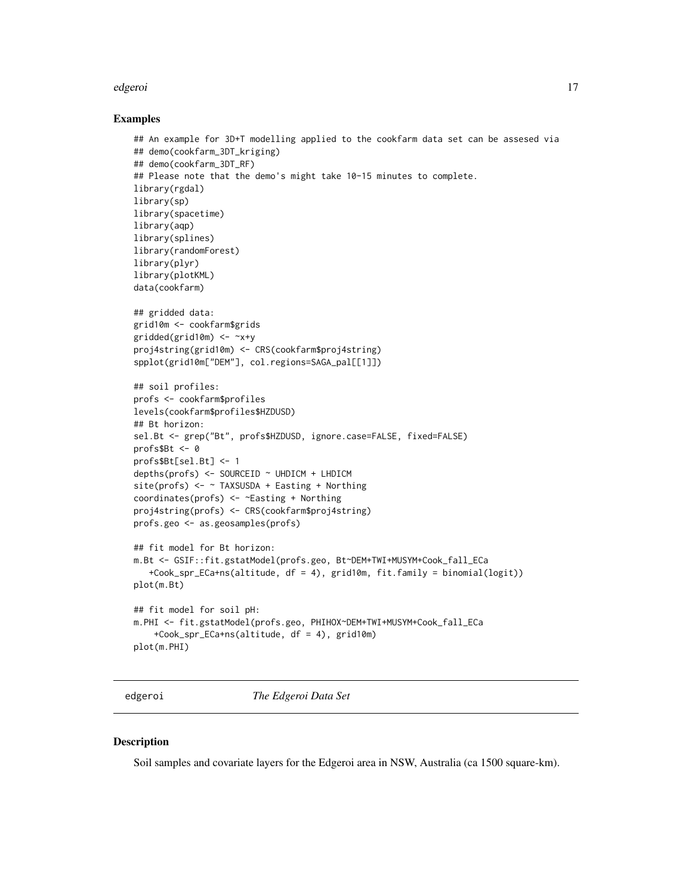## Examples

```
## An example for 3D+T modelling applied to the cookfarm data set can be assesed via
## demo(cookfarm_3DT_kriging)
## demo(cookfarm_3DT_RF)
## Please note that the demo's might take 10-15 minutes to complete.
library(rgdal)
library(sp)
library(spacetime)
library(aqp)
library(splines)
library(randomForest)
library(plyr)
library(plotKML)
data(cookfarm)

## gridded data:
grid10m <- cookfarm$grids
gridded(grid10m) <- ~x+y
proj4string(grid10m) <- CRS(cookfarm$proj4string)
spplot(grid10m["DEM"], col.regions=SAGA_pal[[1]])

## soil profiles:
profs <- cookfarm$profiles
levels(cookfarm$profiles$HZDUSD)
## Bt horizon:
sel.Bt <- grep("Bt", profs$HZDUSD, ignore.case=FALSE, fixed=FALSE)
profs$Bt <- 0
profs$Bt[sel.Bt] <- 1
depths(profs) <- SOURCEID ~ UHDICM + LHDICM
site(profs) <- ~ TAXSUSDA + Easting + Northing
coordinates(profs) <- ~Easting + Northing
proj4string(profs) <- CRS(cookfarm$proj4string)
profs.geo <- as.geosamples(profs)

## fit model for Bt horizon:
m.Bt <- GSIF::fit.gstatModel(profs.geo, Bt~DEM+TWI+MUSYM+Cook_fall_ECa
   +Cook_spr_ECa+ns(altitude, df = 4), grid10m, fit.family = binomial(logit))
plot(m.Bt)

## fit model for soil pH:
m.PHI <- fit.gstatModel(profs.geo, PHIHOX~DEM+TWI+MUSYM+Cook_fall_ECa
    +Cook_spr_ECa+ns(altitude, df = 4), grid10m)
plot(m.PHI)
```

---

edgeroi &emsp; *The Edgeroi Data Set*

---

## Description

Soil samples and covariate layers for the Edgeroi area in NSW, Australia (ca 1500 square-km).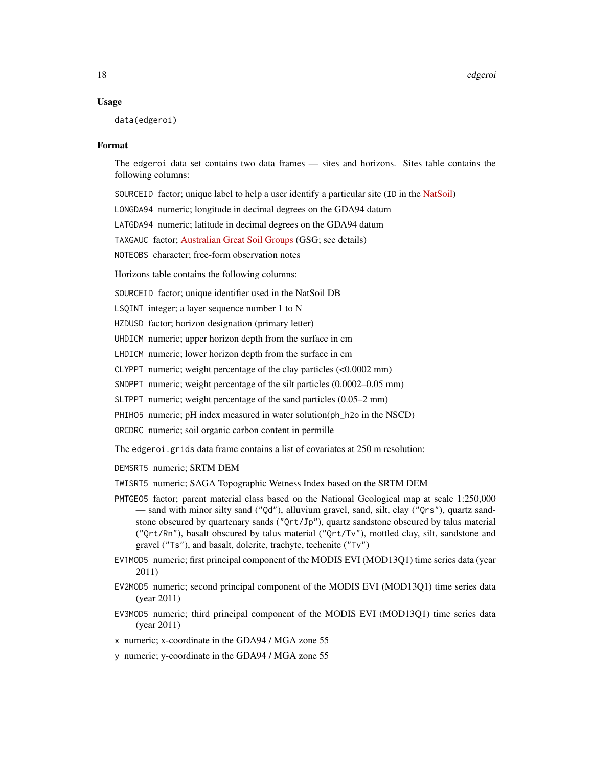## Usage

```
data(edgeroi)
```

## Format

The edgeroi data set contains two data frames — sites and horizons. Sites table contains the following columns:

- `SOURCEID` factor; unique label to help a user identify a particular site (ID in the NatSoil)
- `LONGDA94` numeric; longitude in decimal degrees on the GDA94 datum
- `LATGDA94` numeric; latitude in decimal degrees on the GDA94 datum
- `TAXGAUC` factor; Australian Great Soil Groups (GSG; see details)
- `NOTEOBS` character; free-form observation notes

Horizons table contains the following columns:

- `SOURCEID` factor; unique identifier used in the NatSoil DB
- `LSQINT` integer; a layer sequence number 1 to N
- `HZDUSD` factor; horizon designation (primary letter)
- `UHDICM` numeric; upper horizon depth from the surface in cm
- `LHDICM` numeric; lower horizon depth from the surface in cm
- `CLYPPT` numeric; weight percentage of the clay particles (<0.0002 mm)
- `SNDPPT` numeric; weight percentage of the silt particles (0.0002–0.05 mm)
- `SLTPPT` numeric; weight percentage of the sand particles (0.05–2 mm)
- `PHIHO5` numeric; pH index measured in water solution(ph_h2o in the NSCD)
- `ORCDRC` numeric; soil organic carbon content in permille

The edgeroi.grids data frame contains a list of covariates at 250 m resolution:

- `DEMSRT5` numeric; SRTM DEM
- `TWISRT5` numeric; SAGA Topographic Wetness Index based on the SRTM DEM
- `PMTGEO5` factor; parent material class based on the National Geological map at scale 1:250,000 — sand with minor silty sand ("Qd"), alluvium gravel, sand, silt, clay ("Qrs"), quartz sandstone obscured by quartenary sands ("Qrt/Jp"), quartz sandstone obscured by talus material ("Qrt/Rn"), basalt obscured by talus material ("Qrt/Tv"), mottled clay, silt, sandstone and gravel ("Ts"), and basalt, dolerite, trachyte, techenite ("Tv")
- `EV1MOD5` numeric; first principal component of the MODIS EVI (MOD13Q1) time series data (year 2011)
- `EV2MOD5` numeric; second principal component of the MODIS EVI (MOD13Q1) time series data (year 2011)
- `EV3MOD5` numeric; third principal component of the MODIS EVI (MOD13Q1) time series data (year 2011)
- `x` numeric; x-coordinate in the GDA94 / MGA zone 55
- `y` numeric; y-coordinate in the GDA94 / MGA zone 55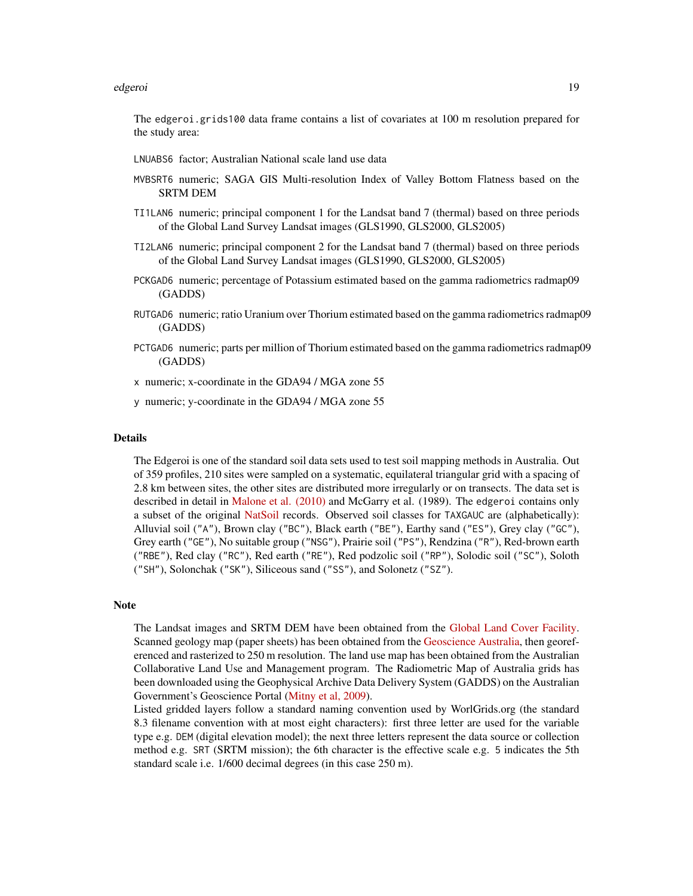The `edgeroi.grids100` data frame contains a list of covariates at 100 m resolution prepared for the study area:

`LNUABS6` factor; Australian National scale land use data

`MVBSRT6` numeric; SAGA GIS Multi-resolution Index of Valley Bottom Flatness based on the SRTM DEM

`TI1LAN6` numeric; principal component 1 for the Landsat band 7 (thermal) based on three periods of the Global Land Survey Landsat images (GLS1990, GLS2000, GLS2005)

`TI2LAN6` numeric; principal component 2 for the Landsat band 7 (thermal) based on three periods of the Global Land Survey Landsat images (GLS1990, GLS2000, GLS2005)

`PCKGAD6` numeric; percentage of Potassium estimated based on the gamma radiometrics radmap09 (GADDS)

`RUTGAD6` numeric; ratio Uranium over Thorium estimated based on the gamma radiometrics radmap09 (GADDS)

`PCTGAD6` numeric; parts per million of Thorium estimated based on the gamma radiometrics radmap09 (GADDS)

`x` numeric; x-coordinate in the GDA94 / MGA zone 55

`y` numeric; y-coordinate in the GDA94 / MGA zone 55

## Details

The Edgeroi is one of the standard soil data sets used to test soil mapping methods in Australia. Out of 359 profiles, 210 sites were sampled on a systematic, equilateral triangular grid with a spacing of 2.8 km between sites, the other sites are distributed more irregularly or on transects. The data set is described in detail in Malone et al. (2010) and McGarry et al. (1989). The `edgeroi` contains only a subset of the original NatSoil records. Observed soil classes for `TAXGAUC` are (alphabetically): Alluvial soil (`"A"`), Brown clay (`"BC"`), Black earth (`"BE"`), Earthy sand (`"ES"`), Grey clay (`"GC"`), Grey earth (`"GE"`), No suitable group (`"NSG"`), Prairie soil (`"PS"`), Rendzina (`"R"`), Red-brown earth (`"RBE"`), Red clay (`"RC"`), Red earth (`"RE"`), Red podzolic soil (`"RP"`), Solodic soil (`"SC"`), Soloth (`"SH"`), Solonchak (`"SK"`), Siliceous sand (`"SS"`), and Solonetz (`"SZ"`).

## Note

The Landsat images and SRTM DEM have been obtained from the Global Land Cover Facility. Scanned geology map (paper sheets) has been obtained from the Geoscience Australia, then georeferenced and rasterized to 250 m resolution. The land use map has been obtained from the Australian Collaborative Land Use and Management program. The Radiometric Map of Australia grids has been downloaded using the Geophysical Archive Data Delivery System (GADDS) on the Australian Government's Geoscience Portal (Mitny et al, 2009).
Listed gridded layers follow a standard naming convention used by WorlGrids.org (the standard 8.3 filename convention with at most eight characters): first three letter are used for the variable type e.g. `DEM` (digital elevation model); the next three letters represent the data source or collection method e.g. `SRT` (SRTM mission); the 6th character is the effective scale e.g. `5` indicates the 5th standard scale i.e. 1/600 decimal degrees (in this case 250 m).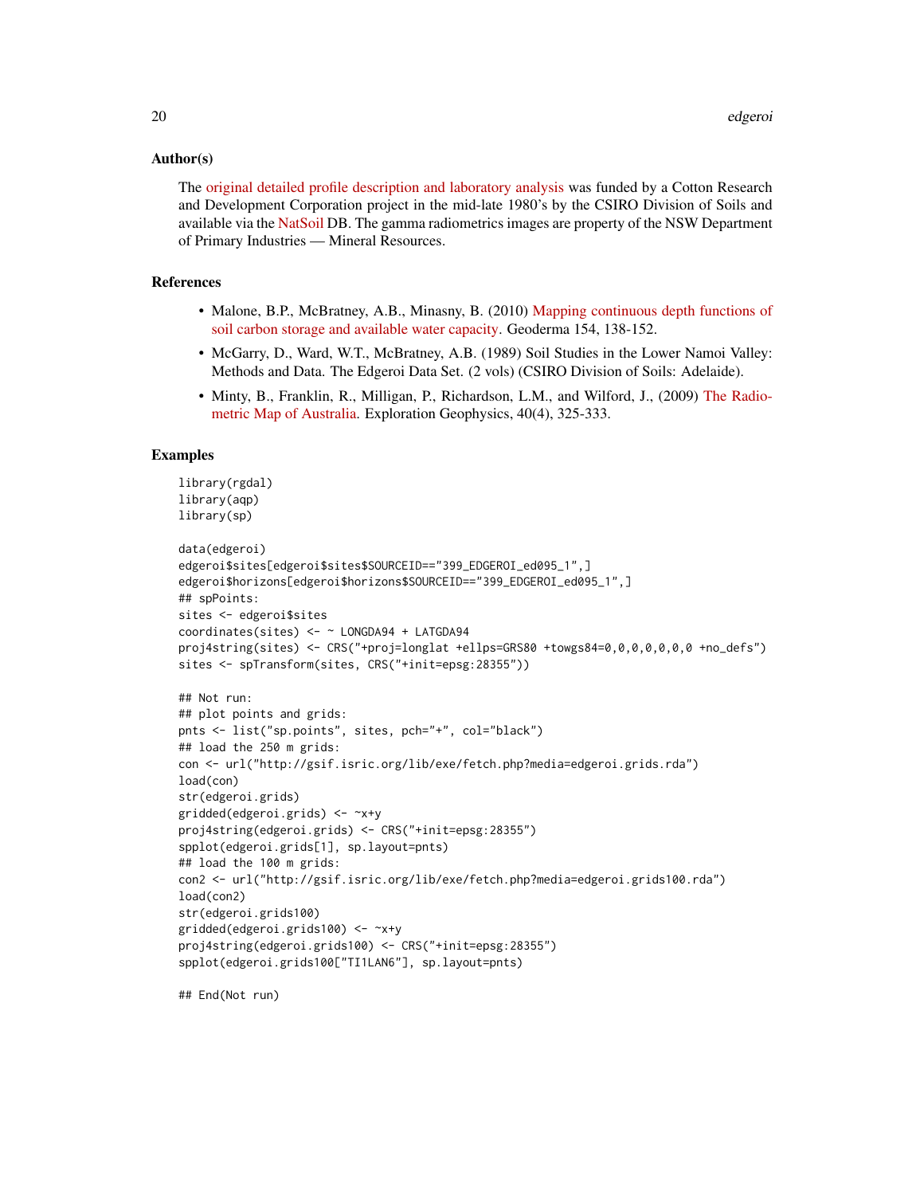### Author(s)

The original detailed profile description and laboratory analysis was funded by a Cotton Research and Development Corporation project in the mid-late 1980's by the CSIRO Division of Soils and available via the NatSoil DB. The gamma radiometrics images are property of the NSW Department of Primary Industries — Mineral Resources.

### References

- Malone, B.P., McBratney, A.B., Minasny, B. (2010) Mapping continuous depth functions of soil carbon storage and available water capacity. Geoderma 154, 138-152.
- McGarry, D., Ward, W.T., McBratney, A.B. (1989) Soil Studies in the Lower Namoi Valley: Methods and Data. The Edgeroi Data Set. (2 vols) (CSIRO Division of Soils: Adelaide).
- Minty, B., Franklin, R., Milligan, P., Richardson, L.M., and Wilford, J., (2009) The Radiometric Map of Australia. Exploration Geophysics, 40(4), 325-333.

### Examples

```
library(rgdal)
library(aqp)
library(sp)

data(edgeroi)
edgeroi$sites[edgeroi$sites$SOURCEID=="399_EDGEROI_ed095_1",]
edgeroi$horizons[edgeroi$horizons$SOURCEID=="399_EDGEROI_ed095_1",]
## spPoints:
sites <- edgeroi$sites
coordinates(sites) <- ~ LONGDA94 + LATGDA94
proj4string(sites) <- CRS("+proj=longlat +ellps=GRS80 +towgs84=0,0,0,0,0,0,0 +no_defs")
sites <- spTransform(sites, CRS("+init=epsg:28355"))

## Not run:
## plot points and grids:
pnts <- list("sp.points", sites, pch="+", col="black")
## load the 250 m grids:
con <- url("http://gsif.isric.org/lib/exe/fetch.php?media=edgeroi.grids.rda")
load(con)
str(edgeroi.grids)
gridded(edgeroi.grids) <- ~x+y
proj4string(edgeroi.grids) <- CRS("+init=epsg:28355")
spplot(edgeroi.grids[1], sp.layout=pnts)
## load the 100 m grids:
con2 <- url("http://gsif.isric.org/lib/exe/fetch.php?media=edgeroi.grids100.rda")
load(con2)
str(edgeroi.grids100)
gridded(edgeroi.grids100) <- ~x+y
proj4string(edgeroi.grids100) <- CRS("+init=epsg:28355")
spplot(edgeroi.grids100["TI1LAN6"], sp.layout=pnts)

## End(Not run)
```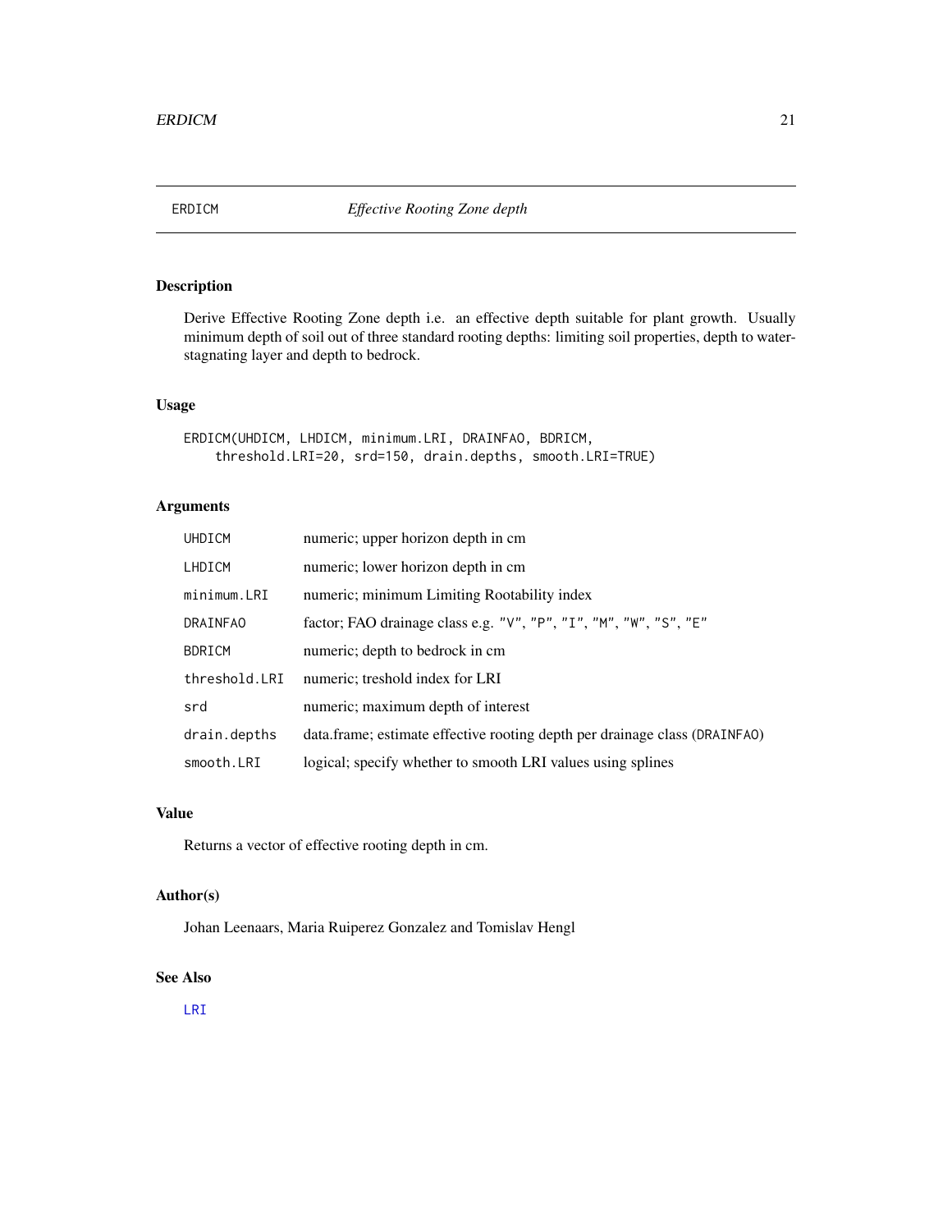## ERDICM — *Effective Rooting Zone depth*

### Description

Derive Effective Rooting Zone depth i.e. an effective depth suitable for plant growth. Usually minimum depth of soil out of three standard rooting depths: limiting soil properties, depth to water-stagnating layer and depth to bedrock.

### Usage

```
ERDICM(UHDICM, LHDICM, minimum.LRI, DRAINFAO, BDRICM,
    threshold.LRI=20, srd=150, drain.depths, smooth.LRI=TRUE)
```

### Arguments

| | |
|---|---|
| UHDICM | numeric; upper horizon depth in cm |
| LHDICM | numeric; lower horizon depth in cm |
| minimum.LRI | numeric; minimum Limiting Rootability index |
| DRAINFAO | factor; FAO drainage class e.g. "V", "P", "I", "M", "W", "S", "E" |
| BDRICM | numeric; depth to bedrock in cm |
| threshold.LRI | numeric; treshold index for LRI |
| srd | numeric; maximum depth of interest |
| drain.depths | data.frame; estimate effective rooting depth per drainage class (DRAINFAO) |
| smooth.LRI | logical; specify whether to smooth LRI values using splines |

### Value

Returns a vector of effective rooting depth in cm.

### Author(s)

Johan Leenaars, Maria Ruiperez Gonzalez and Tomislav Hengl

### See Also

LRI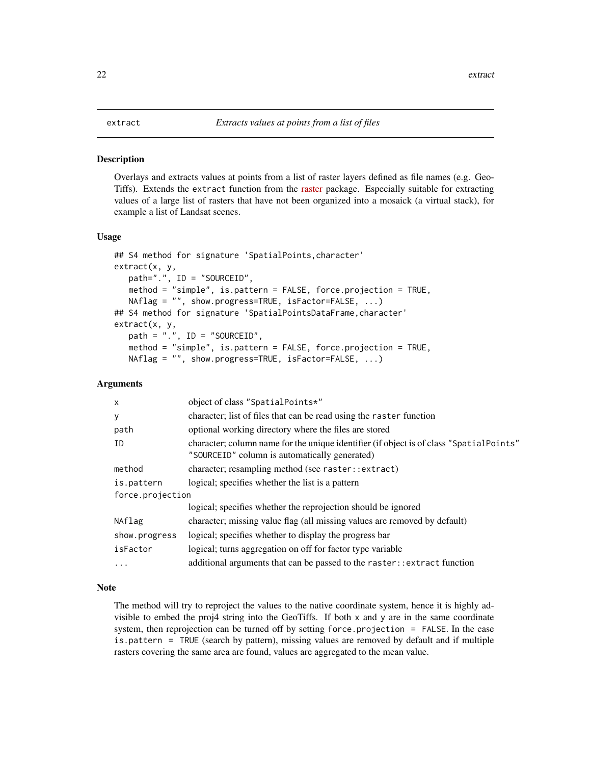extract *Extracts values at points from a list of files*

## Description

Overlays and extracts values at points from a list of raster layers defined as file names (e.g. GeoTiffs). Extends the `extract` function from the raster package. Especially suitable for extracting values of a large list of rasters that have not been organized into a mosaick (a virtual stack), for example a list of Landsat scenes.

## Usage

```
## S4 method for signature 'SpatialPoints,character'
extract(x, y,
   path=".", ID = "SOURCEID",
   method = "simple", is.pattern = FALSE, force.projection = TRUE,
   NAflag = "", show.progress=TRUE, isFactor=FALSE, ...)
## S4 method for signature 'SpatialPointsDataFrame,character'
extract(x, y,
   path = ".", ID = "SOURCEID",
   method = "simple", is.pattern = FALSE, force.projection = TRUE,
   NAflag = "", show.progress=TRUE, isFactor=FALSE, ...)
```

## Arguments

| | |
|---|---|
| `x` | object of class `"SpatialPoints*"` |
| `y` | character; list of files that can be read using the `raster` function |
| `path` | optional working directory where the files are stored |
| `ID` | character; column name for the unique identifier (if object is of class `"SpatialPoints"` `"SOURCEID"` column is automatically generated) |
| `method` | character; resampling method (see `raster::extract`) |
| `is.pattern` | logical; specifies whether the list is a pattern |
| `force.projection` | logical; specifies whether the reprojection should be ignored |
| `NAflag` | character; missing value flag (all missing values are removed by default) |
| `show.progress` | logical; specifies whether to display the progress bar |
| `isFactor` | logical; turns aggregation on off for factor type variable |
| `...` | additional arguments that can be passed to the `raster::extract` function |

## Note

The method will try to reproject the values to the native coordinate system, hence it is highly advisible to embed the proj4 string into the GeoTiffs. If both `x` and `y` are in the same coordinate system, then reprojection can be turned off by setting `force.projection = FALSE`. In the case `is.pattern = TRUE` (search by pattern), missing values are removed by default and if multiple rasters covering the same area are found, values are aggregated to the mean value.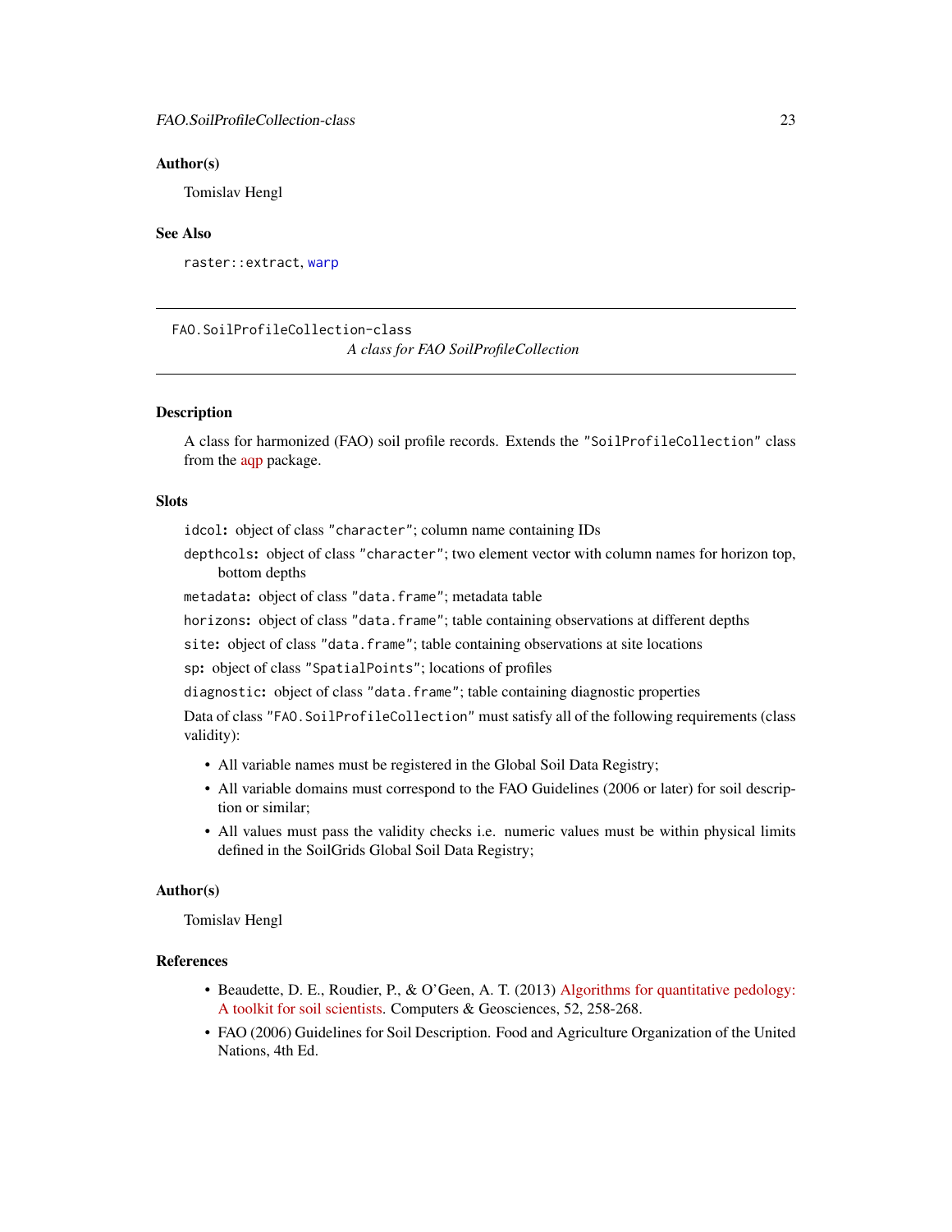### Author(s)

Tomislav Hengl

### See Also

raster::extract, warp

---

FAO.SoilProfileCollection-class

*A class for FAO SoilProfileCollection*

---

### Description

A class for harmonized (FAO) soil profile records. Extends the "SoilProfileCollection" class from the aqp package.

### Slots

idcol: object of class "character"; column name containing IDs

depthcols: object of class "character"; two element vector with column names for horizon top, bottom depths

metadata: object of class "data.frame"; metadata table

horizons: object of class "data.frame"; table containing observations at different depths

site: object of class "data.frame"; table containing observations at site locations

sp: object of class "SpatialPoints"; locations of profiles

diagnostic: object of class "data.frame"; table containing diagnostic properties

Data of class "FAO.SoilProfileCollection" must satisfy all of the following requirements (class validity):

- All variable names must be registered in the Global Soil Data Registry;
- All variable domains must correspond to the FAO Guidelines (2006 or later) for soil description or similar;
- All values must pass the validity checks i.e. numeric values must be within physical limits defined in the SoilGrids Global Soil Data Registry;

### Author(s)

Tomislav Hengl

### References

- Beaudette, D. E., Roudier, P., & O'Geen, A. T. (2013) Algorithms for quantitative pedology: A toolkit for soil scientists. Computers & Geosciences, 52, 258-268.
- FAO (2006) Guidelines for Soil Description. Food and Agriculture Organization of the United Nations, 4th Ed.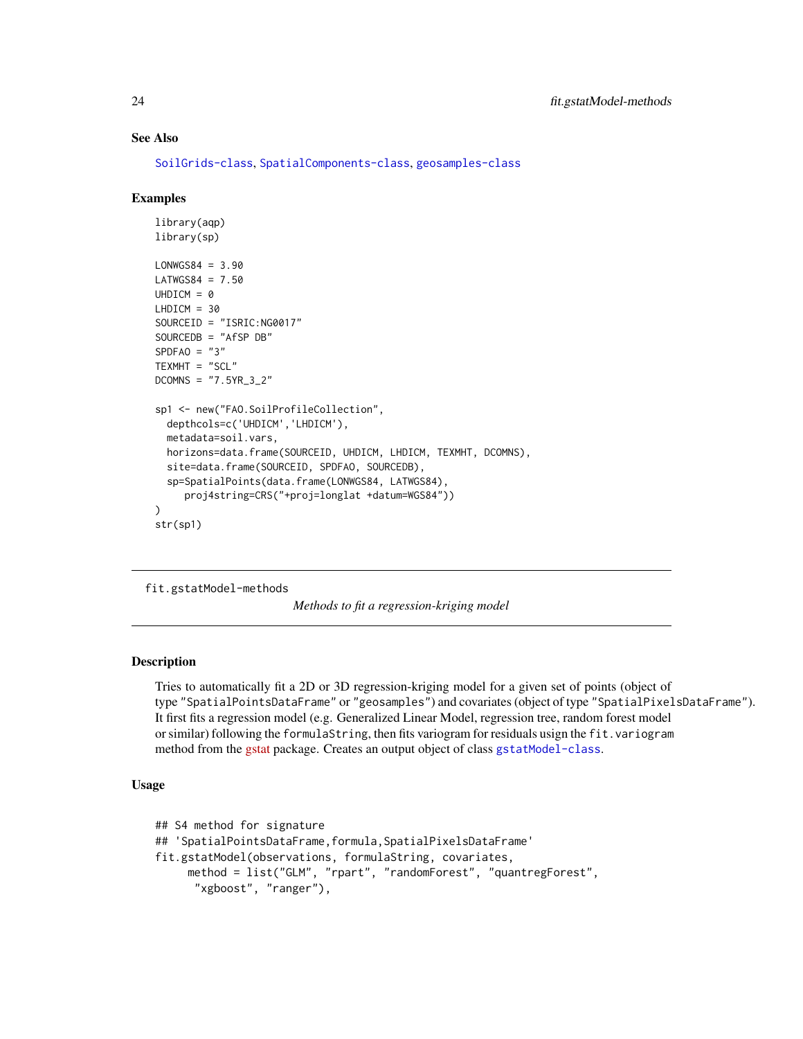## See Also

SoilGrids-class, SpatialComponents-class, geosamples-class

## Examples

```
library(aqp)
library(sp)

LONWGS84 = 3.90
LATWGS84 = 7.50
UHDICM = 0
LHDICM = 30
SOURCEID = "ISRIC:NG0017"
SOURCEDB = "AfSP DB"
SPDFAO = "3"
TEXMHT = "SCL"
DCOMNS = "7.5YR_3_2"

sp1 <- new("FAO.SoilProfileCollection",
  depthcols=c('UHDICM','LHDICM'),
  metadata=soil.vars,
  horizons=data.frame(SOURCEID, UHDICM, LHDICM, TEXMHT, DCOMNS),
  site=data.frame(SOURCEID, SPDFAO, SOURCEDB),
  sp=SpatialPoints(data.frame(LONWGS84, LATWGS84),
     proj4string=CRS("+proj=longlat +datum=WGS84"))
)
str(sp1)
```

---

# fit.gstatModel-methods

*Methods to fit a regression-kriging model*

## Description

Tries to automatically fit a 2D or 3D regression-kriging model for a given set of points (object of type "SpatialPointsDataFrame" or "geosamples") and covariates (object of type "SpatialPixelsDataFrame"). It first fits a regression model (e.g. Generalized Linear Model, regression tree, random forest model or similar) following the `formulaString`, then fits variogram for residuals usign the `fit.variogram` method from the gstat package. Creates an output object of class gstatModel-class.

## Usage

```
## S4 method for signature
## 'SpatialPointsDataFrame,formula,SpatialPixelsDataFrame'
fit.gstatModel(observations, formulaString, covariates,
     method = list("GLM", "rpart", "randomForest", "quantregForest",
      "xgboost", "ranger"),
```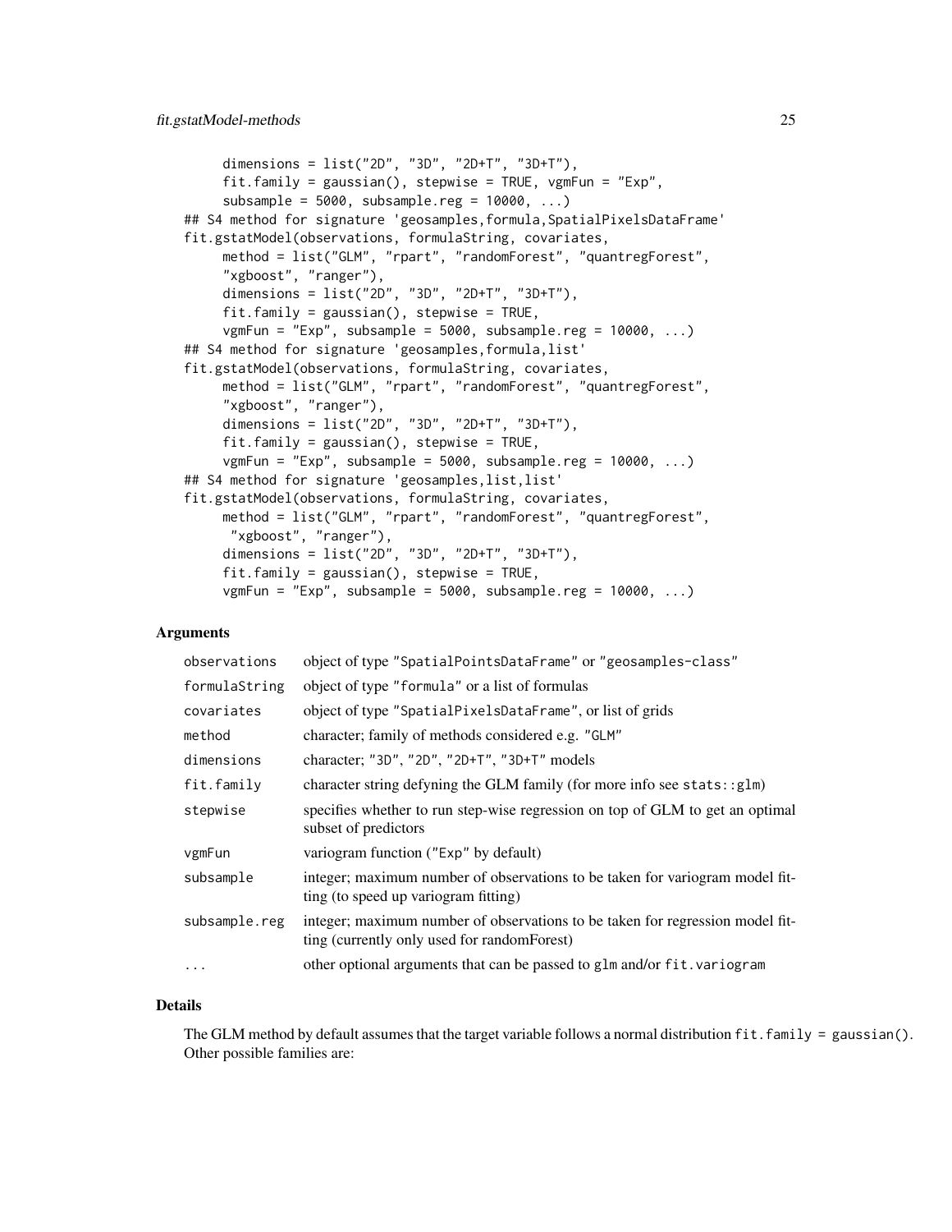```
     dimensions = list("2D", "3D", "2D+T", "3D+T"),
     fit.family = gaussian(), stepwise = TRUE, vgmFun = "Exp",
     subsample = 5000, subsample.reg = 10000, ...)
## S4 method for signature 'geosamples,formula,SpatialPixelsDataFrame'
fit.gstatModel(observations, formulaString, covariates,
     method = list("GLM", "rpart", "randomForest", "quantregForest",
     "xgboost", "ranger"),
     dimensions = list("2D", "3D", "2D+T", "3D+T"),
     fit.family = gaussian(), stepwise = TRUE,
     vgmFun = "Exp", subsample = 5000, subsample.reg = 10000, ...)
## S4 method for signature 'geosamples,formula,list'
fit.gstatModel(observations, formulaString, covariates,
     method = list("GLM", "rpart", "randomForest", "quantregForest",
     "xgboost", "ranger"),
     dimensions = list("2D", "3D", "2D+T", "3D+T"),
     fit.family = gaussian(), stepwise = TRUE,
     vgmFun = "Exp", subsample = 5000, subsample.reg = 10000, ...)
## S4 method for signature 'geosamples,list,list'
fit.gstatModel(observations, formulaString, covariates,
     method = list("GLM", "rpart", "randomForest", "quantregForest",
      "xgboost", "ranger"),
     dimensions = list("2D", "3D", "2D+T", "3D+T"),
     fit.family = gaussian(), stepwise = TRUE,
     vgmFun = "Exp", subsample = 5000, subsample.reg = 10000, ...)
```

## Arguments

| | |
|---|---|
| observations | object of type "SpatialPointsDataFrame" or "geosamples-class" |
| formulaString | object of type "formula" or a list of formulas |
| covariates | object of type "SpatialPixelsDataFrame", or list of grids |
| method | character; family of methods considered e.g. "GLM" |
| dimensions | character; "3D", "2D", "2D+T", "3D+T" models |
| fit.family | character string defyning the GLM family (for more info see stats::glm) |
| stepwise | specifies whether to run step-wise regression on top of GLM to get an optimal subset of predictors |
| vgmFun | variogram function ("Exp" by default) |
| subsample | integer; maximum number of observations to be taken for variogram model fitting (to speed up variogram fitting) |
| subsample.reg | integer; maximum number of observations to be taken for regression model fitting (currently only used for randomForest) |
| ... | other optional arguments that can be passed to glm and/or fit.variogram |

## Details

The GLM method by default assumes that the target variable follows a normal distribution `fit.family = gaussian()`. Other possible families are: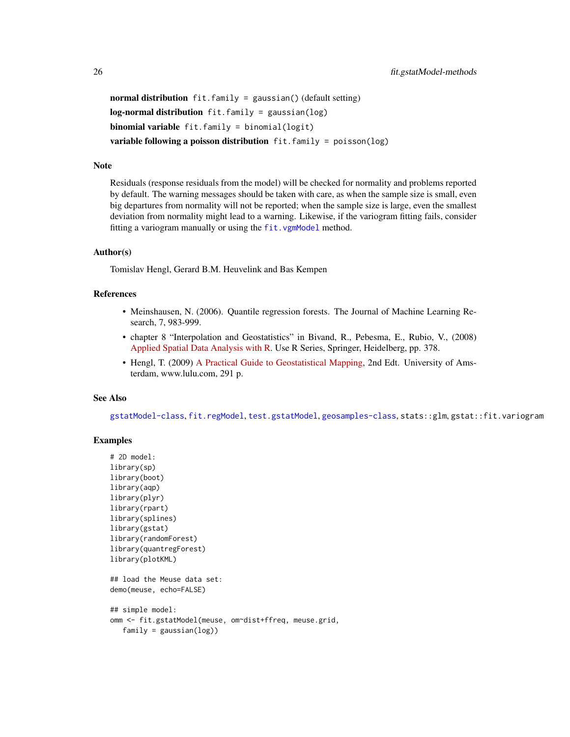**normal distribution** `fit.family = gaussian()` (default setting)

**log-normal distribution** `fit.family = gaussian(log)`

**binomial variable** `fit.family = binomial(logit)`

**variable following a poisson distribution** `fit.family = poisson(log)`

## Note

Residuals (response residuals from the model) will be checked for normality and problems reported by default. The warning messages should be taken with care, as when the sample size is small, even big departures from normality will not be reported; when the sample size is large, even the smallest deviation from normality might lead to a warning. Likewise, if the variogram fitting fails, consider fitting a variogram manually or using the `fit.vgmModel` method.

## Author(s)

Tomislav Hengl, Gerard B.M. Heuvelink and Bas Kempen

## References

- Meinshausen, N. (2006). Quantile regression forests. The Journal of Machine Learning Research, 7, 983-999.
- chapter 8 "Interpolation and Geostatistics" in Bivand, R., Pebesma, E., Rubio, V., (2008) Applied Spatial Data Analysis with R. Use R Series, Springer, Heidelberg, pp. 378.
- Hengl, T. (2009) A Practical Guide to Geostatistical Mapping, 2nd Edt. University of Amsterdam, www.lulu.com, 291 p.

## See Also

`gstatModel-class`, `fit.regModel`, `test.gstatModel`, `geosamples-class`, `stats::glm`, `gstat::fit.variogram`

## Examples

```
# 2D model:
library(sp)
library(boot)
library(aqp)
library(plyr)
library(rpart)
library(splines)
library(gstat)
library(randomForest)
library(quantregForest)
library(plotKML)

## load the Meuse data set:
demo(meuse, echo=FALSE)

## simple model:
omm <- fit.gstatModel(meuse, om~dist+ffreq, meuse.grid,
   family = gaussian(log))
```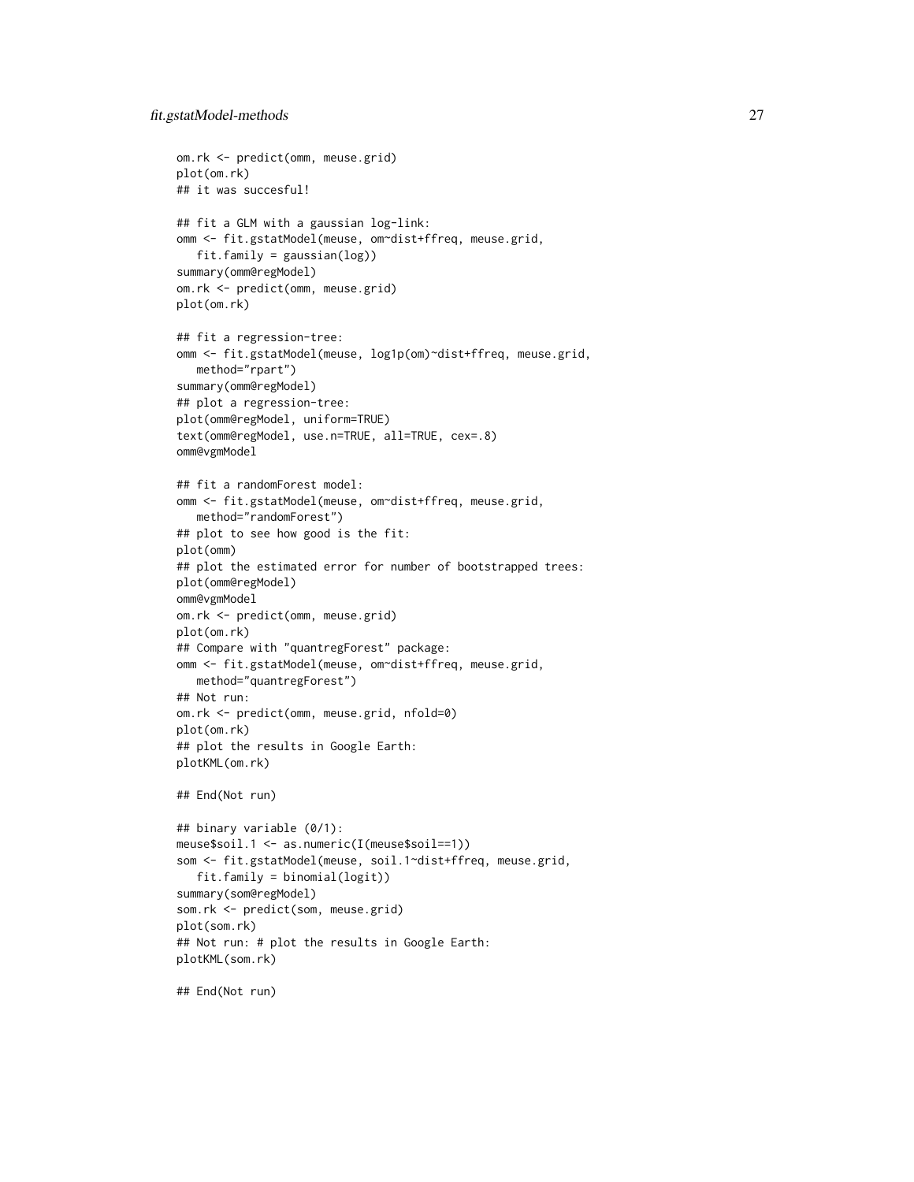```
om.rk <- predict(omm, meuse.grid)
plot(om.rk)
## it was succesful!

## fit a GLM with a gaussian log-link:
omm <- fit.gstatModel(meuse, om~dist+ffreq, meuse.grid,
   fit.family = gaussian(log))
summary(omm@regModel)
om.rk <- predict(omm, meuse.grid)
plot(om.rk)

## fit a regression-tree:
omm <- fit.gstatModel(meuse, log1p(om)~dist+ffreq, meuse.grid,
   method="rpart")
summary(omm@regModel)
## plot a regression-tree:
plot(omm@regModel, uniform=TRUE)
text(omm@regModel, use.n=TRUE, all=TRUE, cex=.8)
omm@vgmModel

## fit a randomForest model:
omm <- fit.gstatModel(meuse, om~dist+ffreq, meuse.grid,
   method="randomForest")
## plot to see how good is the fit:
plot(omm)
## plot the estimated error for number of bootstrapped trees:
plot(omm@regModel)
omm@vgmModel
om.rk <- predict(omm, meuse.grid)
plot(om.rk)
## Compare with "quantregForest" package:
omm <- fit.gstatModel(meuse, om~dist+ffreq, meuse.grid,
   method="quantregForest")
## Not run:
om.rk <- predict(omm, meuse.grid, nfold=0)
plot(om.rk)
## plot the results in Google Earth:
plotKML(om.rk)

## End(Not run)

## binary variable (0/1):
meuse$soil.1 <- as.numeric(I(meuse$soil==1))
som <- fit.gstatModel(meuse, soil.1~dist+ffreq, meuse.grid,
   fit.family = binomial(logit))
summary(som@regModel)
som.rk <- predict(som, meuse.grid)
plot(som.rk)
## Not run: # plot the results in Google Earth:
plotKML(som.rk)

## End(Not run)
```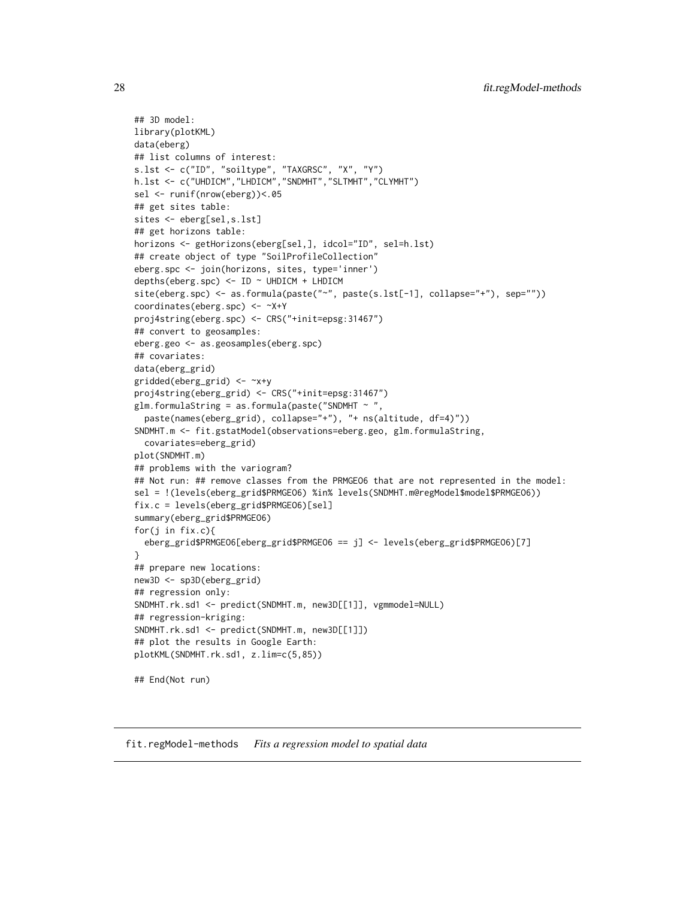```
## 3D model:
library(plotKML)
data(eberg)
## list columns of interest:
s.lst <- c("ID", "soiltype", "TAXGRSC", "X", "Y")
h.lst <- c("UHDICM","LHDICM","SNDMHT","SLTMHT","CLYMHT")
sel <- runif(nrow(eberg))<.05
## get sites table:
sites <- eberg[sel,s.lst]
## get horizons table:
horizons <- getHorizons(eberg[sel,], idcol="ID", sel=h.lst)
## create object of type "SoilProfileCollection"
eberg.spc <- join(horizons, sites, type='inner')
depths(eberg.spc) <- ID ~ UHDICM + LHDICM
site(eberg.spc) <- as.formula(paste("~", paste(s.lst[-1], collapse="+"), sep=""))
coordinates(eberg.spc) <- ~X+Y
proj4string(eberg.spc) <- CRS("+init=epsg:31467")
## convert to geosamples:
eberg.geo <- as.geosamples(eberg.spc)
## covariates:
data(eberg_grid)
gridded(eberg_grid) <- ~x+y
proj4string(eberg_grid) <- CRS("+init=epsg:31467")
glm.formulaString = as.formula(paste("SNDMHT ~ ",
  paste(names(eberg_grid), collapse="+"), "+ ns(altitude, df=4)"))
SNDMHT.m <- fit.gstatModel(observations=eberg.geo, glm.formulaString,
  covariates=eberg_grid)
plot(SNDMHT.m)
## problems with the variogram?
## Not run: ## remove classes from the PRMGEO6 that are not represented in the model:
sel = !(levels(eberg_grid$PRMGEO6) %in% levels(SNDMHT.m@regModel$model$PRMGEO6))
fix.c = levels(eberg_grid$PRMGEO6)[sel]
summary(eberg_grid$PRMGEO6)
for(j in fix.c){
  eberg_grid$PRMGEO6[eberg_grid$PRMGEO6 == j] <- levels(eberg_grid$PRMGEO6)[7]
}
## prepare new locations:
new3D <- sp3D(eberg_grid)
## regression only:
SNDMHT.rk.sd1 <- predict(SNDMHT.m, new3D[[1]], vgmmodel=NULL)
## regression-kriging:
SNDMHT.rk.sd1 <- predict(SNDMHT.m, new3D[[1]])
## plot the results in Google Earth:
plotKML(SNDMHT.rk.sd1, z.lim=c(5,85))

## End(Not run)
```

## fit.regModel-methods *Fits a regression model to spatial data*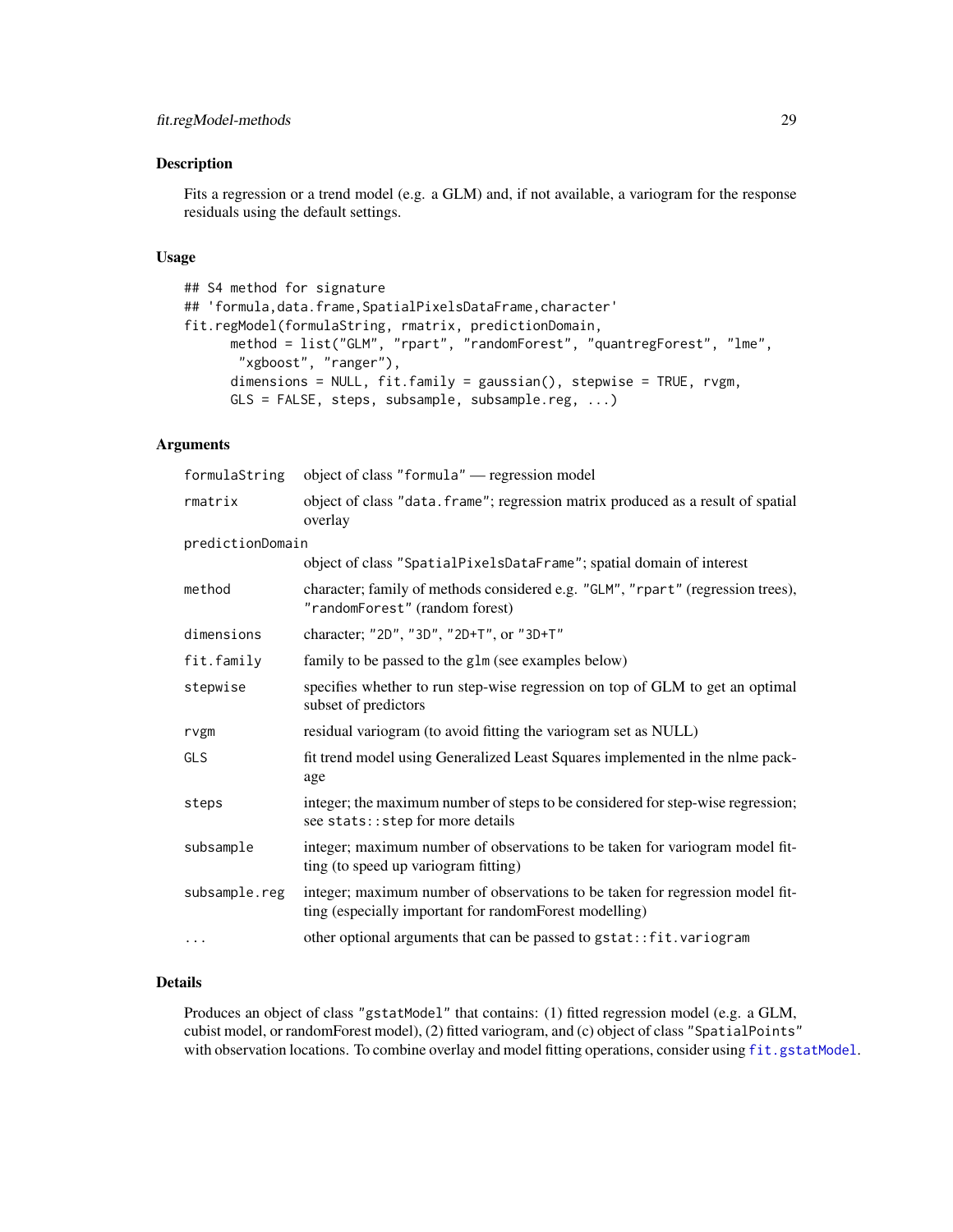## Description

Fits a regression or a trend model (e.g. a GLM) and, if not available, a variogram for the response residuals using the default settings.

## Usage

```
## S4 method for signature
## 'formula,data.frame,SpatialPixelsDataFrame,character'
fit.regModel(formulaString, rmatrix, predictionDomain,
      method = list("GLM", "rpart", "randomForest", "quantregForest", "lme",
       "xgboost", "ranger"),
      dimensions = NULL, fit.family = gaussian(), stepwise = TRUE, rvgm,
      GLS = FALSE, steps, subsample, subsample.reg, ...)
```

## Arguments

| | |
|---|---|
| `formulaString` | object of class "formula" — regression model |
| `rmatrix` | object of class "data.frame"; regression matrix produced as a result of spatial overlay |
| `predictionDomain` | object of class "SpatialPixelsDataFrame"; spatial domain of interest |
| `method` | character; family of methods considered e.g. "GLM", "rpart" (regression trees), "randomForest" (random forest) |
| `dimensions` | character; "2D", "3D", "2D+T", or "3D+T" |
| `fit.family` | family to be passed to the `glm` (see examples below) |
| `stepwise` | specifies whether to run step-wise regression on top of GLM to get an optimal subset of predictors |
| `rvgm` | residual variogram (to avoid fitting the variogram set as NULL) |
| `GLS` | fit trend model using Generalized Least Squares implemented in the nlme package |
| `steps` | integer; the maximum number of steps to be considered for step-wise regression; see `stats::step` for more details |
| `subsample` | integer; maximum number of observations to be taken for variogram model fitting (to speed up variogram fitting) |
| `subsample.reg` | integer; maximum number of observations to be taken for regression model fitting (especially important for randomForest modelling) |
| `...` | other optional arguments that can be passed to `gstat::fit.variogram` |

## Details

Produces an object of class "gstatModel" that contains: (1) fitted regression model (e.g. a GLM, cubist model, or randomForest model), (2) fitted variogram, and (c) object of class "SpatialPoints" with observation locations. To combine overlay and model fitting operations, consider using `fit.gstatModel`.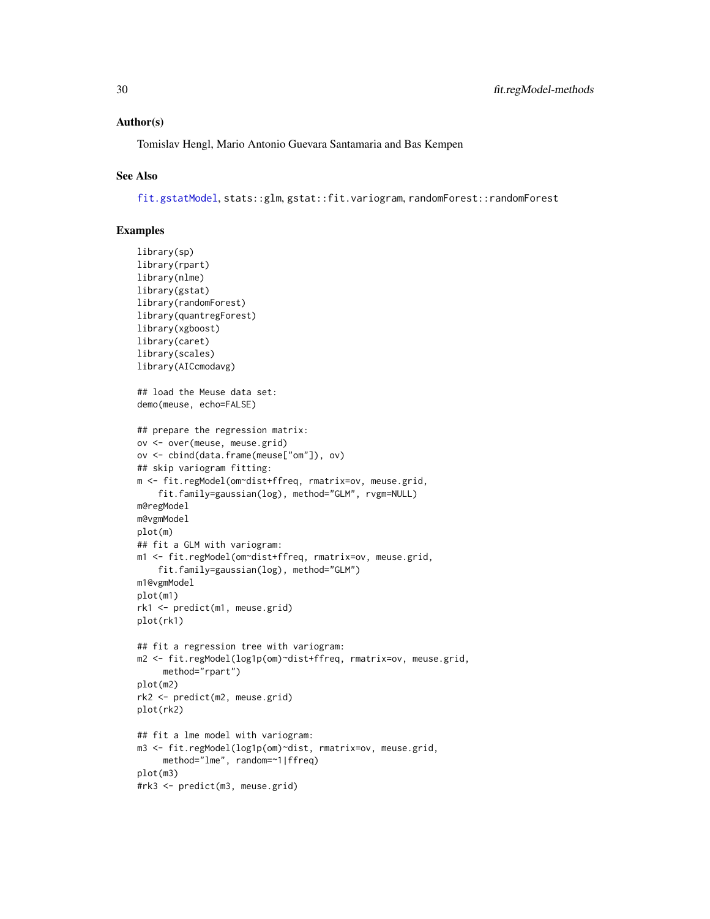### Author(s)

Tomislav Hengl, Mario Antonio Guevara Santamaria and Bas Kempen

### See Also

fit.gstatModel, stats::glm, gstat::fit.variogram, randomForest::randomForest

### Examples

```
library(sp)
library(rpart)
library(nlme)
library(gstat)
library(randomForest)
library(quantregForest)
library(xgboost)
library(caret)
library(scales)
library(AICcmodavg)

## load the Meuse data set:
demo(meuse, echo=FALSE)

## prepare the regression matrix:
ov <- over(meuse, meuse.grid)
ov <- cbind(data.frame(meuse["om"]), ov)
## skip variogram fitting:
m <- fit.regModel(om~dist+ffreq, rmatrix=ov, meuse.grid,
    fit.family=gaussian(log), method="GLM", rvgm=NULL)
m@regModel
m@vgmModel
plot(m)
## fit a GLM with variogram:
m1 <- fit.regModel(om~dist+ffreq, rmatrix=ov, meuse.grid,
    fit.family=gaussian(log), method="GLM")
m1@vgmModel
plot(m1)
rk1 <- predict(m1, meuse.grid)
plot(rk1)

## fit a regression tree with variogram:
m2 <- fit.regModel(log1p(om)~dist+ffreq, rmatrix=ov, meuse.grid,
     method="rpart")
plot(m2)
rk2 <- predict(m2, meuse.grid)
plot(rk2)

## fit a lme model with variogram:
m3 <- fit.regModel(log1p(om)~dist, rmatrix=ov, meuse.grid,
     method="lme", random=~1|ffreq)
plot(m3)
#rk3 <- predict(m3, meuse.grid)
```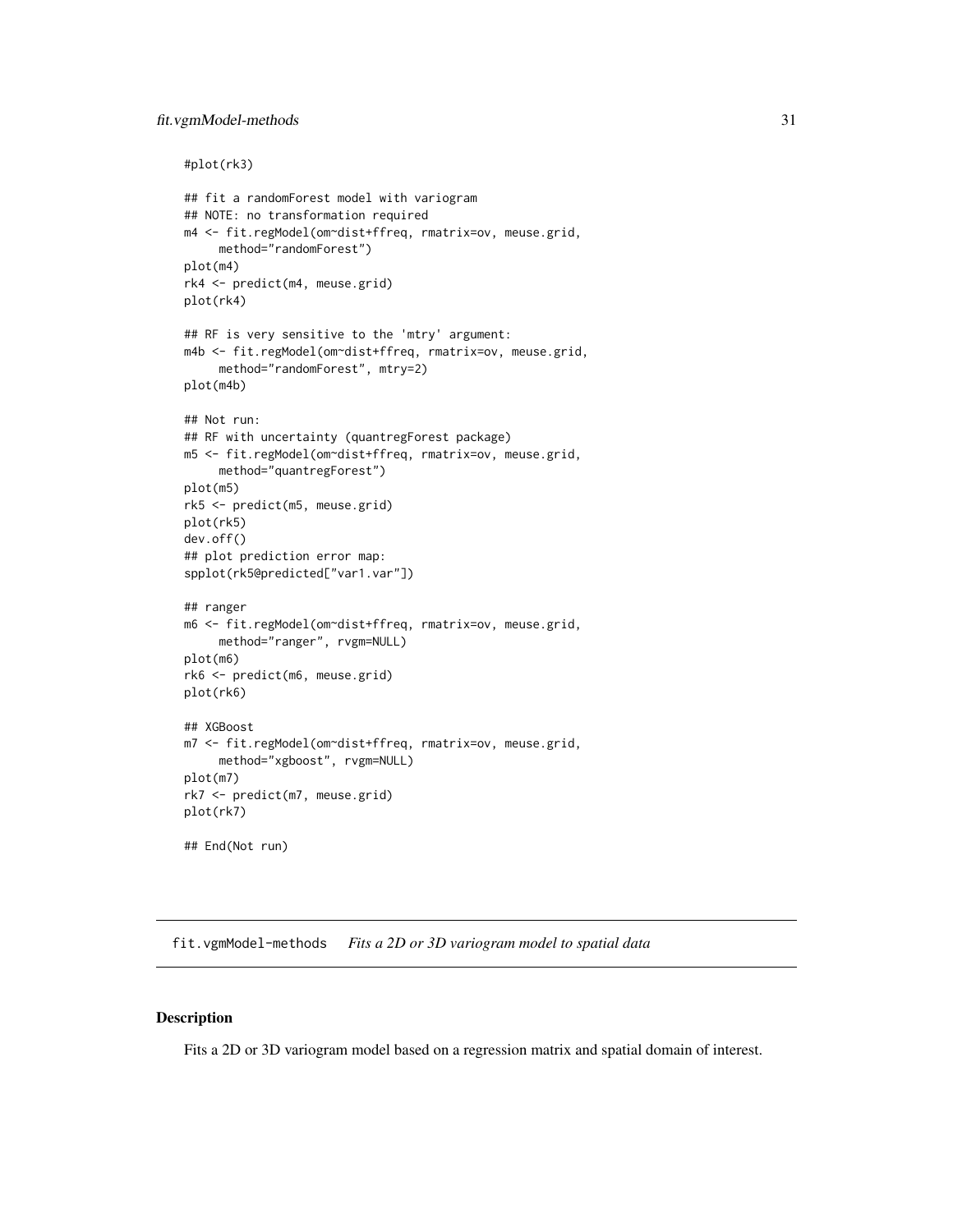```
#plot(rk3)

## fit a randomForest model with variogram
## NOTE: no transformation required
m4 <- fit.regModel(om~dist+ffreq, rmatrix=ov, meuse.grid,
     method="randomForest")
plot(m4)
rk4 <- predict(m4, meuse.grid)
plot(rk4)

## RF is very sensitive to the 'mtry' argument:
m4b <- fit.regModel(om~dist+ffreq, rmatrix=ov, meuse.grid,
     method="randomForest", mtry=2)
plot(m4b)

## Not run:
## RF with uncertainty (quantregForest package)
m5 <- fit.regModel(om~dist+ffreq, rmatrix=ov, meuse.grid,
     method="quantregForest")
plot(m5)
rk5 <- predict(m5, meuse.grid)
plot(rk5)
dev.off()
## plot prediction error map:
spplot(rk5@predicted["var1.var"])

## ranger
m6 <- fit.regModel(om~dist+ffreq, rmatrix=ov, meuse.grid,
     method="ranger", rvgm=NULL)
plot(m6)
rk6 <- predict(m6, meuse.grid)
plot(rk6)

## XGBoost
m7 <- fit.regModel(om~dist+ffreq, rmatrix=ov, meuse.grid,
     method="xgboost", rvgm=NULL)
plot(m7)
rk7 <- predict(m7, meuse.grid)
plot(rk7)

## End(Not run)
```

## fit.vgmModel-methods *Fits a 2D or 3D variogram model to spatial data*

### Description

Fits a 2D or 3D variogram model based on a regression matrix and spatial domain of interest.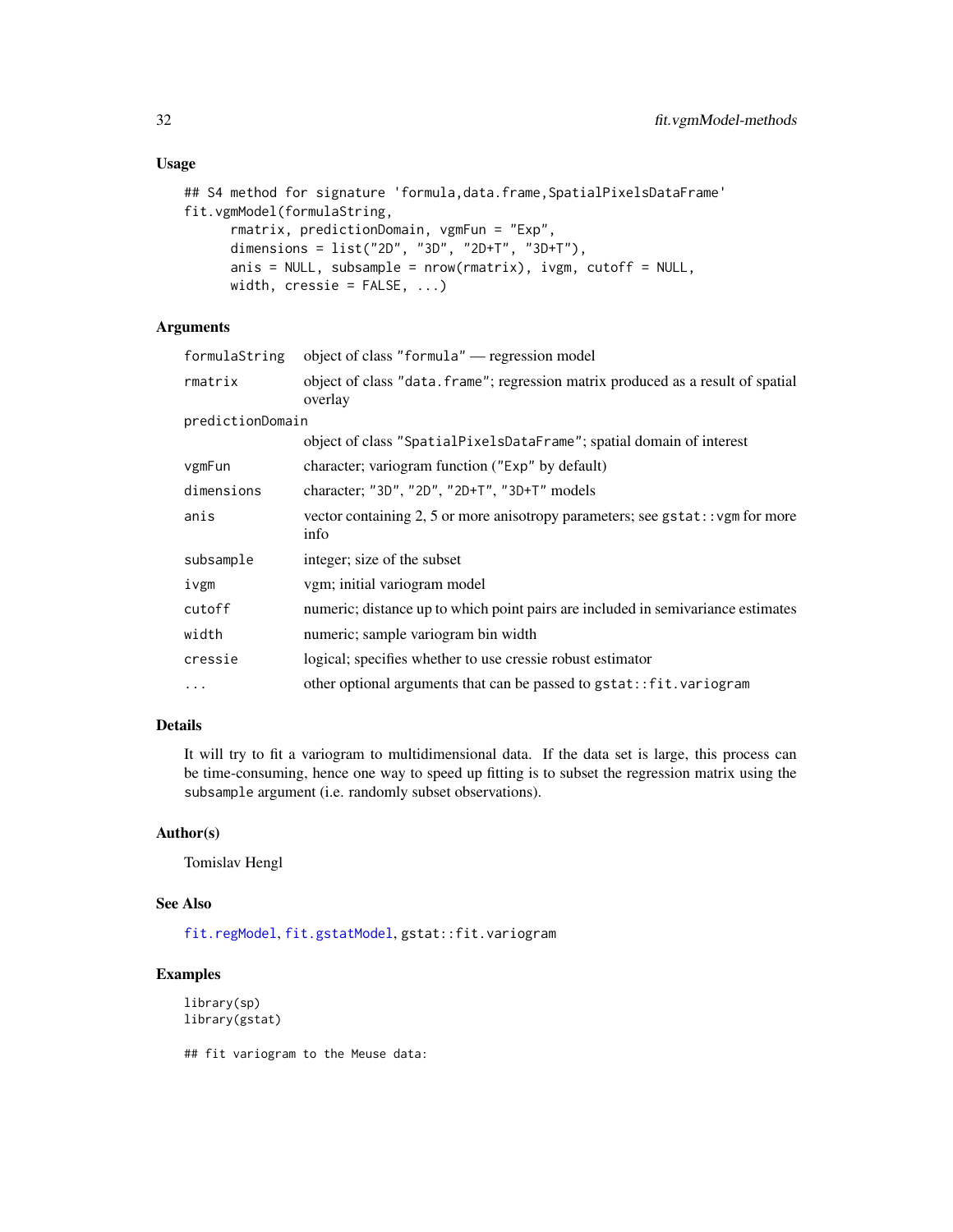## Usage

```
## S4 method for signature 'formula,data.frame,SpatialPixelsDataFrame'
fit.vgmModel(formulaString,
      rmatrix, predictionDomain, vgmFun = "Exp",
      dimensions = list("2D", "3D", "2D+T", "3D+T"),
      anis = NULL, subsample = nrow(rmatrix), ivgm, cutoff = NULL,
      width, cressie = FALSE, ...)
```

## Arguments

| | |
|---|---|
| formulaString | object of class "formula" — regression model |
| rmatrix | object of class "data.frame"; regression matrix produced as a result of spatial overlay |
| predictionDomain | object of class "SpatialPixelsDataFrame"; spatial domain of interest |
| vgmFun | character; variogram function ("Exp" by default) |
| dimensions | character; "3D", "2D", "2D+T", "3D+T" models |
| anis | vector containing 2, 5 or more anisotropy parameters; see gstat::vgm for more info |
| subsample | integer; size of the subset |
| ivgm | vgm; initial variogram model |
| cutoff | numeric; distance up to which point pairs are included in semivariance estimates |
| width | numeric; sample variogram bin width |
| cressie | logical; specifies whether to use cressie robust estimator |
| ... | other optional arguments that can be passed to gstat::fit.variogram |

## Details

It will try to fit a variogram to multidimensional data. If the data set is large, this process can be time-consuming, hence one way to speed up fitting is to subset the regression matrix using the subsample argument (i.e. randomly subset observations).

## Author(s)

Tomislav Hengl

## See Also

fit.regModel, fit.gstatModel, gstat::fit.variogram

## Examples

```
library(sp)
library(gstat)

## fit variogram to the Meuse data:
```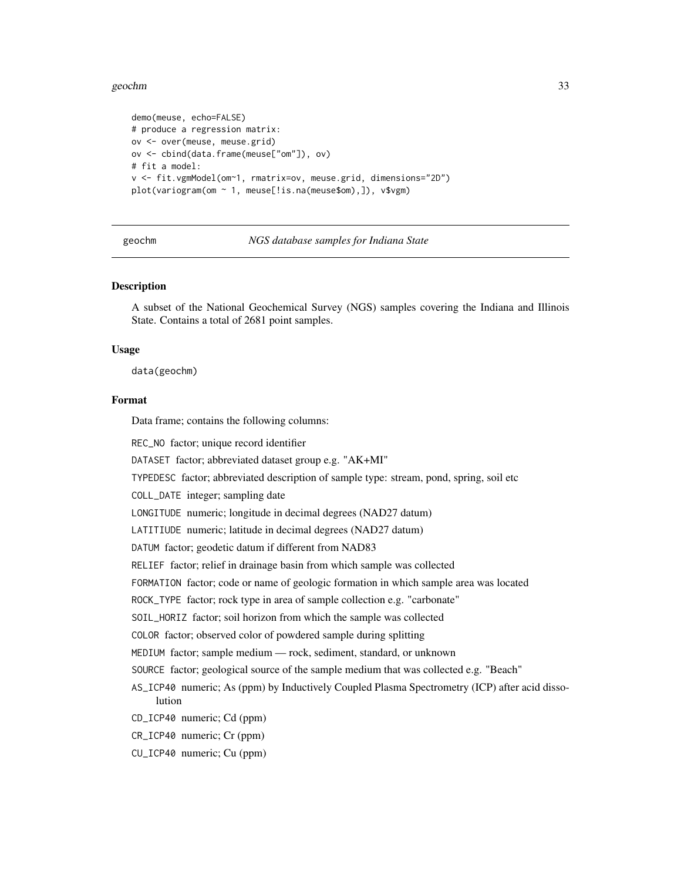```
demo(meuse, echo=FALSE)
# produce a regression matrix:
ov <- over(meuse, meuse.grid)
ov <- cbind(data.frame(meuse["om"]), ov)
# fit a model:
v <- fit.vgmModel(om~1, rmatrix=ov, meuse.grid, dimensions="2D")
plot(variogram(om ~ 1, meuse[!is.na(meuse$om),]), v$vgm)
```

## geochm — *NGS database samples for Indiana State*

### Description

A subset of the National Geochemical Survey (NGS) samples covering the Indiana and Illinois State. Contains a total of 2681 point samples.

### Usage

```
data(geochm)
```

### Format

Data frame; contains the following columns:

- `REC_NO` factor; unique record identifier
- `DATASET` factor; abbreviated dataset group e.g. "AK+MI"
- `TYPEDESC` factor; abbreviated description of sample type: stream, pond, spring, soil etc
- `COLL_DATE` integer; sampling date
- `LONGITUDE` numeric; longitude in decimal degrees (NAD27 datum)
- `LATITIUDE` numeric; latitude in decimal degrees (NAD27 datum)
- `DATUM` factor; geodetic datum if different from NAD83
- `RELIEF` factor; relief in drainage basin from which sample was collected
- `FORMATION` factor; code or name of geologic formation in which sample area was located
- `ROCK_TYPE` factor; rock type in area of sample collection e.g. "carbonate"
- `SOIL_HORIZ` factor; soil horizon from which the sample was collected
- `COLOR` factor; observed color of powdered sample during splitting
- `MEDIUM` factor; sample medium — rock, sediment, standard, or unknown
- `SOURCE` factor; geological source of the sample medium that was collected e.g. "Beach"
- `AS_ICP40` numeric; As (ppm) by Inductively Coupled Plasma Spectrometry (ICP) after acid dissolution
- `CD_ICP40` numeric; Cd (ppm)
- `CR_ICP40` numeric; Cr (ppm)
- `CU_ICP40` numeric; Cu (ppm)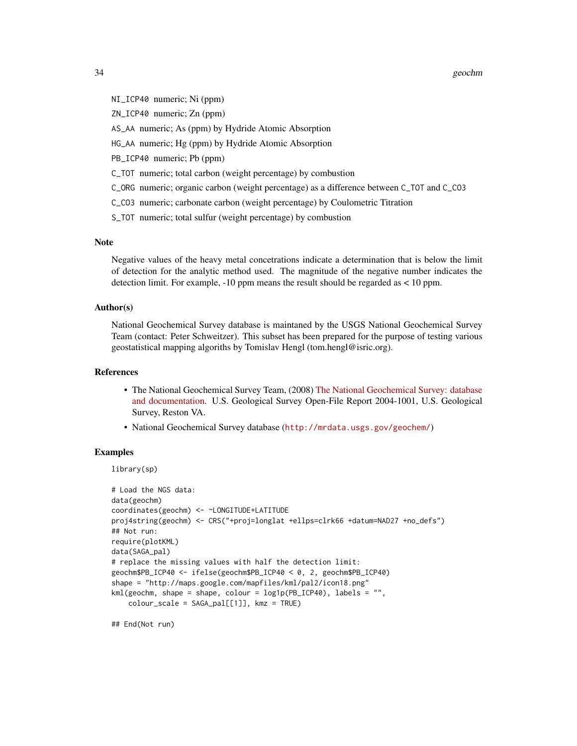`NI_ICP40` numeric; Ni (ppm)

`ZN_ICP40` numeric; Zn (ppm)

`AS_AA` numeric; As (ppm) by Hydride Atomic Absorption

`HG_AA` numeric; Hg (ppm) by Hydride Atomic Absorption

`PB_ICP40` numeric; Pb (ppm)

`C_TOT` numeric; total carbon (weight percentage) by combustion

`C_ORG` numeric; organic carbon (weight percentage) as a difference between `C_TOT` and `C_CO3`

`C_CO3` numeric; carbonate carbon (weight percentage) by Coulometric Titration

`S_TOT` numeric; total sulfur (weight percentage) by combustion

## Note

Negative values of the heavy metal concetrations indicate a determination that is below the limit of detection for the analytic method used. The magnitude of the negative number indicates the detection limit. For example, -10 ppm means the result should be regarded as < 10 ppm.

## Author(s)

National Geochemical Survey database is maintaned by the USGS National Geochemical Survey Team (contact: Peter Schweitzer). This subset has been prepared for the purpose of testing various geostatistical mapping algoriths by Tomislav Hengl (tom.hengl@isric.org).

## References

- The National Geochemical Survey Team, (2008) The National Geochemical Survey: database and documentation. U.S. Geological Survey Open-File Report 2004-1001, U.S. Geological Survey, Reston VA.
- National Geochemical Survey database (http://mrdata.usgs.gov/geochem/)

## Examples

```
library(sp)

# Load the NGS data:
data(geochm)
coordinates(geochm) <- ~LONGITUDE+LATITUDE
proj4string(geochm) <- CRS("+proj=longlat +ellps=clrk66 +datum=NAD27 +no_defs")
## Not run:
require(plotKML)
data(SAGA_pal)
# replace the missing values with half the detection limit:
geochm$PB_ICP40 <- ifelse(geochm$PB_ICP40 < 0, 2, geochm$PB_ICP40)
shape = "http://maps.google.com/mapfiles/kml/pal2/icon18.png"
kml(geochm, shape = shape, colour = log1p(PB_ICP40), labels = "",
    colour_scale = SAGA_pal[[1]], kmz = TRUE)

## End(Not run)
```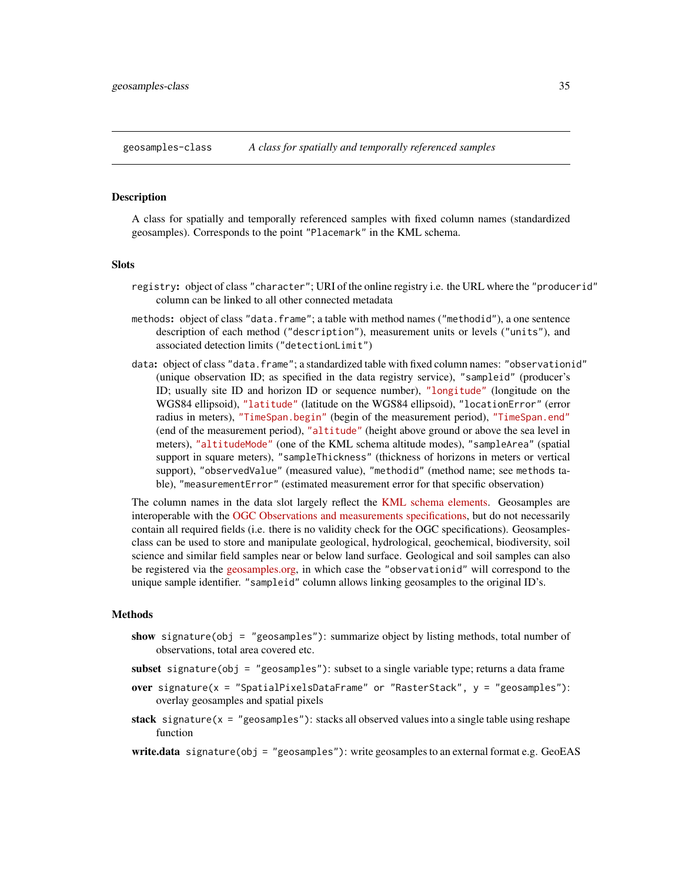geosamples-class    *A class for spatially and temporally referenced samples*

## Description

A class for spatially and temporally referenced samples with fixed column names (standardized geosamples). Corresponds to the point `"Placemark"` in the KML schema.

## Slots

`registry`: object of class `"character"`; URI of the online registry i.e. the URL where the `"producerid"` column can be linked to all other connected metadata

`methods`: object of class `"data.frame"`; a table with method names (`"methodid"`), a one sentence description of each method (`"description"`), measurement units or levels (`"units"`), and associated detection limits (`"detectionLimit"`)

`data`: object of class `"data.frame"`; a standardized table with fixed column names: `"observationid"` (unique observation ID; as specified in the data registry service), `"sampleid"` (producer's ID; usually site ID and horizon ID or sequence number), `"longitude"` (longitude on the WGS84 ellipsoid), `"latitude"` (latitude on the WGS84 ellipsoid), `"locationError"` (error radius in meters), `"TimeSpan.begin"` (begin of the measurement period), `"TimeSpan.end"` (end of the measurement period), `"altitude"` (height above ground or above the sea level in meters), `"altitudeMode"` (one of the KML schema altitude modes), `"sampleArea"` (spatial support in square meters), `"sampleThickness"` (thickness of horizons in meters or vertical support), `"observedValue"` (measured value), `"methodid"` (method name; see `methods` table), `"measurementError"` (estimated measurement error for that specific observation)

The column names in the data slot largely reflect the KML schema elements. Geosamples are interoperable with the OGC Observations and measurements specifications, but do not necessarily contain all required fields (i.e. there is no validity check for the OGC specifications). Geosamples-class can be used to store and manipulate geological, hydrological, geochemical, biodiversity, soil science and similar field samples near or below land surface. Geological and soil samples can also be registered via the geosamples.org, in which case the `"observationid"` will correspond to the unique sample identifier. `"sampleid"` column allows linking geosamples to the original ID's.

## Methods

**show** `signature(obj = "geosamples")`: summarize object by listing methods, total number of observations, total area covered etc.

**subset** `signature(obj = "geosamples")`: subset to a single variable type; returns a data frame

**over** `signature(x = "SpatialPixelsDataFrame" or "RasterStack", y = "geosamples")`: overlay geosamples and spatial pixels

**stack** `signature(x = "geosamples")`: stacks all observed values into a single table using reshape function

**write.data** `signature(obj = "geosamples")`: write geosamples to an external format e.g. GeoEAS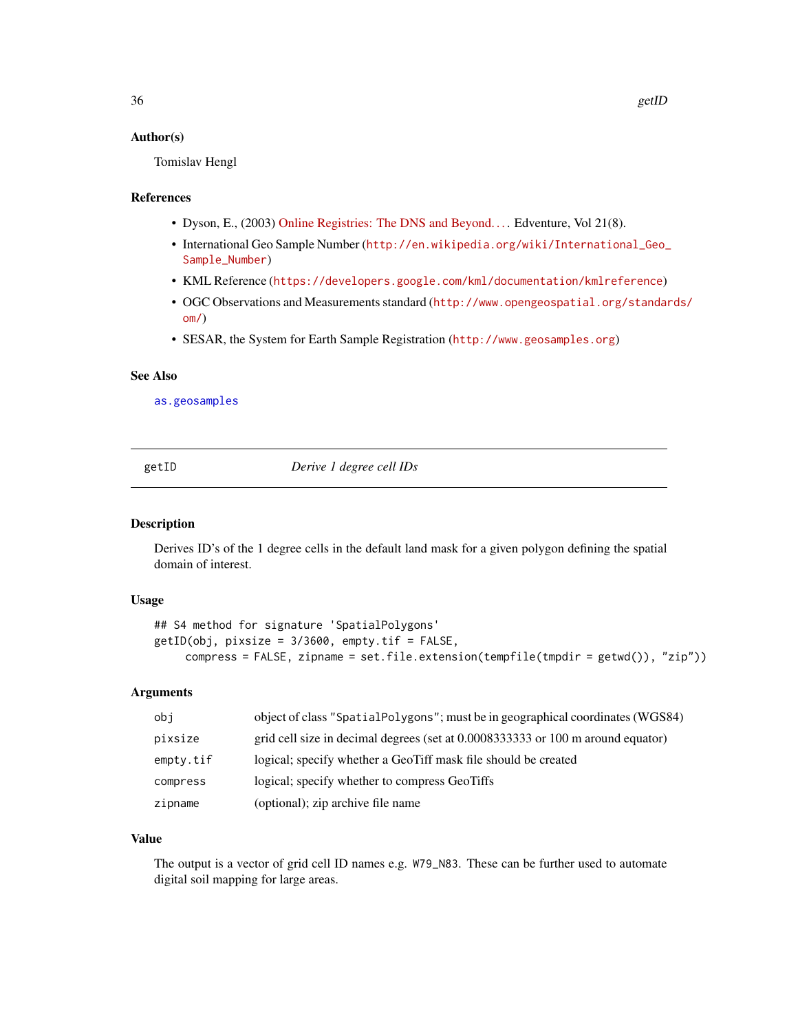### Author(s)

Tomislav Hengl

### References

- Dyson, E., (2003) Online Registries: The DNS and Beyond.... Edventure, Vol 21(8).
- International Geo Sample Number (http://en.wikipedia.org/wiki/International_Geo_Sample_Number)
- KML Reference (https://developers.google.com/kml/documentation/kmlreference)
- OGC Observations and Measurements standard (http://www.opengeospatial.org/standards/om/)
- SESAR, the System for Earth Sample Registration (http://www.geosamples.org)

### See Also

as.geosamples

---

## getID *Derive 1 degree cell IDs*

---

### Description

Derives ID's of the 1 degree cells in the default land mask for a given polygon defining the spatial domain of interest.

### Usage

```
## S4 method for signature 'SpatialPolygons'
getID(obj, pixsize = 3/3600, empty.tif = FALSE,
     compress = FALSE, zipname = set.file.extension(tempfile(tmpdir = getwd()), "zip"))
```

### Arguments

| | |
|---|---|
| obj | object of class "SpatialPolygons"; must be in geographical coordinates (WGS84) |
| pixsize | grid cell size in decimal degrees (set at 0.0008333333 or 100 m around equator) |
| empty.tif | logical; specify whether a GeoTiff mask file should be created |
| compress | logical; specify whether to compress GeoTiffs |
| zipname | (optional); zip archive file name |

### Value

The output is a vector of grid cell ID names e.g. W79_N83. These can be further used to automate digital soil mapping for large areas.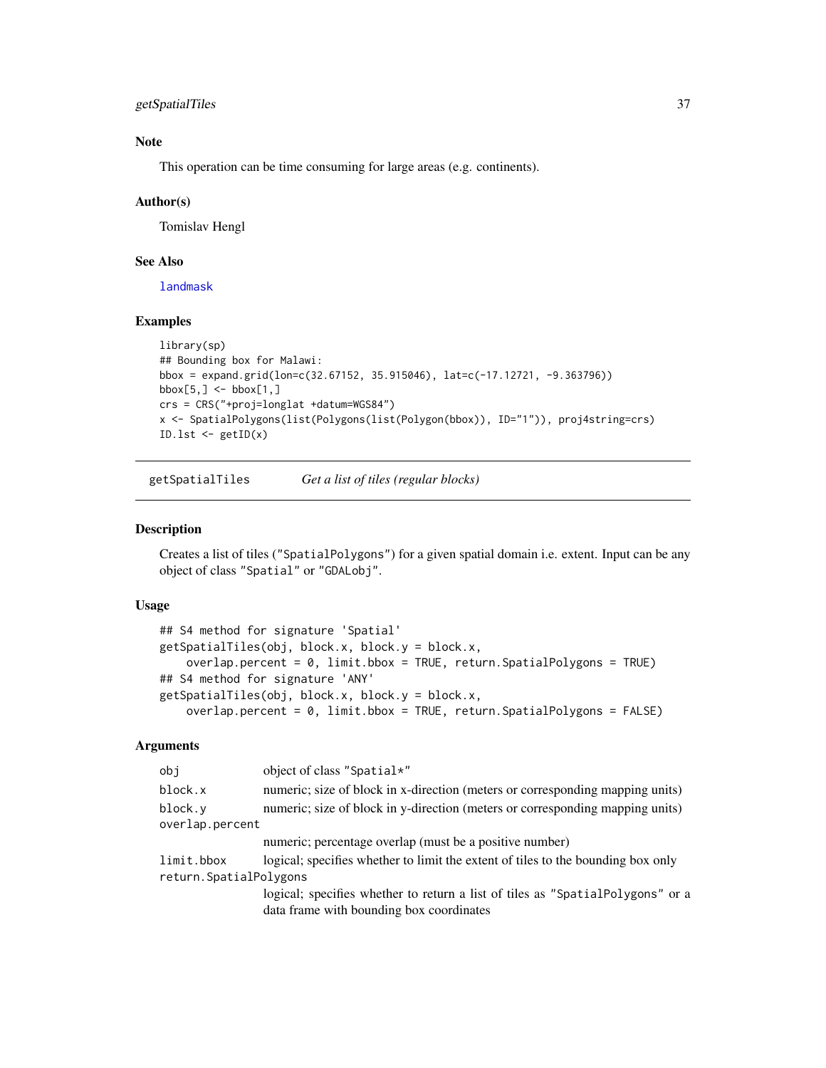## Note

This operation can be time consuming for large areas (e.g. continents).

## Author(s)

Tomislav Hengl

## See Also

landmask

## Examples

```
library(sp)
## Bounding box for Malawi:
bbox = expand.grid(lon=c(32.67152, 35.915046), lat=c(-17.12721, -9.363796))
bbox[5,] <- bbox[1,]
crs = CRS("+proj=longlat +datum=WGS84")
x <- SpatialPolygons(list(Polygons(list(Polygon(bbox)), ID="1")), proj4string=crs)
ID.lst <- getID(x)
```

---

# getSpatialTiles — *Get a list of tiles (regular blocks)*

## Description

Creates a list of tiles ("SpatialPolygons") for a given spatial domain i.e. extent. Input can be any object of class "Spatial" or "GDALobj".

## Usage

```
## S4 method for signature 'Spatial'
getSpatialTiles(obj, block.x, block.y = block.x,
    overlap.percent = 0, limit.bbox = TRUE, return.SpatialPolygons = TRUE)
## S4 method for signature 'ANY'
getSpatialTiles(obj, block.x, block.y = block.x,
    overlap.percent = 0, limit.bbox = TRUE, return.SpatialPolygons = FALSE)
```

## Arguments

| | |
|---|---|
| obj | object of class "Spatial*" |
| block.x | numeric; size of block in x-direction (meters or corresponding mapping units) |
| block.y | numeric; size of block in y-direction (meters or corresponding mapping units) |
| overlap.percent | numeric; percentage overlap (must be a positive number) |
| limit.bbox | logical; specifies whether to limit the extent of tiles to the bounding box only |
| return.SpatialPolygons | logical; specifies whether to return a list of tiles as "SpatialPolygons" or a data frame with bounding box coordinates |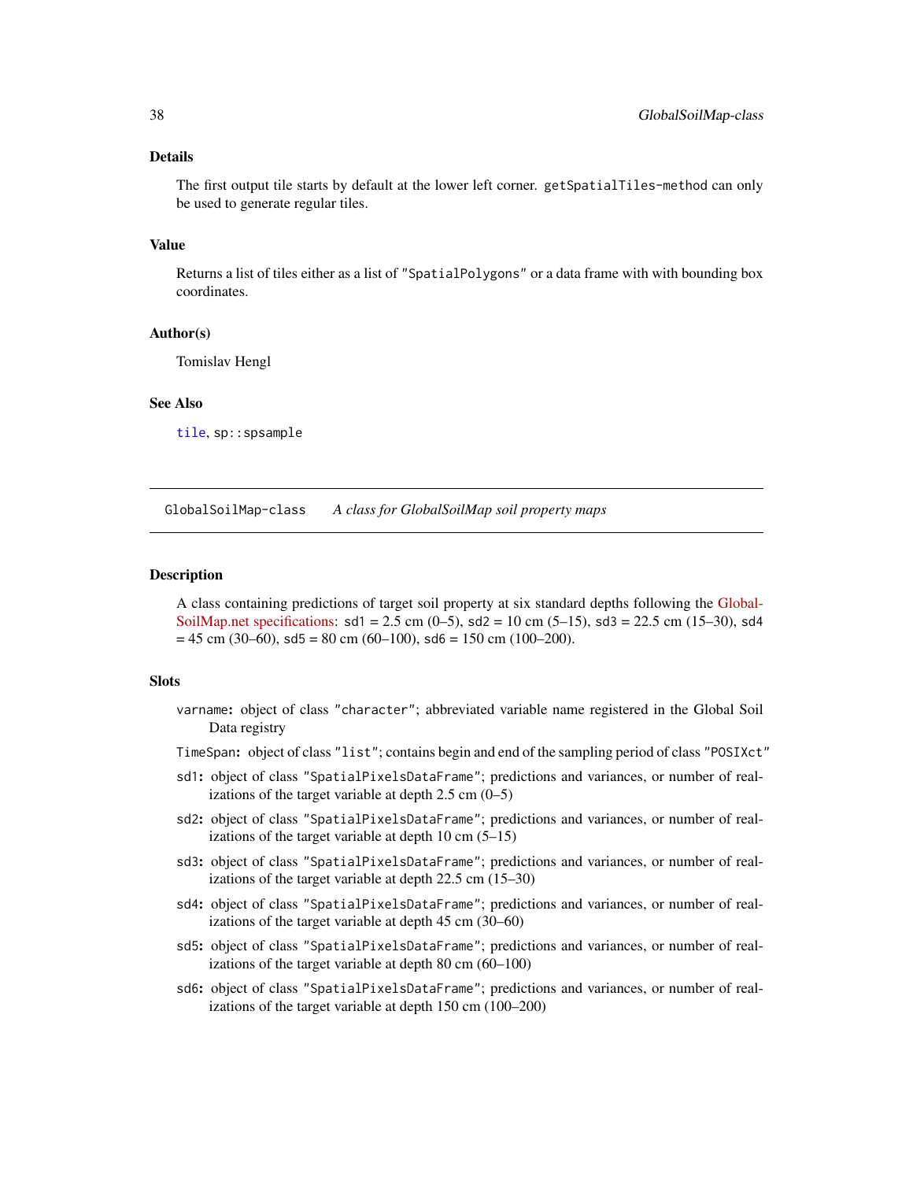## Details

The first output tile starts by default at the lower left corner. `getSpatialTiles-method` can only be used to generate regular tiles.

## Value

Returns a list of tiles either as a list of `"SpatialPolygons"` or a data frame with with bounding box coordinates.

## Author(s)

Tomislav Hengl

## See Also

`tile`, `sp::spsample`

---

# GlobalSoilMap-class *A class for GlobalSoilMap soil property maps*

---

## Description

A class containing predictions of target soil property at six standard depths following the GlobalSoilMap.net specifications: `sd1` = 2.5 cm (0–5), `sd2` = 10 cm (5–15), `sd3` = 22.5 cm (15–30), `sd4` = 45 cm (30–60), `sd5` = 80 cm (60–100), `sd6` = 150 cm (100–200).

## Slots

- `varname`: object of class `"character"`; abbreviated variable name registered in the Global Soil Data registry
- `TimeSpan`: object of class `"list"`; contains begin and end of the sampling period of class `"POSIXct"`
- `sd1`: object of class `"SpatialPixelsDataFrame"`; predictions and variances, or number of realizations of the target variable at depth 2.5 cm (0–5)
- `sd2`: object of class `"SpatialPixelsDataFrame"`; predictions and variances, or number of realizations of the target variable at depth 10 cm (5–15)
- `sd3`: object of class `"SpatialPixelsDataFrame"`; predictions and variances, or number of realizations of the target variable at depth 22.5 cm (15–30)
- `sd4`: object of class `"SpatialPixelsDataFrame"`; predictions and variances, or number of realizations of the target variable at depth 45 cm (30–60)
- `sd5`: object of class `"SpatialPixelsDataFrame"`; predictions and variances, or number of realizations of the target variable at depth 80 cm (60–100)
- `sd6`: object of class `"SpatialPixelsDataFrame"`; predictions and variances, or number of realizations of the target variable at depth 150 cm (100–200)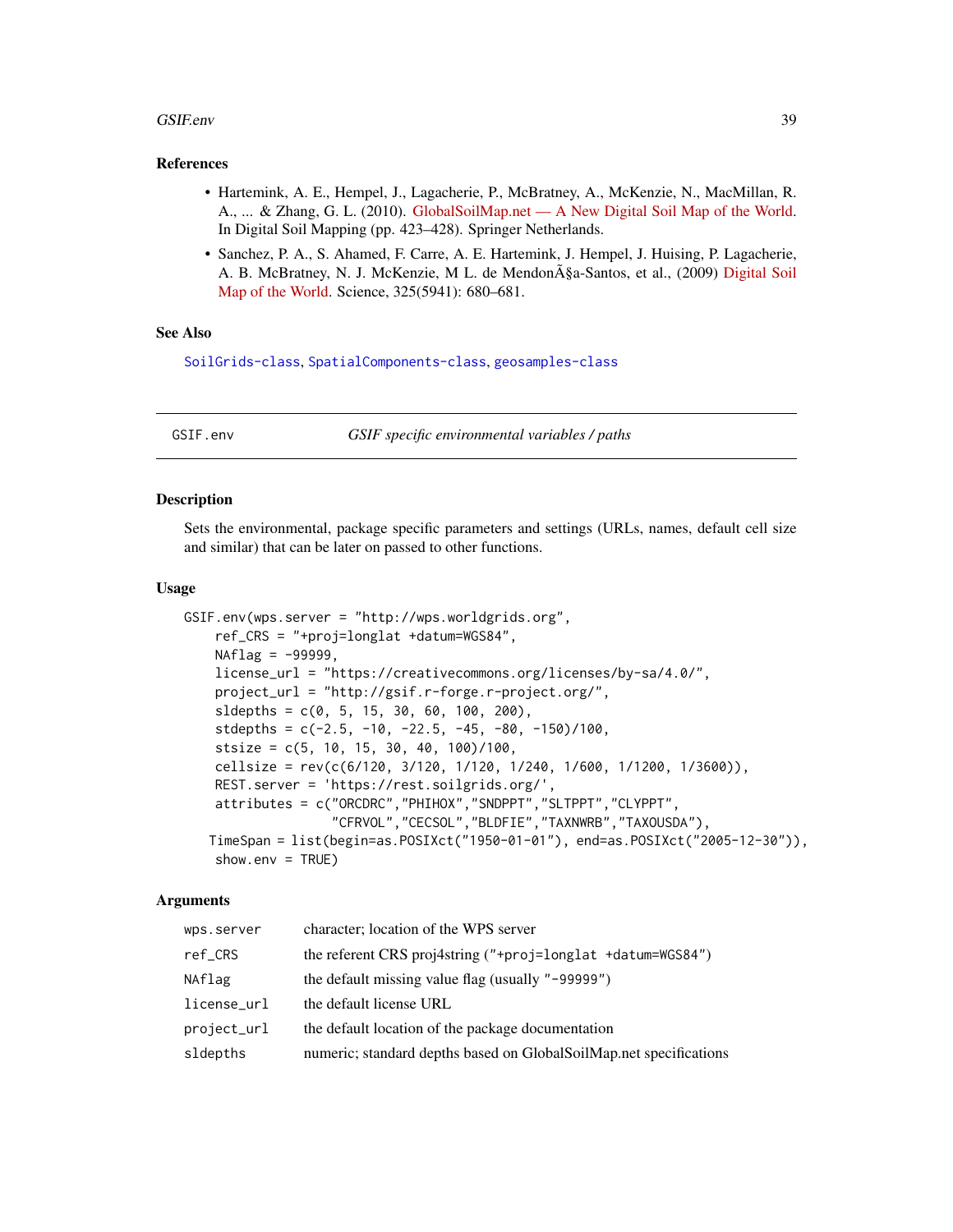### References

- Hartemink, A. E., Hempel, J., Lagacherie, P., McBratney, A., McKenzie, N., MacMillan, R. A., ... & Zhang, G. L. (2010). GlobalSoilMap.net — A New Digital Soil Map of the World. In Digital Soil Mapping (pp. 423–428). Springer Netherlands.
- Sanchez, P. A., S. Ahamed, F. Carre, A. E. Hartemink, J. Hempel, J. Huising, P. Lagacherie, A. B. McBratney, N. J. McKenzie, M L. de MendonÃ§a-Santos, et al., (2009) Digital Soil Map of the World. Science, 325(5941): 680–681.

### See Also

SoilGrids-class, SpatialComponents-class, geosamples-class

---

## GSIF.env — *GSIF specific environmental variables / paths*

### Description

Sets the environmental, package specific parameters and settings (URLs, names, default cell size and similar) that can be later on passed to other functions.

### Usage

```
GSIF.env(wps.server = "http://wps.worldgrids.org",
     ref_CRS = "+proj=longlat +datum=WGS84",
     NAflag = -99999,
     license_url = "https://creativecommons.org/licenses/by-sa/4.0/",
     project_url = "http://gsif.r-forge.r-project.org/",
     sldepths = c(0, 5, 15, 30, 60, 100, 200),
     stdepths = c(-2.5, -10, -22.5, -45, -80, -150)/100,
     stsize = c(5, 10, 15, 30, 40, 100)/100,
     cellsize = rev(c(6/120, 3/120, 1/120, 1/240, 1/600, 1/1200, 1/3600)),
     REST.server = 'https://rest.soilgrids.org/',
     attributes = c("ORCDRC","PHIHOX","SNDPPT","SLTPPT","CLYPPT",
                    "CFRVOL","CECSOL","BLDFIE","TAXNWRB","TAXOUSDA"),
    TimeSpan = list(begin=as.POSIXct("1950-01-01"), end=as.POSIXct("2005-12-30")),
     show.env = TRUE)
```

### Arguments

| | |
|---|---|
| wps.server | character; location of the WPS server |
| ref_CRS | the referent CRS proj4string ("+proj=longlat +datum=WGS84") |
| NAflag | the default missing value flag (usually "-99999") |
| license_url | the default license URL |
| project_url | the default location of the package documentation |
| sldepths | numeric; standard depths based on GlobalSoilMap.net specifications |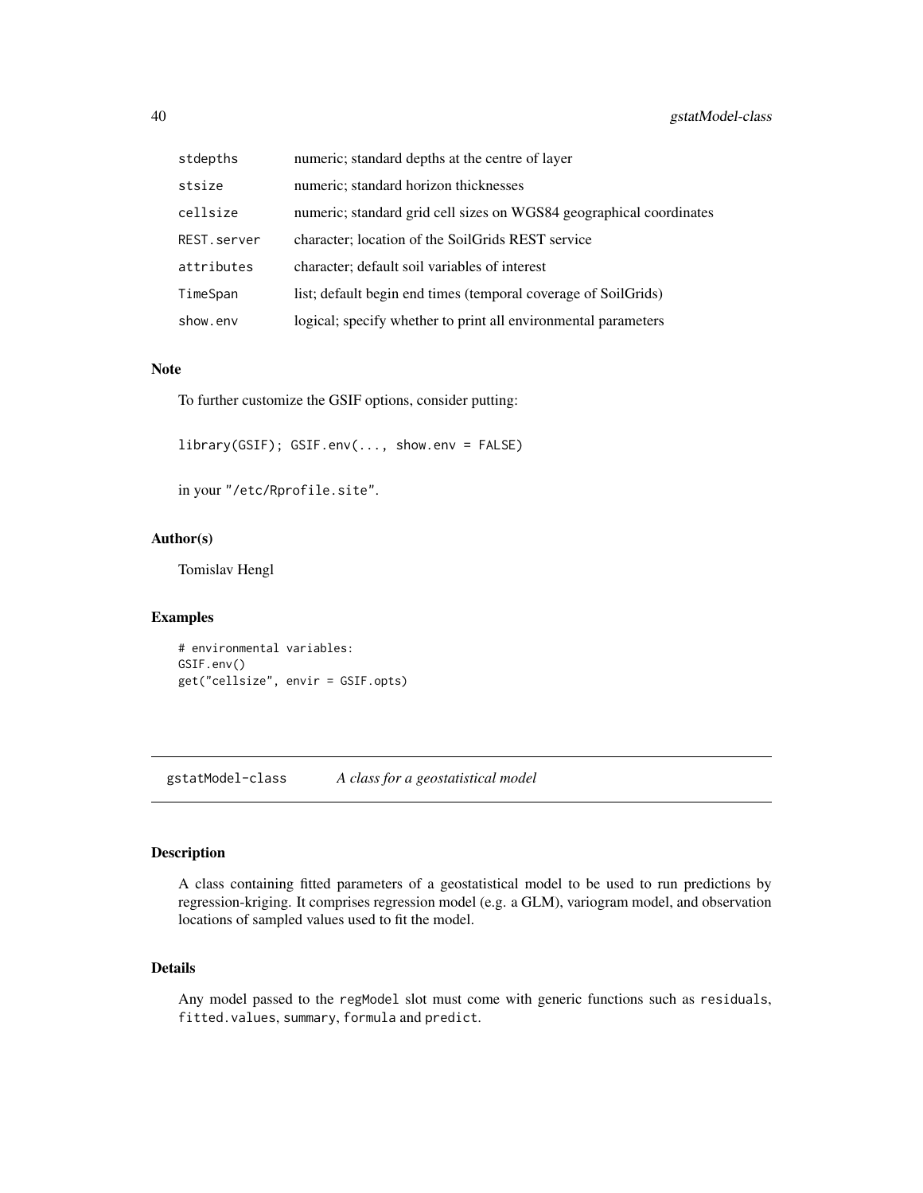| | |
|---|---|
| `stdepths` | numeric; standard depths at the centre of layer |
| `stsize` | numeric; standard horizon thicknesses |
| `cellsize` | numeric; standard grid cell sizes on WGS84 geographical coordinates |
| `REST.server` | character; location of the SoilGrids REST service |
| `attributes` | character; default soil variables of interest |
| `TimeSpan` | list; default begin end times (temporal coverage of SoilGrids) |
| `show.env` | logical; specify whether to print all environmental parameters |

### Note

To further customize the GSIF options, consider putting:

```
library(GSIF); GSIF.env(..., show.env = FALSE)
```

in your `"/etc/Rprofile.site"`.

### Author(s)

Tomislav Hengl

### Examples

```
# environmental variables:
GSIF.env()
get("cellsize", envir = GSIF.opts)
```

---

## gstatModel-class &nbsp;&nbsp;&nbsp; *A class for a geostatistical model*

---

### Description

A class containing fitted parameters of a geostatistical model to be used to run predictions by regression-kriging. It comprises regression model (e.g. a GLM), variogram model, and observation locations of sampled values used to fit the model.

### Details

Any model passed to the `regModel` slot must come with generic functions such as `residuals`, `fitted.values`, `summary`, `formula` and `predict`.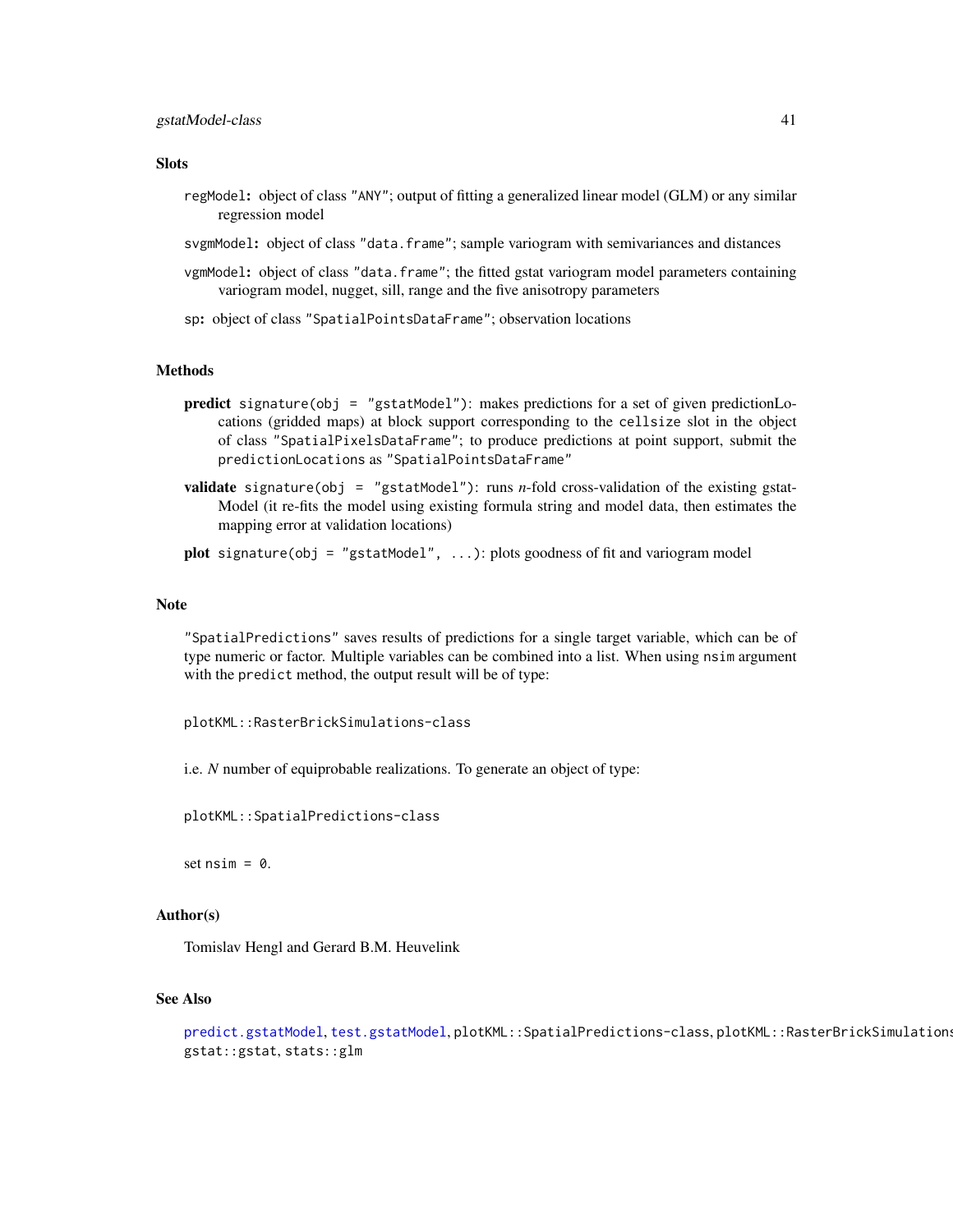### Slots

- `regModel`: object of class "ANY"; output of fitting a generalized linear model (GLM) or any similar regression model
- `svgmModel`: object of class "data.frame"; sample variogram with semivariances and distances
- `vgmModel`: object of class "data.frame"; the fitted gstat variogram model parameters containing variogram model, nugget, sill, range and the five anisotropy parameters
- `sp`: object of class "SpatialPointsDataFrame"; observation locations

### Methods

- **predict** `signature(obj = "gstatModel")`: makes predictions for a set of given predictionLocations (gridded maps) at block support corresponding to the `cellsize` slot in the object of class "SpatialPixelsDataFrame"; to produce predictions at point support, submit the `predictionLocations` as "SpatialPointsDataFrame"
- **validate** `signature(obj = "gstatModel")`: runs *n*-fold cross-validation of the existing gstatModel (it re-fits the model using existing formula string and model data, then estimates the mapping error at validation locations)
- **plot** `signature(obj = "gstatModel", ...)`: plots goodness of fit and variogram model

### Note

"SpatialPredictions" saves results of predictions for a single target variable, which can be of type numeric or factor. Multiple variables can be combined into a list. When using `nsim` argument with the `predict` method, the output result will be of type:

```
plotKML::RasterBrickSimulations-class
```

i.e. *N* number of equiprobable realizations. To generate an object of type:

```
plotKML::SpatialPredictions-class
```

set `nsim = 0`.

### Author(s)

Tomislav Hengl and Gerard B.M. Heuvelink

### See Also

`predict.gstatModel`, `test.gstatModel`, `plotKML::SpatialPredictions-class`, `plotKML::RasterBrickSimulations-class`, `gstat::gstat`, `stats::glm`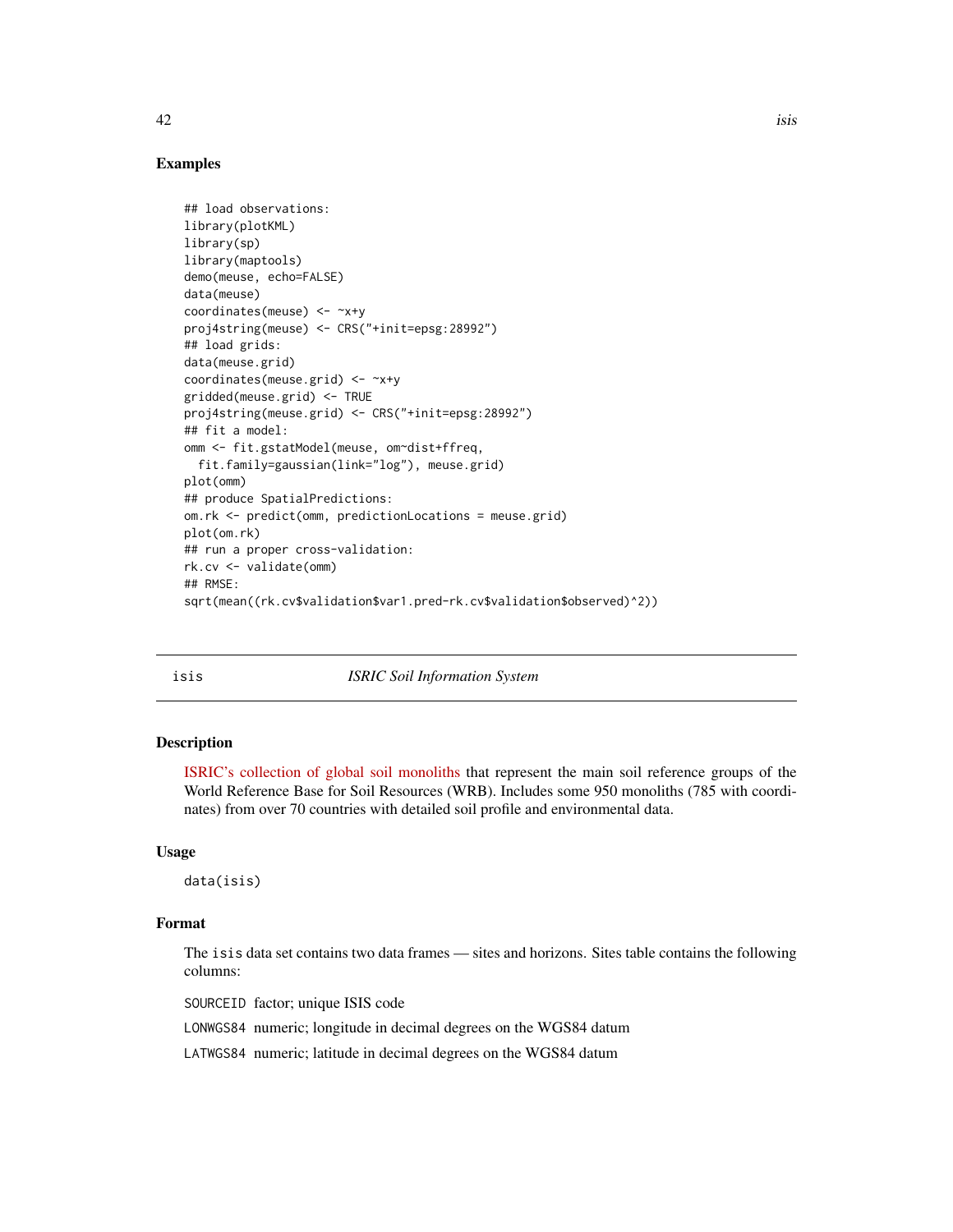## Examples

```
## load observations:
library(plotKML)
library(sp)
library(maptools)
demo(meuse, echo=FALSE)
data(meuse)
coordinates(meuse) <- ~x+y
proj4string(meuse) <- CRS("+init=epsg:28992")
## load grids:
data(meuse.grid)
coordinates(meuse.grid) <- ~x+y
gridded(meuse.grid) <- TRUE
proj4string(meuse.grid) <- CRS("+init=epsg:28992")
## fit a model:
omm <- fit.gstatModel(meuse, om~dist+ffreq,
  fit.family=gaussian(link="log"), meuse.grid)
plot(omm)
## produce SpatialPredictions:
om.rk <- predict(omm, predictionLocations = meuse.grid)
plot(om.rk)
## run a proper cross-validation:
rk.cv <- validate(omm)
## RMSE:
sqrt(mean((rk.cv$validation$var1.pred-rk.cv$validation$observed)^2))
```

---

isis *ISRIC Soil Information System*

---

## Description

ISRIC's collection of global soil monoliths that represent the main soil reference groups of the World Reference Base for Soil Resources (WRB). Includes some 950 monoliths (785 with coordinates) from over 70 countries with detailed soil profile and environmental data.

## Usage

```
data(isis)
```

## Format

The isis data set contains two data frames — sites and horizons. Sites table contains the following columns:

- SOURCEID factor; unique ISIS code
- LONWGS84 numeric; longitude in decimal degrees on the WGS84 datum
- LATWGS84 numeric; latitude in decimal degrees on the WGS84 datum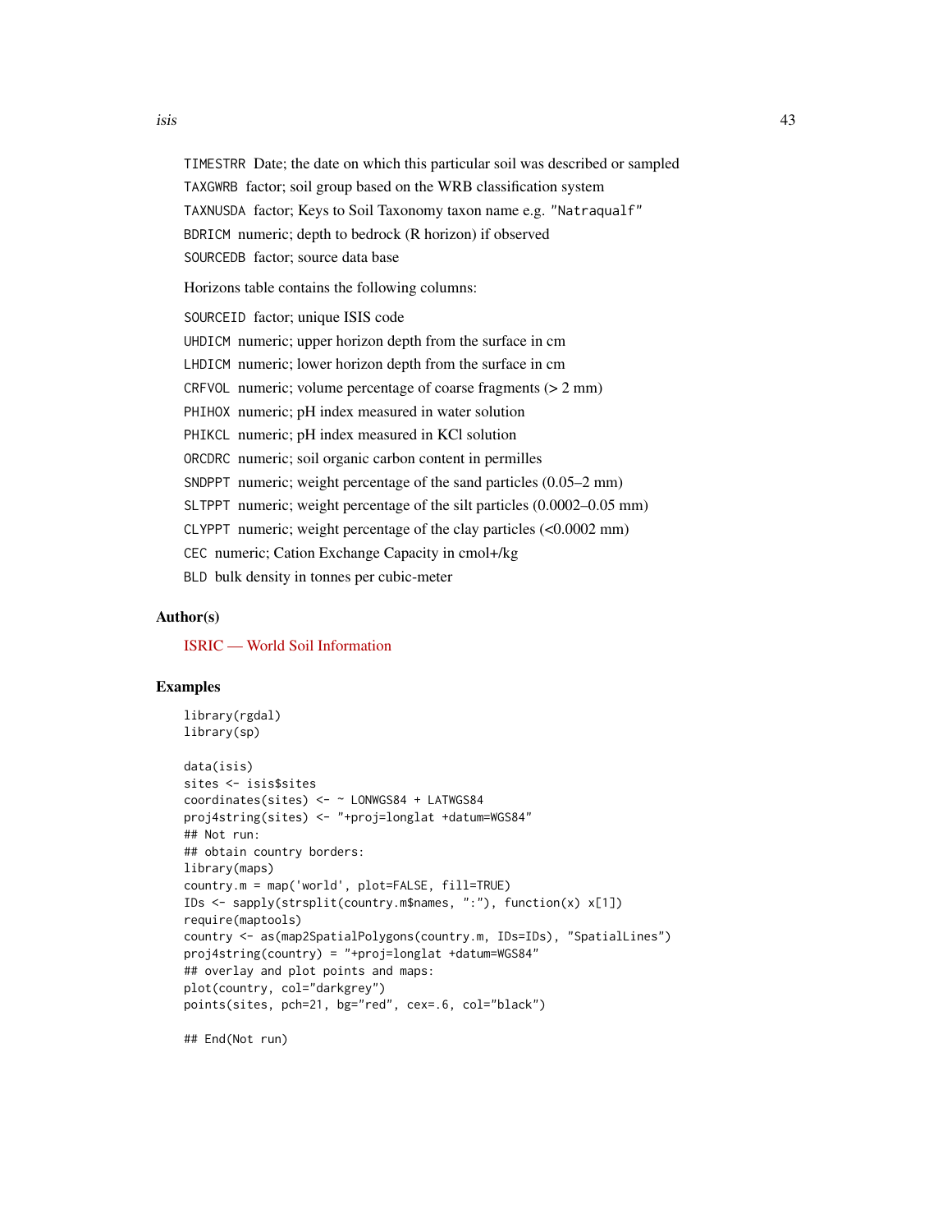TIMESTRR Date; the date on which this particular soil was described or sampled

TAXGWRB factor; soil group based on the WRB classification system

TAXNUSDA factor; Keys to Soil Taxonomy taxon name e.g. "Natraqualf"

BDRICM numeric; depth to bedrock (R horizon) if observed

SOURCEDB factor; source data base

Horizons table contains the following columns:

SOURCEID factor; unique ISIS code

UHDICM numeric; upper horizon depth from the surface in cm

LHDICM numeric; lower horizon depth from the surface in cm

CRFVOL numeric; volume percentage of coarse fragments (> 2 mm)

PHIHOX numeric; pH index measured in water solution

PHIKCL numeric; pH index measured in KCl solution

ORCDRC numeric; soil organic carbon content in permilles

SNDPPT numeric; weight percentage of the sand particles (0.05–2 mm)

SLTPPT numeric; weight percentage of the silt particles (0.0002–0.05 mm)

CLYPPT numeric; weight percentage of the clay particles (<0.0002 mm)

CEC numeric; Cation Exchange Capacity in cmol+/kg

BLD bulk density in tonnes per cubic-meter

## Author(s)

ISRIC — World Soil Information

## Examples

```
library(rgdal)
library(sp)

data(isis)
sites <- isis$sites
coordinates(sites) <- ~ LONWGS84 + LATWGS84
proj4string(sites) <- "+proj=longlat +datum=WGS84"
## Not run:
## obtain country borders:
library(maps)
country.m = map('world', plot=FALSE, fill=TRUE)
IDs <- sapply(strsplit(country.m$names, ":"), function(x) x[1])
require(maptools)
country <- as(map2SpatialPolygons(country.m, IDs=IDs), "SpatialLines")
proj4string(country) = "+proj=longlat +datum=WGS84"
## overlay and plot points and maps:
plot(country, col="darkgrey")
points(sites, pch=21, bg="red", cex=.6, col="black")

## End(Not run)
```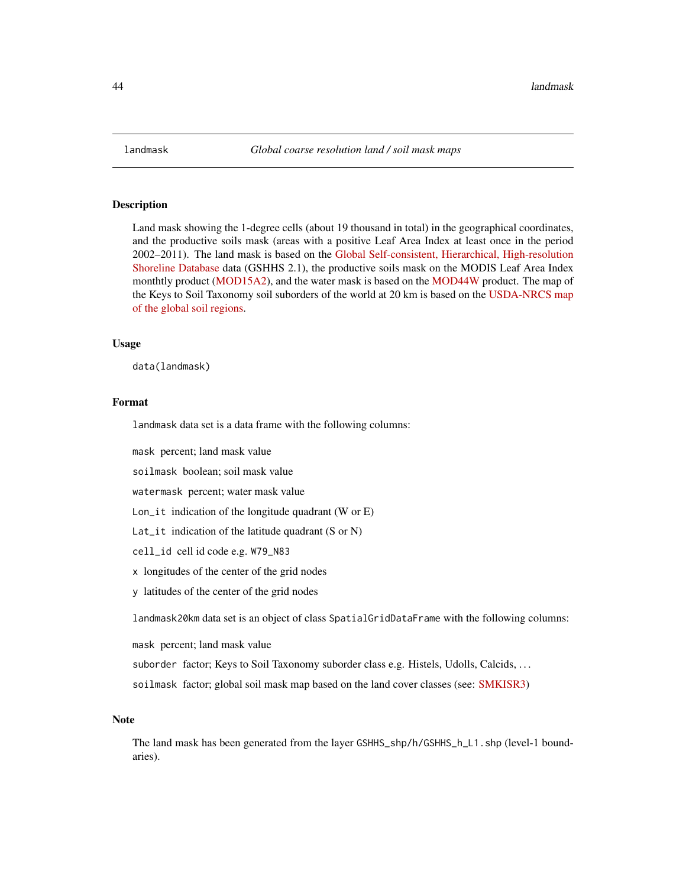landmask *Global coarse resolution land / soil mask maps*

## Description

Land mask showing the 1-degree cells (about 19 thousand in total) in the geographical coordinates, and the productive soils mask (areas with a positive Leaf Area Index at least once in the period 2002–2011). The land mask is based on the Global Self-consistent, Hierarchical, High-resolution Shoreline Database data (GSHHS 2.1), the productive soils mask on the MODIS Leaf Area Index monthtly product (MOD15A2), and the water mask is based on the MOD44W product. The map of the Keys to Soil Taxonomy soil suborders of the world at 20 km is based on the USDA-NRCS map of the global soil regions.

## Usage

```
data(landmask)
```

## Format

`landmask` data set is a data frame with the following columns:

- `mask` percent; land mask value
- `soilmask` boolean; soil mask value
- `watermask` percent; water mask value
- `Lon_it` indication of the longitude quadrant (W or E)
- `Lat_it` indication of the latitude quadrant (S or N)
- `cell_id` cell id code e.g. `W79_N83`
- `x` longitudes of the center of the grid nodes
- `y` latitudes of the center of the grid nodes

`landmask20km` data set is an object of class `SpatialGridDataFrame` with the following columns:

- `mask` percent; land mask value
- `suborder` factor; Keys to Soil Taxonomy suborder class e.g. Histels, Udolls, Calcids, ...
- `soilmask` factor; global soil mask map based on the land cover classes (see: SMKISR3)

## Note

The land mask has been generated from the layer `GSHHS_shp/h/GSHHS_h_L1.shp` (level-1 boundaries).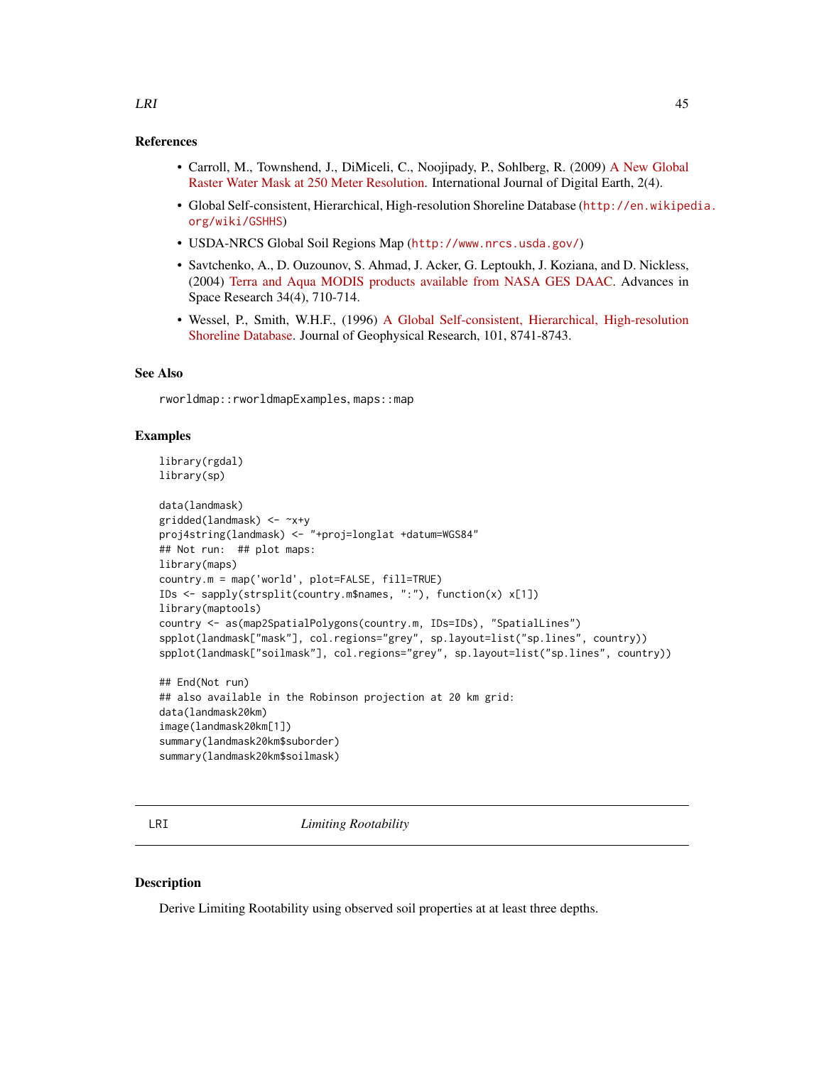### References

- Carroll, M., Townshend, J., DiMiceli, C., Noojipady, P., Sohlberg, R. (2009) A New Global Raster Water Mask at 250 Meter Resolution. International Journal of Digital Earth, 2(4).
- Global Self-consistent, Hierarchical, High-resolution Shoreline Database (http://en.wikipedia.org/wiki/GSHHS)
- USDA-NRCS Global Soil Regions Map (http://www.nrcs.usda.gov/)
- Savtchenko, A., D. Ouzounov, S. Ahmad, J. Acker, G. Leptoukh, J. Koziana, and D. Nickless, (2004) Terra and Aqua MODIS products available from NASA GES DAAC. Advances in Space Research 34(4), 710-714.
- Wessel, P., Smith, W.H.F., (1996) A Global Self-consistent, Hierarchical, High-resolution Shoreline Database. Journal of Geophysical Research, 101, 8741-8743.

### See Also

rworldmap::rworldmapExamples, maps::map

### Examples

```
library(rgdal)
library(sp)

data(landmask)
gridded(landmask) <- ~x+y
proj4string(landmask) <- "+proj=longlat +datum=WGS84"
## Not run:  ## plot maps:
library(maps)
country.m = map('world', plot=FALSE, fill=TRUE)
IDs <- sapply(strsplit(country.m$names, ":"), function(x) x[1])
library(maptools)
country <- as(map2SpatialPolygons(country.m, IDs=IDs), "SpatialLines")
spplot(landmask["mask"], col.regions="grey", sp.layout=list("sp.lines", country))
spplot(landmask["soilmask"], col.regions="grey", sp.layout=list("sp.lines", country))

## End(Not run)
## also available in the Robinson projection at 20 km grid:
data(landmask20km)
image(landmask20km[1])
summary(landmask20km$suborder)
summary(landmask20km$soilmask)
```

---

## LRI *Limiting Rootability*

---

### Description

Derive Limiting Rootability using observed soil properties at at least three depths.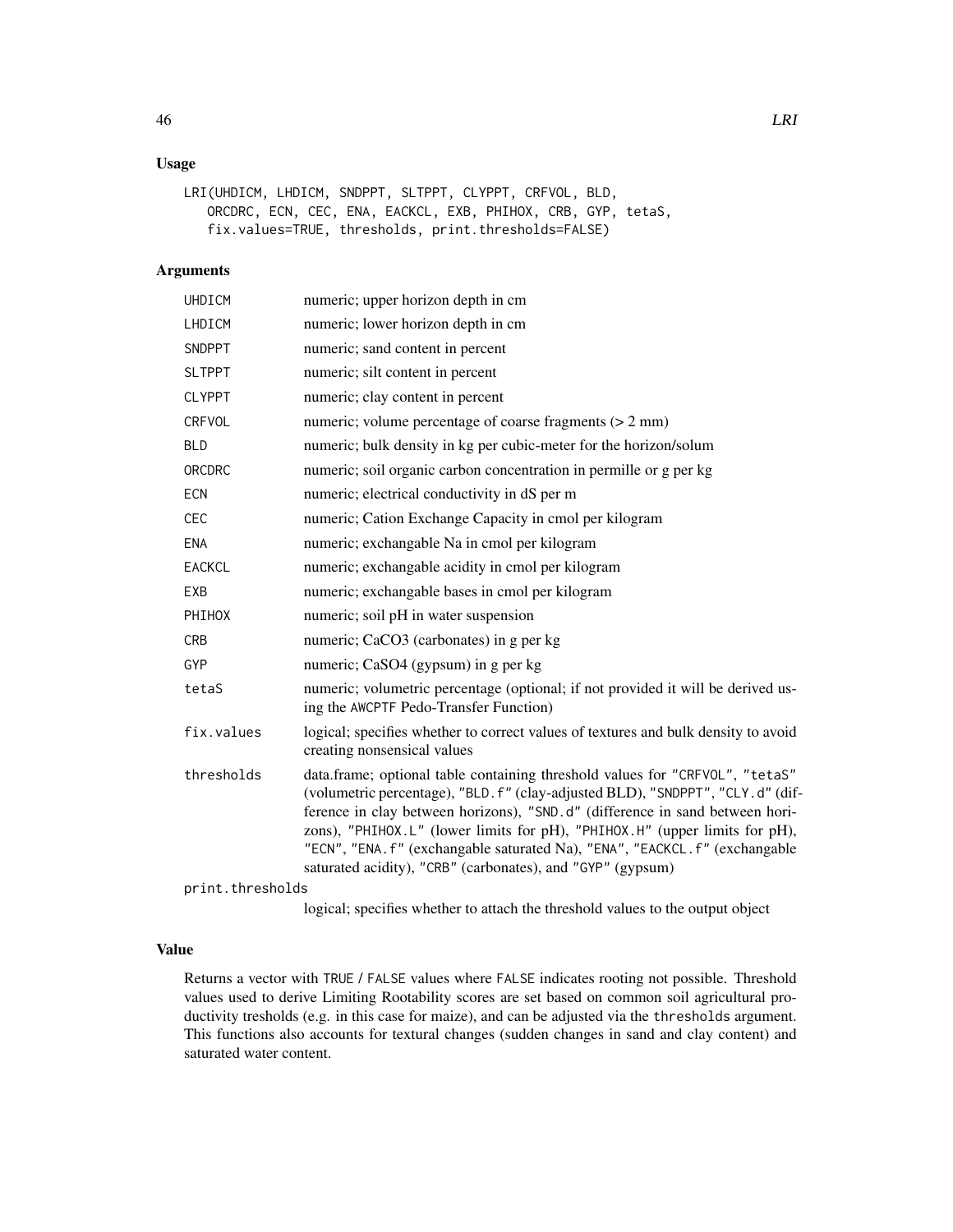## Usage

```
LRI(UHDICM, LHDICM, SNDPPT, SLTPPT, CLYPPT, CRFVOL, BLD,
   ORCDRC, ECN, CEC, ENA, EACKCL, EXB, PHIHOX, CRB, GYP, tetaS,
   fix.values=TRUE, thresholds, print.thresholds=FALSE)
```

## Arguments

| | |
|---|---|
| UHDICM | numeric; upper horizon depth in cm |
| LHDICM | numeric; lower horizon depth in cm |
| SNDPPT | numeric; sand content in percent |
| SLTPPT | numeric; silt content in percent |
| CLYPPT | numeric; clay content in percent |
| CRFVOL | numeric; volume percentage of coarse fragments (> 2 mm) |
| BLD | numeric; bulk density in kg per cubic-meter for the horizon/solum |
| ORCDRC | numeric; soil organic carbon concentration in permille or g per kg |
| ECN | numeric; electrical conductivity in dS per m |
| CEC | numeric; Cation Exchange Capacity in cmol per kilogram |
| ENA | numeric; exchangable Na in cmol per kilogram |
| EACKCL | numeric; exchangable acidity in cmol per kilogram |
| EXB | numeric; exchangable bases in cmol per kilogram |
| PHIHOX | numeric; soil pH in water suspension |
| CRB | numeric; CaCO3 (carbonates) in g per kg |
| GYP | numeric; CaSO4 (gypsum) in g per kg |
| tetaS | numeric; volumetric percentage (optional; if not provided it will be derived using the AWCPTF Pedo-Transfer Function) |
| fix.values | logical; specifies whether to correct values of textures and bulk density to avoid creating nonsensical values |
| thresholds | data.frame; optional table containing threshold values for "CRFVOL", "tetaS" (volumetric percentage), "BLD.f" (clay-adjusted BLD), "SNDPPT", "CLY.d" (difference in clay between horizons), "SND.d" (difference in sand between horizons), "PHIHOX.L" (lower limits for pH), "PHIHOX.H" (upper limits for pH), "ECN", "ENA.f" (exchangable saturated Na), "ENA", "EACKCL.f" (exchangable saturated acidity), "CRB" (carbonates), and "GYP" (gypsum) |
| print.thresholds | logical; specifies whether to attach the threshold values to the output object |

## Value

Returns a vector with TRUE / FALSE values where FALSE indicates rooting not possible. Threshold values used to derive Limiting Rootability scores are set based on common soil agricultural productivity tresholds (e.g. in this case for maize), and can be adjusted via the thresholds argument. This functions also accounts for textural changes (sudden changes in sand and clay content) and saturated water content.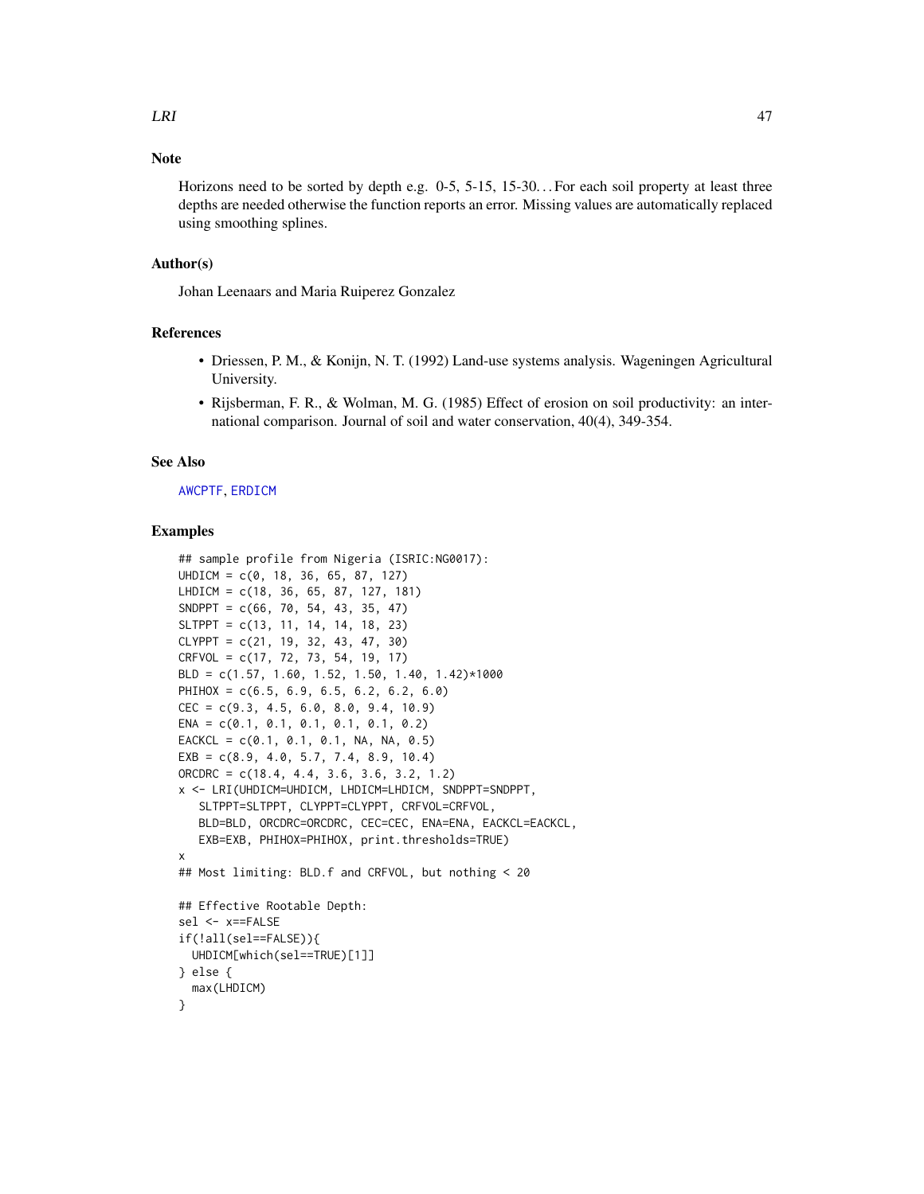## Note

Horizons need to be sorted by depth e.g. 0-5, 5-15, 15-30... For each soil property at least three depths are needed otherwise the function reports an error. Missing values are automatically replaced using smoothing splines.

## Author(s)

Johan Leenaars and Maria Ruiperez Gonzalez

## References

- Driessen, P. M., & Konijn, N. T. (1992) Land-use systems analysis. Wageningen Agricultural University.
- Rijsberman, F. R., & Wolman, M. G. (1985) Effect of erosion on soil productivity: an international comparison. Journal of soil and water conservation, 40(4), 349-354.

## See Also

AWCPTF, ERDICM

## Examples

```
## sample profile from Nigeria (ISRIC:NG0017):
UHDICM = c(0, 18, 36, 65, 87, 127)
LHDICM = c(18, 36, 65, 87, 127, 181)
SNDPPT = c(66, 70, 54, 43, 35, 47)
SLTPPT = c(13, 11, 14, 14, 18, 23)
CLYPPT = c(21, 19, 32, 43, 47, 30)
CRFVOL = c(17, 72, 73, 54, 19, 17)
BLD = c(1.57, 1.60, 1.52, 1.50, 1.40, 1.42)*1000
PHIHOX = c(6.5, 6.9, 6.5, 6.2, 6.2, 6.0)
CEC = c(9.3, 4.5, 6.0, 8.0, 9.4, 10.9)
ENA = c(0.1, 0.1, 0.1, 0.1, 0.1, 0.2)
EACKCL = c(0.1, 0.1, 0.1, NA, NA, 0.5)
EXB = c(8.9, 4.0, 5.7, 7.4, 8.9, 10.4)
ORCDRC = c(18.4, 4.4, 3.6, 3.6, 3.2, 1.2)
x <- LRI(UHDICM=UHDICM, LHDICM=LHDICM, SNDPPT=SNDPPT,
   SLTPPT=SLTPPT, CLYPPT=CLYPPT, CRFVOL=CRFVOL,
   BLD=BLD, ORCDRC=ORCDRC, CEC=CEC, ENA=ENA, EACKCL=EACKCL,
   EXB=EXB, PHIHOX=PHIHOX, print.thresholds=TRUE)
x
## Most limiting: BLD.f and CRFVOL, but nothing < 20

## Effective Rootable Depth:
sel <- x==FALSE
if(!all(sel==FALSE)){
  UHDICM[which(sel==TRUE)[1]]
} else {
  max(LHDICM)
}
```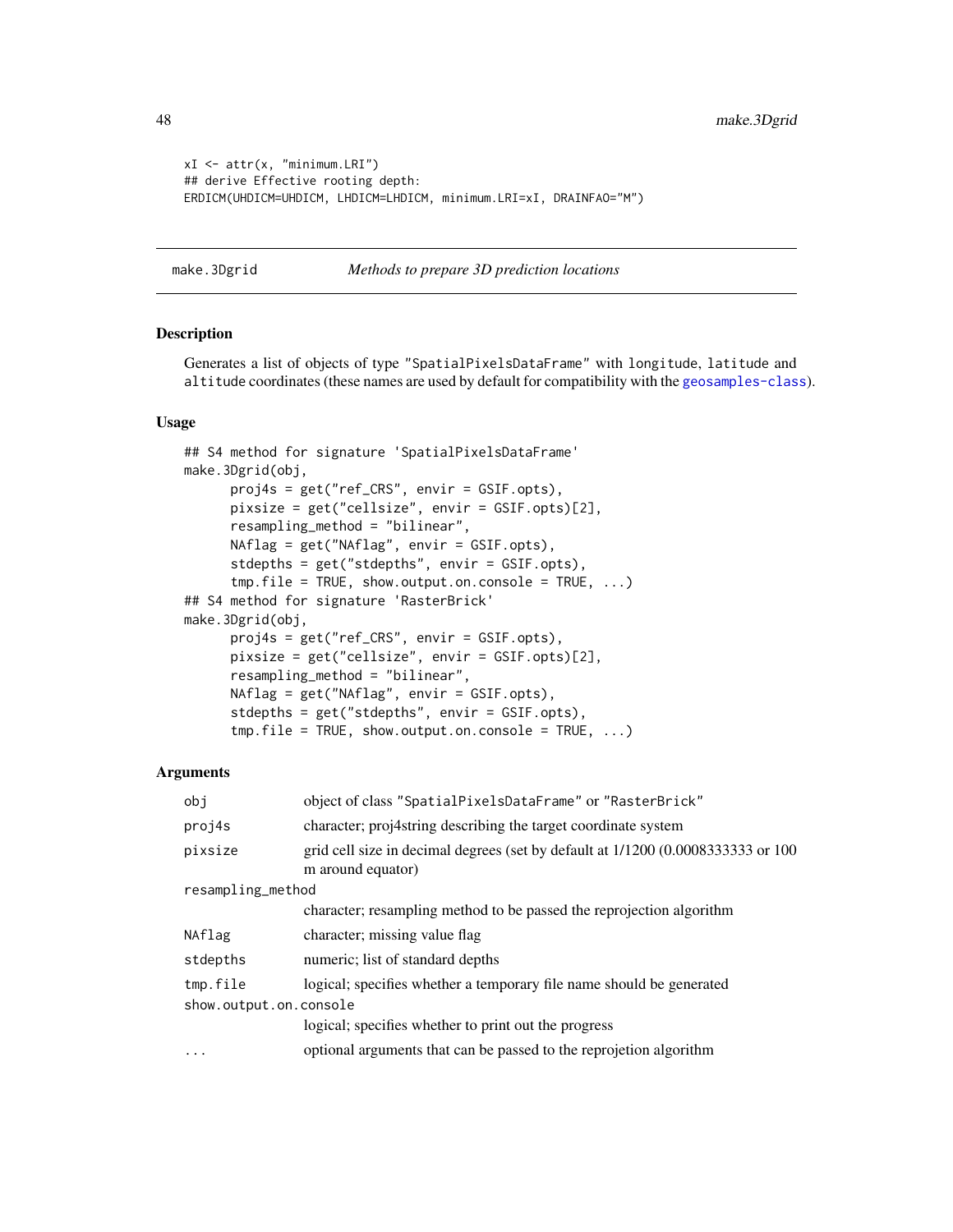```
xI <- attr(x, "minimum.LRI")
## derive Effective rooting depth:
ERDICM(UHDICM=UHDICM, LHDICM=LHDICM, minimum.LRI=xI, DRAINFAO="M")
```

---

## make.3Dgrid *Methods to prepare 3D prediction locations*

### Description

Generates a list of objects of type "SpatialPixelsDataFrame" with longitude, latitude and altitude coordinates (these names are used by default for compatibility with the geosamples-class).

### Usage

```
## S4 method for signature 'SpatialPixelsDataFrame'
make.3Dgrid(obj,
      proj4s = get("ref_CRS", envir = GSIF.opts),
      pixsize = get("cellsize", envir = GSIF.opts)[2],
      resampling_method = "bilinear",
      NAflag = get("NAflag", envir = GSIF.opts),
      stdepths = get("stdepths", envir = GSIF.opts),
      tmp.file = TRUE, show.output.on.console = TRUE, ...)
## S4 method for signature 'RasterBrick'
make.3Dgrid(obj,
      proj4s = get("ref_CRS", envir = GSIF.opts),
      pixsize = get("cellsize", envir = GSIF.opts)[2],
      resampling_method = "bilinear",
      NAflag = get("NAflag", envir = GSIF.opts),
      stdepths = get("stdepths", envir = GSIF.opts),
      tmp.file = TRUE, show.output.on.console = TRUE, ...)
```

### Arguments

| | |
|---|---|
| obj | object of class "SpatialPixelsDataFrame" or "RasterBrick" |
| proj4s | character; proj4string describing the target coordinate system |
| pixsize | grid cell size in decimal degrees (set by default at 1/1200 (0.0008333333 or 100 m around equator) |
| resampling_method | character; resampling method to be passed the reprojection algorithm |
| NAflag | character; missing value flag |
| stdepths | numeric; list of standard depths |
| tmp.file | logical; specifies whether a temporary file name should be generated |
| show.output.on.console | logical; specifies whether to print out the progress |
| ... | optional arguments that can be passed to the reprojetion algorithm |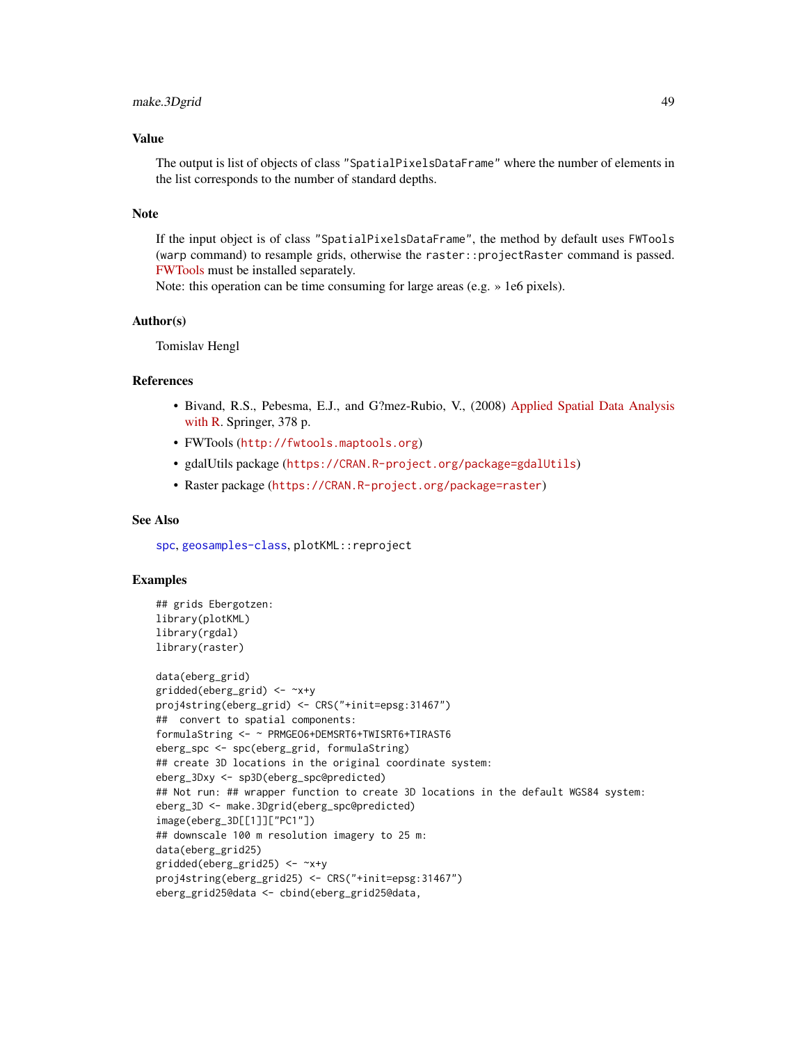## Value

The output is list of objects of class "SpatialPixelsDataFrame" where the number of elements in the list corresponds to the number of standard depths.

## Note

If the input object is of class "SpatialPixelsDataFrame", the method by default uses `FWTools` (`warp` command) to resample grids, otherwise the `raster::projectRaster` command is passed. FWTools must be installed separately.
Note: this operation can be time consuming for large areas (e.g. » 1e6 pixels).

## Author(s)

Tomislav Hengl

## References

- Bivand, R.S., Pebesma, E.J., and G?mez-Rubio, V., (2008) Applied Spatial Data Analysis with R. Springer, 378 p.
- FWTools (http://fwtools.maptools.org)
- gdalUtils package (https://CRAN.R-project.org/package=gdalUtils)
- Raster package (https://CRAN.R-project.org/package=raster)

## See Also

spc, geosamples-class, plotKML::reproject

## Examples

```
## grids Ebergotzen:
library(plotKML)
library(rgdal)
library(raster)

data(eberg_grid)
gridded(eberg_grid) <- ~x+y
proj4string(eberg_grid) <- CRS("+init=epsg:31467")
##  convert to spatial components:
formulaString <- ~ PRMGEO6+DEMSRT6+TWISRT6+TIRAST6
eberg_spc <- spc(eberg_grid, formulaString)
## create 3D locations in the original coordinate system:
eberg_3Dxy <- sp3D(eberg_spc@predicted)
## Not run: ## wrapper function to create 3D locations in the default WGS84 system:
eberg_3D <- make.3Dgrid(eberg_spc@predicted)
image(eberg_3D[[1]]["PC1"])
## downscale 100 m resolution imagery to 25 m:
data(eberg_grid25)
gridded(eberg_grid25) <- ~x+y
proj4string(eberg_grid25) <- CRS("+init=epsg:31467")
eberg_grid25@data <- cbind(eberg_grid25@data,
```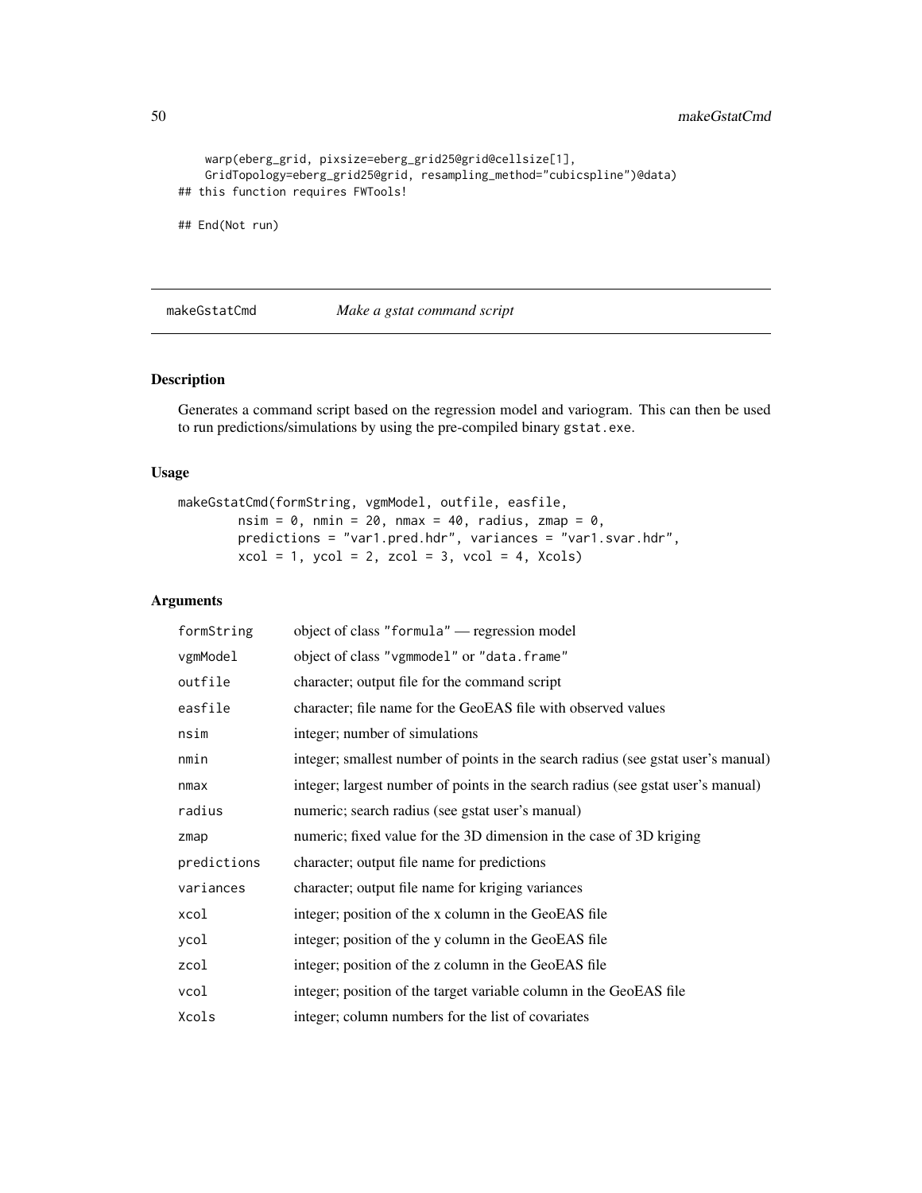```
    warp(eberg_grid, pixsize=eberg_grid25@grid@cellsize[1],
    GridTopology=eberg_grid25@grid, resampling_method="cubicspline")@data)
## this function requires FWTools!

## End(Not run)
```

---

makeGstatCmd        *Make a gstat command script*

---

## Description

Generates a command script based on the regression model and variogram. This can then be used to run predictions/simulations by using the pre-compiled binary `gstat.exe`.

## Usage

```
makeGstatCmd(formString, vgmModel, outfile, easfile,
        nsim = 0, nmin = 20, nmax = 40, radius, zmap = 0,
        predictions = "var1.pred.hdr", variances = "var1.svar.hdr",
        xcol = 1, ycol = 2, zcol = 3, vcol = 4, Xcols)
```

## Arguments

| | |
|---|---|
| `formString` | object of class "formula" — regression model |
| `vgmModel` | object of class "vgmmodel" or "data.frame" |
| `outfile` | character; output file for the command script |
| `easfile` | character; file name for the GeoEAS file with observed values |
| `nsim` | integer; number of simulations |
| `nmin` | integer; smallest number of points in the search radius (see gstat user's manual) |
| `nmax` | integer; largest number of points in the search radius (see gstat user's manual) |
| `radius` | numeric; search radius (see gstat user's manual) |
| `zmap` | numeric; fixed value for the 3D dimension in the case of 3D kriging |
| `predictions` | character; output file name for predictions |
| `variances` | character; output file name for kriging variances |
| `xcol` | integer; position of the x column in the GeoEAS file |
| `ycol` | integer; position of the y column in the GeoEAS file |
| `zcol` | integer; position of the z column in the GeoEAS file |
| `vcol` | integer; position of the target variable column in the GeoEAS file |
| `Xcols` | integer; column numbers for the list of covariates |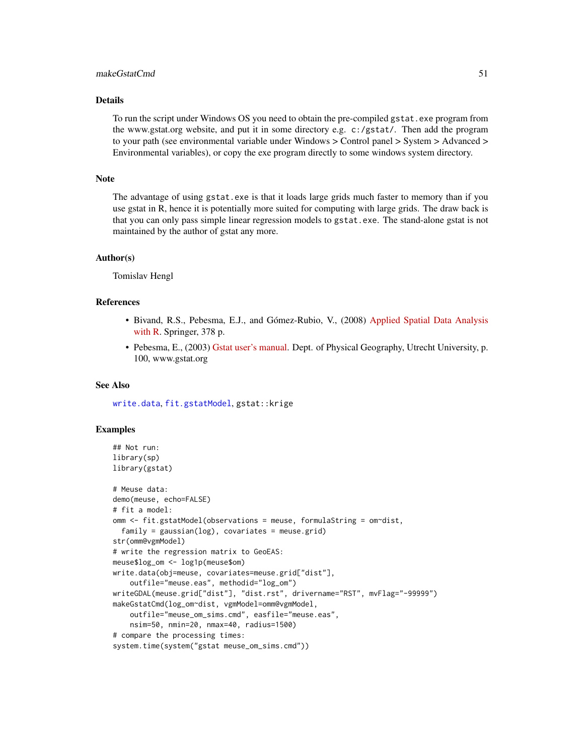## Details

To run the script under Windows OS you need to obtain the pre-compiled `gstat.exe` program from the www.gstat.org website, and put it in some directory e.g. `c:/gstat/`. Then add the program to your path (see environmental variable under Windows > Control panel > System > Advanced > Environmental variables), or copy the exe program directly to some windows system directory.

## Note

The advantage of using `gstat.exe` is that it loads large grids much faster to memory than if you use gstat in R, hence it is potentially more suited for computing with large grids. The draw back is that you can only pass simple linear regression models to `gstat.exe`. The stand-alone gstat is not maintained by the author of gstat any more.

## Author(s)

Tomislav Hengl

## References

- Bivand, R.S., Pebesma, E.J., and Gómez-Rubio, V., (2008) Applied Spatial Data Analysis with R. Springer, 378 p.
- Pebesma, E., (2003) Gstat user's manual. Dept. of Physical Geography, Utrecht University, p. 100, www.gstat.org

## See Also

`write.data`, `fit.gstatModel`, `gstat::krige`

## Examples

```
## Not run:
library(sp)
library(gstat)

# Meuse data:
demo(meuse, echo=FALSE)
# fit a model:
omm <- fit.gstatModel(observations = meuse, formulaString = om~dist,
  family = gaussian(log), covariates = meuse.grid)
str(omm@vgmModel)
# write the regression matrix to GeoEAS:
meuse$log_om <- log1p(meuse$om)
write.data(obj=meuse, covariates=meuse.grid["dist"],
    outfile="meuse.eas", methodid="log_om")
writeGDAL(meuse.grid["dist"], "dist.rst", drivername="RST", mvFlag="-99999")
makeGstatCmd(log_om~dist, vgmModel=omm@vgmModel,
    outfile="meuse_om_sims.cmd", easfile="meuse.eas",
    nsim=50, nmin=20, nmax=40, radius=1500)
# compare the processing times:
system.time(system("gstat meuse_om_sims.cmd"))
```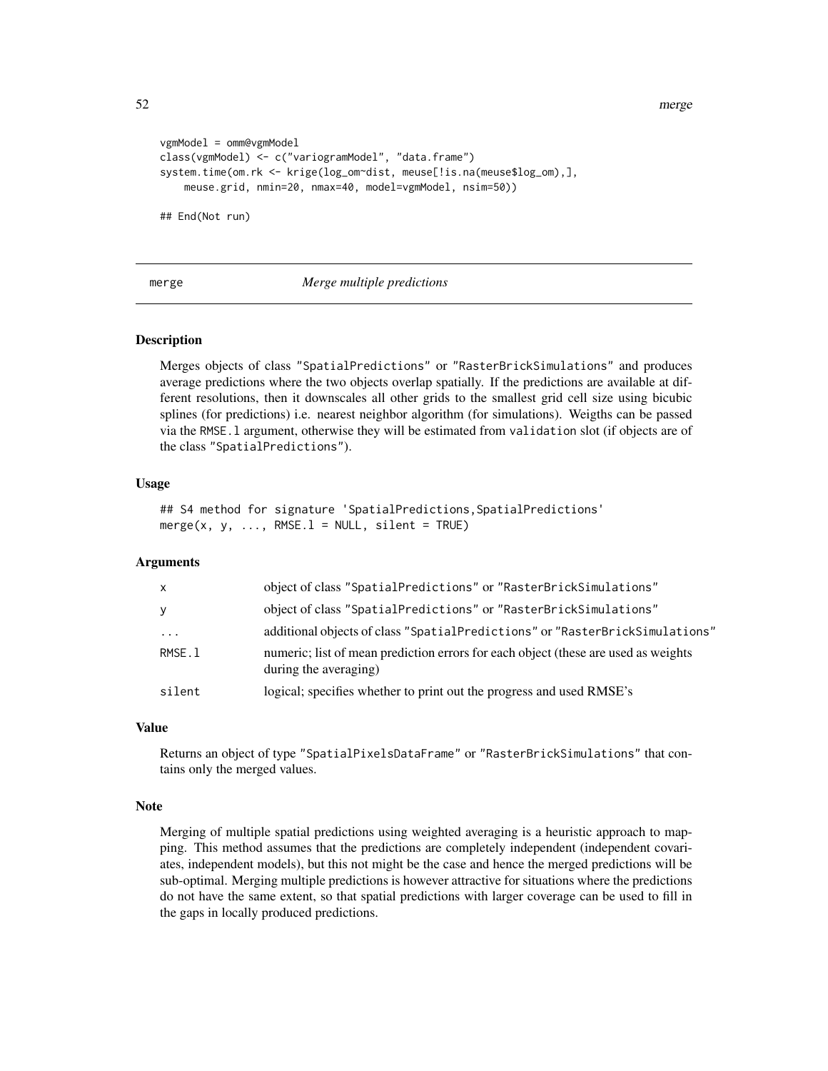```
vgmModel = omm@vgmModel
class(vgmModel) <- c("variogramModel", "data.frame")
system.time(om.rk <- krige(log_om~dist, meuse[!is.na(meuse$log_om),],
    meuse.grid, nmin=20, nmax=40, model=vgmModel, nsim=50))

## End(Not run)
```

## merge — *Merge multiple predictions*

### Description

Merges objects of class "SpatialPredictions" or "RasterBrickSimulations" and produces average predictions where the two objects overlap spatially. If the predictions are available at different resolutions, then it downscales all other grids to the smallest grid cell size using bicubic splines (for predictions) i.e. nearest neighbor algorithm (for simulations). Weigths can be passed via the RMSE.l argument, otherwise they will be estimated from validation slot (if objects are of the class "SpatialPredictions").

### Usage

```
## S4 method for signature 'SpatialPredictions,SpatialPredictions'
merge(x, y, ..., RMSE.l = NULL, silent = TRUE)
```

### Arguments

| | |
|---|---|
| x | object of class "SpatialPredictions" or "RasterBrickSimulations" |
| y | object of class "SpatialPredictions" or "RasterBrickSimulations" |
| ... | additional objects of class "SpatialPredictions" or "RasterBrickSimulations" |
| RMSE.l | numeric; list of mean prediction errors for each object (these are used as weights during the averaging) |
| silent | logical; specifies whether to print out the progress and used RMSE's |

### Value

Returns an object of type "SpatialPixelsDataFrame" or "RasterBrickSimulations" that contains only the merged values.

### Note

Merging of multiple spatial predictions using weighted averaging is a heuristic approach to mapping. This method assumes that the predictions are completely independent (independent covariates, independent models), but this not might be the case and hence the merged predictions will be sub-optimal. Merging multiple predictions is however attractive for situations where the predictions do not have the same extent, so that spatial predictions with larger coverage can be used to fill in the gaps in locally produced predictions.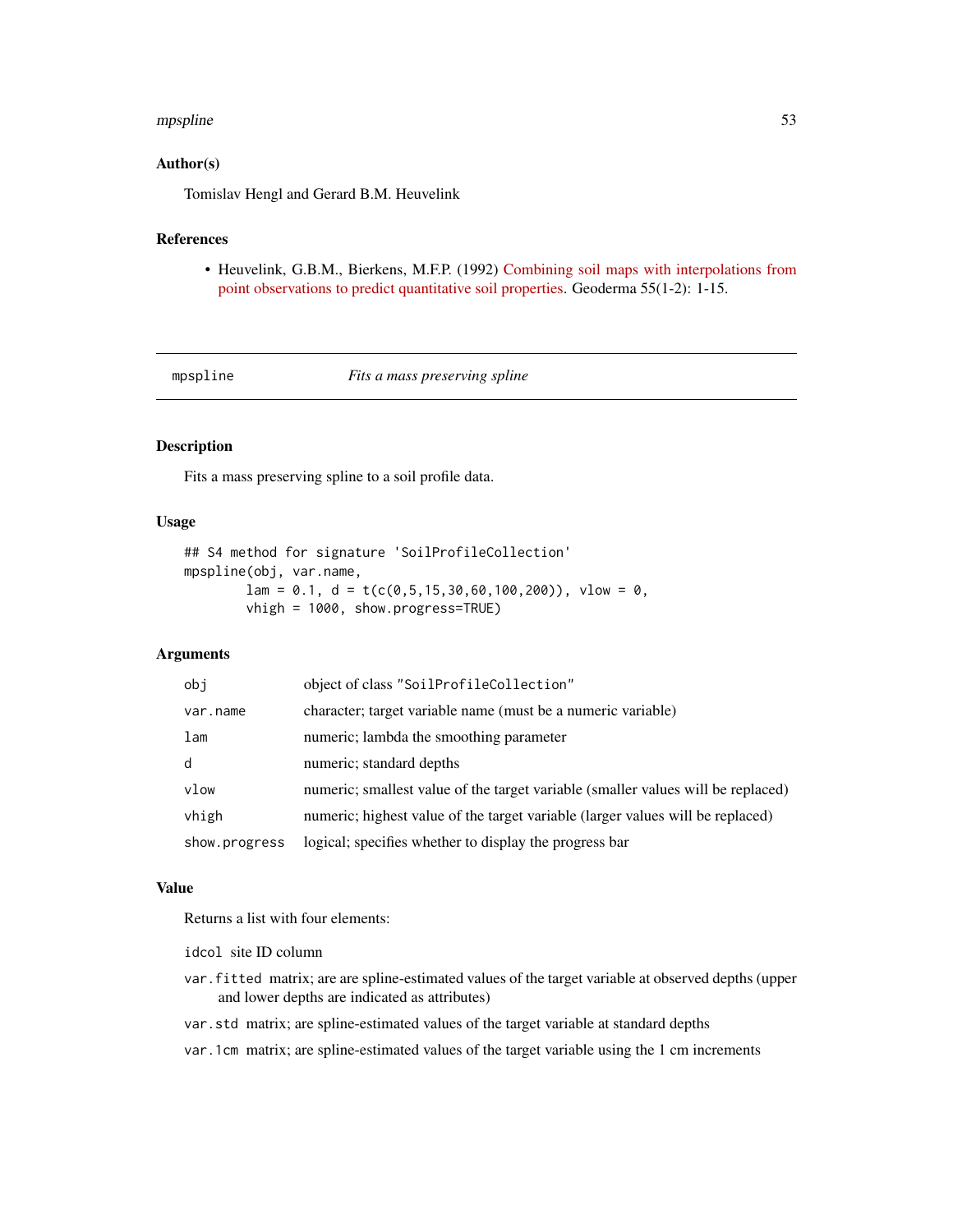### Author(s)

Tomislav Hengl and Gerard B.M. Heuvelink

### References

- Heuvelink, G.B.M., Bierkens, M.F.P. (1992) Combining soil maps with interpolations from point observations to predict quantitative soil properties. Geoderma 55(1-2): 1-15.

---

## mpspline — *Fits a mass preserving spline*

### Description

Fits a mass preserving spline to a soil profile data.

### Usage

```
## S4 method for signature 'SoilProfileCollection'
mpspline(obj, var.name,
        lam = 0.1, d = t(c(0,5,15,30,60,100,200)), vlow = 0,
        vhigh = 1000, show.progress=TRUE)
```

### Arguments

| | |
|---|---|
| `obj` | object of class "SoilProfileCollection" |
| `var.name` | character; target variable name (must be a numeric variable) |
| `lam` | numeric; lambda the smoothing parameter |
| `d` | numeric; standard depths |
| `vlow` | numeric; smallest value of the target variable (smaller values will be replaced) |
| `vhigh` | numeric; highest value of the target variable (larger values will be replaced) |
| `show.progress` | logical; specifies whether to display the progress bar |

### Value

Returns a list with four elements:

`idcol` site ID column

`var.fitted` matrix; are are spline-estimated values of the target variable at observed depths (upper and lower depths are indicated as attributes)

`var.std` matrix; are spline-estimated values of the target variable at standard depths

`var.1cm` matrix; are spline-estimated values of the target variable using the 1 cm increments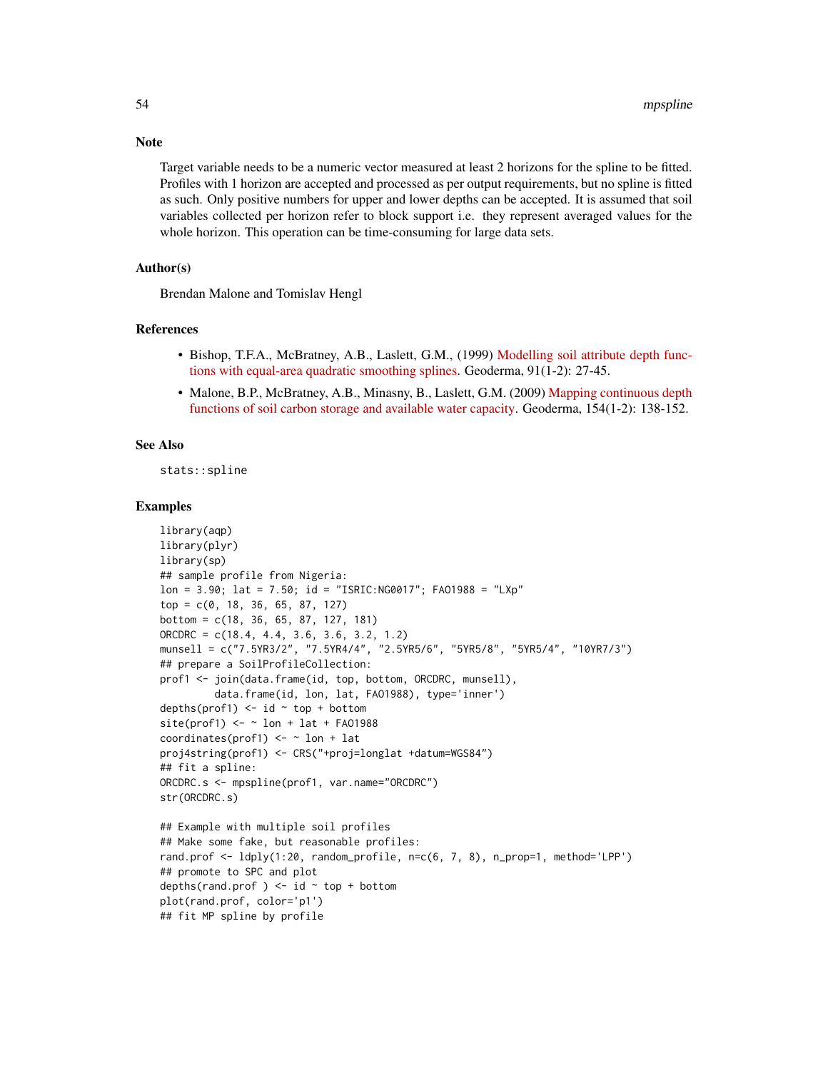## Note

Target variable needs to be a numeric vector measured at least 2 horizons for the spline to be fitted. Profiles with 1 horizon are accepted and processed as per output requirements, but no spline is fitted as such. Only positive numbers for upper and lower depths can be accepted. It is assumed that soil variables collected per horizon refer to block support i.e. they represent averaged values for the whole horizon. This operation can be time-consuming for large data sets.

## Author(s)

Brendan Malone and Tomislav Hengl

## References

- Bishop, T.F.A., McBratney, A.B., Laslett, G.M., (1999) Modelling soil attribute depth functions with equal-area quadratic smoothing splines. Geoderma, 91(1-2): 27-45.
- Malone, B.P., McBratney, A.B., Minasny, B., Laslett, G.M. (2009) Mapping continuous depth functions of soil carbon storage and available water capacity. Geoderma, 154(1-2): 138-152.

## See Also

`stats::spline`

## Examples

```
library(aqp)
library(plyr)
library(sp)
## sample profile from Nigeria:
lon = 3.90; lat = 7.50; id = "ISRIC:NG0017"; FAO1988 = "LXp"
top = c(0, 18, 36, 65, 87, 127)
bottom = c(18, 36, 65, 87, 127, 181)
ORCDRC = c(18.4, 4.4, 3.6, 3.6, 3.2, 1.2)
munsell = c("7.5YR3/2", "7.5YR4/4", "2.5YR5/6", "5YR5/8", "5YR5/4", "10YR7/3")
## prepare a SoilProfileCollection:
prof1 <- join(data.frame(id, top, bottom, ORCDRC, munsell),
         data.frame(id, lon, lat, FAO1988), type='inner')
depths(prof1) <- id ~ top + bottom
site(prof1) <- ~ lon + lat + FAO1988
coordinates(prof1) <- ~ lon + lat
proj4string(prof1) <- CRS("+proj=longlat +datum=WGS84")
## fit a spline:
ORCDRC.s <- mpspline(prof1, var.name="ORCDRC")
str(ORCDRC.s)

## Example with multiple soil profiles
## Make some fake, but reasonable profiles:
rand.prof <- ldply(1:20, random_profile, n=c(6, 7, 8), n_prop=1, method='LPP')
## promote to SPC and plot
depths(rand.prof ) <- id ~ top + bottom
plot(rand.prof, color='p1')
## fit MP spline by profile
```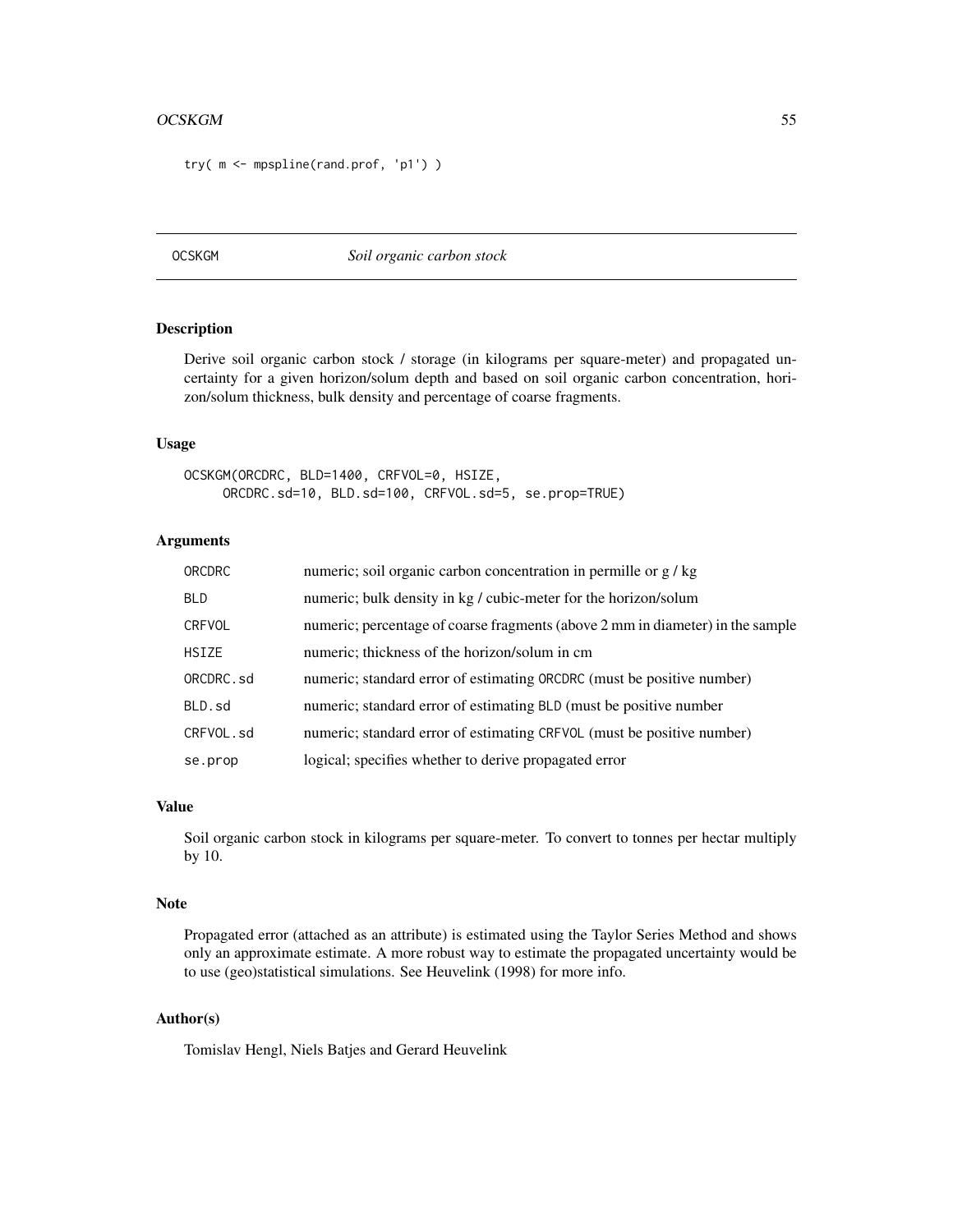```
try( m <- mpspline(rand.prof, 'p1') )
```

---

## OCSKGM *Soil organic carbon stock*

### Description

Derive soil organic carbon stock / storage (in kilograms per square-meter) and propagated uncertainty for a given horizon/solum depth and based on soil organic carbon concentration, horizon/solum thickness, bulk density and percentage of coarse fragments.

### Usage

```
OCSKGM(ORCDRC, BLD=1400, CRFVOL=0, HSIZE,
     ORCDRC.sd=10, BLD.sd=100, CRFVOL.sd=5, se.prop=TRUE)
```

### Arguments

| | |
|---|---|
| ORCDRC | numeric; soil organic carbon concentration in permille or g / kg |
| BLD | numeric; bulk density in kg / cubic-meter for the horizon/solum |
| CRFVOL | numeric; percentage of coarse fragments (above 2 mm in diameter) in the sample |
| HSIZE | numeric; thickness of the horizon/solum in cm |
| ORCDRC.sd | numeric; standard error of estimating ORCDRC (must be positive number) |
| BLD.sd | numeric; standard error of estimating BLD (must be positive number |
| CRFVOL.sd | numeric; standard error of estimating CRFVOL (must be positive number) |
| se.prop | logical; specifies whether to derive propagated error |

### Value

Soil organic carbon stock in kilograms per square-meter. To convert to tonnes per hectar multiply by 10.

### Note

Propagated error (attached as an attribute) is estimated using the Taylor Series Method and shows only an approximate estimate. A more robust way to estimate the propagated uncertainty would be to use (geo)statistical simulations. See Heuvelink (1998) for more info.

### Author(s)

Tomislav Hengl, Niels Batjes and Gerard Heuvelink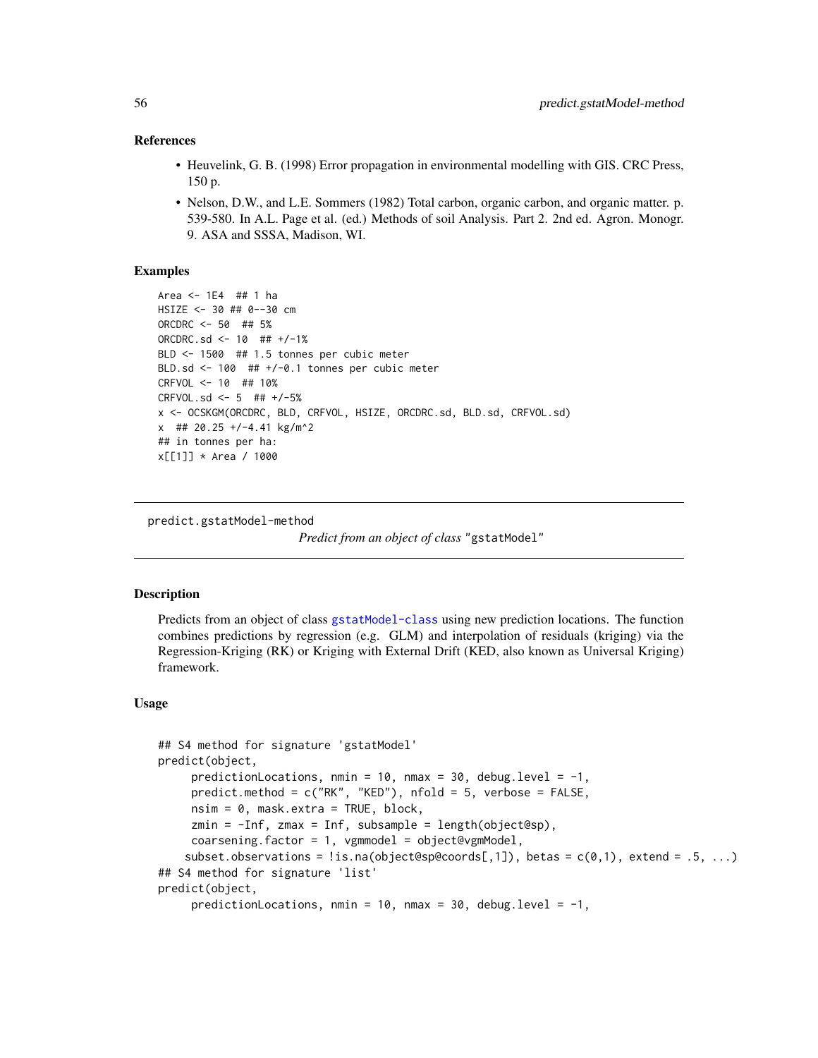## References

- Heuvelink, G. B. (1998) Error propagation in environmental modelling with GIS. CRC Press, 150 p.
- Nelson, D.W., and L.E. Sommers (1982) Total carbon, organic carbon, and organic matter. p. 539-580. In A.L. Page et al. (ed.) Methods of soil Analysis. Part 2. 2nd ed. Agron. Monogr. 9. ASA and SSSA, Madison, WI.

## Examples

```
Area <- 1E4  ## 1 ha
HSIZE <- 30 ## 0--30 cm
ORCDRC <- 50  ## 5%
ORCDRC.sd <- 10  ## +/-1%
BLD <- 1500  ## 1.5 tonnes per cubic meter
BLD.sd <- 100  ## +/-0.1 tonnes per cubic meter
CRFVOL <- 10  ## 10%
CRFVOL.sd <- 5  ## +/-5%
x <- OCSKGM(ORCDRC, BLD, CRFVOL, HSIZE, ORCDRC.sd, BLD.sd, CRFVOL.sd)
x  ## 20.25 +/-4.41 kg/m^2
## in tonnes per ha:
x[[1]] * Area / 1000
```

---

# predict.gstatModel-method *Predict from an object of class "gstatModel"*

---

## Description

Predicts from an object of class gstatModel-class using new prediction locations. The function combines predictions by regression (e.g. GLM) and interpolation of residuals (kriging) via the Regression-Kriging (RK) or Kriging with External Drift (KED, also known as Universal Kriging) framework.

## Usage

```
## S4 method for signature 'gstatModel'
predict(object,
     predictionLocations, nmin = 10, nmax = 30, debug.level = -1,
     predict.method = c("RK", "KED"), nfold = 5, verbose = FALSE,
     nsim = 0, mask.extra = TRUE, block,
     zmin = -Inf, zmax = Inf, subsample = length(object@sp),
     coarsening.factor = 1, vgmmodel = object@vgmModel,
    subset.observations = !is.na(object@sp@coords[,1]), betas = c(0,1), extend = .5, ...)
## S4 method for signature 'list'
predict(object,
     predictionLocations, nmin = 10, nmax = 30, debug.level = -1,
```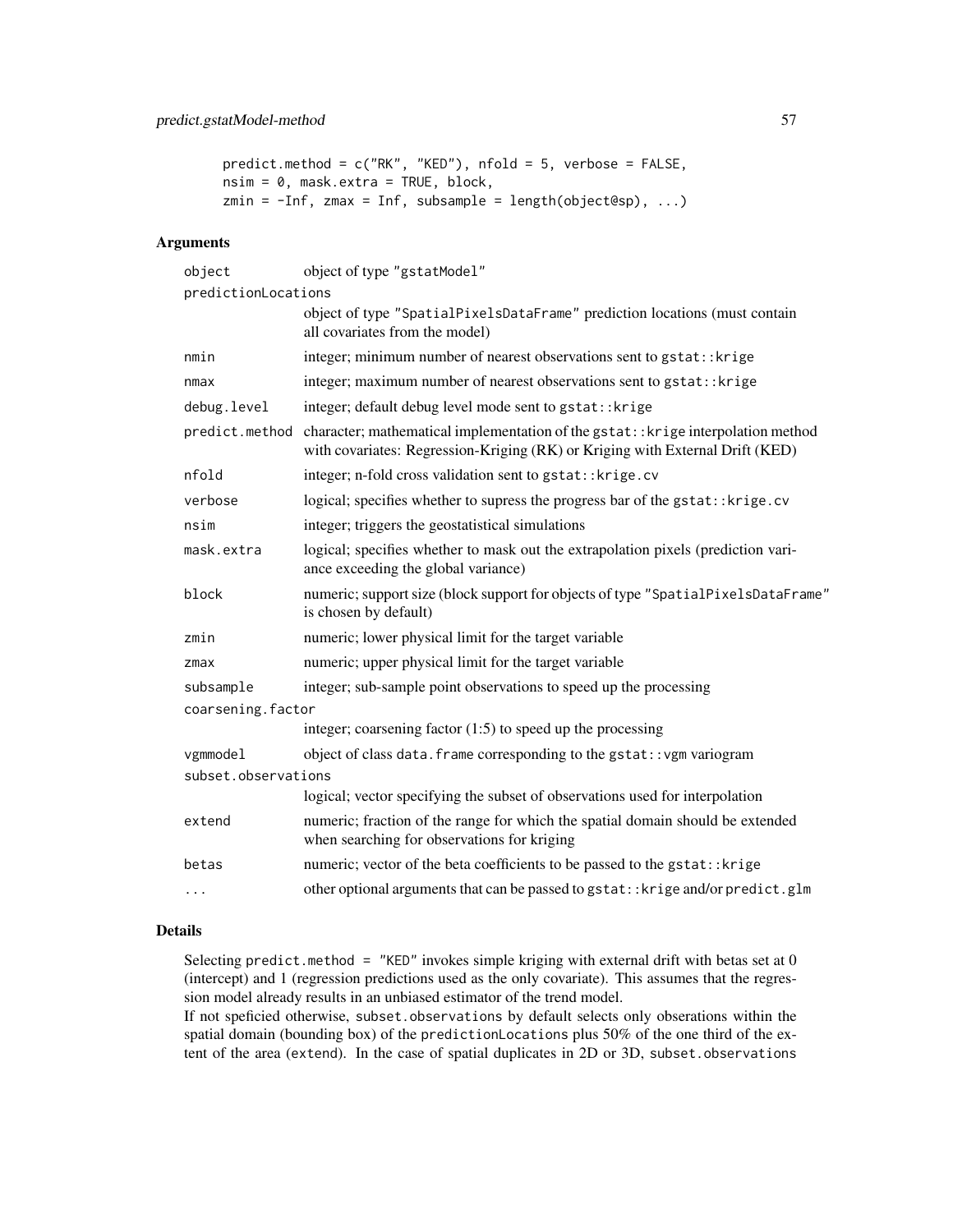```
predict.method = c("RK", "KED"), nfold = 5, verbose = FALSE,
nsim = 0, mask.extra = TRUE, block,
zmin = -Inf, zmax = Inf, subsample = length(object@sp), ...)
```

## Arguments

| | |
|---|---|
| `object` | object of type `"gstatModel"` |
| `predictionLocations` | object of type `"SpatialPixelsDataFrame"` prediction locations (must contain all covariates from the model) |
| `nmin` | integer; minimum number of nearest observations sent to `gstat::krige` |
| `nmax` | integer; maximum number of nearest observations sent to `gstat::krige` |
| `debug.level` | integer; default debug level mode sent to `gstat::krige` |
| `predict.method` | character; mathematical implementation of the `gstat::krige` interpolation method with covariates: Regression-Kriging (RK) or Kriging with External Drift (KED) |
| `nfold` | integer; n-fold cross validation sent to `gstat::krige.cv` |
| `verbose` | logical; specifies whether to supress the progress bar of the `gstat::krige.cv` |
| `nsim` | integer; triggers the geostatistical simulations |
| `mask.extra` | logical; specifies whether to mask out the extrapolation pixels (prediction variance exceeding the global variance) |
| `block` | numeric; support size (block support for objects of type `"SpatialPixelsDataFrame"` is chosen by default) |
| `zmin` | numeric; lower physical limit for the target variable |
| `zmax` | numeric; upper physical limit for the target variable |
| `subsample` | integer; sub-sample point observations to speed up the processing |
| `coarsening.factor` | integer; coarsening factor (1:5) to speed up the processing |
| `vgmmodel` | object of class `data.frame` corresponding to the `gstat::vgm` variogram |
| `subset.observations` | logical; vector specifying the subset of observations used for interpolation |
| `extend` | numeric; fraction of the range for which the spatial domain should be extended when searching for observations for kriging |
| `betas` | numeric; vector of the beta coefficients to be passed to the `gstat::krige` |
| `...` | other optional arguments that can be passed to `gstat::krige` and/or `predict.glm` |

## Details

Selecting `predict.method = "KED"` invokes simple kriging with external drift with betas set at 0 (intercept) and 1 (regression predictions used as the only covariate). This assumes that the regression model already results in an unbiased estimator of the trend model.

If not speficied otherwise, `subset.observations` by default selects only obserations within the spatial domain (bounding box) of the `predictionLocations` plus 50% of the one third of the extent of the area (`extend`). In the case of spatial duplicates in 2D or 3D, `subset.observations`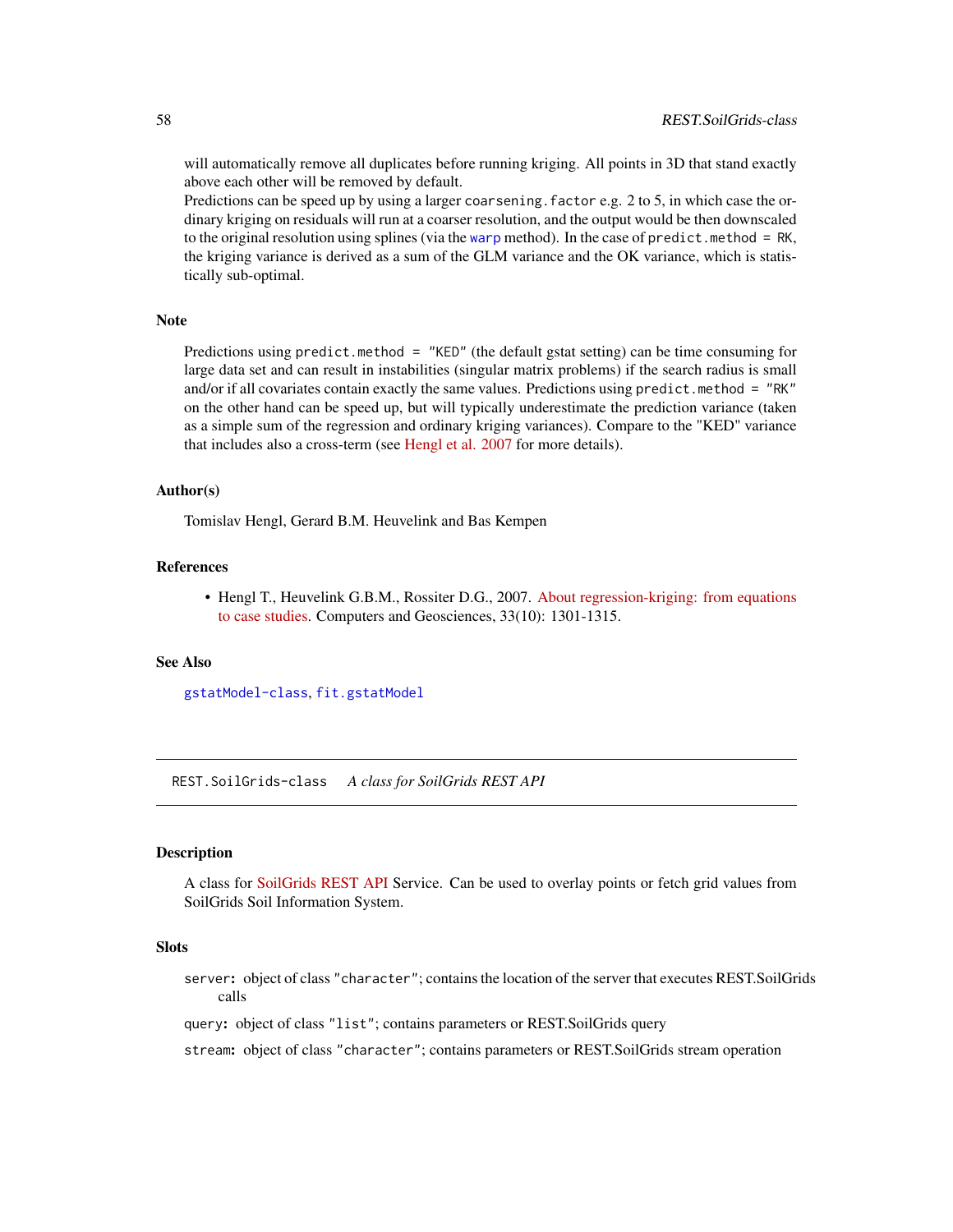will automatically remove all duplicates before running kriging. All points in 3D that stand exactly above each other will be removed by default.
Predictions can be speed up by using a larger `coarsening.factor` e.g. 2 to 5, in which case the ordinary kriging on residuals will run at a coarser resolution, and the output would be then downscaled to the original resolution using splines (via the `warp` method). In the case of `predict.method = RK`, the kriging variance is derived as a sum of the GLM variance and the OK variance, which is statistically sub-optimal.

### Note

Predictions using `predict.method = "KED"` (the default gstat setting) can be time consuming for large data set and can result in instabilities (singular matrix problems) if the search radius is small and/or if all covariates contain exactly the same values. Predictions using `predict.method = "RK"` on the other hand can be speed up, but will typically underestimate the prediction variance (taken as a simple sum of the regression and ordinary kriging variances). Compare to the "KED" variance that includes also a cross-term (see Hengl et al. 2007 for more details).

### Author(s)

Tomislav Hengl, Gerard B.M. Heuvelink and Bas Kempen

### References

- Hengl T., Heuvelink G.B.M., Rossiter D.G., 2007. About regression-kriging: from equations to case studies. Computers and Geosciences, 33(10): 1301-1315.

### See Also

`gstatModel-class`, `fit.gstatModel`

---

## REST.SoilGrids-class    *A class for SoilGrids REST API*

---

### Description

A class for SoilGrids REST API Service. Can be used to overlay points or fetch grid values from SoilGrids Soil Information System.

### Slots

`server`**:** object of class `"character"`; contains the location of the server that executes REST.SoilGrids calls

`query`**:** object of class `"list"`; contains parameters or REST.SoilGrids query

`stream`**:** object of class `"character"`; contains parameters or REST.SoilGrids stream operation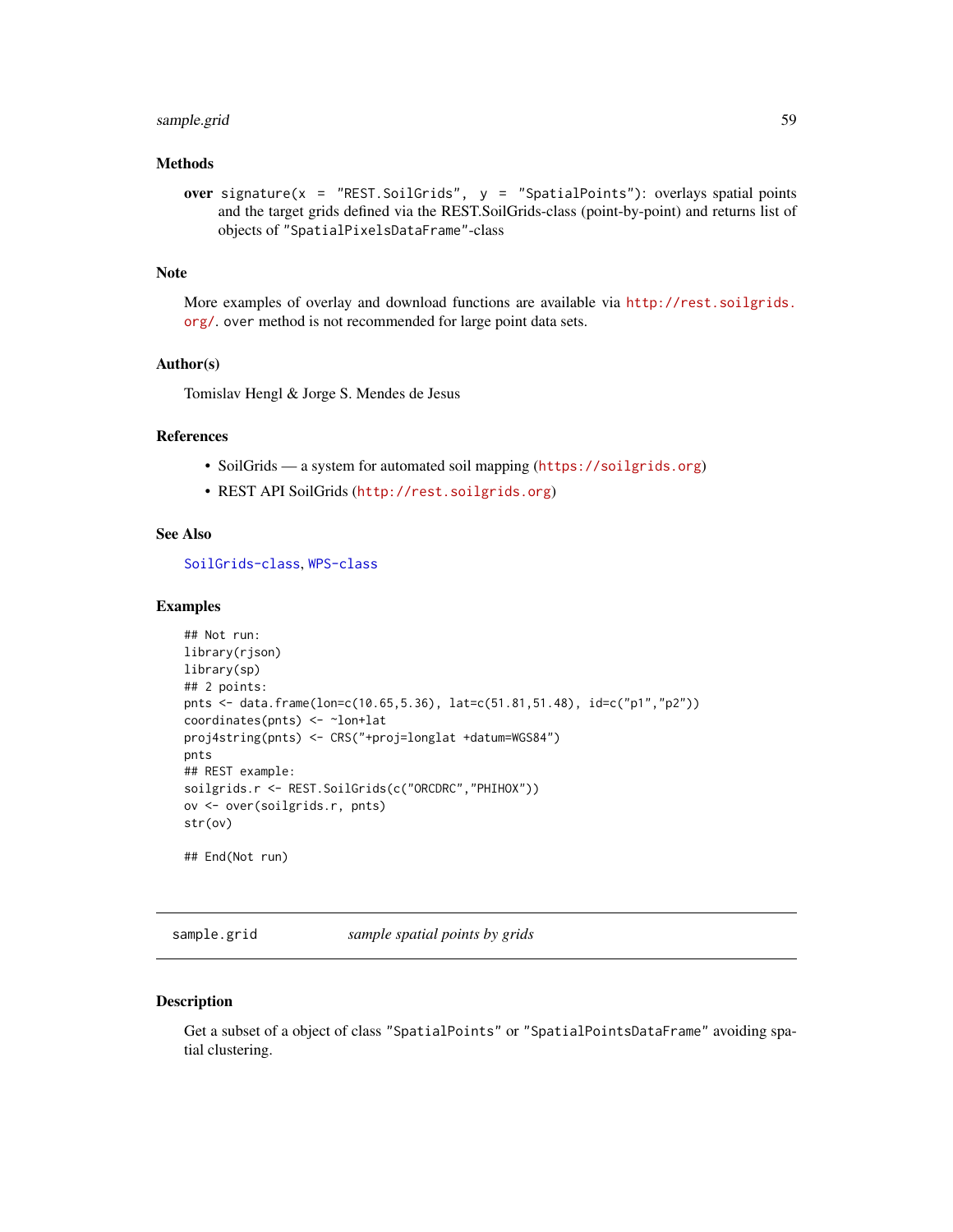### Methods

**over** signature(x = "REST.SoilGrids", y = "SpatialPoints"): overlays spatial points and the target grids defined via the REST.SoilGrids-class (point-by-point) and returns list of objects of "SpatialPixelsDataFrame"-class

### Note

More examples of overlay and download functions are available via http://rest.soilgrids.org/. over method is not recommended for large point data sets.

### Author(s)

Tomislav Hengl & Jorge S. Mendes de Jesus

### References

- SoilGrids — a system for automated soil mapping (https://soilgrids.org)
- REST API SoilGrids (http://rest.soilgrids.org)

### See Also

SoilGrids-class, WPS-class

### Examples

```
## Not run:
library(rjson)
library(sp)
## 2 points:
pnts <- data.frame(lon=c(10.65,5.36), lat=c(51.81,51.48), id=c("p1","p2"))
coordinates(pnts) <- ~lon+lat
proj4string(pnts) <- CRS("+proj=longlat +datum=WGS84")
pnts
## REST example:
soilgrids.r <- REST.SoilGrids(c("ORCDRC","PHIHOX"))
ov <- over(soilgrids.r, pnts)
str(ov)

## End(Not run)
```

---

## sample.grid *sample spatial points by grids*

### Description

Get a subset of a object of class "SpatialPoints" or "SpatialPointsDataFrame" avoiding spatial clustering.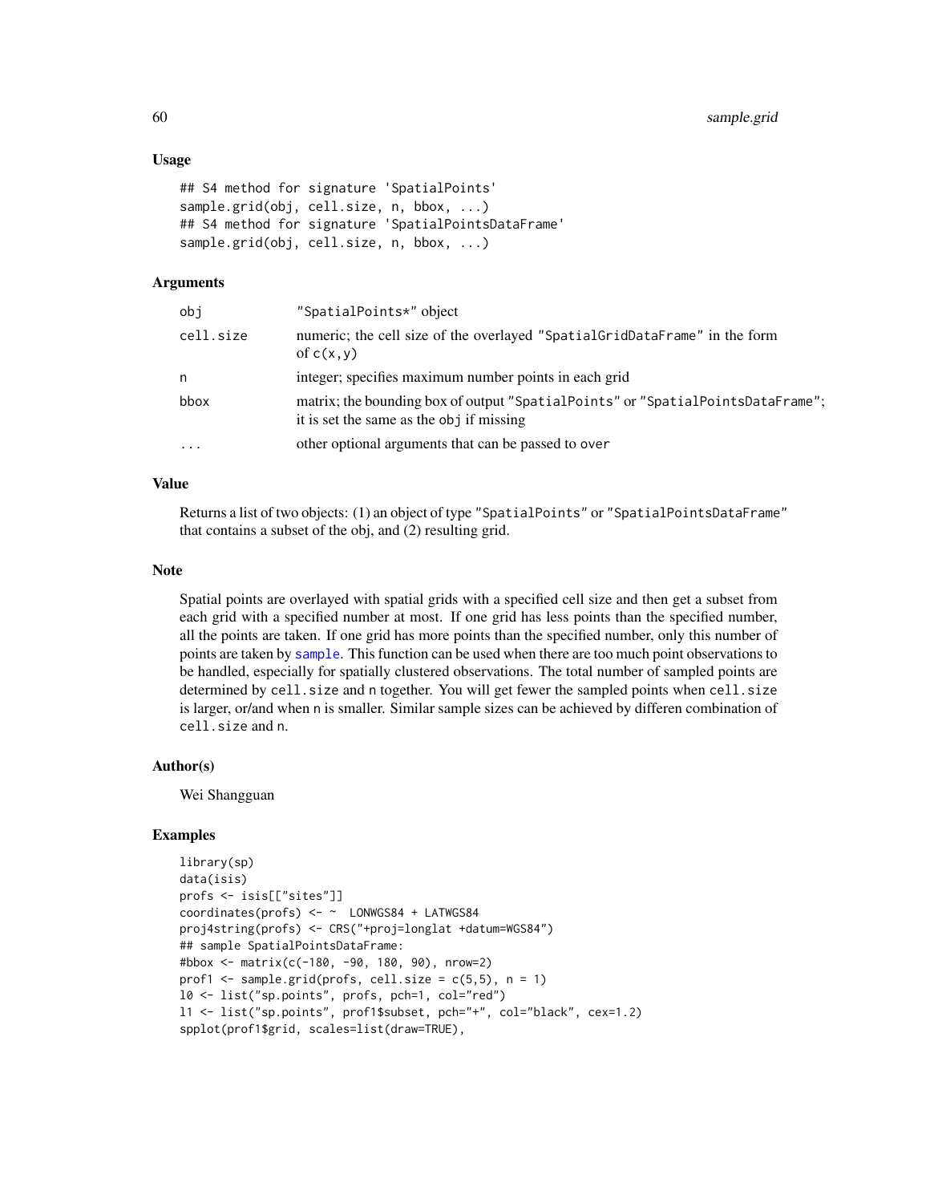### Usage

```
## S4 method for signature 'SpatialPoints'
sample.grid(obj, cell.size, n, bbox, ...)
## S4 method for signature 'SpatialPointsDataFrame'
sample.grid(obj, cell.size, n, bbox, ...)
```

### Arguments

| | |
|---|---|
| obj | "SpatialPoints*" object |
| cell.size | numeric; the cell size of the overlayed "SpatialGridDataFrame" in the form of c(x,y) |
| n | integer; specifies maximum number points in each grid |
| bbox | matrix; the bounding box of output "SpatialPoints" or "SpatialPointsDataFrame"; it is set the same as the obj if missing |
| ... | other optional arguments that can be passed to over |

### Value

Returns a list of two objects: (1) an object of type "SpatialPoints" or "SpatialPointsDataFrame" that contains a subset of the obj, and (2) resulting grid.

### Note

Spatial points are overlayed with spatial grids with a specified cell size and then get a subset from each grid with a specified number at most. If one grid has less points than the specified number, all the points are taken. If one grid has more points than the specified number, only this number of points are taken by sample. This function can be used when there are too much point observations to be handled, especially for spatially clustered observations. The total number of sampled points are determined by cell.size and n together. You will get fewer the sampled points when cell.size is larger, or/and when n is smaller. Similar sample sizes can be achieved by differen combination of cell.size and n.

### Author(s)

Wei Shangguan

### Examples

```
library(sp)
data(isis)
profs <- isis[["sites"]]
coordinates(profs) <- ~  LONWGS84 + LATWGS84
proj4string(profs) <- CRS("+proj=longlat +datum=WGS84")
## sample SpatialPointsDataFrame:
#bbox <- matrix(c(-180, -90, 180, 90), nrow=2)
prof1 <- sample.grid(profs, cell.size = c(5,5), n = 1)
l0 <- list("sp.points", profs, pch=1, col="red")
l1 <- list("sp.points", prof1$subset, pch="+", col="black", cex=1.2)
spplot(prof1$grid, scales=list(draw=TRUE),
```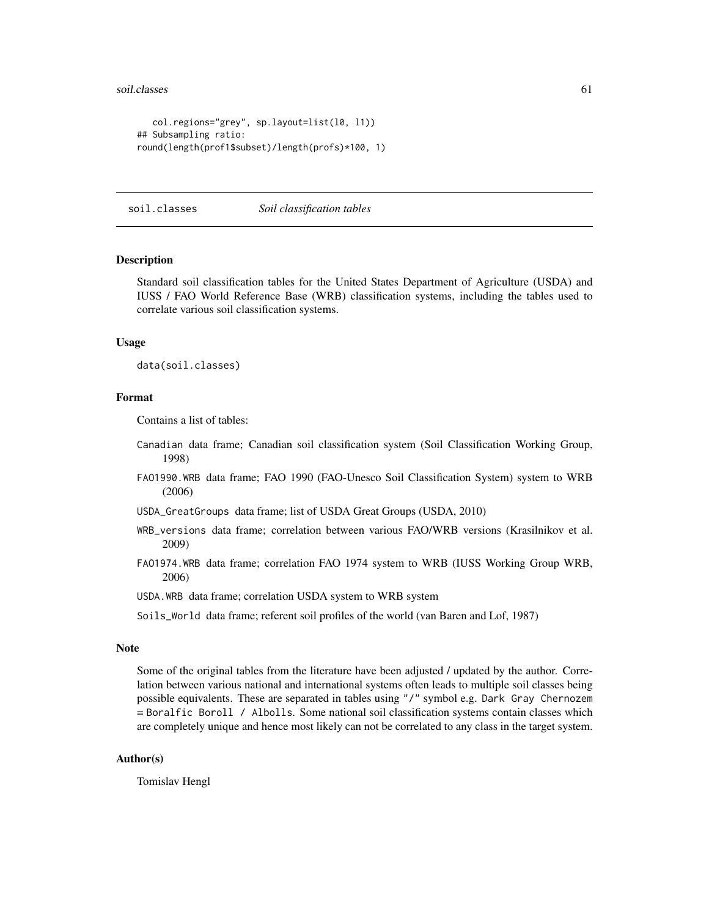```
   col.regions="grey", sp.layout=list(l0, l1))
## Subsampling ratio:
round(length(prof1$subset)/length(profs)*100, 1)
```

---

## soil.classes — *Soil classification tables*

---

### Description

Standard soil classification tables for the United States Department of Agriculture (USDA) and IUSS / FAO World Reference Base (WRB) classification systems, including the tables used to correlate various soil classification systems.

### Usage

```
data(soil.classes)
```

### Format

Contains a list of tables:

- `Canadian` data frame; Canadian soil classification system (Soil Classification Working Group, 1998)
- `FAO1990.WRB` data frame; FAO 1990 (FAO-Unesco Soil Classification System) system to WRB (2006)
- `USDA_GreatGroups` data frame; list of USDA Great Groups (USDA, 2010)
- `WRB_versions` data frame; correlation between various FAO/WRB versions (Krasilnikov et al. 2009)
- `FAO1974.WRB` data frame; correlation FAO 1974 system to WRB (IUSS Working Group WRB, 2006)
- `USDA.WRB` data frame; correlation USDA system to WRB system
- `Soils_World` data frame; referent soil profiles of the world (van Baren and Lof, 1987)

### Note

Some of the original tables from the literature have been adjusted / updated by the author. Correlation between various national and international systems often leads to multiple soil classes being possible equivalents. These are separated in tables using `"/"` symbol e.g. `Dark Gray Chernozem` = `Boralfic Boroll / Albolls`. Some national soil classification systems contain classes which are completely unique and hence most likely can not be correlated to any class in the target system.

### Author(s)

Tomislav Hengl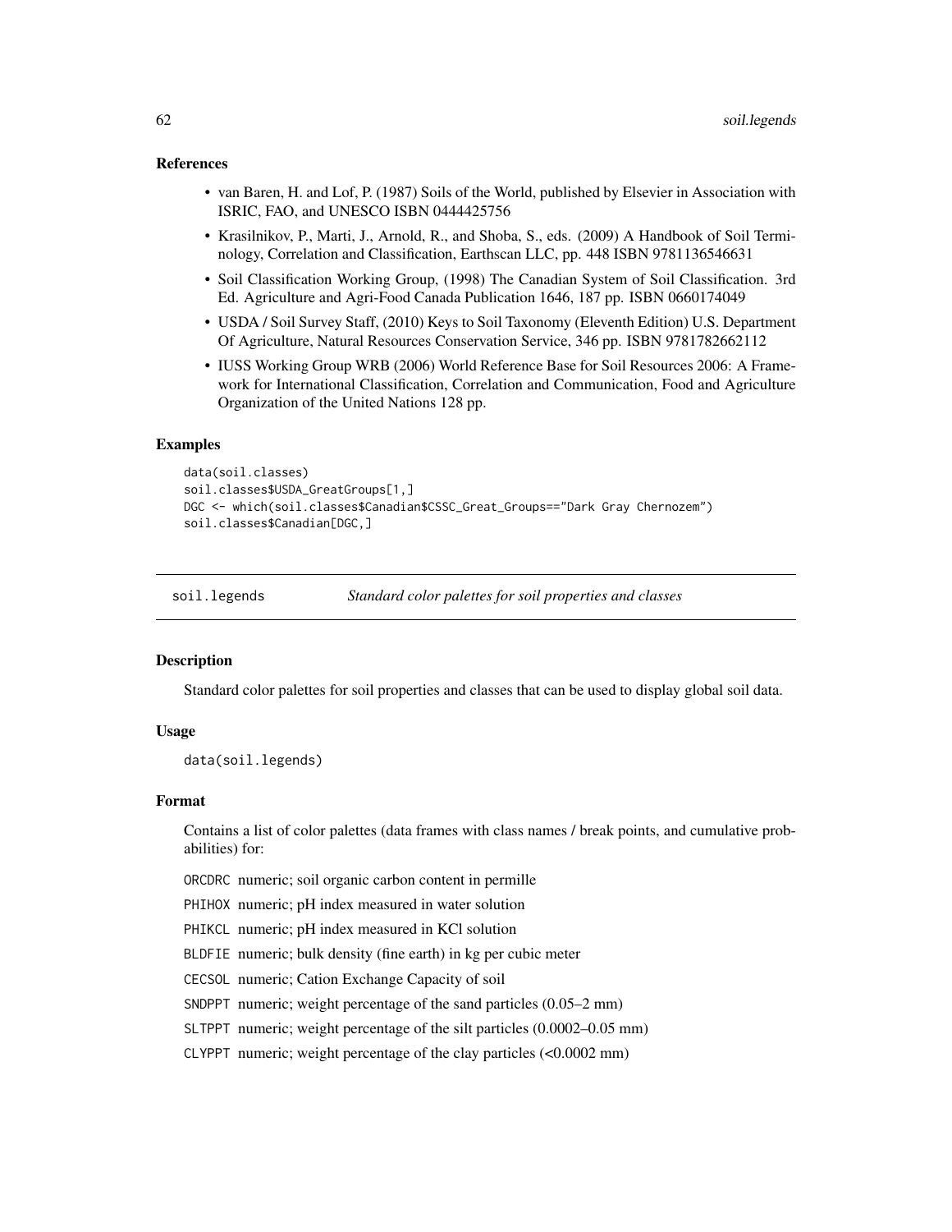### References

- van Baren, H. and Lof, P. (1987) Soils of the World, published by Elsevier in Association with ISRIC, FAO, and UNESCO ISBN 0444425756
- Krasilnikov, P., Marti, J., Arnold, R., and Shoba, S., eds. (2009) A Handbook of Soil Terminology, Correlation and Classification, Earthscan LLC, pp. 448 ISBN 9781136546631
- Soil Classification Working Group, (1998) The Canadian System of Soil Classification. 3rd Ed. Agriculture and Agri-Food Canada Publication 1646, 187 pp. ISBN 0660174049
- USDA / Soil Survey Staff, (2010) Keys to Soil Taxonomy (Eleventh Edition) U.S. Department Of Agriculture, Natural Resources Conservation Service, 346 pp. ISBN 9781782662112
- IUSS Working Group WRB (2006) World Reference Base for Soil Resources 2006: A Framework for International Classification, Correlation and Communication, Food and Agriculture Organization of the United Nations 128 pp.

### Examples

```
data(soil.classes)
soil.classes$USDA_GreatGroups[1,]
DGC <- which(soil.classes$Canadian$CSSC_Great_Groups=="Dark Gray Chernozem")
soil.classes$Canadian[DGC,]
```

---

## soil.legends *Standard color palettes for soil properties and classes*

### Description

Standard color palettes for soil properties and classes that can be used to display global soil data.

### Usage

```
data(soil.legends)
```

### Format

Contains a list of color palettes (data frames with class names / break points, and cumulative probabilities) for:

- `ORCDRC` numeric; soil organic carbon content in permille
- `PHIHOX` numeric; pH index measured in water solution
- `PHIKCL` numeric; pH index measured in KCl solution
- `BLDFIE` numeric; bulk density (fine earth) in kg per cubic meter
- `CECSOL` numeric; Cation Exchange Capacity of soil
- `SNDPPT` numeric; weight percentage of the sand particles (0.05–2 mm)
- `SLTPPT` numeric; weight percentage of the silt particles (0.0002–0.05 mm)
- `CLYPPT` numeric; weight percentage of the clay particles (<0.0002 mm)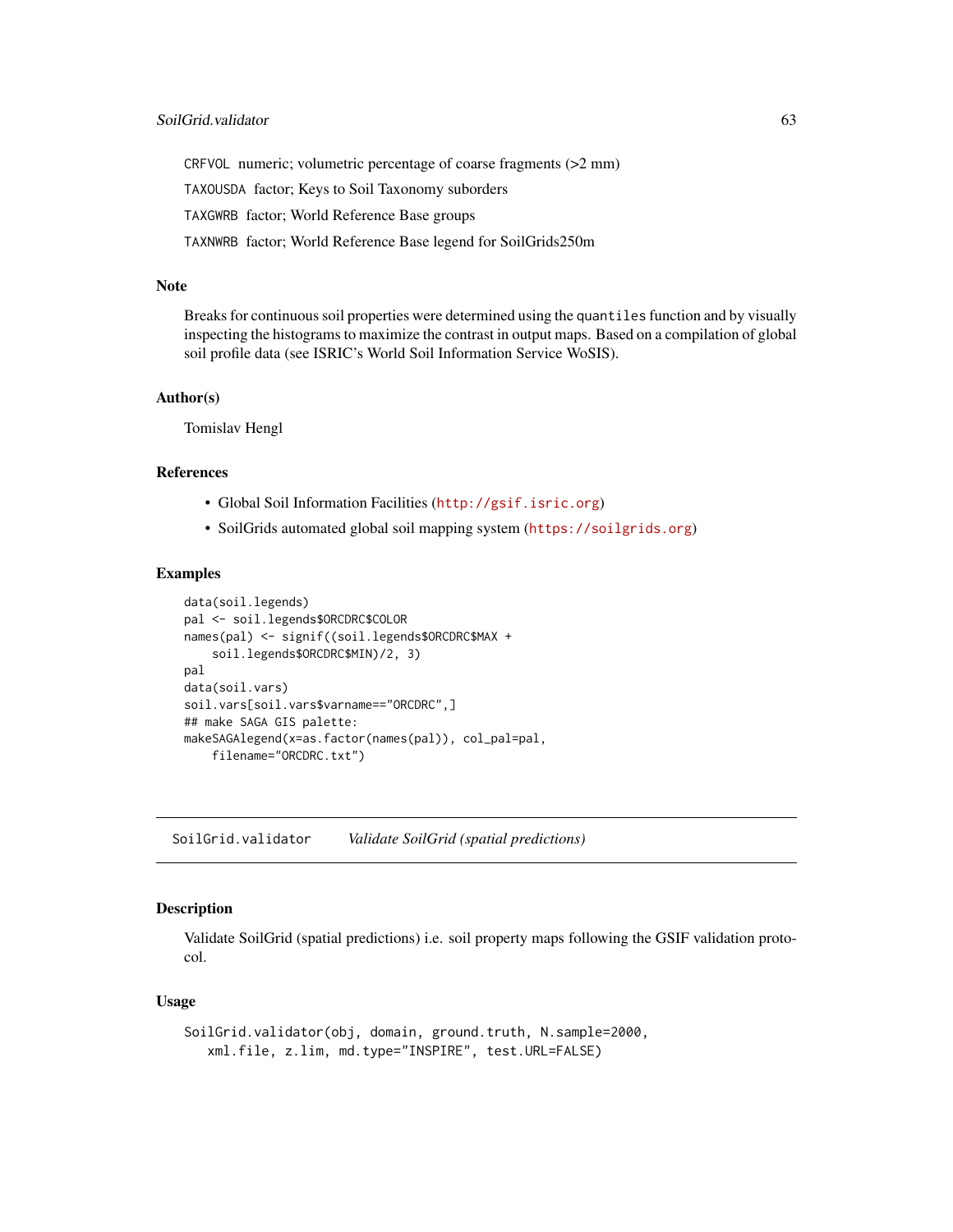CRFVOL numeric; volumetric percentage of coarse fragments (>2 mm)

TAXOUSDA factor; Keys to Soil Taxonomy suborders

TAXGWRB factor; World Reference Base groups

TAXNWRB factor; World Reference Base legend for SoilGrids250m

### Note

Breaks for continuous soil properties were determined using the `quantiles` function and by visually inspecting the histograms to maximize the contrast in output maps. Based on a compilation of global soil profile data (see ISRIC's World Soil Information Service WoSIS).

### Author(s)

Tomislav Hengl

### References

- Global Soil Information Facilities (http://gsif.isric.org)
- SoilGrids automated global soil mapping system (https://soilgrids.org)

### Examples

```
data(soil.legends)
pal <- soil.legends$ORCDRC$COLOR
names(pal) <- signif((soil.legends$ORCDRC$MAX +
    soil.legends$ORCDRC$MIN)/2, 3)
pal
data(soil.vars)
soil.vars[soil.vars$varname=="ORCDRC",]
## make SAGA GIS palette:
makeSAGAlegend(x=as.factor(names(pal)), col_pal=pal,
    filename="ORCDRC.txt")
```

---

## SoilGrid.validator *Validate SoilGrid (spatial predictions)*

---

### Description

Validate SoilGrid (spatial predictions) i.e. soil property maps following the GSIF validation protocol.

### Usage

```
SoilGrid.validator(obj, domain, ground.truth, N.sample=2000,
   xml.file, z.lim, md.type="INSPIRE", test.URL=FALSE)
```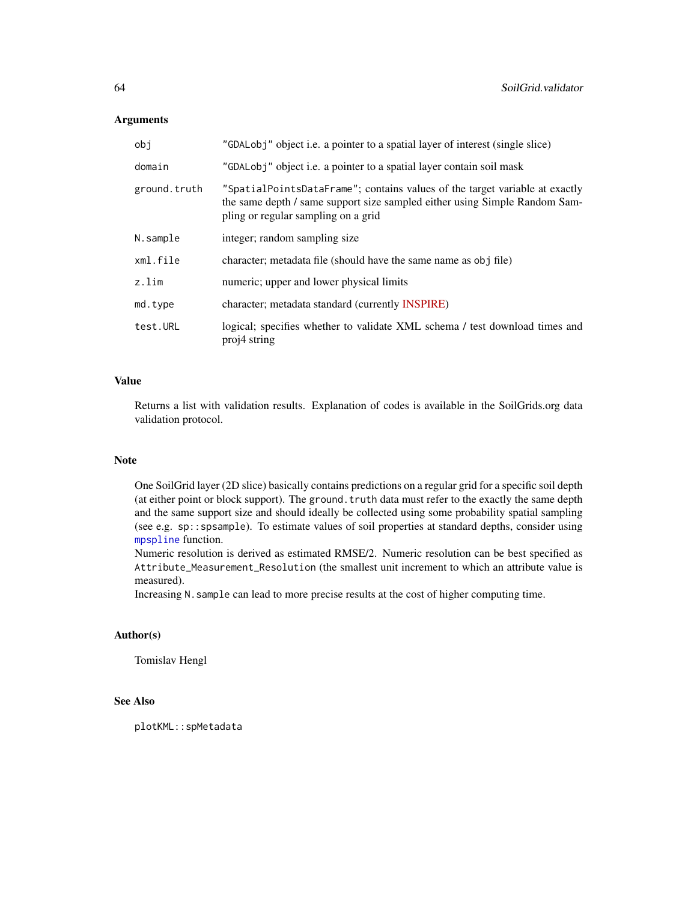## Arguments

| | |
|---|---|
| `obj` | "GDALobj" object i.e. a pointer to a spatial layer of interest (single slice) |
| `domain` | "GDALobj" object i.e. a pointer to a spatial layer contain soil mask |
| `ground.truth` | "SpatialPointsDataFrame"; contains values of the target variable at exactly the same depth / same support size sampled either using Simple Random Sampling or regular sampling on a grid |
| `N.sample` | integer; random sampling size |
| `xml.file` | character; metadata file (should have the same name as `obj` file) |
| `z.lim` | numeric; upper and lower physical limits |
| `md.type` | character; metadata standard (currently INSPIRE) |
| `test.URL` | logical; specifies whether to validate XML schema / test download times and proj4 string |

## Value

Returns a list with validation results. Explanation of codes is available in the SoilGrids.org data validation protocol.

## Note

One SoilGrid layer (2D slice) basically contains predictions on a regular grid for a specific soil depth (at either point or block support). The `ground.truth` data must refer to the exactly the same depth and the same support size and should ideally be collected using some probability spatial sampling (see e.g. `sp::spsample`). To estimate values of soil properties at standard depths, consider using `mpspline` function.
Numeric resolution is derived as estimated RMSE/2. Numeric resolution can be best specified as `Attribute_Measurement_Resolution` (the smallest unit increment to which an attribute value is measured).
Increasing `N.sample` can lead to more precise results at the cost of higher computing time.

## Author(s)

Tomislav Hengl

## See Also

`plotKML::spMetadata`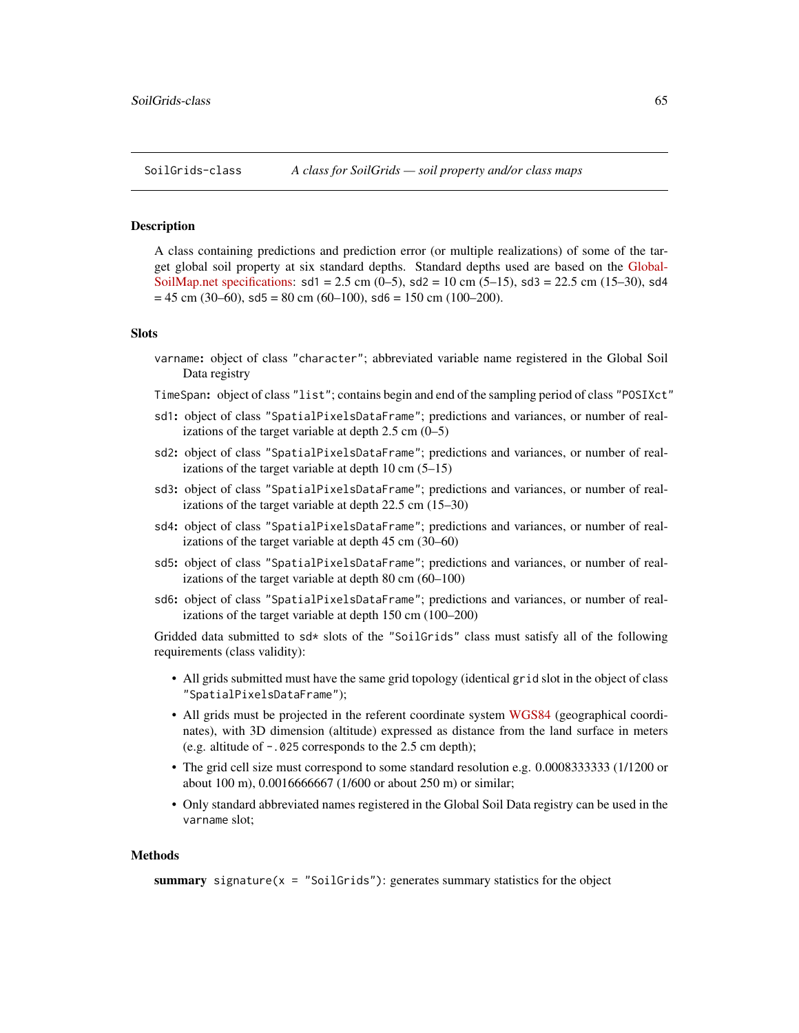SoilGrids-class    *A class for SoilGrids — soil property and/or class maps*

## Description

A class containing predictions and prediction error (or multiple realizations) of some of the target global soil property at six standard depths. Standard depths used are based on the GlobalSoilMap.net specifications: `sd1` = 2.5 cm (0–5), `sd2` = 10 cm (5–15), `sd3` = 22.5 cm (15–30), `sd4` = 45 cm (30–60), `sd5` = 80 cm (60–100), `sd6` = 150 cm (100–200).

## Slots

`varname`: object of class `"character"`; abbreviated variable name registered in the Global Soil Data registry

`TimeSpan`: object of class `"list"`; contains begin and end of the sampling period of class `"POSIXct"`

`sd1`: object of class `"SpatialPixelsDataFrame"`; predictions and variances, or number of realizations of the target variable at depth 2.5 cm (0–5)

`sd2`: object of class `"SpatialPixelsDataFrame"`; predictions and variances, or number of realizations of the target variable at depth 10 cm (5–15)

`sd3`: object of class `"SpatialPixelsDataFrame"`; predictions and variances, or number of realizations of the target variable at depth 22.5 cm (15–30)

`sd4`: object of class `"SpatialPixelsDataFrame"`; predictions and variances, or number of realizations of the target variable at depth 45 cm (30–60)

`sd5`: object of class `"SpatialPixelsDataFrame"`; predictions and variances, or number of realizations of the target variable at depth 80 cm (60–100)

`sd6`: object of class `"SpatialPixelsDataFrame"`; predictions and variances, or number of realizations of the target variable at depth 150 cm (100–200)

Gridded data submitted to `sd*` slots of the `"SoilGrids"` class must satisfy all of the following requirements (class validity):

- All grids submitted must have the same grid topology (identical `grid` slot in the object of class `"SpatialPixelsDataFrame"`);
- All grids must be projected in the referent coordinate system WGS84 (geographical coordinates), with 3D dimension (altitude) expressed as distance from the land surface in meters (e.g. altitude of `-.025` corresponds to the 2.5 cm depth);
- The grid cell size must correspond to some standard resolution e.g. 0.0008333333 (1/1200 or about 100 m), 0.0016666667 (1/600 or about 250 m) or similar;
- Only standard abbreviated names registered in the Global Soil Data registry can be used in the `varname` slot;

## Methods

**summary** `signature(x = "SoilGrids")`: generates summary statistics for the object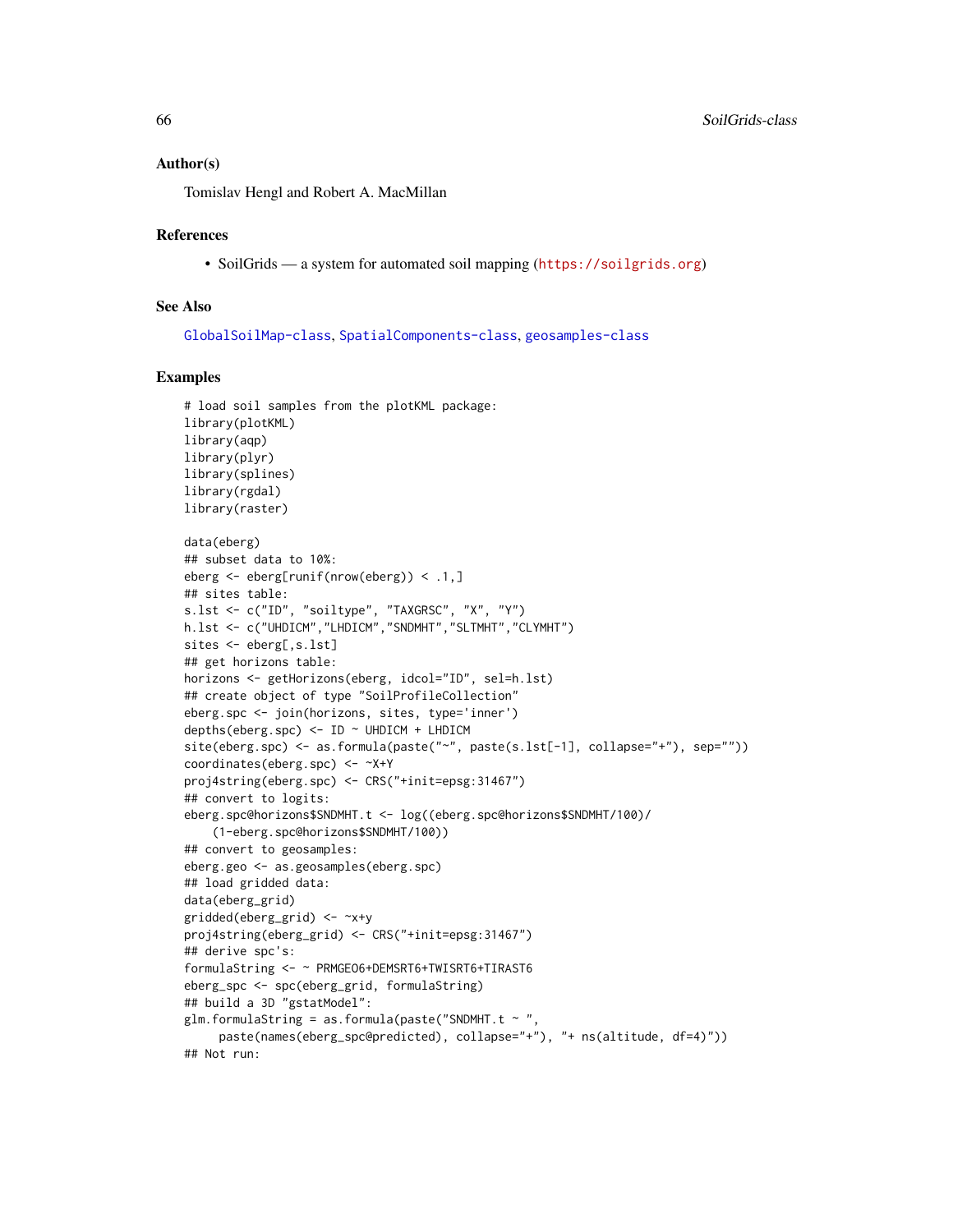### Author(s)

Tomislav Hengl and Robert A. MacMillan

### References

- SoilGrids — a system for automated soil mapping (https://soilgrids.org)

### See Also

GlobalSoilMap-class, SpatialComponents-class, geosamples-class

### Examples

```
# load soil samples from the plotKML package:
library(plotKML)
library(aqp)
library(plyr)
library(splines)
library(rgdal)
library(raster)

data(eberg)
## subset data to 10%:
eberg <- eberg[runif(nrow(eberg)) < .1,]
## sites table:
s.lst <- c("ID", "soiltype", "TAXGRSC", "X", "Y")
h.lst <- c("UHDICM","LHDICM","SNDMHT","SLTMHT","CLYMHT")
sites <- eberg[,s.lst]
## get horizons table:
horizons <- getHorizons(eberg, idcol="ID", sel=h.lst)
## create object of type "SoilProfileCollection"
eberg.spc <- join(horizons, sites, type='inner')
depths(eberg.spc) <- ID ~ UHDICM + LHDICM
site(eberg.spc) <- as.formula(paste("~", paste(s.lst[-1], collapse="+"), sep=""))
coordinates(eberg.spc) <- ~X+Y
proj4string(eberg.spc) <- CRS("+init=epsg:31467")
## convert to logits:
eberg.spc@horizons$SNDMHT.t <- log((eberg.spc@horizons$SNDMHT/100)/
    (1-eberg.spc@horizons$SNDMHT/100))
## convert to geosamples:
eberg.geo <- as.geosamples(eberg.spc)
## load gridded data:
data(eberg_grid)
gridded(eberg_grid) <- ~x+y
proj4string(eberg_grid) <- CRS("+init=epsg:31467")
## derive spc's:
formulaString <- ~ PRMGEO6+DEMSRT6+TWISRT6+TIRAST6
eberg_spc <- spc(eberg_grid, formulaString)
## build a 3D "gstatModel":
glm.formulaString = as.formula(paste("SNDMHT.t ~ ",
     paste(names(eberg_spc@predicted), collapse="+"), "+ ns(altitude, df=4)"))
## Not run:
```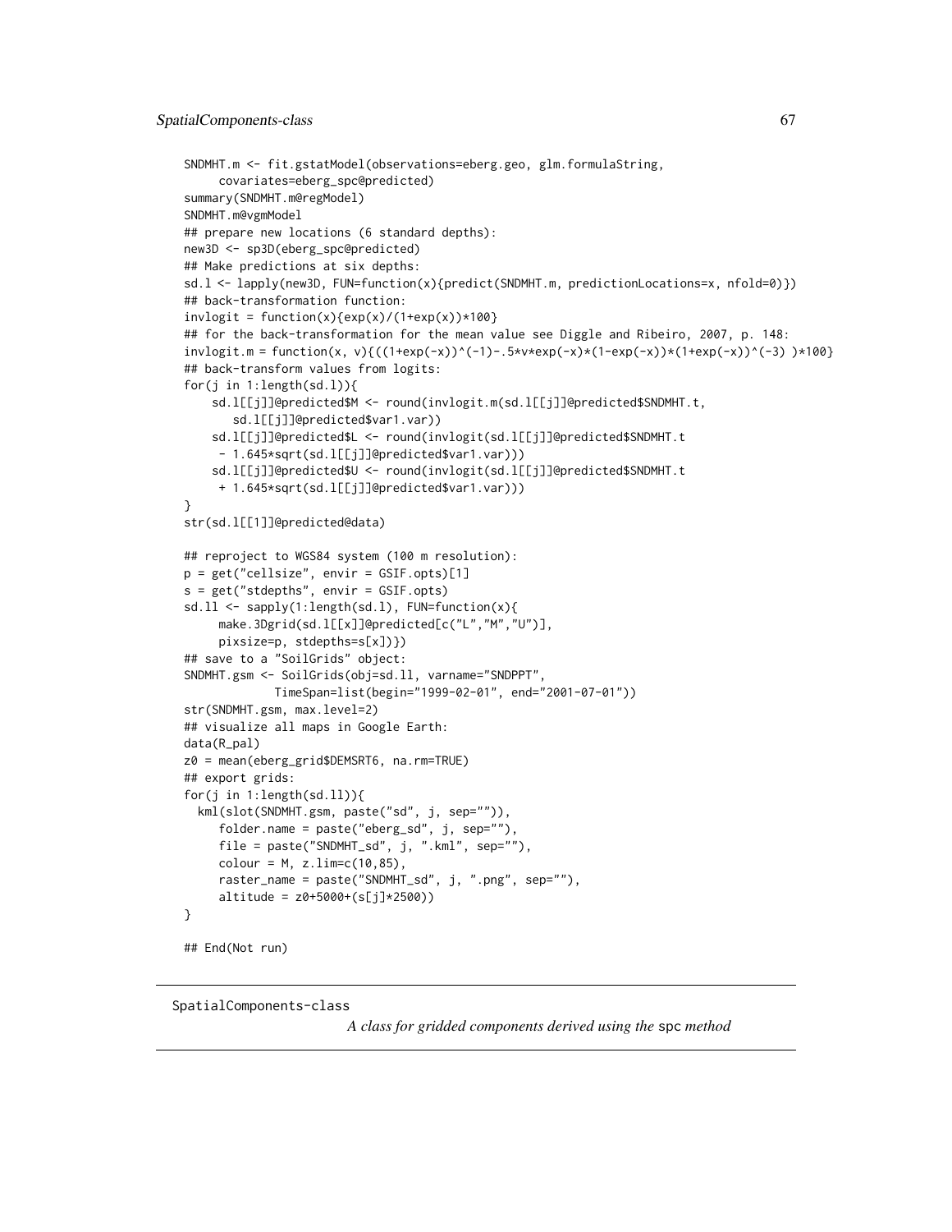```
SNDMHT.m <- fit.gstatModel(observations=eberg.geo, glm.formulaString,
     covariates=eberg_spc@predicted)
summary(SNDMHT.m@regModel)
SNDMHT.m@vgmModel
## prepare new locations (6 standard depths):
new3D <- sp3D(eberg_spc@predicted)
## Make predictions at six depths:
sd.l <- lapply(new3D, FUN=function(x){predict(SNDMHT.m, predictionLocations=x, nfold=0)})
## back-transformation function:
invlogit = function(x){exp(x)/(1+exp(x))*100}
## for the back-transformation for the mean value see Diggle and Ribeiro, 2007, p. 148:
invlogit.m = function(x, v){((1+exp(-x))^(-1)-.5*v*exp(-x)*(1-exp(-x))*(1+exp(-x))^(-3) )*100}
## back-transform values from logits:
for(j in 1:length(sd.l)){
    sd.l[[j]]@predicted$M <- round(invlogit.m(sd.l[[j]]@predicted$SNDMHT.t,
       sd.l[[j]]@predicted$var1.var))
    sd.l[[j]]@predicted$L <- round(invlogit(sd.l[[j]]@predicted$SNDMHT.t
     - 1.645*sqrt(sd.l[[j]]@predicted$var1.var)))
    sd.l[[j]]@predicted$U <- round(invlogit(sd.l[[j]]@predicted$SNDMHT.t
     + 1.645*sqrt(sd.l[[j]]@predicted$var1.var)))
}
str(sd.l[[1]]@predicted@data)

## reproject to WGS84 system (100 m resolution):
p = get("cellsize", envir = GSIF.opts)[1]
s = get("stdepths", envir = GSIF.opts)
sd.ll <- sapply(1:length(sd.l), FUN=function(x){
     make.3Dgrid(sd.l[[x]]@predicted[c("L","M","U")],
     pixsize=p, stdepths=s[x])})
## save to a "SoilGrids" object:
SNDMHT.gsm <- SoilGrids(obj=sd.ll, varname="SNDPPT",
             TimeSpan=list(begin="1999-02-01", end="2001-07-01"))
str(SNDMHT.gsm, max.level=2)
## visualize all maps in Google Earth:
data(R_pal)
z0 = mean(eberg_grid$DEMSRT6, na.rm=TRUE)
## export grids:
for(j in 1:length(sd.ll)){
  kml(slot(SNDMHT.gsm, paste("sd", j, sep="")),
     folder.name = paste("eberg_sd", j, sep=""),
     file = paste("SNDMHT_sd", j, ".kml", sep=""),
     colour = M, z.lim=c(10,85),
     raster_name = paste("SNDMHT_sd", j, ".png", sep=""),
     altitude = z0+5000+(s[j]*2500))
}

## End(Not run)
```

---

SpatialComponents-class        *A class for gridded components derived using the* `spc` *method*

---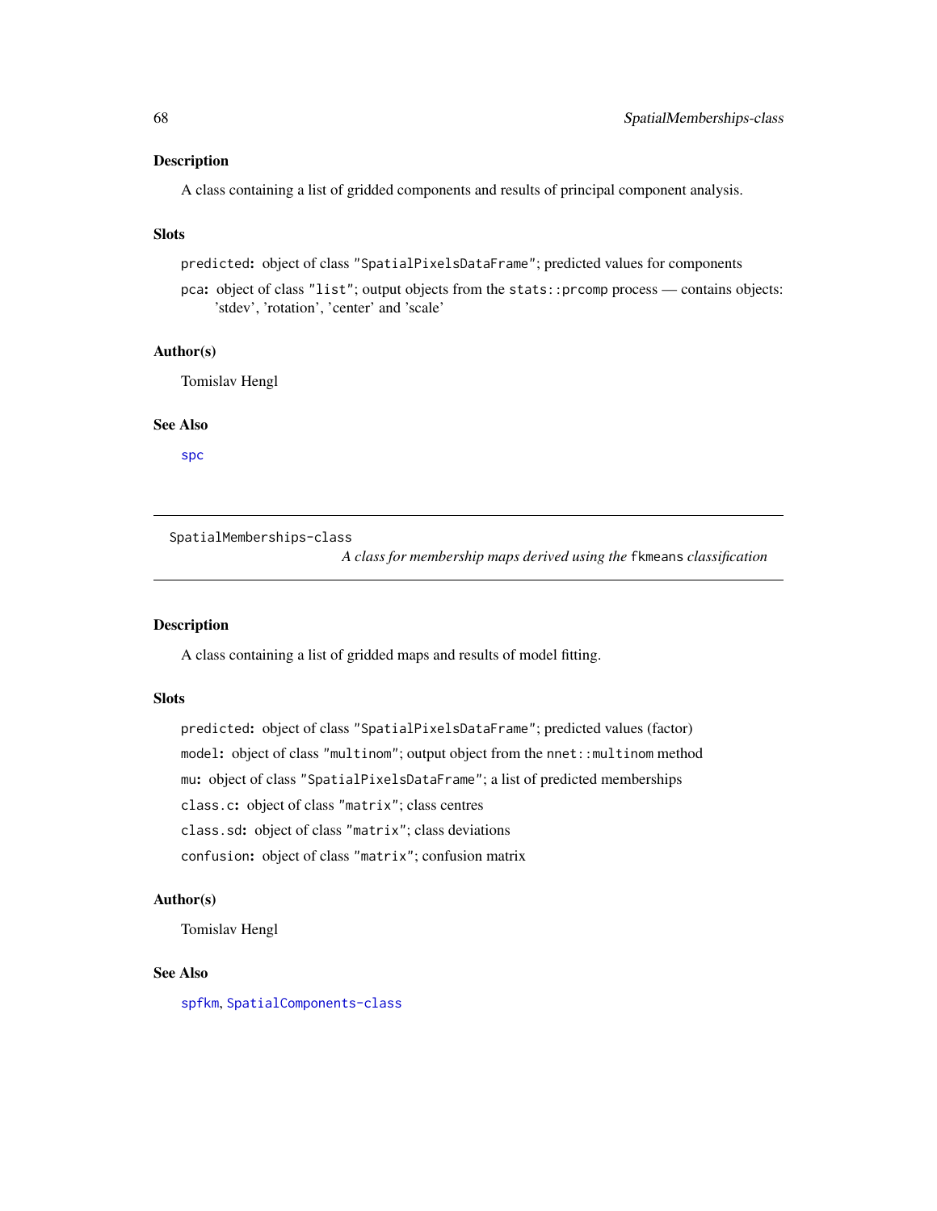## Description

A class containing a list of gridded components and results of principal component analysis.

## Slots

`predicted`**:** object of class `"SpatialPixelsDataFrame"`; predicted values for components

`pca`**:** object of class `"list"`; output objects from the `stats::prcomp` process — contains objects: 'stdev', 'rotation', 'center' and 'scale'

## Author(s)

Tomislav Hengl

## See Also

`spc`

---

`SpatialMemberships-class` *A class for membership maps derived using the* `fkmeans` *classification*

---

## Description

A class containing a list of gridded maps and results of model fitting.

## Slots

`predicted`**:** object of class `"SpatialPixelsDataFrame"`; predicted values (factor)

`model`**:** object of class `"multinom"`; output object from the `nnet::multinom` method

`mu`**:** object of class `"SpatialPixelsDataFrame"`; a list of predicted memberships

`class.c`**:** object of class `"matrix"`; class centres

`class.sd`**:** object of class `"matrix"`; class deviations

`confusion`**:** object of class `"matrix"`; confusion matrix

## Author(s)

Tomislav Hengl

## See Also

`spfkm`, `SpatialComponents-class`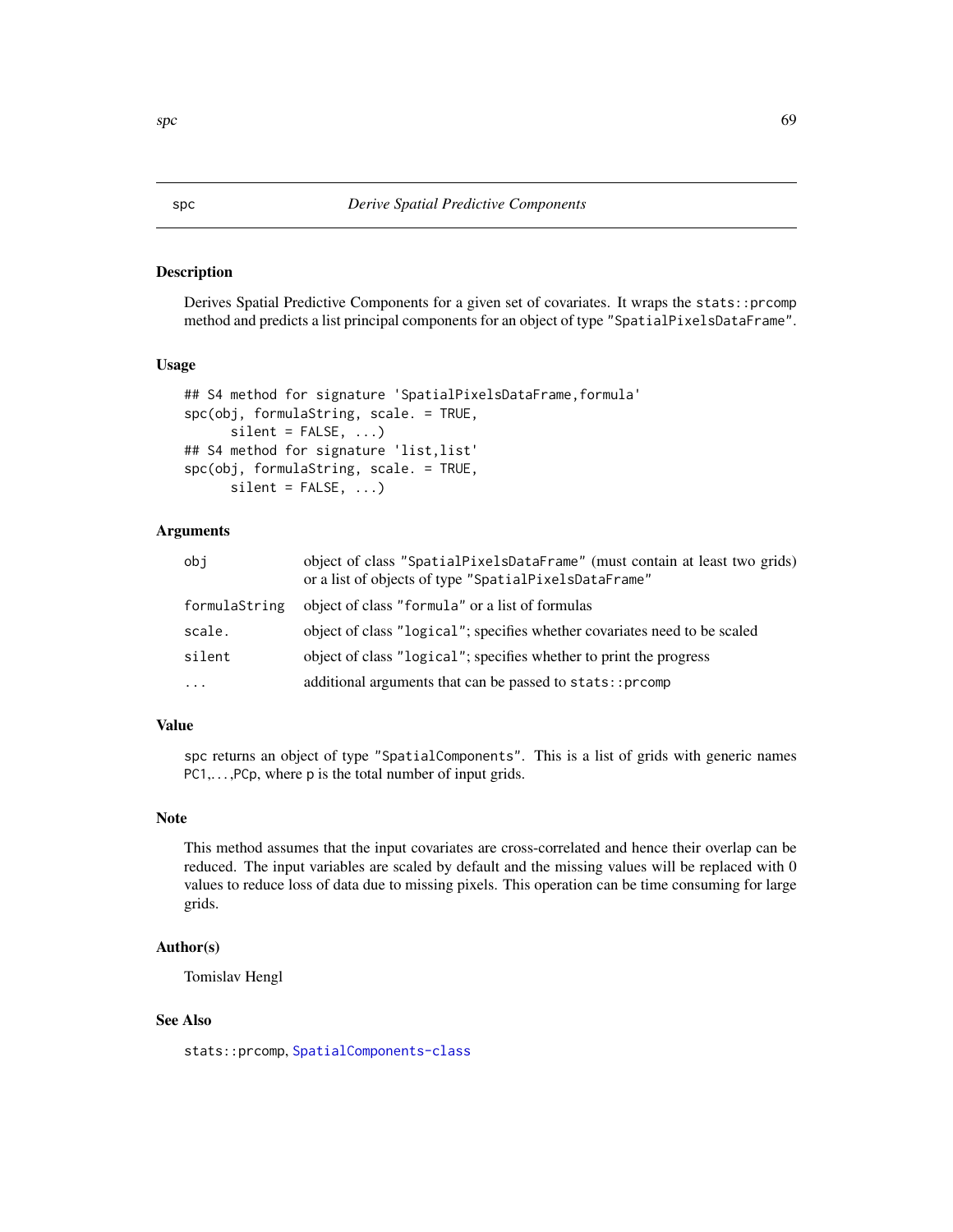spc *Derive Spatial Predictive Components*

## Description

Derives Spatial Predictive Components for a given set of covariates. It wraps the `stats::prcomp` method and predicts a list principal components for an object of type `"SpatialPixelsDataFrame"`.

## Usage

```
## S4 method for signature 'SpatialPixelsDataFrame,formula'
spc(obj, formulaString, scale. = TRUE,
      silent = FALSE, ...)
## S4 method for signature 'list,list'
spc(obj, formulaString, scale. = TRUE,
      silent = FALSE, ...)
```

## Arguments

| | |
|---|---|
| `obj` | object of class `"SpatialPixelsDataFrame"` (must contain at least two grids) or a list of objects of type `"SpatialPixelsDataFrame"` |
| `formulaString` | object of class `"formula"` or a list of formulas |
| `scale.` | object of class `"logical"`; specifies whether covariates need to be scaled |
| `silent` | object of class `"logical"`; specifies whether to print the progress |
| `...` | additional arguments that can be passed to `stats::prcomp` |

## Value

`spc` returns an object of type `"SpatialComponents"`. This is a list of grids with generic names `PC1`,...,`PCp`, where `p` is the total number of input grids.

## Note

This method assumes that the input covariates are cross-correlated and hence their overlap can be reduced. The input variables are scaled by default and the missing values will be replaced with 0 values to reduce loss of data due to missing pixels. This operation can be time consuming for large grids.

## Author(s)

Tomislav Hengl

## See Also

`stats::prcomp`, `SpatialComponents-class`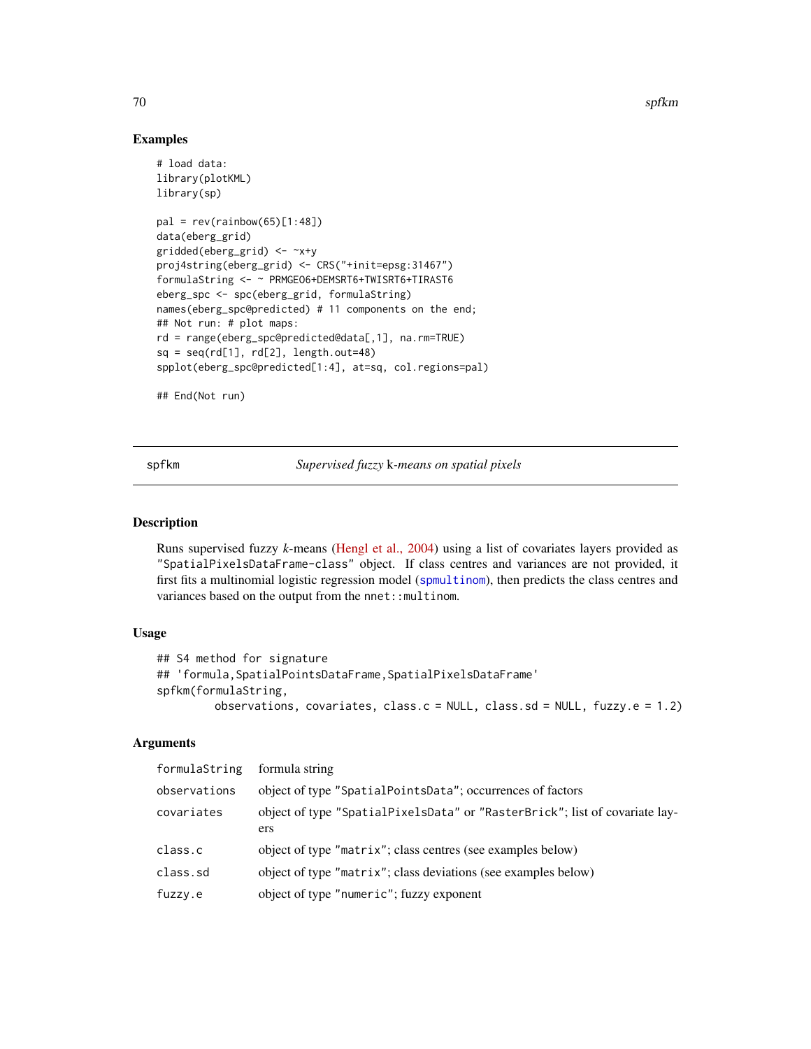## Examples

```
# load data:
library(plotKML)
library(sp)

pal = rev(rainbow(65)[1:48])
data(eberg_grid)
gridded(eberg_grid) <- ~x+y
proj4string(eberg_grid) <- CRS("+init=epsg:31467")
formulaString <- ~ PRMGEO6+DEMSRT6+TWISRT6+TIRAST6
eberg_spc <- spc(eberg_grid, formulaString)
names(eberg_spc@predicted) # 11 components on the end;
## Not run: # plot maps:
rd = range(eberg_spc@predicted@data[,1], na.rm=TRUE)
sq = seq(rd[1], rd[2], length.out=48)
spplot(eberg_spc@predicted[1:4], at=sq, col.regions=pal)

## End(Not run)
```

---

spfkm *Supervised fuzzy* k*-means on spatial pixels*

---

## Description

Runs supervised fuzzy *k*-means (Hengl et al., 2004) using a list of covariates layers provided as "SpatialPixelsDataFrame-class" object. If class centres and variances are not provided, it first fits a multinomial logistic regression model (spmultinom), then predicts the class centres and variances based on the output from the nnet::multinom.

## Usage

```
## S4 method for signature
## 'formula,SpatialPointsDataFrame,SpatialPixelsDataFrame'
spfkm(formulaString,
          observations, covariates, class.c = NULL, class.sd = NULL, fuzzy.e = 1.2)
```

## Arguments

| | |
|---|---|
| formulaString | formula string |
| observations | object of type "SpatialPointsData"; occurrences of factors |
| covariates | object of type "SpatialPixelsData" or "RasterBrick"; list of covariate layers |
| class.c | object of type "matrix"; class centres (see examples below) |
| class.sd | object of type "matrix"; class deviations (see examples below) |
| fuzzy.e | object of type "numeric"; fuzzy exponent |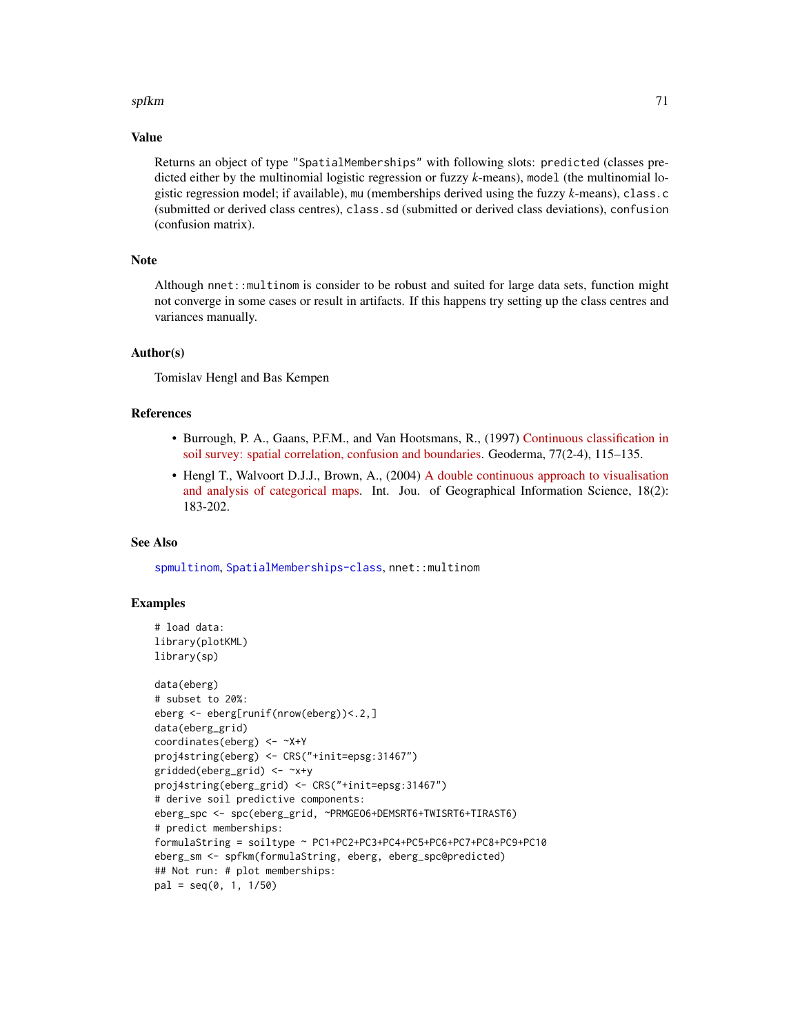## Value

Returns an object of type "SpatialMemberships" with following slots: `predicted` (classes predicted either by the multinomial logistic regression or fuzzy *k*-means), `model` (the multinomial logistic regression model; if available), `mu` (memberships derived using the fuzzy *k*-means), `class.c` (submitted or derived class centres), `class.sd` (submitted or derived class deviations), `confusion` (confusion matrix).

## Note

Although `nnet::multinom` is consider to be robust and suited for large data sets, function might not converge in some cases or result in artifacts. If this happens try setting up the class centres and variances manually.

## Author(s)

Tomislav Hengl and Bas Kempen

## References

- Burrough, P. A., Gaans, P.F.M., and Van Hootsmans, R., (1997) Continuous classification in soil survey: spatial correlation, confusion and boundaries. Geoderma, 77(2-4), 115–135.
- Hengl T., Walvoort D.J.J., Brown, A., (2004) A double continuous approach to visualisation and analysis of categorical maps. Int. Jou. of Geographical Information Science, 18(2): 183-202.

## See Also

`spmultinom`, `SpatialMemberships-class`, `nnet::multinom`

## Examples

```
# load data:
library(plotKML)
library(sp)

data(eberg)
# subset to 20%:
eberg <- eberg[runif(nrow(eberg))<.2,]
data(eberg_grid)
coordinates(eberg) <- ~X+Y
proj4string(eberg) <- CRS("+init=epsg:31467")
gridded(eberg_grid) <- ~x+y
proj4string(eberg_grid) <- CRS("+init=epsg:31467")
# derive soil predictive components:
eberg_spc <- spc(eberg_grid, ~PRMGEO6+DEMSRT6+TWISRT6+TIRAST6)
# predict memberships:
formulaString = soiltype ~ PC1+PC2+PC3+PC4+PC5+PC6+PC7+PC8+PC9+PC10
eberg_sm <- spfkm(formulaString, eberg, eberg_spc@predicted)
## Not run: # plot memberships:
pal = seq(0, 1, 1/50)
```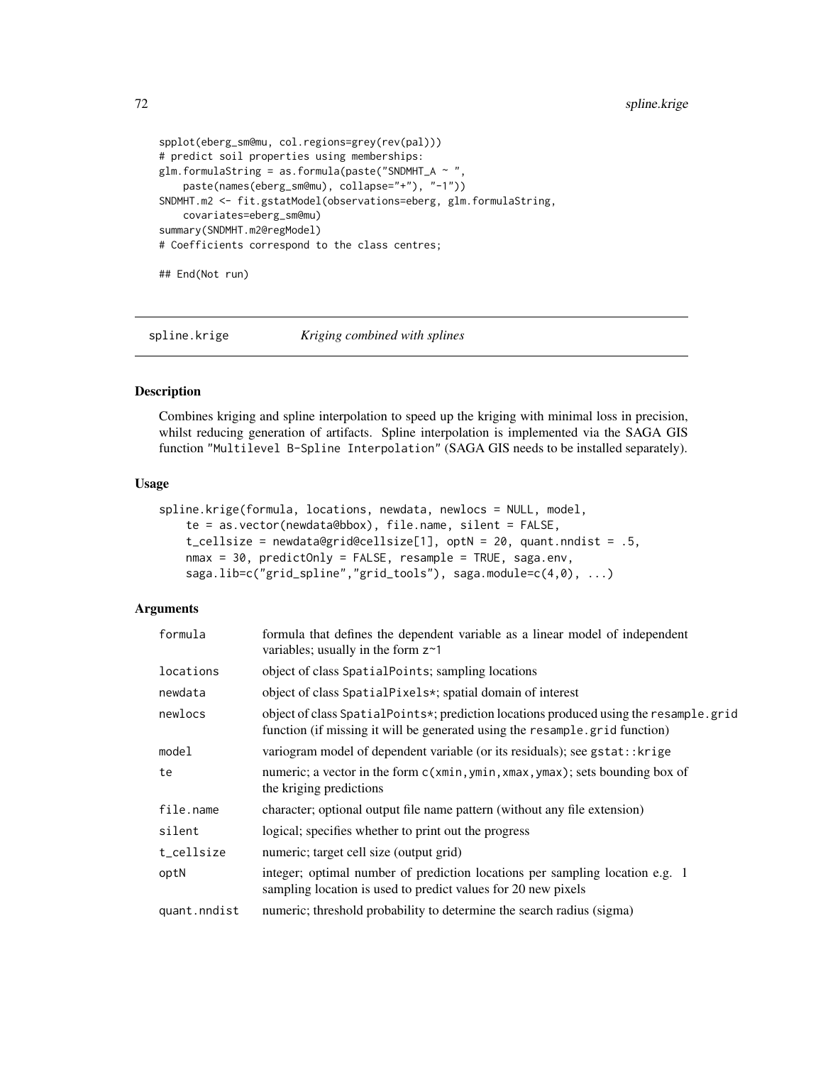```
spplot(eberg_sm@mu, col.regions=grey(rev(pal)))
# predict soil properties using memberships:
glm.formulaString = as.formula(paste("SNDMHT_A ~ ",
    paste(names(eberg_sm@mu), collapse="+"), "-1"))
SNDMHT.m2 <- fit.gstatModel(observations=eberg, glm.formulaString,
    covariates=eberg_sm@mu)
summary(SNDMHT.m2@regModel)
# Coefficients correspond to the class centres;

## End(Not run)
```

---

## spline.krige — *Kriging combined with splines*

### Description

Combines kriging and spline interpolation to speed up the kriging with minimal loss in precision, whilst reducing generation of artifacts. Spline interpolation is implemented via the SAGA GIS function "Multilevel B-Spline Interpolation" (SAGA GIS needs to be installed separately).

### Usage

```
spline.krige(formula, locations, newdata, newlocs = NULL, model,
    te = as.vector(newdata@bbox), file.name, silent = FALSE,
    t_cellsize = newdata@grid@cellsize[1], optN = 20, quant.nndist = .5,
    nmax = 30, predictOnly = FALSE, resample = TRUE, saga.env,
    saga.lib=c("grid_spline","grid_tools"), saga.module=c(4,0), ...)
```

### Arguments

| | |
|---|---|
| `formula` | formula that defines the dependent variable as a linear model of independent variables; usually in the form `z~1` |
| `locations` | object of class `SpatialPoints`; sampling locations |
| `newdata` | object of class `SpatialPixels*`; spatial domain of interest |
| `newlocs` | object of class `SpatialPoints*`; prediction locations produced using the `resample.grid` function (if missing it will be generated using the `resample.grid` function) |
| `model` | variogram model of dependent variable (or its residuals); see `gstat::krige` |
| `te` | numeric; a vector in the form `c(xmin,ymin,xmax,ymax)`; sets bounding box of the kriging predictions |
| `file.name` | character; optional output file name pattern (without any file extension) |
| `silent` | logical; specifies whether to print out the progress |
| `t_cellsize` | numeric; target cell size (output grid) |
| `optN` | integer; optimal number of prediction locations per sampling location e.g. 1 sampling location is used to predict values for 20 new pixels |
| `quant.nndist` | numeric; threshold probability to determine the search radius (sigma) |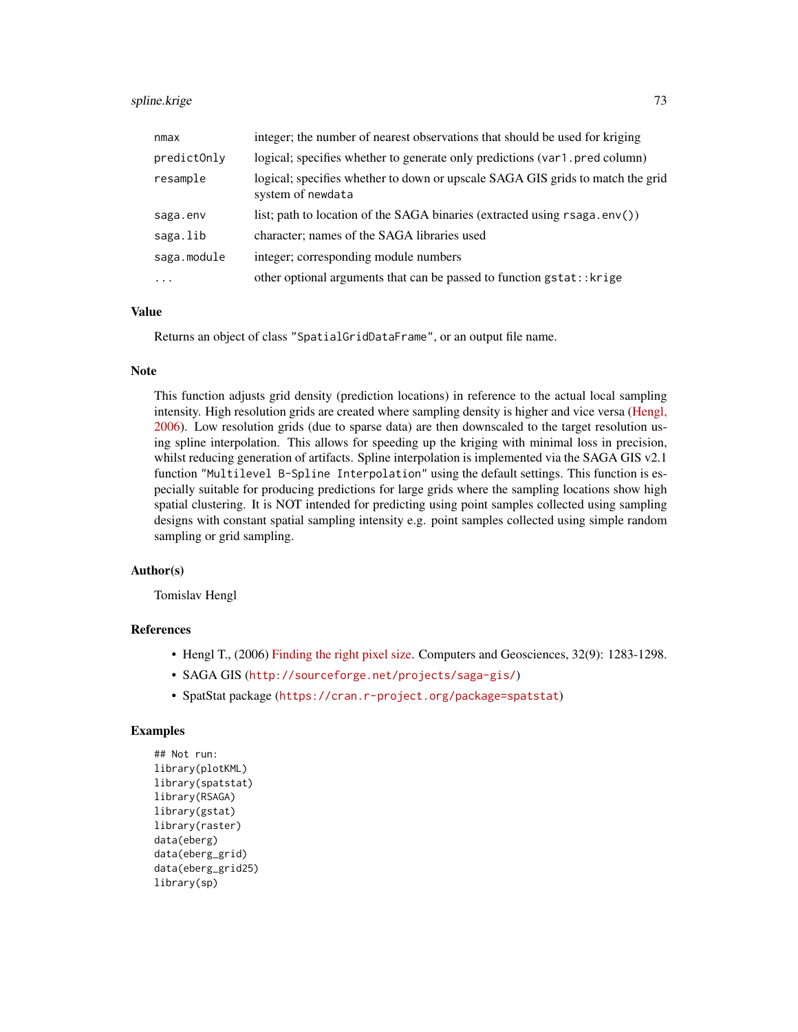| | |
|---|---|
| `nmax` | integer; the number of nearest observations that should be used for kriging |
| `predictOnly` | logical; specifies whether to generate only predictions (`var1.pred` column) |
| `resample` | logical; specifies whether to down or upscale SAGA GIS grids to match the grid system of `newdata` |
| `saga.env` | list; path to location of the SAGA binaries (extracted using `rsaga.env()`) |
| `saga.lib` | character; names of the SAGA libraries used |
| `saga.module` | integer; corresponding module numbers |
| `...` | other optional arguments that can be passed to function `gstat::krige` |

### Value

Returns an object of class `"SpatialGridDataFrame"`, or an output file name.

### Note

This function adjusts grid density (prediction locations) in reference to the actual local sampling intensity. High resolution grids are created where sampling density is higher and vice versa (Hengl, 2006). Low resolution grids (due to sparse data) are then downscaled to the target resolution using spline interpolation. This allows for speeding up the kriging with minimal loss in precision, whilst reducing generation of artifacts. Spline interpolation is implemented via the SAGA GIS v2.1 function `"Multilevel B-Spline Interpolation"` using the default settings. This function is especially suitable for producing predictions for large grids where the sampling locations show high spatial clustering. It is NOT intended for predicting using point samples collected using sampling designs with constant spatial sampling intensity e.g. point samples collected using simple random sampling or grid sampling.

### Author(s)

Tomislav Hengl

### References

- Hengl T., (2006) Finding the right pixel size. Computers and Geosciences, 32(9): 1283-1298.
- SAGA GIS (`http://sourceforge.net/projects/saga-gis/`)
- SpatStat package (`https://cran.r-project.org/package=spatstat`)

### Examples

```
## Not run:
library(plotKML)
library(spatstat)
library(RSAGA)
library(gstat)
library(raster)
data(eberg)
data(eberg_grid)
data(eberg_grid25)
library(sp)
```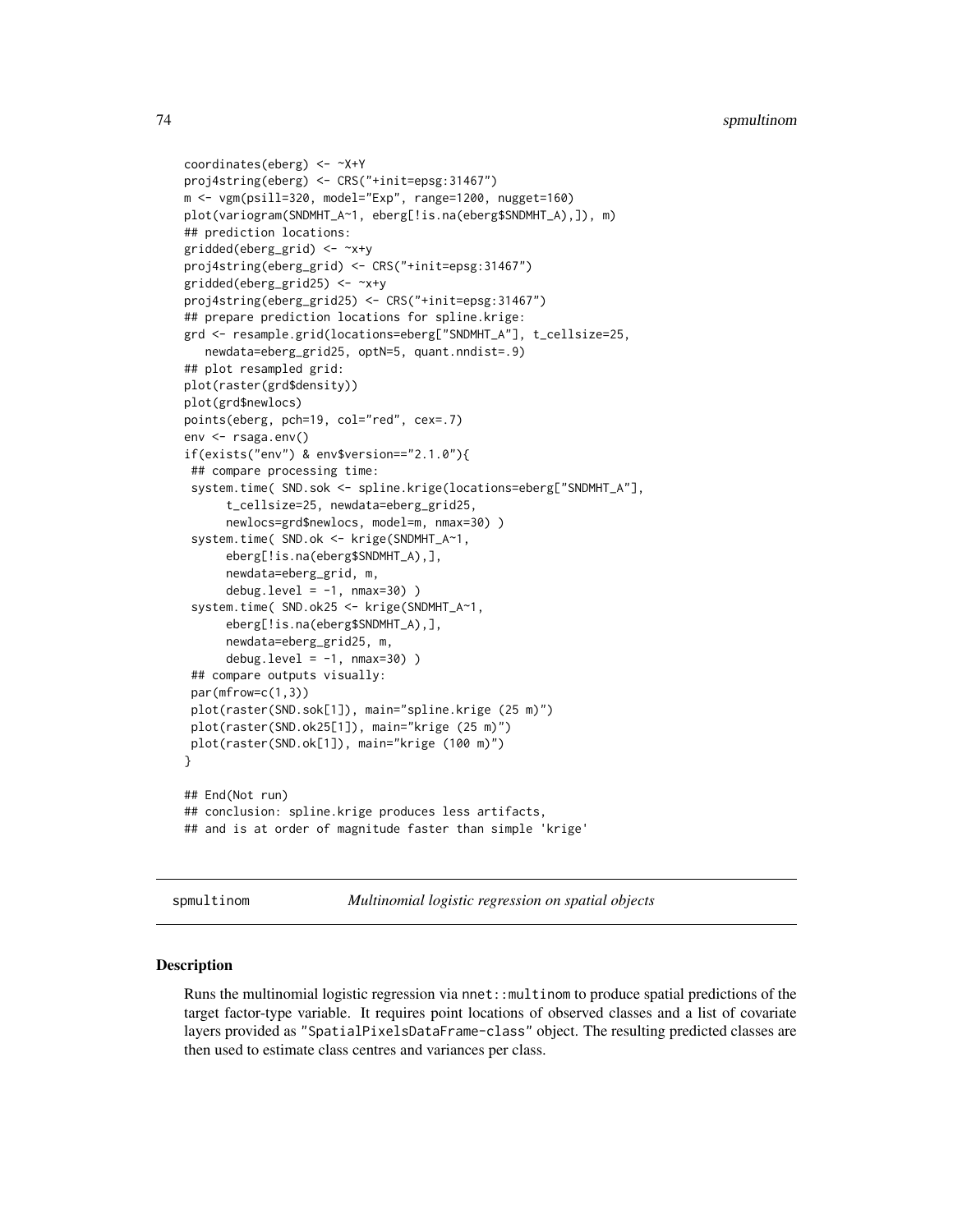```
coordinates(eberg) <- ~X+Y
proj4string(eberg) <- CRS("+init=epsg:31467")
m <- vgm(psill=320, model="Exp", range=1200, nugget=160)
plot(variogram(SNDMHT_A~1, eberg[!is.na(eberg$SNDMHT_A),]), m)
## prediction locations:
gridded(eberg_grid) <- ~x+y
proj4string(eberg_grid) <- CRS("+init=epsg:31467")
gridded(eberg_grid25) <- ~x+y
proj4string(eberg_grid25) <- CRS("+init=epsg:31467")
## prepare prediction locations for spline.krige:
grd <- resample.grid(locations=eberg["SNDMHT_A"], t_cellsize=25,
   newdata=eberg_grid25, optN=5, quant.nndist=.9)
## plot resampled grid:
plot(raster(grd$density))
plot(grd$newlocs)
points(eberg, pch=19, col="red", cex=.7)
env <- rsaga.env()
if(exists("env") & env$version=="2.1.0"){
 ## compare processing time:
 system.time( SND.sok <- spline.krige(locations=eberg["SNDMHT_A"],
      t_cellsize=25, newdata=eberg_grid25,
      newlocs=grd$newlocs, model=m, nmax=30) )
 system.time( SND.ok <- krige(SNDMHT_A~1,
      eberg[!is.na(eberg$SNDMHT_A),],
      newdata=eberg_grid, m,
      debug.level = -1, nmax=30) )
 system.time( SND.ok25 <- krige(SNDMHT_A~1,
      eberg[!is.na(eberg$SNDMHT_A),],
      newdata=eberg_grid25, m,
      debug.level = -1, nmax=30) )
 ## compare outputs visually:
 par(mfrow=c(1,3))
 plot(raster(SND.sok[1]), main="spline.krige (25 m)")
 plot(raster(SND.ok25[1]), main="krige (25 m)")
 plot(raster(SND.ok[1]), main="krige (100 m)")
}

## End(Not run)
## conclusion: spline.krige produces less artifacts,
## and is at order of magnitude faster than simple 'krige'
```

---

`spmultinom` *Multinomial logistic regression on spatial objects*

---

## Description

Runs the multinomial logistic regression via `nnet::multinom` to produce spatial predictions of the target factor-type variable. It requires point locations of observed classes and a list of covariate layers provided as `"SpatialPixelsDataFrame-class"` object. The resulting predicted classes are then used to estimate class centres and variances per class.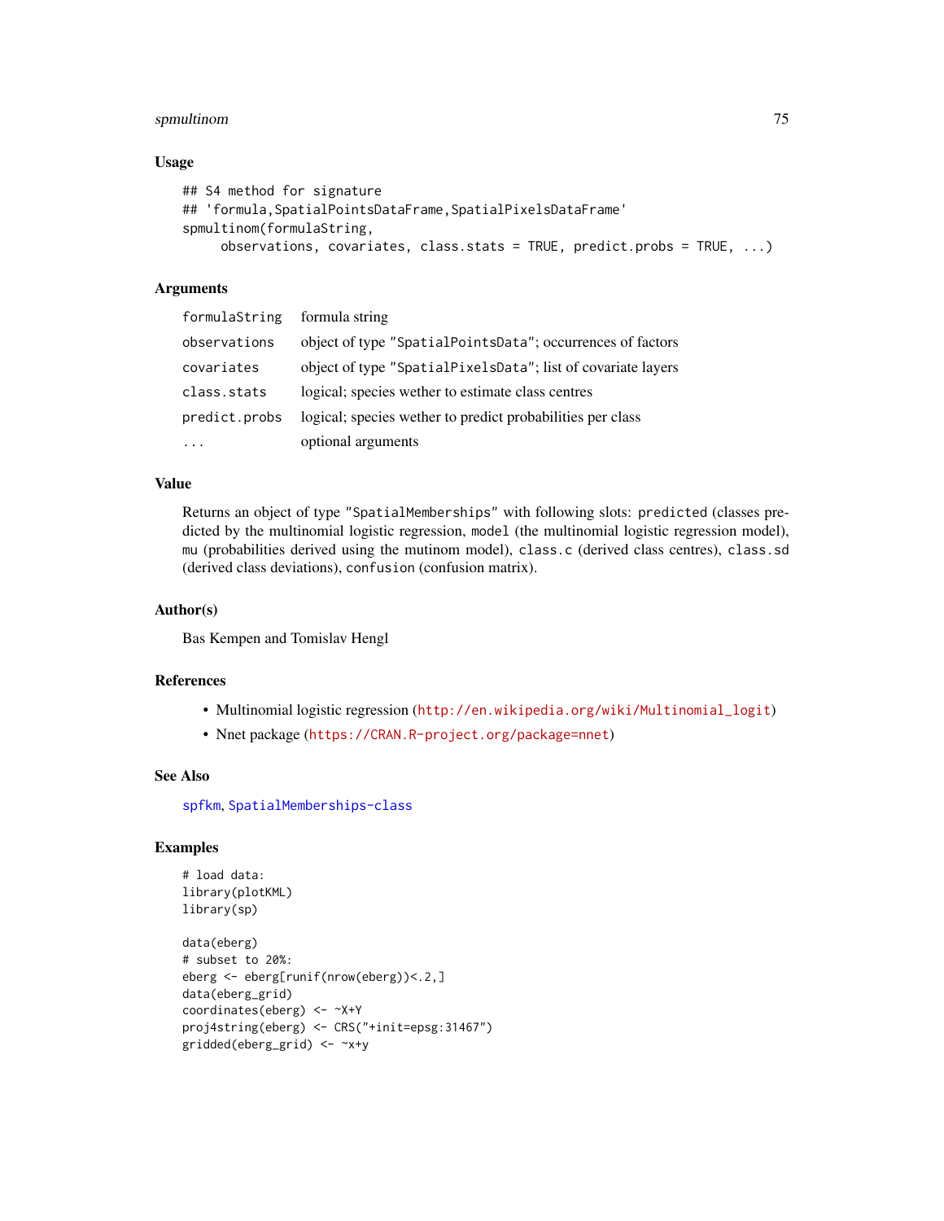### Usage

```
## S4 method for signature
## 'formula,SpatialPointsDataFrame,SpatialPixelsDataFrame'
spmultinom(formulaString,
     observations, covariates, class.stats = TRUE, predict.probs = TRUE, ...)
```

### Arguments

| | |
|---|---|
| formulaString | formula string |
| observations | object of type "SpatialPointsData"; occurrences of factors |
| covariates | object of type "SpatialPixelsData"; list of covariate layers |
| class.stats | logical; species wether to estimate class centres |
| predict.probs | logical; species wether to predict probabilities per class |
| ... | optional arguments |

### Value

Returns an object of type "SpatialMemberships" with following slots: `predicted` (classes predicted by the multinomial logistic regression, `model` (the multinomial logistic regression model), `mu` (probabilities derived using the mutinom model), `class.c` (derived class centres), `class.sd` (derived class deviations), `confusion` (confusion matrix).

### Author(s)

Bas Kempen and Tomislav Hengl

### References

- Multinomial logistic regression (http://en.wikipedia.org/wiki/Multinomial_logit)
- Nnet package (https://CRAN.R-project.org/package=nnet)

### See Also

spfkm, SpatialMemberships-class

### Examples

```
# load data:
library(plotKML)
library(sp)

data(eberg)
# subset to 20%:
eberg <- eberg[runif(nrow(eberg))<.2,]
data(eberg_grid)
coordinates(eberg) <- ~X+Y
proj4string(eberg) <- CRS("+init=epsg:31467")
gridded(eberg_grid) <- ~x+y
```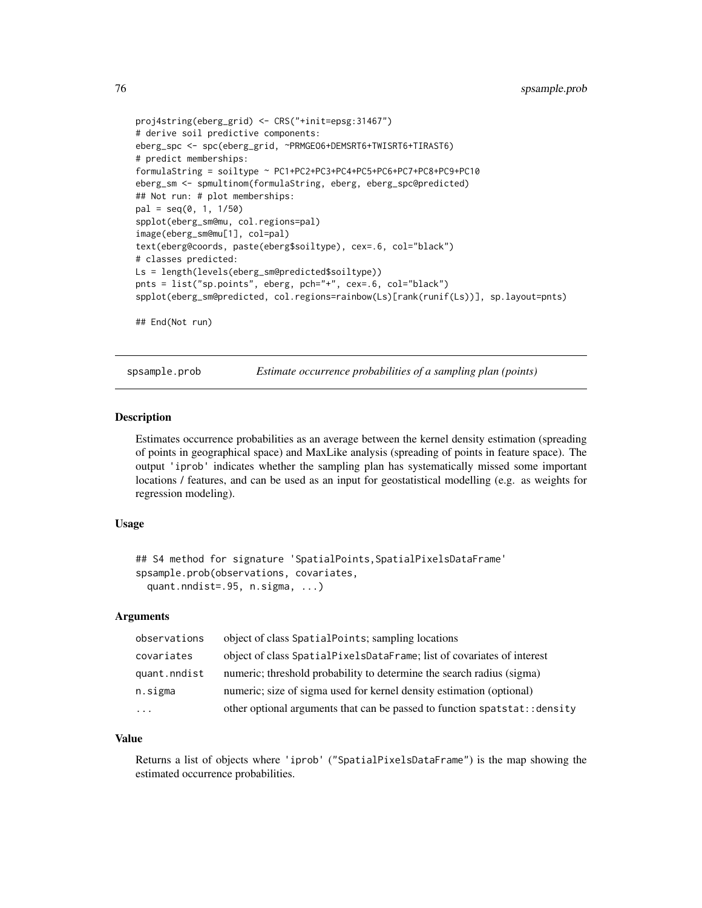```
proj4string(eberg_grid) <- CRS("+init=epsg:31467")
# derive soil predictive components:
eberg_spc <- spc(eberg_grid, ~PRMGEO6+DEMSRT6+TWISRT6+TIRAST6)
# predict memberships:
formulaString = soiltype ~ PC1+PC2+PC3+PC4+PC5+PC6+PC7+PC8+PC9+PC10
eberg_sm <- spmultinom(formulaString, eberg, eberg_spc@predicted)
## Not run: # plot memberships:
pal = seq(0, 1, 1/50)
spplot(eberg_sm@mu, col.regions=pal)
image(eberg_sm@mu[1], col=pal)
text(eberg@coords, paste(eberg$soiltype), cex=.6, col="black")
# classes predicted:
Ls = length(levels(eberg_sm@predicted$soiltype))
pnts = list("sp.points", eberg, pch="+", cex=.6, col="black")
spplot(eberg_sm@predicted, col.regions=rainbow(Ls)[rank(runif(Ls))], sp.layout=pnts)

## End(Not run)
```

## spsample.prob — *Estimate occurrence probabilities of a sampling plan (points)*

### Description

Estimates occurrence probabilities as an average between the kernel density estimation (spreading of points in geographical space) and MaxLike analysis (spreading of points in feature space). The output 'iprob' indicates whether the sampling plan has systematically missed some important locations / features, and can be used as an input for geostatistical modelling (e.g. as weights for regression modeling).

### Usage

```
## S4 method for signature 'SpatialPoints,SpatialPixelsDataFrame'
spsample.prob(observations, covariates,
  quant.nndist=.95, n.sigma, ...)
```

### Arguments

| | |
|---|---|
| observations | object of class SpatialPoints; sampling locations |
| covariates | object of class SpatialPixelsDataFrame; list of covariates of interest |
| quant.nndist | numeric; threshold probability to determine the search radius (sigma) |
| n.sigma | numeric; size of sigma used for kernel density estimation (optional) |
| ... | other optional arguments that can be passed to function spatstat::density |

### Value

Returns a list of objects where 'iprob' ("SpatialPixelsDataFrame") is the map showing the estimated occurrence probabilities.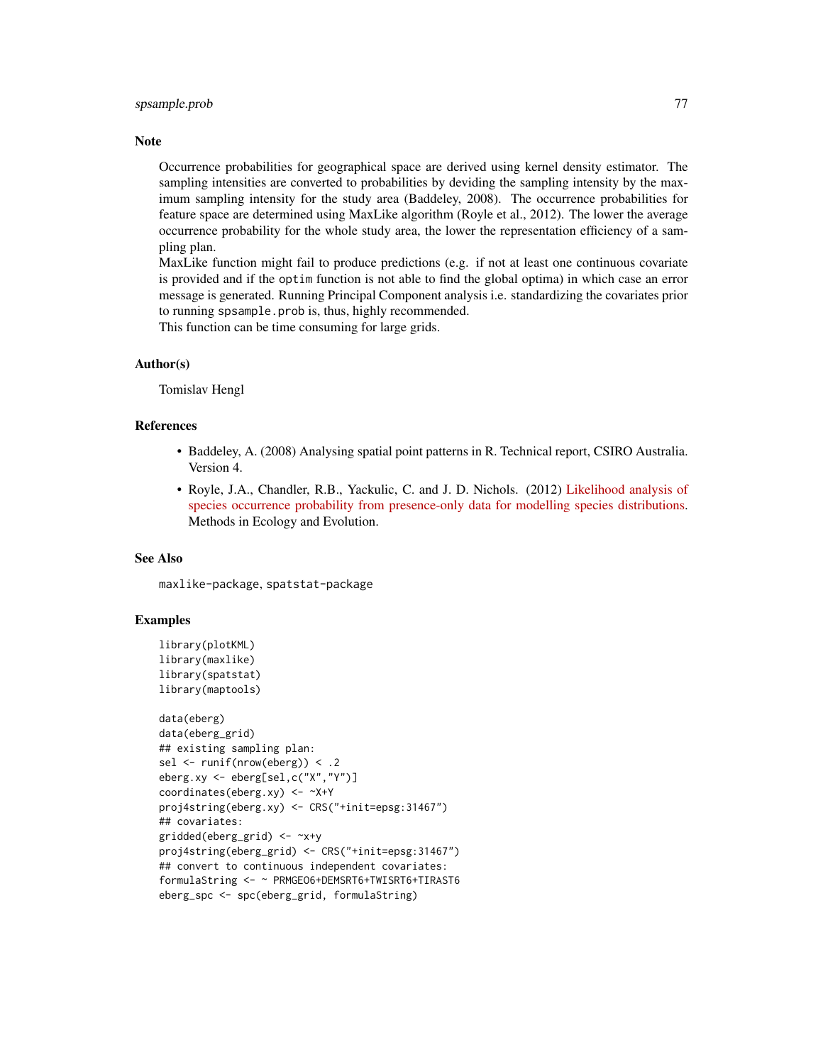## Note

Occurrence probabilities for geographical space are derived using kernel density estimator. The sampling intensities are converted to probabilities by deviding the sampling intensity by the maximum sampling intensity for the study area (Baddeley, 2008). The occurrence probabilities for feature space are determined using MaxLike algorithm (Royle et al., 2012). The lower the average occurrence probability for the whole study area, the lower the representation efficiency of a sampling plan.

MaxLike function might fail to produce predictions (e.g. if not at least one continuous covariate is provided and if the `optim` function is not able to find the global optima) in which case an error message is generated. Running Principal Component analysis i.e. standardizing the covariates prior to running `spsample.prob` is, thus, highly recommended.

This function can be time consuming for large grids.

## Author(s)

Tomislav Hengl

## References

- Baddeley, A. (2008) Analysing spatial point patterns in R. Technical report, CSIRO Australia. Version 4.
- Royle, J.A., Chandler, R.B., Yackulic, C. and J. D. Nichols. (2012) Likelihood analysis of species occurrence probability from presence-only data for modelling species distributions. Methods in Ecology and Evolution.

## See Also

`maxlike-package`, `spatstat-package`

## Examples

```
library(plotKML)
library(maxlike)
library(spatstat)
library(maptools)

data(eberg)
data(eberg_grid)
## existing sampling plan:
sel <- runif(nrow(eberg)) < .2
eberg.xy <- eberg[sel,c("X","Y")]
coordinates(eberg.xy) <- ~X+Y
proj4string(eberg.xy) <- CRS("+init=epsg:31467")
## covariates:
gridded(eberg_grid) <- ~x+y
proj4string(eberg_grid) <- CRS("+init=epsg:31467")
## convert to continuous independent covariates:
formulaString <- ~ PRMGEO6+DEMSRT6+TWISRT6+TIRAST6
eberg_spc <- spc(eberg_grid, formulaString)
```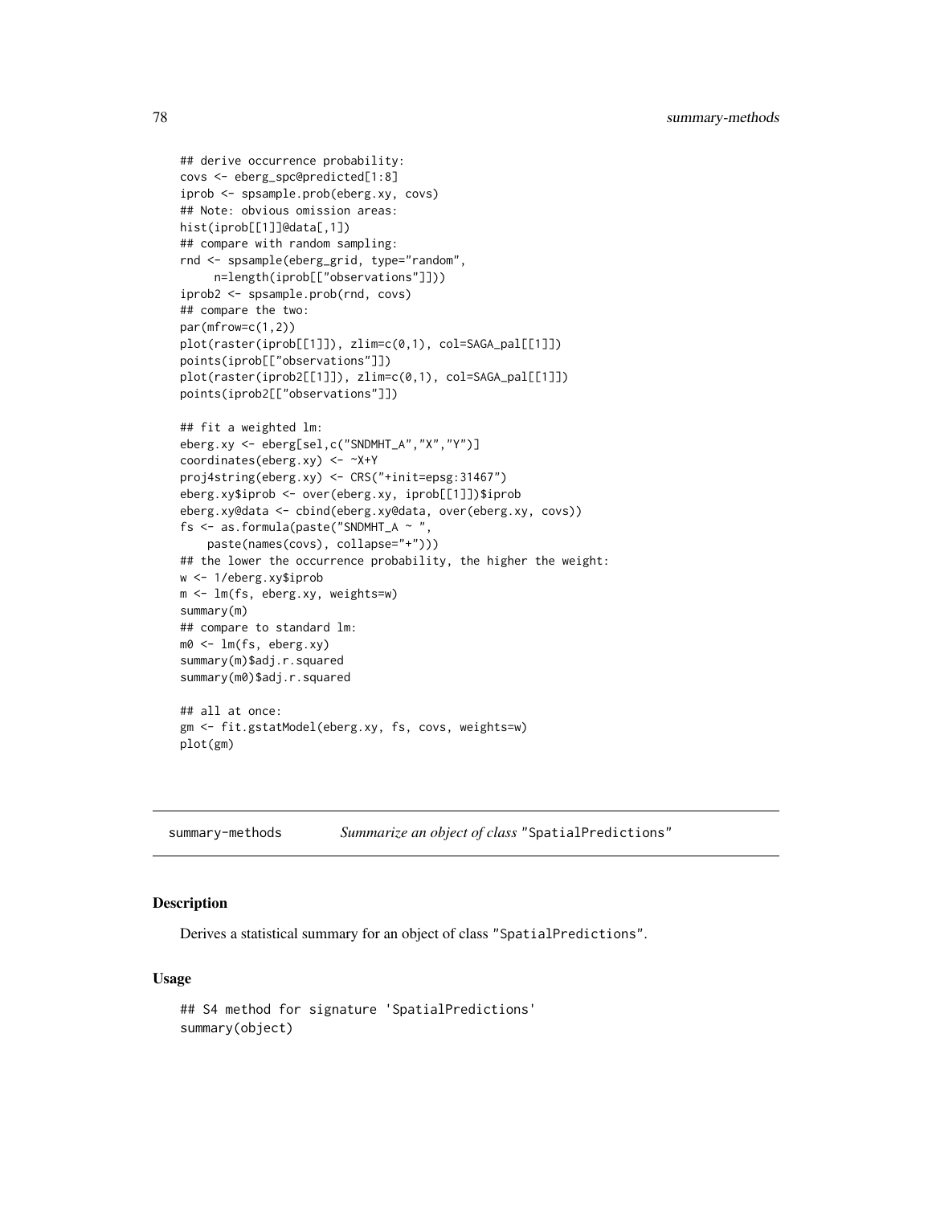```
## derive occurrence probability:
covs <- eberg_spc@predicted[1:8]
iprob <- spsample.prob(eberg.xy, covs)
## Note: obvious omission areas:
hist(iprob[[1]]@data[,1])
## compare with random sampling:
rnd <- spsample(eberg_grid, type="random",
     n=length(iprob[["observations"]]))
iprob2 <- spsample.prob(rnd, covs)
## compare the two:
par(mfrow=c(1,2))
plot(raster(iprob[[1]]), zlim=c(0,1), col=SAGA_pal[[1]])
points(iprob[["observations"]])
plot(raster(iprob2[[1]]), zlim=c(0,1), col=SAGA_pal[[1]])
points(iprob2[["observations"]])

## fit a weighted lm:
eberg.xy <- eberg[sel,c("SNDMHT_A","X","Y")]
coordinates(eberg.xy) <- ~X+Y
proj4string(eberg.xy) <- CRS("+init=epsg:31467")
eberg.xy$iprob <- over(eberg.xy, iprob[[1]])$iprob
eberg.xy@data <- cbind(eberg.xy@data, over(eberg.xy, covs))
fs <- as.formula(paste("SNDMHT_A ~ ",
    paste(names(covs), collapse="+")))
## the lower the occurrence probability, the higher the weight:
w <- 1/eberg.xy$iprob
m <- lm(fs, eberg.xy, weights=w)
summary(m)
## compare to standard lm:
m0 <- lm(fs, eberg.xy)
summary(m)$adj.r.squared
summary(m0)$adj.r.squared

## all at once:
gm <- fit.gstatModel(eberg.xy, fs, covs, weights=w)
plot(gm)
```

---

## summary-methods *Summarize an object of class* "SpatialPredictions"

### Description

Derives a statistical summary for an object of class "SpatialPredictions".

### Usage

```
## S4 method for signature 'SpatialPredictions'
summary(object)
```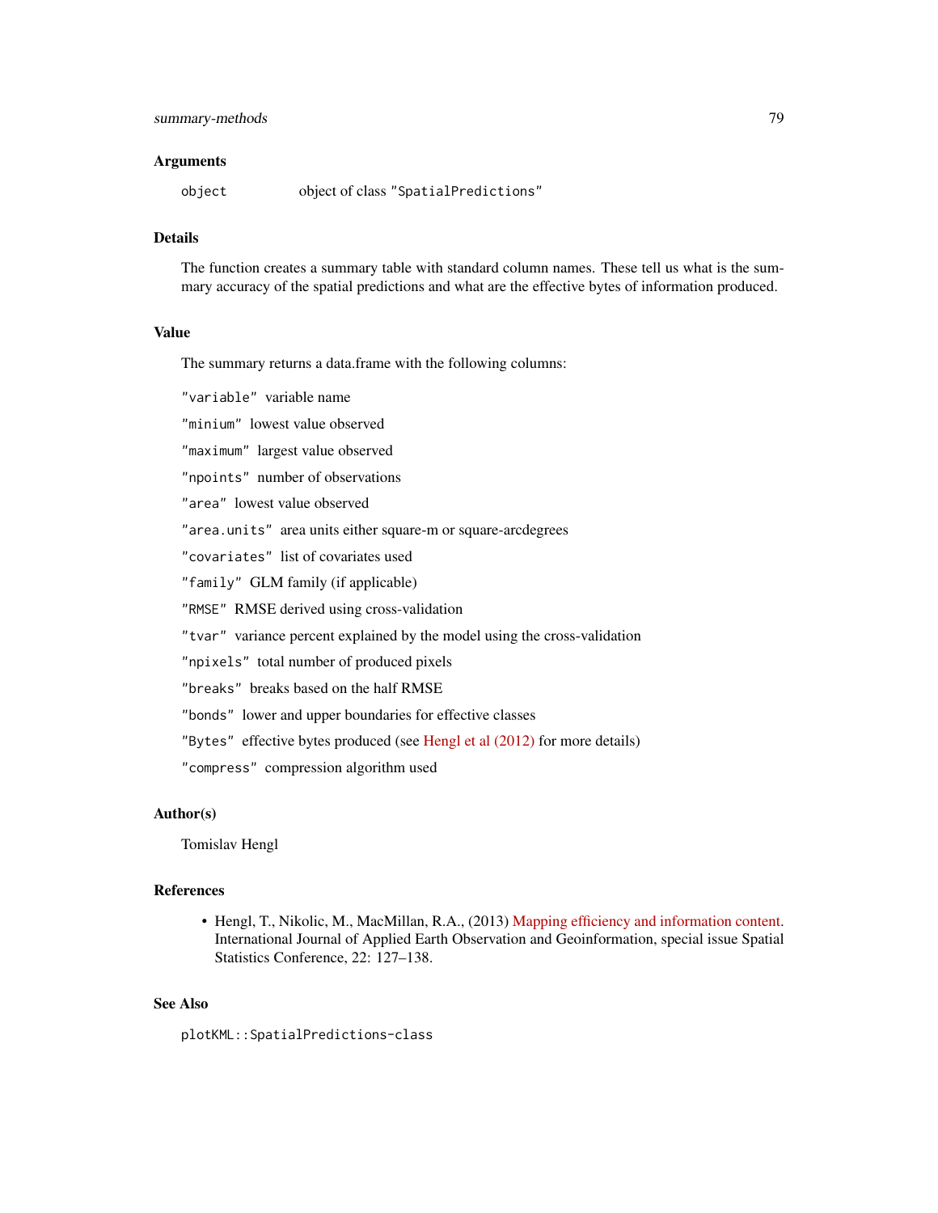### Arguments

| | |
|---|---|
| `object` | object of class "SpatialPredictions" |

### Details

The function creates a summary table with standard column names. These tell us what is the summary accuracy of the spatial predictions and what are the effective bytes of information produced.

### Value

The summary returns a data.frame with the following columns:

`"variable"` variable name

`"minium"` lowest value observed

`"maximum"` largest value observed

`"npoints"` number of observations

`"area"` lowest value observed

`"area.units"` area units either square-m or square-arcdegrees

`"covariates"` list of covariates used

`"family"` GLM family (if applicable)

`"RMSE"` RMSE derived using cross-validation

`"tvar"` variance percent explained by the model using the cross-validation

`"npixels"` total number of produced pixels

`"breaks"` breaks based on the half RMSE

`"bonds"` lower and upper boundaries for effective classes

`"Bytes"` effective bytes produced (see Hengl et al (2012) for more details)

`"compress"` compression algorithm used

### Author(s)

Tomislav Hengl

### References

- Hengl, T., Nikolic, M., MacMillan, R.A., (2013) Mapping efficiency and information content. International Journal of Applied Earth Observation and Geoinformation, special issue Spatial Statistics Conference, 22: 127–138.

### See Also

`plotKML::SpatialPredictions-class`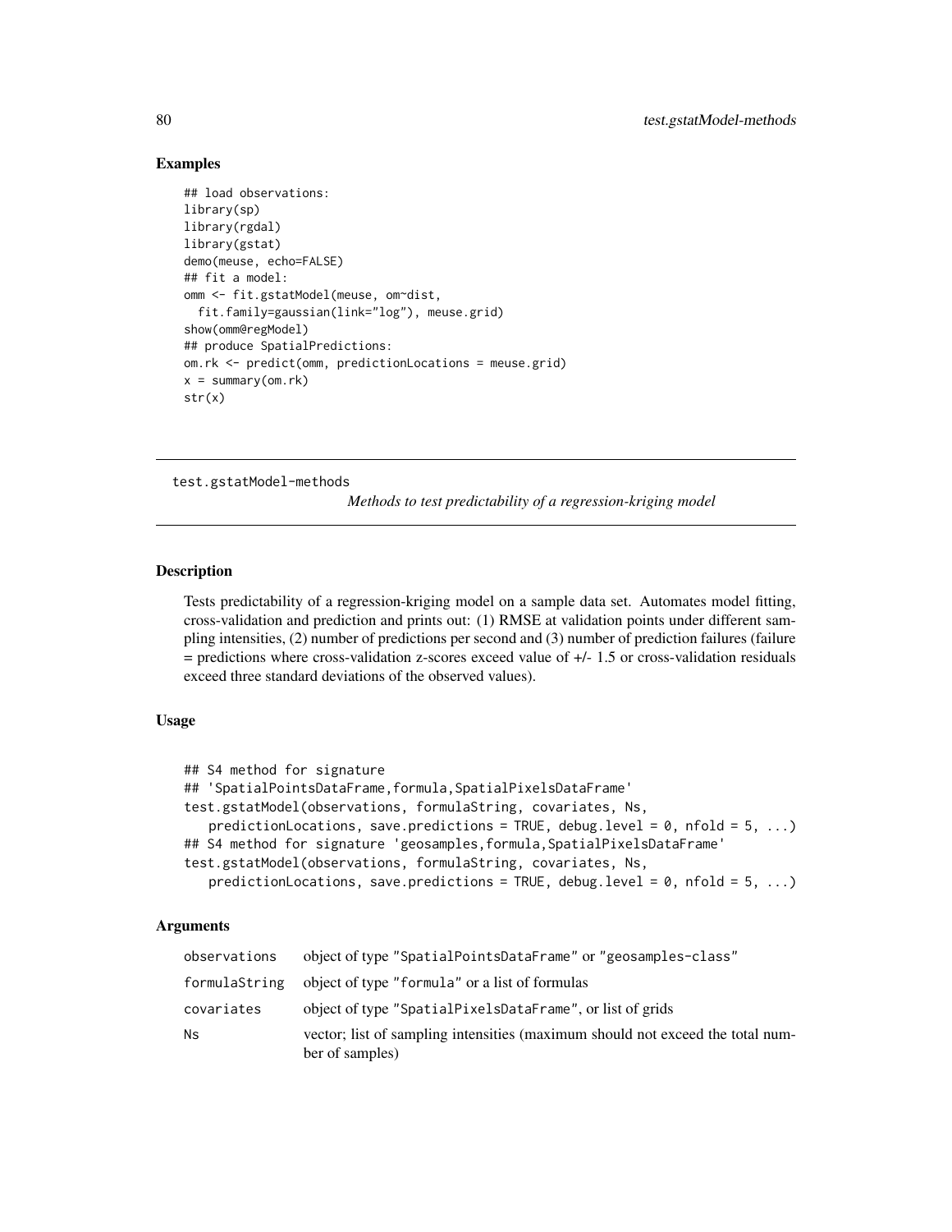## Examples

```
## load observations:
library(sp)
library(rgdal)
library(gstat)
demo(meuse, echo=FALSE)
## fit a model:
omm <- fit.gstatModel(meuse, om~dist,
  fit.family=gaussian(link="log"), meuse.grid)
show(omm@regModel)
## produce SpatialPredictions:
om.rk <- predict(omm, predictionLocations = meuse.grid)
x = summary(om.rk)
str(x)
```

---

# test.gstatModel-methods

*Methods to test predictability of a regression-kriging model*

---

## Description

Tests predictability of a regression-kriging model on a sample data set. Automates model fitting, cross-validation and prediction and prints out: (1) RMSE at validation points under different sampling intensities, (2) number of predictions per second and (3) number of prediction failures (failure = predictions where cross-validation z-scores exceed value of +/- 1.5 or cross-validation residuals exceed three standard deviations of the observed values).

## Usage

```
## S4 method for signature
## 'SpatialPointsDataFrame,formula,SpatialPixelsDataFrame'
test.gstatModel(observations, formulaString, covariates, Ns,
   predictionLocations, save.predictions = TRUE, debug.level = 0, nfold = 5, ...)
## S4 method for signature 'geosamples,formula,SpatialPixelsDataFrame'
test.gstatModel(observations, formulaString, covariates, Ns,
   predictionLocations, save.predictions = TRUE, debug.level = 0, nfold = 5, ...)
```

## Arguments

| | |
|---|---|
| observations | object of type "SpatialPointsDataFrame" or "geosamples-class" |
| formulaString | object of type "formula" or a list of formulas |
| covariates | object of type "SpatialPixelsDataFrame", or list of grids |
| Ns | vector; list of sampling intensities (maximum should not exceed the total number of samples) |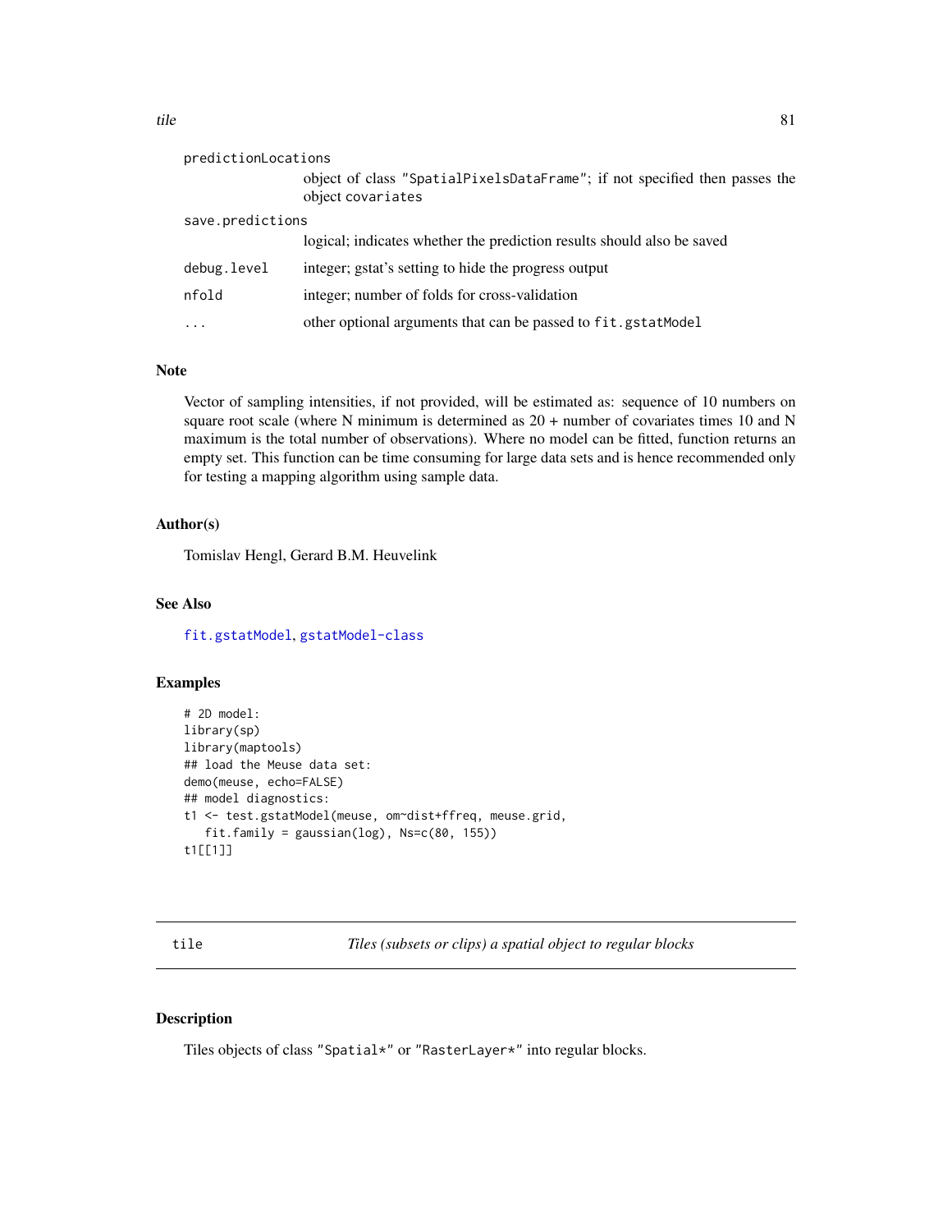| | |
|---|---|
| predictionLocations | object of class "SpatialPixelsDataFrame"; if not specified then passes the object covariates |
| save.predictions | logical; indicates whether the prediction results should also be saved |
| debug.level | integer; gstat's setting to hide the progress output |
| nfold | integer; number of folds for cross-validation |
| ... | other optional arguments that can be passed to fit.gstatModel |

### Note

Vector of sampling intensities, if not provided, will be estimated as: sequence of 10 numbers on square root scale (where N minimum is determined as 20 + number of covariates times 10 and N maximum is the total number of observations). Where no model can be fitted, function returns an empty set. This function can be time consuming for large data sets and is hence recommended only for testing a mapping algorithm using sample data.

### Author(s)

Tomislav Hengl, Gerard B.M. Heuvelink

### See Also

fit.gstatModel, gstatModel-class

### Examples

```
# 2D model:
library(sp)
library(maptools)
## load the Meuse data set:
demo(meuse, echo=FALSE)
## model diagnostics:
t1 <- test.gstatModel(meuse, om~dist+ffreq, meuse.grid,
   fit.family = gaussian(log), Ns=c(80, 155))
t1[[1]]
```

---

## tile — *Tiles (subsets or clips) a spatial object to regular blocks*

### Description

Tiles objects of class "Spatial*" or "RasterLayer*" into regular blocks.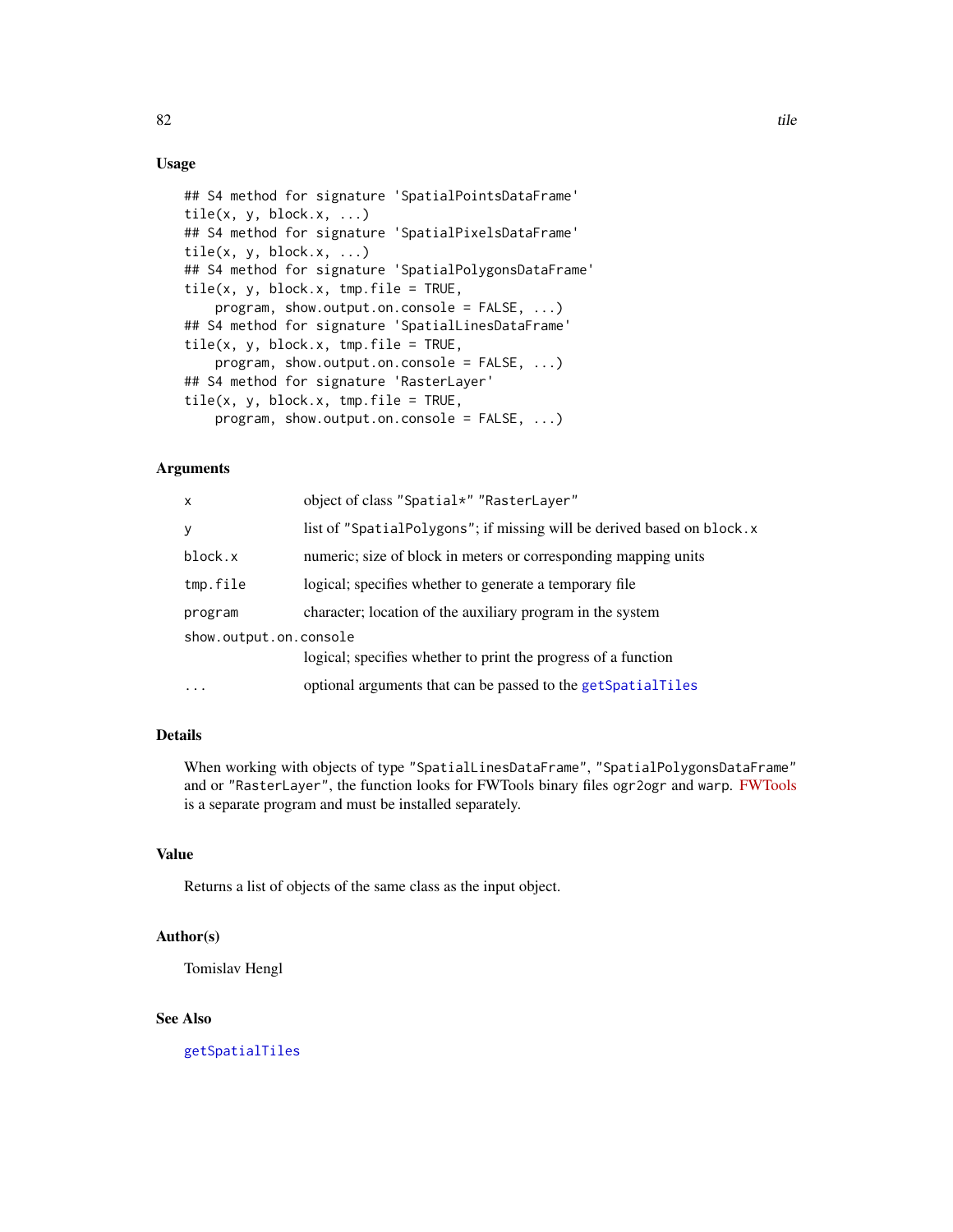## Usage

```
## S4 method for signature 'SpatialPointsDataFrame'
tile(x, y, block.x, ...)
## S4 method for signature 'SpatialPixelsDataFrame'
tile(x, y, block.x, ...)
## S4 method for signature 'SpatialPolygonsDataFrame'
tile(x, y, block.x, tmp.file = TRUE,
    program, show.output.on.console = FALSE, ...)
## S4 method for signature 'SpatialLinesDataFrame'
tile(x, y, block.x, tmp.file = TRUE,
    program, show.output.on.console = FALSE, ...)
## S4 method for signature 'RasterLayer'
tile(x, y, block.x, tmp.file = TRUE,
    program, show.output.on.console = FALSE, ...)
```

## Arguments

| | |
|---|---|
| `x` | object of class `"Spatial*"` `"RasterLayer"` |
| `y` | list of `"SpatialPolygons"`; if missing will be derived based on `block.x` |
| `block.x` | numeric; size of block in meters or corresponding mapping units |
| `tmp.file` | logical; specifies whether to generate a temporary file |
| `program` | character; location of the auxiliary program in the system |
| `show.output.on.console` | logical; specifies whether to print the progress of a function |
| `...` | optional arguments that can be passed to the `getSpatialTiles` |

## Details

When working with objects of type `"SpatialLinesDataFrame"`, `"SpatialPolygonsDataFrame"` and or `"RasterLayer"`, the function looks for FWTools binary files `ogr2ogr` and `warp`. FWTools is a separate program and must be installed separately.

## Value

Returns a list of objects of the same class as the input object.

## Author(s)

Tomislav Hengl

## See Also

`getSpatialTiles`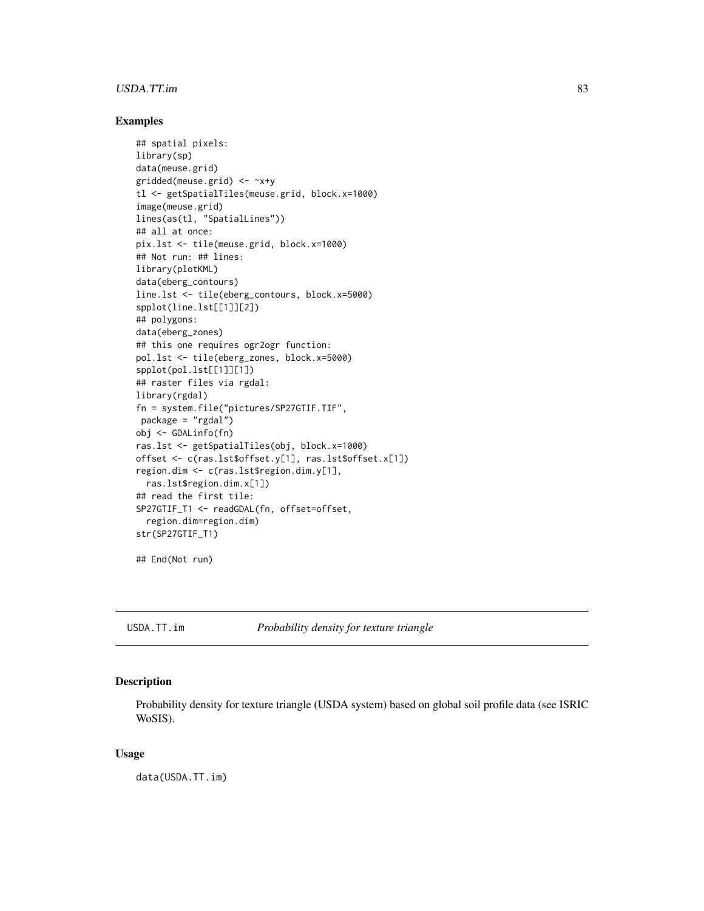### Examples

```
## spatial pixels:
library(sp)
data(meuse.grid)
gridded(meuse.grid) <- ~x+y
tl <- getSpatialTiles(meuse.grid, block.x=1000)
image(meuse.grid)
lines(as(tl, "SpatialLines"))
## all at once:
pix.lst <- tile(meuse.grid, block.x=1000)
## Not run: ## lines:
library(plotKML)
data(eberg_contours)
line.lst <- tile(eberg_contours, block.x=5000)
spplot(line.lst[[1]][2])
## polygons:
data(eberg_zones)
## this one requires ogr2ogr function:
pol.lst <- tile(eberg_zones, block.x=5000)
spplot(pol.lst[[1]][1])
## raster files via rgdal:
library(rgdal)
fn = system.file("pictures/SP27GTIF.TIF",
 package = "rgdal")
obj <- GDALinfo(fn)
ras.lst <- getSpatialTiles(obj, block.x=1000)
offset <- c(ras.lst$offset.y[1], ras.lst$offset.x[1])
region.dim <- c(ras.lst$region.dim.y[1],
  ras.lst$region.dim.x[1])
## read the first tile:
SP27GTIF_T1 <- readGDAL(fn, offset=offset,
  region.dim=region.dim)
str(SP27GTIF_T1)

## End(Not run)
```

---

## USDA.TT.im — *Probability density for texture triangle*

### Description

Probability density for texture triangle (USDA system) based on global soil profile data (see ISRIC WoSIS).

### Usage

```
data(USDA.TT.im)
```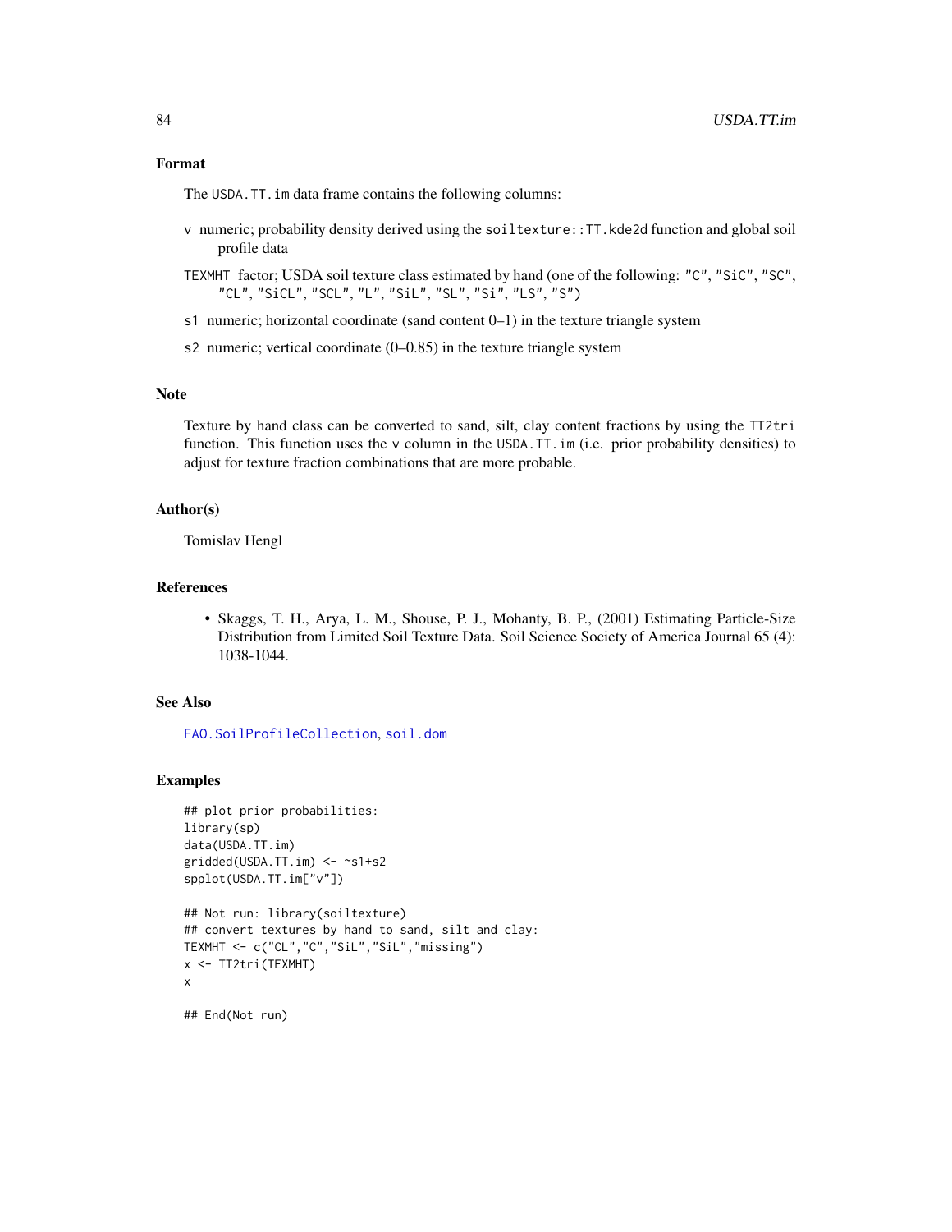### Format

The `USDA.TT.im` data frame contains the following columns:

- `v` numeric; probability density derived using the `soiltexture::TT.kde2d` function and global soil profile data
- `TEXMHT` factor; USDA soil texture class estimated by hand (one of the following: `"C"`, `"SiC"`, `"SC"`, `"CL"`, `"SiCL"`, `"SCL"`, `"L"`, `"SiL"`, `"SL"`, `"Si"`, `"LS"`, `"S"`)
- `s1` numeric; horizontal coordinate (sand content 0–1) in the texture triangle system
- `s2` numeric; vertical coordinate (0–0.85) in the texture triangle system

### Note

Texture by hand class can be converted to sand, silt, clay content fractions by using the `TT2tri` function. This function uses the `v` column in the `USDA.TT.im` (i.e. prior probability densities) to adjust for texture fraction combinations that are more probable.

### Author(s)

Tomislav Hengl

### References

- Skaggs, T. H., Arya, L. M., Shouse, P. J., Mohanty, B. P., (2001) Estimating Particle-Size Distribution from Limited Soil Texture Data. Soil Science Society of America Journal 65 (4): 1038-1044.

### See Also

`FAO.SoilProfileCollection`, `soil.dom`

### Examples

```
## plot prior probabilities:
library(sp)
data(USDA.TT.im)
gridded(USDA.TT.im) <- ~s1+s2
spplot(USDA.TT.im["v"])

## Not run: library(soiltexture)
## convert textures by hand to sand, silt and clay:
TEXMHT <- c("CL","C","SiL","SiL","missing")
x <- TT2tri(TEXMHT)
x

## End(Not run)
```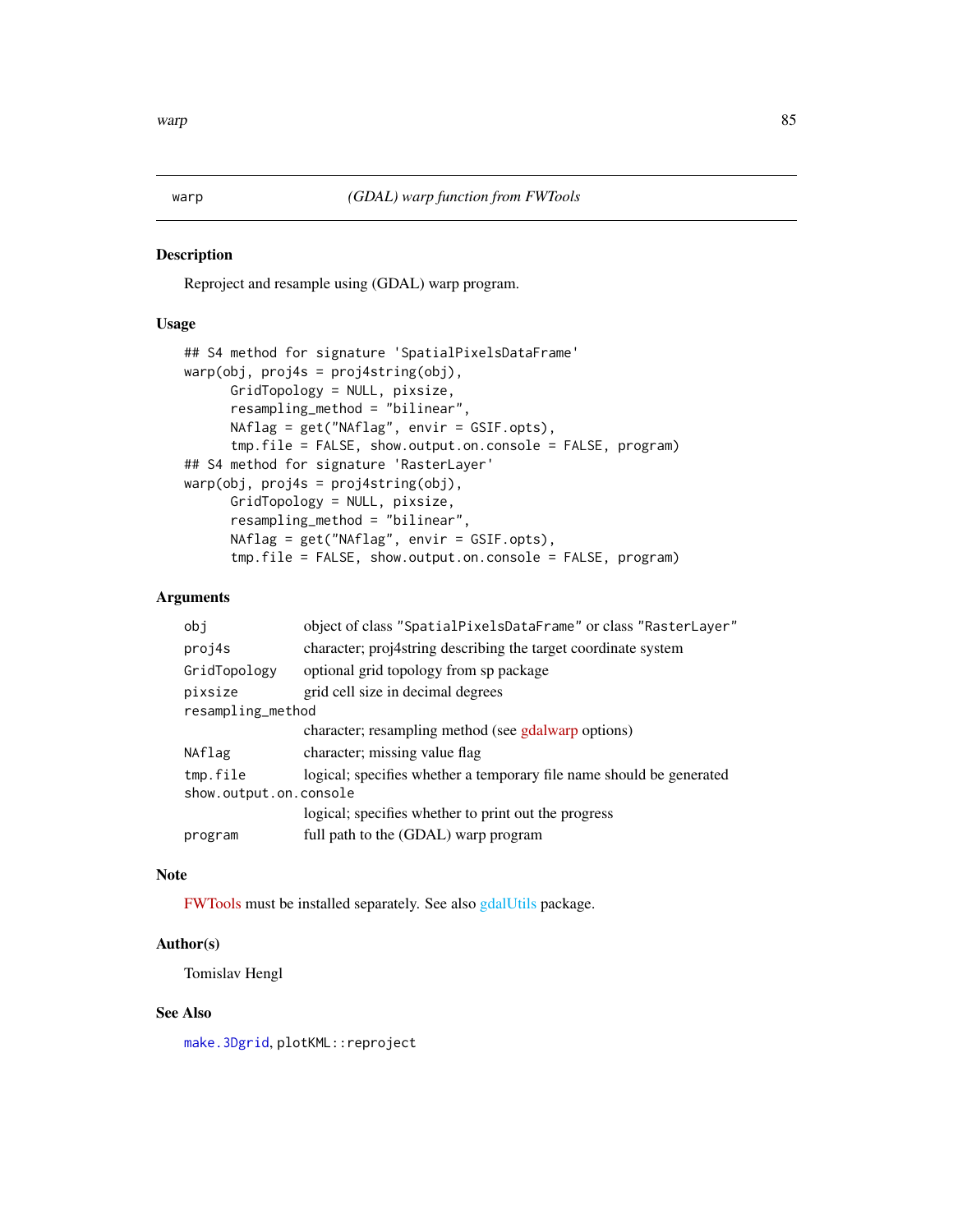## warp — *(GDAL) warp function from FWTools*

### Description

Reproject and resample using (GDAL) warp program.

### Usage

```
## S4 method for signature 'SpatialPixelsDataFrame'
warp(obj, proj4s = proj4string(obj),
      GridTopology = NULL, pixsize,
      resampling_method = "bilinear",
      NAflag = get("NAflag", envir = GSIF.opts),
      tmp.file = FALSE, show.output.on.console = FALSE, program)
## S4 method for signature 'RasterLayer'
warp(obj, proj4s = proj4string(obj),
      GridTopology = NULL, pixsize,
      resampling_method = "bilinear",
      NAflag = get("NAflag", envir = GSIF.opts),
      tmp.file = FALSE, show.output.on.console = FALSE, program)
```

### Arguments

| | |
|---|---|
| `obj` | object of class `"SpatialPixelsDataFrame"` or class `"RasterLayer"` |
| `proj4s` | character; proj4string describing the target coordinate system |
| `GridTopology` | optional grid topology from sp package |
| `pixsize` | grid cell size in decimal degrees |
| `resampling_method` | character; resampling method (see gdalwarp options) |
| `NAflag` | character; missing value flag |
| `tmp.file` | logical; specifies whether a temporary file name should be generated |
| `show.output.on.console` | logical; specifies whether to print out the progress |
| `program` | full path to the (GDAL) warp program |

### Note

FWTools must be installed separately. See also gdalUtils package.

### Author(s)

Tomislav Hengl

### See Also

`make.3Dgrid`, `plotKML::reproject`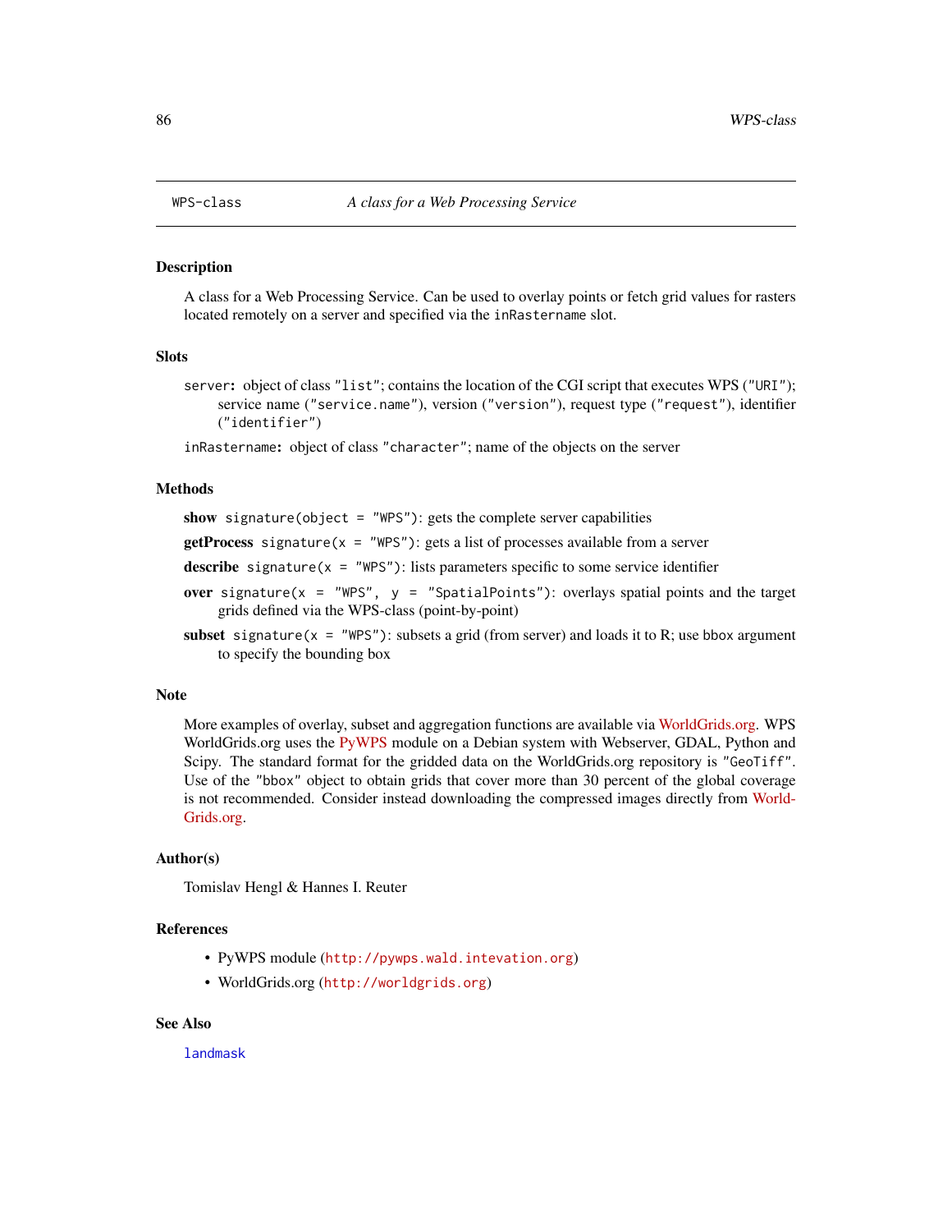WPS-class *A class for a Web Processing Service*

## Description

A class for a Web Processing Service. Can be used to overlay points or fetch grid values for rasters located remotely on a server and specified via the `inRastername` slot.

## Slots

`server`: object of class `"list"`; contains the location of the CGI script that executes WPS (`"URI"`); service name (`"service.name"`), version (`"version"`), request type (`"request"`), identifier (`"identifier"`)

`inRastername`: object of class `"character"`; name of the objects on the server

## Methods

**show** `signature(object = "WPS")`: gets the complete server capabilities

**getProcess** `signature(x = "WPS")`: gets a list of processes available from a server

**describe** `signature(x = "WPS")`: lists parameters specific to some service identifier

**over** `signature(x = "WPS", y = "SpatialPoints")`: overlays spatial points and the target grids defined via the WPS-class (point-by-point)

**subset** `signature(x = "WPS")`: subsets a grid (from server) and loads it to R; use bbox argument to specify the bounding box

## Note

More examples of overlay, subset and aggregation functions are available via WorldGrids.org. WPS WorldGrids.org uses the PyWPS module on a Debian system with Webserver, GDAL, Python and Scipy. The standard format for the gridded data on the WorldGrids.org repository is `"GeoTiff"`. Use of the `"bbox"` object to obtain grids that cover more than 30 percent of the global coverage is not recommended. Consider instead downloading the compressed images directly from WorldGrids.org.

## Author(s)

Tomislav Hengl & Hannes I. Reuter

## References

- PyWPS module (`http://pywps.wald.intevation.org`)
- WorldGrids.org (`http://worldgrids.org`)

## See Also

`landmask`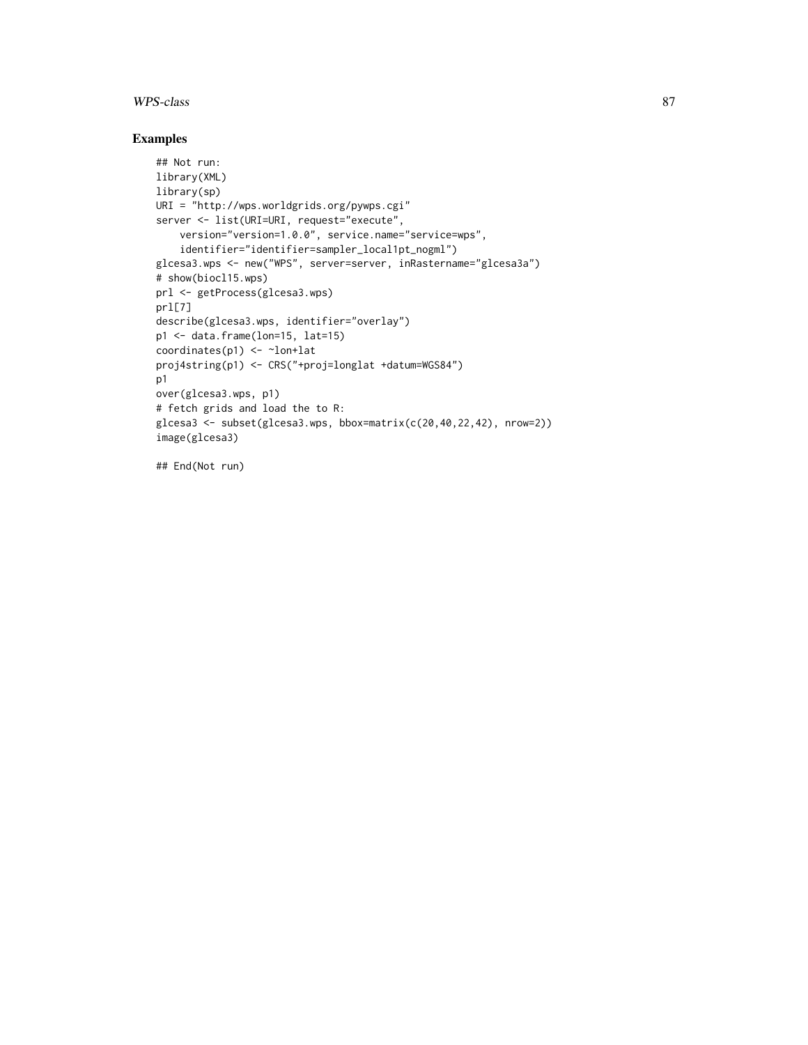## Examples

```
## Not run:
library(XML)
library(sp)
URI = "http://wps.worldgrids.org/pywps.cgi"
server <- list(URI=URI, request="execute",
    version="version=1.0.0", service.name="service=wps",
    identifier="identifier=sampler_local1pt_nogml")
glcesa3.wps <- new("WPS", server=server, inRastername="glcesa3a")
# show(biocl15.wps)
prl <- getProcess(glcesa3.wps)
prl[7]
describe(glcesa3.wps, identifier="overlay")
p1 <- data.frame(lon=15, lat=15)
coordinates(p1) <- ~lon+lat
proj4string(p1) <- CRS("+proj=longlat +datum=WGS84")
p1
over(glcesa3.wps, p1)
# fetch grids and load the to R:
glcesa3 <- subset(glcesa3.wps, bbox=matrix(c(20,40,22,42), nrow=2))
image(glcesa3)

## End(Not run)
```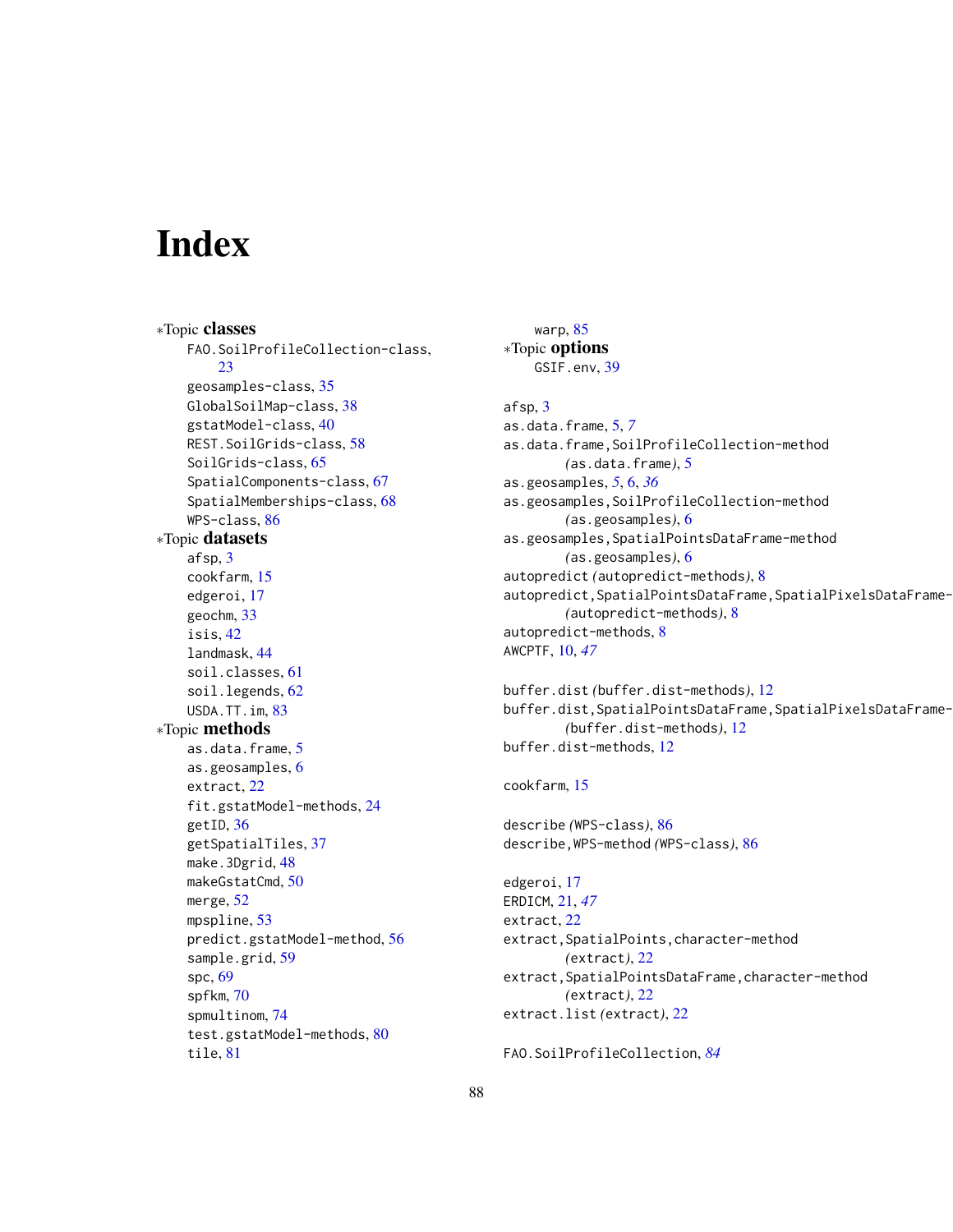# Index

∗Topic **classes**

FAO.SoilProfileCollection-class, 23
geosamples-class, 35
GlobalSoilMap-class, 38
gstatModel-class, 40
REST.SoilGrids-class, 58
SoilGrids-class, 65
SpatialComponents-class, 67
SpatialMemberships-class, 68
WPS-class, 86

∗Topic **datasets**

afsp, 3
cookfarm, 15
edgeroi, 17
geochm, 33
isis, 42
landmask, 44
soil.classes, 61
soil.legends, 62
USDA.TT.im, 83

∗Topic **methods**

as.data.frame, 5
as.geosamples, 6
extract, 22
fit.gstatModel-methods, 24
getID, 36
getSpatialTiles, 37
make.3Dgrid, 48
makeGstatCmd, 50
merge, 52
mpspline, 53
predict.gstatModel-method, 56
sample.grid, 59
spc, 69
spfkm, 70
spmultinom, 74
test.gstatModel-methods, 80
tile, 81
warp, 85

∗Topic **options**

GSIF.env, 39

afsp, 3
as.data.frame, 5, *7*
as.data.frame,SoilProfileCollection-method *(as.data.frame)*, 5
as.geosamples, *5*, 6, *36*
as.geosamples,SoilProfileCollection-method *(as.geosamples)*, 6
as.geosamples,SpatialPointsDataFrame-method *(as.geosamples)*, 6
autopredict *(autopredict-methods)*, 8
autopredict,SpatialPointsDataFrame,SpatialPixelsDataFrame- *(autopredict-methods)*, 8
autopredict-methods, 8
AWCPTF, 10, *47*

buffer.dist *(buffer.dist-methods)*, 12
buffer.dist,SpatialPointsDataFrame,SpatialPixelsDataFrame- *(buffer.dist-methods)*, 12
buffer.dist-methods, 12

cookfarm, 15

describe *(WPS-class)*, 86
describe,WPS-method *(WPS-class)*, 86

edgeroi, 17
ERDICM, 21, *47*
extract, 22
extract,SpatialPoints,character-method *(extract)*, 22
extract,SpatialPointsDataFrame,character-method *(extract)*, 22
extract.list *(extract)*, 22

FAO.SoilProfileCollection, *84*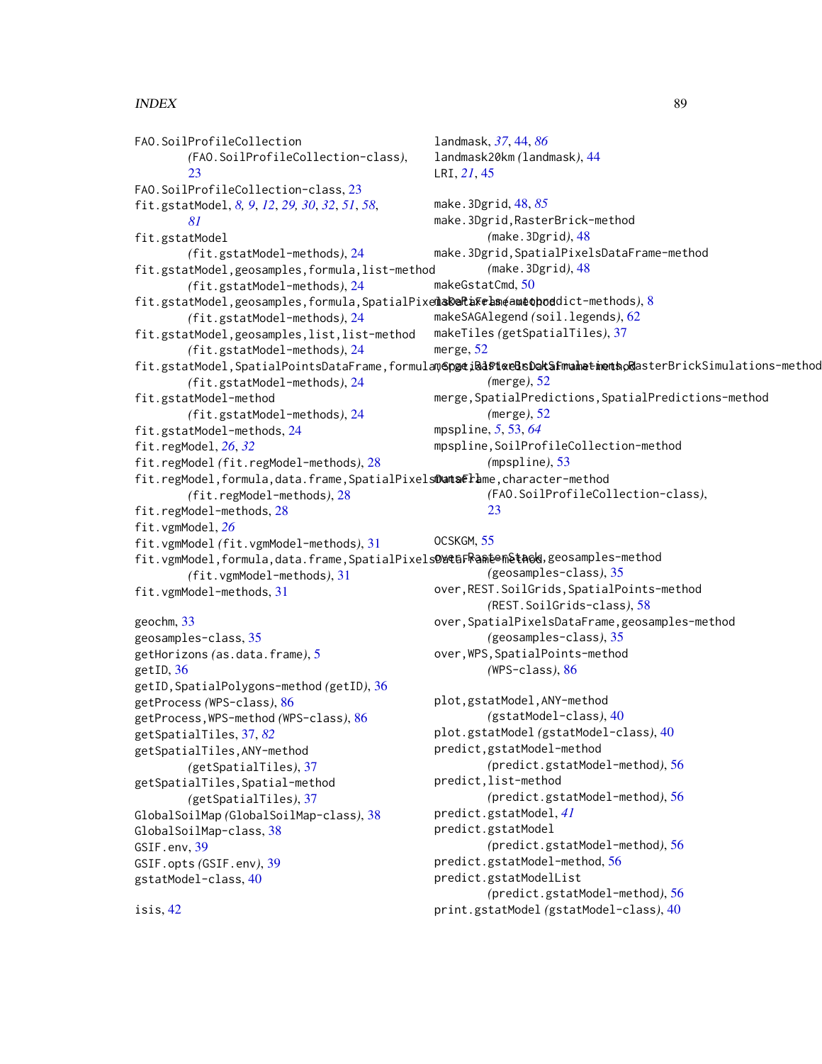FAO.SoilProfileCollection
(FAO.SoilProfileCollection-class), 23
FAO.SoilProfileCollection-class, 23
fit.gstatModel, *8, 9*, *12*, *29, 30*, *32*, *51*, *58*, *81*
fit.gstatModel
(fit.gstatModel-methods), 24
fit.gstatModel,geosamples,formula,list-method
(fit.gstatModel-methods), 24
fit.gstatModel,geosamples,formula,SpatialPixelsDataFrame-method
(fit.gstatModel-methods), 24
fit.gstatModel,geosamples,list,list-method
(fit.gstatModel-methods), 24
fit.gstatModel,SpatialPointsDataFrame,formula,SpatialPixelsDataFrame-method
(fit.gstatModel-methods), 24
fit.gstatModel-method
(fit.gstatModel-methods), 24
fit.gstatModel-methods, 24
fit.regModel, *26*, *32*
fit.regModel (fit.regModel-methods), 28
fit.regModel,formula,data.frame,SpatialPixelsDataFrame,character-method
(fit.regModel-methods), 28
fit.regModel-methods, 28
fit.vgmModel, *26*
fit.vgmModel (fit.vgmModel-methods), 31
fit.vgmModel,formula,data.frame,SpatialPixelsDataFrame-method
(fit.vgmModel-methods), 31
fit.vgmModel-methods, 31

geochm, 33
geosamples-class, 35
getHorizons (as.data.frame), 5
getID, 36
getID,SpatialPolygons-method (getID), 36
getProcess (WPS-class), 86
getProcess,WPS-method (WPS-class), 86
getSpatialTiles, 37, *82*
getSpatialTiles,ANY-method
(getSpatialTiles), 37
getSpatialTiles,Spatial-method
(getSpatialTiles), 37
GlobalSoilMap (GlobalSoilMap-class), 38
GlobalSoilMap-class, 38
GSIF.env, 39
GSIF.opts (GSIF.env), 39
gstatModel-class, 40

isis, 42

landmask, *37*, 44, *86*
landmask20km (landmask), 44
LRI, *21*, 45

make.3Dgrid, 48, *85*
make.3Dgrid,RasterBrick-method
(make.3Dgrid), 48
make.3Dgrid,SpatialPixelsDataFrame-method
(make.3Dgrid), 48
makeGstatCmd, 50
makePixels (autopredict-methods), 8
makeSAGAlegend (soil.legends), 62
makeTiles (getSpatialTiles), 37
merge, 52
merge,RasterBrickSimulations,RasterBrickSimulations-method
(merge), 52
merge,SpatialPredictions,SpatialPredictions-method
(merge), 52
mpspline, *5*, 53, *64*
mpspline,SoilProfileCollection-method
(mpspline), 53
names,FAO.SoilProfileCollection-method
(FAO.SoilProfileCollection-class), 23

OCSKGM, 55
over,RasterStack,geosamples-method
(geosamples-class), 35
over,REST.SoilGrids,SpatialPoints-method
(REST.SoilGrids-class), 58
over,SpatialPixelsDataFrame,geosamples-method
(geosamples-class), 35
over,WPS,SpatialPoints-method
(WPS-class), 86

plot,gstatModel,ANY-method
(gstatModel-class), 40
plot.gstatModel (gstatModel-class), 40
predict,gstatModel-method
(predict.gstatModel-method), 56
predict,list-method
(predict.gstatModel-method), 56
predict.gstatModel, *41*
predict.gstatModel
(predict.gstatModel-method), 56
predict.gstatModel-method, 56
predict.gstatModelList
(predict.gstatModel-method), 56
print.gstatModel (gstatModel-class), 40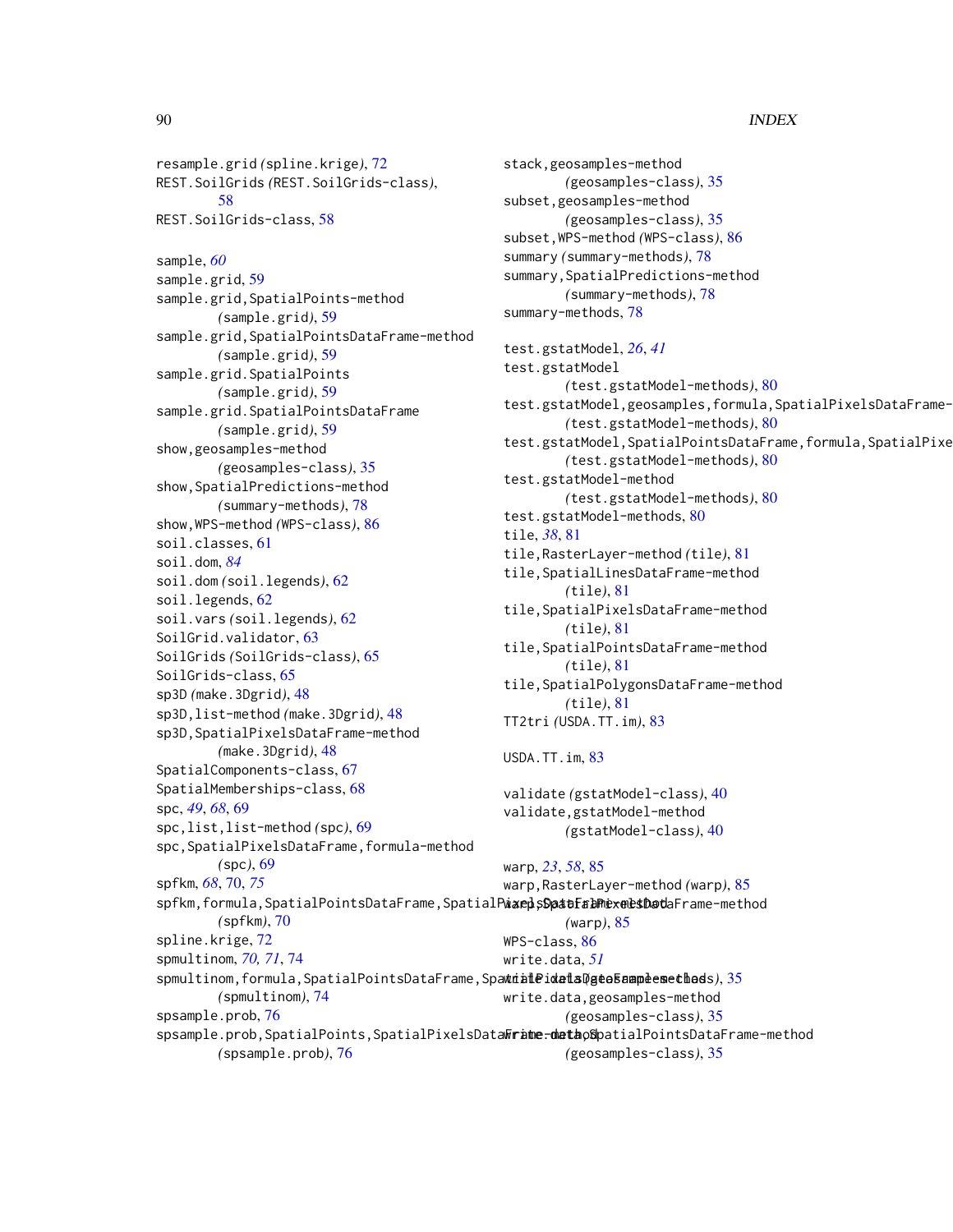resample.grid (spline.krige), 72
REST.SoilGrids (REST.SoilGrids-class), 58
REST.SoilGrids-class, 58

sample, *60*
sample.grid, 59
sample.grid,SpatialPoints-method (sample.grid), 59
sample.grid,SpatialPointsDataFrame-method (sample.grid), 59
sample.grid.SpatialPoints (sample.grid), 59
sample.grid.SpatialPointsDataFrame (sample.grid), 59
show,geosamples-method (geosamples-class), 35
show,SpatialPredictions-method (summary-methods), 78
show,WPS-method (WPS-class), 86
soil.classes, 61
soil.dom, *84*
soil.dom (soil.legends), 62
soil.legends, 62
soil.vars (soil.legends), 62
SoilGrid.validator, 63
SoilGrids (SoilGrids-class), 65
SoilGrids-class, 65
sp3D (make.3Dgrid), 48
sp3D,list-method (make.3Dgrid), 48
sp3D,SpatialPixelsDataFrame-method (make.3Dgrid), 48
SpatialComponents-class, 67
SpatialMemberships-class, 68
spc, *49*, *68*, 69
spc,list,list-method (spc), 69
spc,SpatialPixelsDataFrame,formula-method (spc), 69
spfkm, *68*, 70, *75*
spfkm,formula,SpatialPointsDataFrame,SpatialPixelsDataFrame-method (spfkm), 70
spline.krige, 72
spmultinom, *70*, *71*, 74
spmultinom,formula,SpatialPointsDataFrame,SpatialPixelsDataFrame-method (spmultinom), 74
spsample.prob, 76
spsample.prob,SpatialPoints,SpatialPixelsDataFrame-method (spsample.prob), 76

stack,geosamples-method (geosamples-class), 35
subset,geosamples-method (geosamples-class), 35
subset,WPS-method (WPS-class), 86
summary (summary-methods), 78
summary,SpatialPredictions-method (summary-methods), 78
summary-methods, 78

test.gstatModel, *26*, *41*
test.gstatModel (test.gstatModel-methods), 80
test.gstatModel,geosamples,formula,SpatialPixelsDataFrame-method (test.gstatModel-methods), 80
test.gstatModel,SpatialPointsDataFrame,formula,SpatialPixelsDataFrame-method (test.gstatModel-methods), 80
test.gstatModel-method (test.gstatModel-methods), 80
test.gstatModel-methods, 80
tile, *38*, 81
tile,RasterLayer-method (tile), 81
tile,SpatialLinesDataFrame-method (tile), 81
tile,SpatialPixelsDataFrame-method (tile), 81
tile,SpatialPointsDataFrame-method (tile), 81
tile,SpatialPolygonsDataFrame-method (tile), 81
TT2tri (USDA.TT.im), 83

USDA.TT.im, 83

validate (gstatModel-class), 40
validate,gstatModel-method (gstatModel-class), 40

warp, *23*, *58*, 85
warp,RasterLayer-method (warp), 85
warp,SpatialPixelsDataFrame-method (warp), 85
WPS-class, 86
write.data, *51*
write.data (geosamples-class), 35
write.data,geosamples-method (geosamples-class), 35
write.data,SpatialPointsDataFrame-method (geosamples-class), 35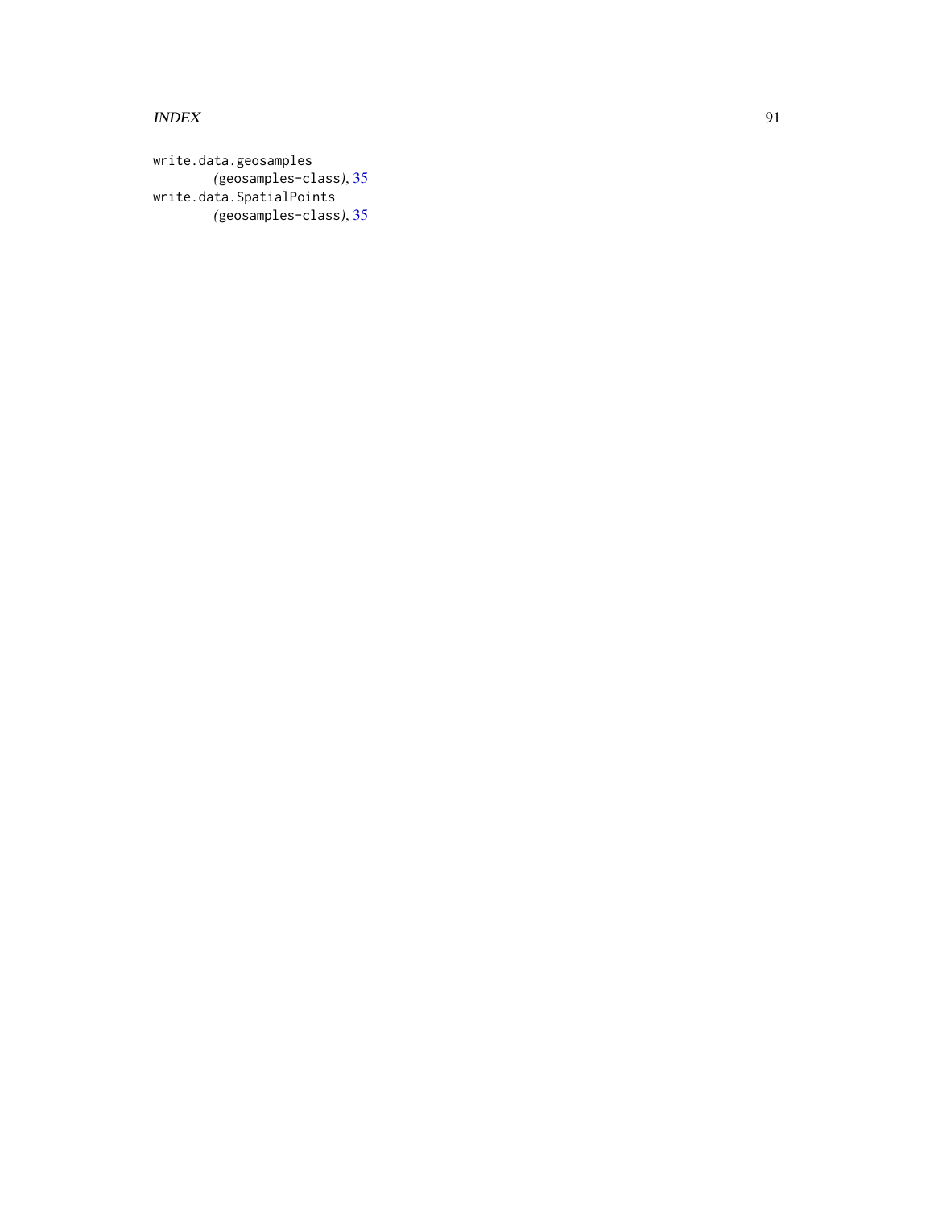write.data.geosamples
  (geosamples-class), 35
write.data.SpatialPoints
  (geosamples-class), 35